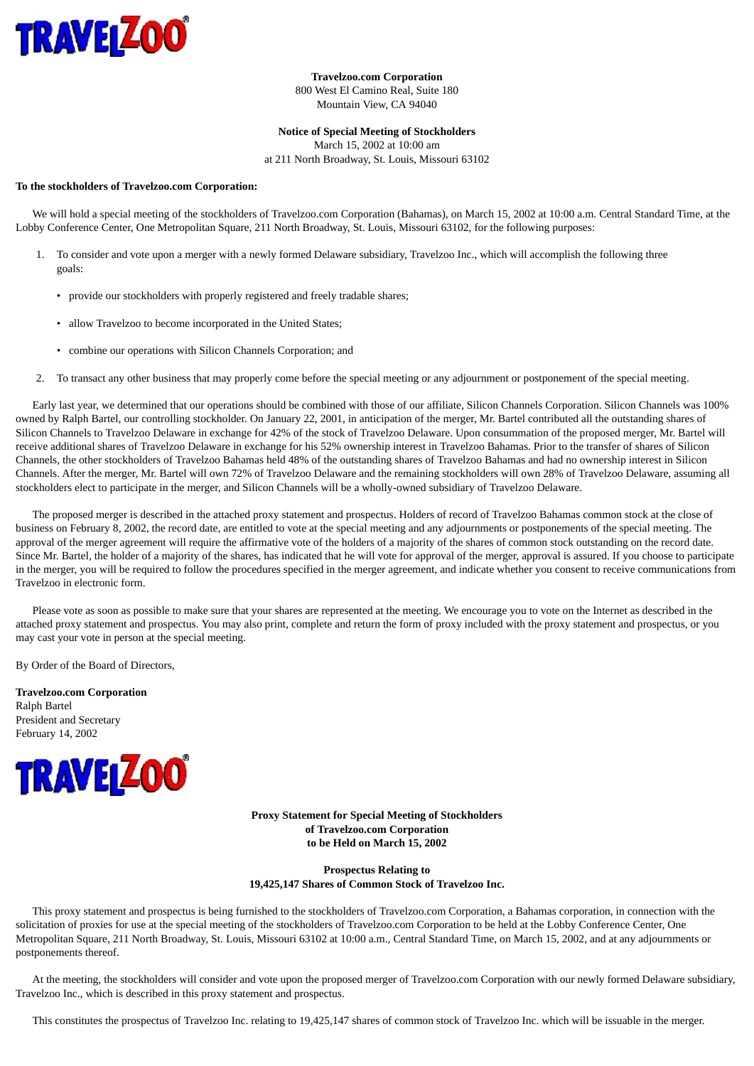**Travelzoo.com Corporation**
800 West El Camino Real, Suite 180
Mountain View, CA 94040

**Notice of Special Meeting of Stockholders**
March 15, 2002 at 10:00 am
at 211 North Broadway, St. Louis, Missouri 63102

**To the stockholders of Travelzoo.com Corporation:**

We will hold a special meeting of the stockholders of Travelzoo.com Corporation (Bahamas), on March 15, 2002 at 10:00 a.m. Central Standard Time, at the Lobby Conference Center, One Metropolitan Square, 211 North Broadway, St. Louis, Missouri 63102, for the following purposes:

1. To consider and vote upon a merger with a newly formed Delaware subsidiary, Travelzoo Inc., which will accomplish the following three goals:
   - provide our stockholders with properly registered and freely tradable shares;
   - allow Travelzoo to become incorporated in the United States;
   - combine our operations with Silicon Channels Corporation; and
2. To transact any other business that may properly come before the special meeting or any adjournment or postponement of the special meeting.

Early last year, we determined that our operations should be combined with those of our affiliate, Silicon Channels Corporation. Silicon Channels was 100% owned by Ralph Bartel, our controlling stockholder. On January 22, 2001, in anticipation of the merger, Mr. Bartel contributed all the outstanding shares of Silicon Channels to Travelzoo Delaware in exchange for 42% of the stock of Travelzoo Delaware. Upon consummation of the proposed merger, Mr. Bartel will receive additional shares of Travelzoo Delaware in exchange for his 52% ownership interest in Travelzoo Bahamas. Prior to the transfer of shares of Silicon Channels, the other stockholders of Travelzoo Bahamas held 48% of the outstanding shares of Travelzoo Bahamas and had no ownership interest in Silicon Channels. After the merger, Mr. Bartel will own 72% of Travelzoo Delaware and the remaining stockholders will own 28% of Travelzoo Delaware, assuming all stockholders elect to participate in the merger, and Silicon Channels will be a wholly-owned subsidiary of Travelzoo Delaware.

The proposed merger is described in the attached proxy statement and prospectus. Holders of record of Travelzoo Bahamas common stock at the close of business on February 8, 2002, the record date, are entitled to vote at the special meeting and any adjournments or postponements of the special meeting. The approval of the merger agreement will require the affirmative vote of the holders of a majority of the shares of common stock outstanding on the record date. Since Mr. Bartel, the holder of a majority of the shares, has indicated that he will vote for approval of the merger, approval is assured. If you choose to participate in the merger, you will be required to follow the procedures specified in the merger agreement, and indicate whether you consent to receive communications from Travelzoo in electronic form.

Please vote as soon as possible to make sure that your shares are represented at the meeting. We encourage you to vote on the Internet as described in the attached proxy statement and prospectus. You may also print, complete and return the form of proxy included with the proxy statement and prospectus, or you may cast your vote in person at the special meeting.

By Order of the Board of Directors,

**Travelzoo.com Corporation**
Ralph Bartel
President and Secretary
February 14, 2002

**Proxy Statement for Special Meeting of Stockholders**
**of Travelzoo.com Corporation**
**to be Held on March 15, 2002**

**Prospectus Relating to**
**19,425,147 Shares of Common Stock of Travelzoo Inc.**

This proxy statement and prospectus is being furnished to the stockholders of Travelzoo.com Corporation, a Bahamas corporation, in connection with the solicitation of proxies for use at the special meeting of the stockholders of Travelzoo.com Corporation to be held at the Lobby Conference Center, One Metropolitan Square, 211 North Broadway, St. Louis, Missouri 63102 at 10:00 a.m., Central Standard Time, on March 15, 2002, and at any adjournments or postponements thereof.

At the meeting, the stockholders will consider and vote upon the proposed merger of Travelzoo.com Corporation with our newly formed Delaware subsidiary, Travelzoo Inc., which is described in this proxy statement and prospectus.

This constitutes the prospectus of Travelzoo Inc. relating to 19,425,147 shares of common stock of Travelzoo Inc. which will be issuable in the merger.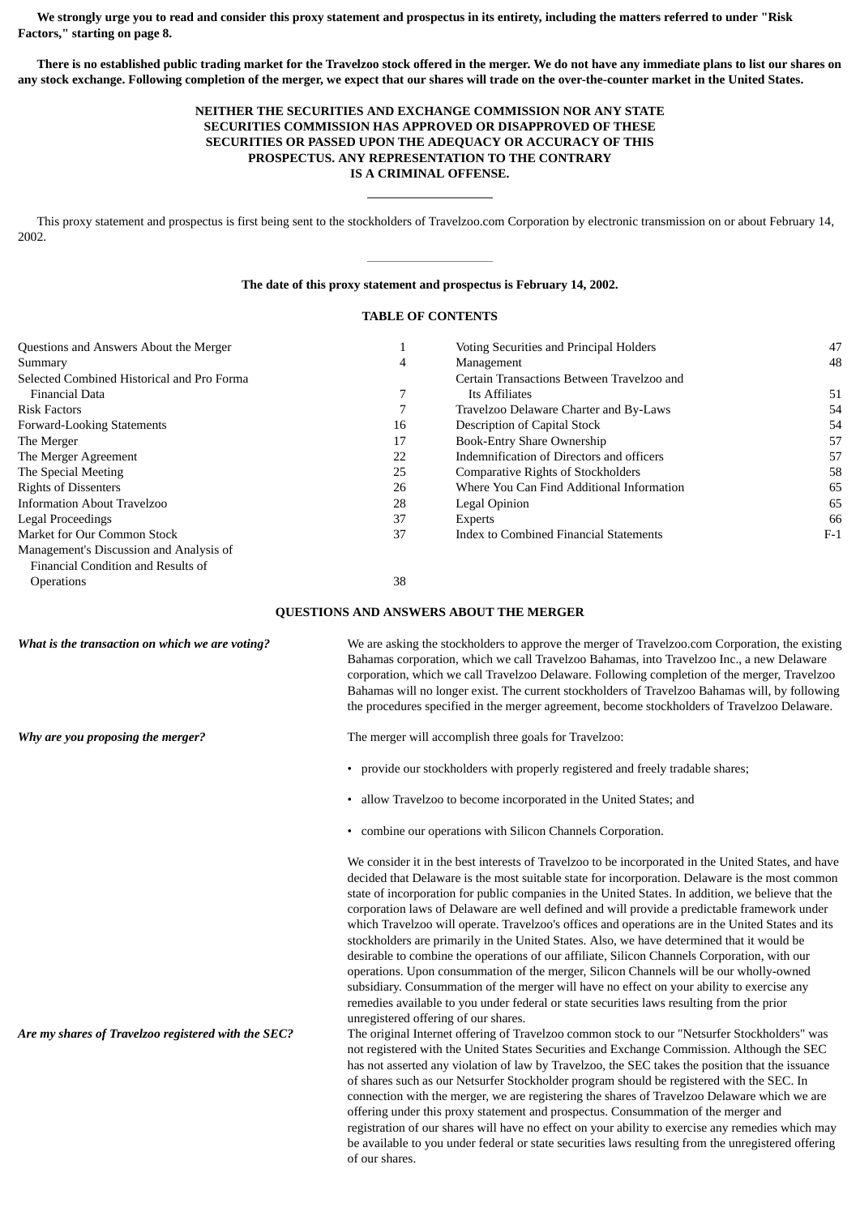**We strongly urge you to read and consider this proxy statement and prospectus in its entirety, including the matters referred to under "Risk Factors," starting on page 8.**

**There is no established public trading market for the Travelzoo stock offered in the merger. We do not have any immediate plans to list our shares on any stock exchange. Following completion of the merger, we expect that our shares will trade on the over-the-counter market in the United States.**

**NEITHER THE SECURITIES AND EXCHANGE COMMISSION NOR ANY STATE SECURITIES COMMISSION HAS APPROVED OR DISAPPROVED OF THESE SECURITIES OR PASSED UPON THE ADEQUACY OR ACCURACY OF THIS PROSPECTUS. ANY REPRESENTATION TO THE CONTRARY IS A CRIMINAL OFFENSE.**

---

This proxy statement and prospectus is first being sent to the stockholders of Travelzoo.com Corporation by electronic transmission on or about February 14, 2002.

---

**The date of this proxy statement and prospectus is February 14, 2002.**

## TABLE OF CONTENTS

| | | | |
|---|---|---|---|
| Questions and Answers About the Merger | 1 | Voting Securities and Principal Holders | 47 |
| Summary | 4 | Management | 48 |
| Selected Combined Historical and Pro Forma Financial Data | 7 | Certain Transactions Between Travelzoo and Its Affiliates | 51 |
| Risk Factors | 7 | Travelzoo Delaware Charter and By-Laws | 54 |
| Forward-Looking Statements | 16 | Description of Capital Stock | 54 |
| The Merger | 17 | Book-Entry Share Ownership | 57 |
| The Merger Agreement | 22 | Indemnification of Directors and officers | 57 |
| The Special Meeting | 25 | Comparative Rights of Stockholders | 58 |
| Rights of Dissenters | 26 | Where You Can Find Additional Information | 65 |
| Information About Travelzoo | 28 | Legal Opinion | 65 |
| Legal Proceedings | 37 | Experts | 66 |
| Market for Our Common Stock | 37 | Index to Combined Financial Statements | F-1 |
| Management's Discussion and Analysis of Financial Condition and Results of Operations | 38 | | |

## QUESTIONS AND ANSWERS ABOUT THE MERGER

***What is the transaction on which we are voting?***

We are asking the stockholders to approve the merger of Travelzoo.com Corporation, the existing Bahamas corporation, which we call Travelzoo Bahamas, into Travelzoo Inc., a new Delaware corporation, which we call Travelzoo Delaware. Following completion of the merger, Travelzoo Bahamas will no longer exist. The current stockholders of Travelzoo Bahamas will, by following the procedures specified in the merger agreement, become stockholders of Travelzoo Delaware.

***Why are you proposing the merger?***

The merger will accomplish three goals for Travelzoo:

- provide our stockholders with properly registered and freely tradable shares;
- allow Travelzoo to become incorporated in the United States; and
- combine our operations with Silicon Channels Corporation.

We consider it in the best interests of Travelzoo to be incorporated in the United States, and have decided that Delaware is the most suitable state for incorporation. Delaware is the most common state of incorporation for public companies in the United States. In addition, we believe that the corporation laws of Delaware are well defined and will provide a predictable framework under which Travelzoo will operate. Travelzoo's offices and operations are in the United States and its stockholders are primarily in the United States. Also, we have determined that it would be desirable to combine the operations of our affiliate, Silicon Channels Corporation, with our operations. Upon consummation of the merger, Silicon Channels will be our wholly-owned subsidiary. Consummation of the merger will have no effect on your ability to exercise any remedies available to you under federal or state securities laws resulting from the prior unregistered offering of our shares.

***Are my shares of Travelzoo registered with the SEC?***

The original Internet offering of Travelzoo common stock to our "Netsurfer Stockholders" was not registered with the United States Securities and Exchange Commission. Although the SEC has not asserted any violation of law by Travelzoo, the SEC takes the position that the issuance of shares such as our Netsurfer Stockholder program should be registered with the SEC. In connection with the merger, we are registering the shares of Travelzoo Delaware which we are offering under this proxy statement and prospectus. Consummation of the merger and registration of our shares will have no effect on your ability to exercise any remedies which may be available to you under federal or state securities laws resulting from the unregistered offering of our shares.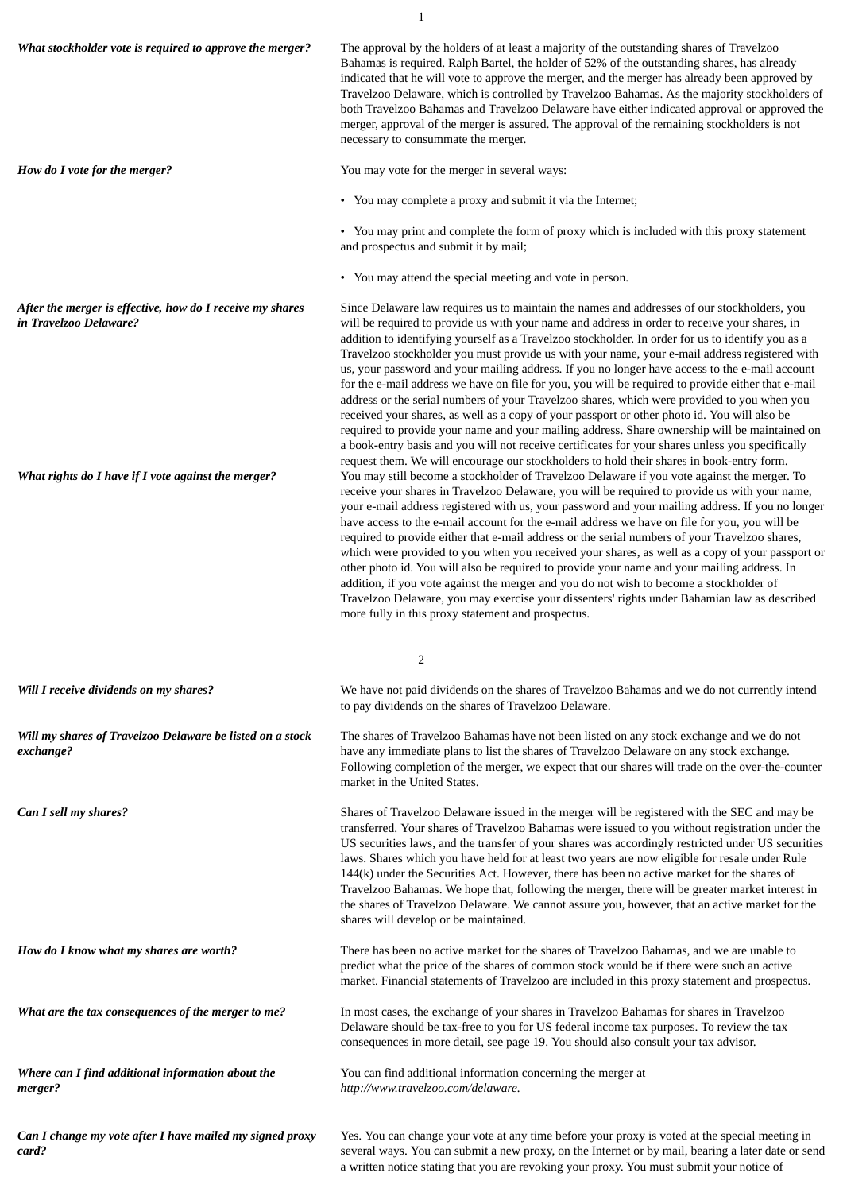***What stockholder vote is required to approve the merger?***

The approval by the holders of at least a majority of the outstanding shares of Travelzoo Bahamas is required. Ralph Bartel, the holder of 52% of the outstanding shares, has already indicated that he will vote to approve the merger, and the merger has already been approved by Travelzoo Delaware, which is controlled by Travelzoo Bahamas. As the majority stockholders of both Travelzoo Bahamas and Travelzoo Delaware have either indicated approval or approved the merger, approval of the merger is assured. The approval of the remaining stockholders is not necessary to consummate the merger.

***How do I vote for the merger?***

You may vote for the merger in several ways:

- You may complete a proxy and submit it via the Internet;
- You may print and complete the form of proxy which is included with this proxy statement and prospectus and submit it by mail;
- You may attend the special meeting and vote in person.

***After the merger is effective, how do I receive my shares in Travelzoo Delaware?***

Since Delaware law requires us to maintain the names and addresses of our stockholders, you will be required to provide us with your name and address in order to receive your shares, in addition to identifying yourself as a Travelzoo stockholder. In order for us to identify you as a Travelzoo stockholder you must provide us with your name, your e-mail address registered with us, your password and your mailing address. If you no longer have access to the e-mail account for the e-mail address we have on file for you, you will be required to provide either that e-mail address or the serial numbers of your Travelzoo shares, which were provided to you when you received your shares, as well as a copy of your passport or other photo id. You will also be required to provide your name and your mailing address. Share ownership will be maintained on a book-entry basis and you will not receive certificates for your shares unless you specifically request them. We will encourage our stockholders to hold their shares in book-entry form.

***What rights do I have if I vote against the merger?***

You may still become a stockholder of Travelzoo Delaware if you vote against the merger. To receive your shares in Travelzoo Delaware, you will be required to provide us with your name, your e-mail address registered with us, your password and your mailing address. If you no longer have access to the e-mail account for the e-mail address we have on file for you, you will be required to provide either that e-mail address or the serial numbers of your Travelzoo shares, which were provided to you when you received your shares, as well as a copy of your passport or other photo id. You will also be required to provide your name and your mailing address. In addition, if you vote against the merger and you do not wish to become a stockholder of Travelzoo Delaware, you may exercise your dissenters' rights under Bahamian law as described more fully in this proxy statement and prospectus.

***Will I receive dividends on my shares?***

We have not paid dividends on the shares of Travelzoo Bahamas and we do not currently intend to pay dividends on the shares of Travelzoo Delaware.

***Will my shares of Travelzoo Delaware be listed on a stock exchange?***

The shares of Travelzoo Bahamas have not been listed on any stock exchange and we do not have any immediate plans to list the shares of Travelzoo Delaware on any stock exchange. Following completion of the merger, we expect that our shares will trade on the over-the-counter market in the United States.

***Can I sell my shares?***

Shares of Travelzoo Delaware issued in the merger will be registered with the SEC and may be transferred. Your shares of Travelzoo Bahamas were issued to you without registration under the US securities laws, and the transfer of your shares was accordingly restricted under US securities laws. Shares which you have held for at least two years are now eligible for resale under Rule 144(k) under the Securities Act. However, there has been no active market for the shares of Travelzoo Bahamas. We hope that, following the merger, there will be greater market interest in the shares of Travelzoo Delaware. We cannot assure you, however, that an active market for the shares will develop or be maintained.

***How do I know what my shares are worth?***

There has been no active market for the shares of Travelzoo Bahamas, and we are unable to predict what the price of the shares of common stock would be if there were such an active market. Financial statements of Travelzoo are included in this proxy statement and prospectus.

***What are the tax consequences of the merger to me?***

In most cases, the exchange of your shares in Travelzoo Bahamas for shares in Travelzoo Delaware should be tax-free to you for US federal income tax purposes. To review the tax consequences in more detail, see page 19. You should also consult your tax advisor.

***Where can I find additional information about the merger?***

You can find additional information concerning the merger at *http://www.travelzoo.com/delaware.*

***Can I change my vote after I have mailed my signed proxy card?***

Yes. You can change your vote at any time before your proxy is voted at the special meeting in several ways. You can submit a new proxy, on the Internet or by mail, bearing a later date or send a written notice stating that you are revoking your proxy. You must submit your notice of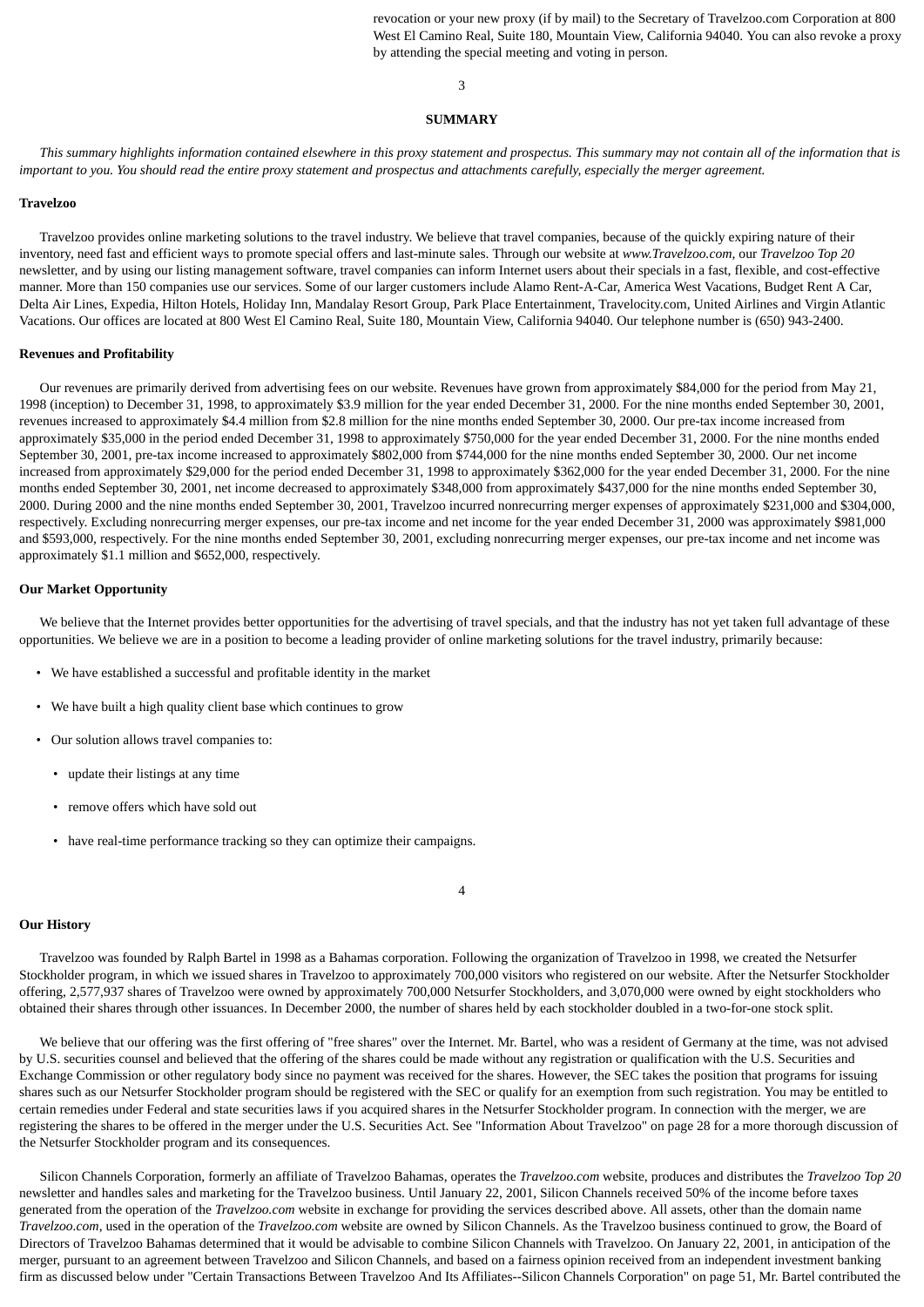revocation or your new proxy (if by mail) to the Secretary of Travelzoo.com Corporation at 800 West El Camino Real, Suite 180, Mountain View, California 94040. You can also revoke a proxy by attending the special meeting and voting in person.

## SUMMARY

*This summary highlights information contained elsewhere in this proxy statement and prospectus. This summary may not contain all of the information that is important to you. You should read the entire proxy statement and prospectus and attachments carefully, especially the merger agreement.*

**Travelzoo**

Travelzoo provides online marketing solutions to the travel industry. We believe that travel companies, because of the quickly expiring nature of their inventory, need fast and efficient ways to promote special offers and last-minute sales. Through our website at *www.Travelzoo.com*, our *Travelzoo Top 20* newsletter, and by using our listing management software, travel companies can inform Internet users about their specials in a fast, flexible, and cost-effective manner. More than 150 companies use our services. Some of our larger customers include Alamo Rent-A-Car, America West Vacations, Budget Rent A Car, Delta Air Lines, Expedia, Hilton Hotels, Holiday Inn, Mandalay Resort Group, Park Place Entertainment, Travelocity.com, United Airlines and Virgin Atlantic Vacations. Our offices are located at 800 West El Camino Real, Suite 180, Mountain View, California 94040. Our telephone number is (650) 943-2400.

**Revenues and Profitability**

Our revenues are primarily derived from advertising fees on our website. Revenues have grown from approximately $84,000 for the period from May 21, 1998 (inception) to December 31, 1998, to approximately $3.9 million for the year ended December 31, 2000. For the nine months ended September 30, 2001, revenues increased to approximately $4.4 million from $2.8 million for the nine months ended September 30, 2000. Our pre-tax income increased from approximately $35,000 in the period ended December 31, 1998 to approximately $750,000 for the year ended December 31, 2000. For the nine months ended September 30, 2001, pre-tax income increased to approximately $802,000 from $744,000 for the nine months ended September 30, 2000. Our net income increased from approximately $29,000 for the period ended December 31, 1998 to approximately $362,000 for the year ended December 31, 2000. For the nine months ended September 30, 2001, net income decreased to approximately $348,000 from approximately $437,000 for the nine months ended September 30, 2000. During 2000 and the nine months ended September 30, 2001, Travelzoo incurred nonrecurring merger expenses of approximately $231,000 and $304,000, respectively. Excluding nonrecurring merger expenses, our pre-tax income and net income for the year ended December 31, 2000 was approximately $981,000 and $593,000, respectively. For the nine months ended September 30, 2001, excluding nonrecurring merger expenses, our pre-tax income and net income was approximately $1.1 million and $652,000, respectively.

**Our Market Opportunity**

We believe that the Internet provides better opportunities for the advertising of travel specials, and that the industry has not yet taken full advantage of these opportunities. We believe we are in a position to become a leading provider of online marketing solutions for the travel industry, primarily because:

- We have established a successful and profitable identity in the market
- We have built a high quality client base which continues to grow
- Our solution allows travel companies to:
  - update their listings at any time
  - remove offers which have sold out
  - have real-time performance tracking so they can optimize their campaigns.

**Our History**

Travelzoo was founded by Ralph Bartel in 1998 as a Bahamas corporation. Following the organization of Travelzoo in 1998, we created the Netsurfer Stockholder program, in which we issued shares in Travelzoo to approximately 700,000 visitors who registered on our website. After the Netsurfer Stockholder offering, 2,577,937 shares of Travelzoo were owned by approximately 700,000 Netsurfer Stockholders, and 3,070,000 were owned by eight stockholders who obtained their shares through other issuances. In December 2000, the number of shares held by each stockholder doubled in a two-for-one stock split.

We believe that our offering was the first offering of "free shares" over the Internet. Mr. Bartel, who was a resident of Germany at the time, was not advised by U.S. securities counsel and believed that the offering of the shares could be made without any registration or qualification with the U.S. Securities and Exchange Commission or other regulatory body since no payment was received for the shares. However, the SEC takes the position that programs for issuing shares such as our Netsurfer Stockholder program should be registered with the SEC or qualify for an exemption from such registration. You may be entitled to certain remedies under Federal and state securities laws if you acquired shares in the Netsurfer Stockholder program. In connection with the merger, we are registering the shares to be offered in the merger under the U.S. Securities Act. See "Information About Travelzoo" on page 28 for a more thorough discussion of the Netsurfer Stockholder program and its consequences.

Silicon Channels Corporation, formerly an affiliate of Travelzoo Bahamas, operates the *Travelzoo.com* website, produces and distributes the *Travelzoo Top 20* newsletter and handles sales and marketing for the Travelzoo business. Until January 22, 2001, Silicon Channels received 50% of the income before taxes generated from the operation of the *Travelzoo.com* website in exchange for providing the services described above. All assets, other than the domain name *Travelzoo.com*, used in the operation of the *Travelzoo.com* website are owned by Silicon Channels. As the Travelzoo business continued to grow, the Board of Directors of Travelzoo Bahamas determined that it would be advisable to combine Silicon Channels with Travelzoo. On January 22, 2001, in anticipation of the merger, pursuant to an agreement between Travelzoo and Silicon Channels, and based on a fairness opinion received from an independent investment banking firm as discussed below under "Certain Transactions Between Travelzoo And Its Affiliates--Silicon Channels Corporation" on page 51, Mr. Bartel contributed the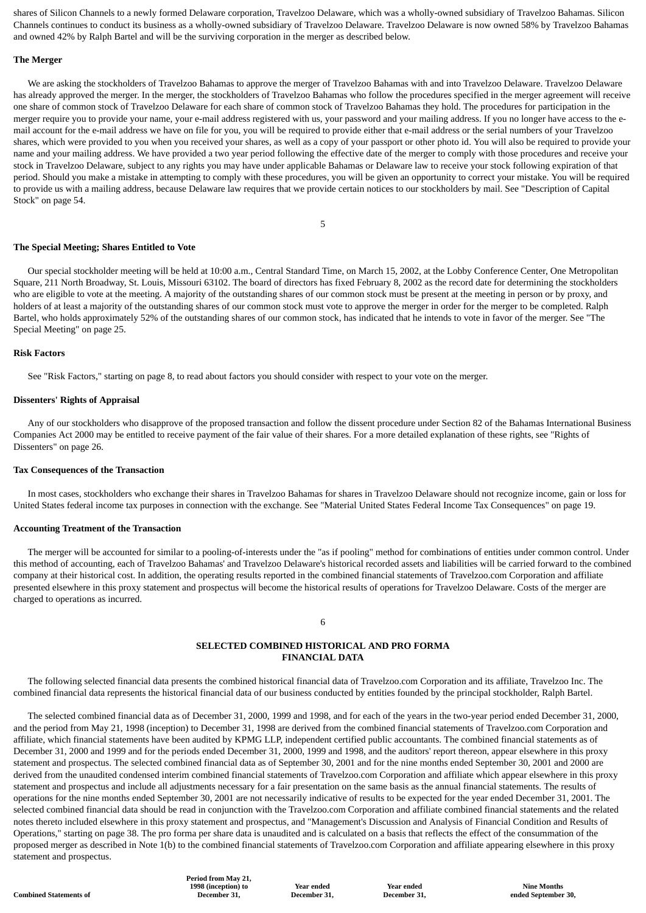shares of Silicon Channels to a newly formed Delaware corporation, Travelzoo Delaware, which was a wholly-owned subsidiary of Travelzoo Bahamas. Silicon Channels continues to conduct its business as a wholly-owned subsidiary of Travelzoo Delaware. Travelzoo Delaware is now owned 58% by Travelzoo Bahamas and owned 42% by Ralph Bartel and will be the surviving corporation in the merger as described below.

**The Merger**

We are asking the stockholders of Travelzoo Bahamas to approve the merger of Travelzoo Bahamas with and into Travelzoo Delaware. Travelzoo Delaware has already approved the merger. In the merger, the stockholders of Travelzoo Bahamas who follow the procedures specified in the merger agreement will receive one share of common stock of Travelzoo Delaware for each share of common stock of Travelzoo Bahamas they hold. The procedures for participation in the merger require you to provide your name, your e-mail address registered with us, your password and your mailing address. If you no longer have access to the e-mail account for the e-mail address we have on file for you, you will be required to provide either that e-mail address or the serial numbers of your Travelzoo shares, which were provided to you when you received your shares, as well as a copy of your passport or other photo id. You will also be required to provide your name and your mailing address. We have provided a two year period following the effective date of the merger to comply with those procedures and receive your stock in Travelzoo Delaware, subject to any rights you may have under applicable Bahamas or Delaware law to receive your stock following expiration of that period. Should you make a mistake in attempting to comply with these procedures, you will be given an opportunity to correct your mistake. You will be required to provide us with a mailing address, because Delaware law requires that we provide certain notices to our stockholders by mail. See "Description of Capital Stock" on page 54.

**The Special Meeting; Shares Entitled to Vote**

Our special stockholder meeting will be held at 10:00 a.m., Central Standard Time, on March 15, 2002, at the Lobby Conference Center, One Metropolitan Square, 211 North Broadway, St. Louis, Missouri 63102. The board of directors has fixed February 8, 2002 as the record date for determining the stockholders who are eligible to vote at the meeting. A majority of the outstanding shares of our common stock must be present at the meeting in person or by proxy, and holders of at least a majority of the outstanding shares of our common stock must vote to approve the merger in order for the merger to be completed. Ralph Bartel, who holds approximately 52% of the outstanding shares of our common stock, has indicated that he intends to vote in favor of the merger. See "The Special Meeting" on page 25.

**Risk Factors**

See "Risk Factors," starting on page 8, to read about factors you should consider with respect to your vote on the merger.

**Dissenters' Rights of Appraisal**

Any of our stockholders who disapprove of the proposed transaction and follow the dissent procedure under Section 82 of the Bahamas International Business Companies Act 2000 may be entitled to receive payment of the fair value of their shares. For a more detailed explanation of these rights, see "Rights of Dissenters" on page 26.

**Tax Consequences of the Transaction**

In most cases, stockholders who exchange their shares in Travelzoo Bahamas for shares in Travelzoo Delaware should not recognize income, gain or loss for United States federal income tax purposes in connection with the exchange. See "Material United States Federal Income Tax Consequences" on page 19.

**Accounting Treatment of the Transaction**

The merger will be accounted for similar to a pooling-of-interests under the "as if pooling" method for combinations of entities under common control. Under this method of accounting, each of Travelzoo Bahamas' and Travelzoo Delaware's historical recorded assets and liabilities will be carried forward to the combined company at their historical cost. In addition, the operating results reported in the combined financial statements of Travelzoo.com Corporation and affiliate presented elsewhere in this proxy statement and prospectus will become the historical results of operations for Travelzoo Delaware. Costs of the merger are charged to operations as incurred.

## SELECTED COMBINED HISTORICAL AND PRO FORMA FINANCIAL DATA

The following selected financial data presents the combined historical financial data of Travelzoo.com Corporation and its affiliate, Travelzoo Inc. The combined financial data represents the historical financial data of our business conducted by entities founded by the principal stockholder, Ralph Bartel.

The selected combined financial data as of December 31, 2000, 1999 and 1998, and for each of the years in the two-year period ended December 31, 2000, and the period from May 21, 1998 (inception) to December 31, 1998 are derived from the combined financial statements of Travelzoo.com Corporation and affiliate, which financial statements have been audited by KPMG LLP, independent certified public accountants. The combined financial statements as of December 31, 2000 and 1999 and for the periods ended December 31, 2000, 1999 and 1998, and the auditors' report thereon, appear elsewhere in this proxy statement and prospectus. The selected combined financial data as of September 30, 2001 and for the nine months ended September 30, 2001 and 2000 are derived from the unaudited condensed interim combined financial statements of Travelzoo.com Corporation and affiliate which appear elsewhere in this proxy statement and prospectus and include all adjustments necessary for a fair presentation on the same basis as the annual financial statements. The results of operations for the nine months ended September 30, 2001 are not necessarily indicative of results to be expected for the year ended December 31, 2001. The selected combined financial data should be read in conjunction with the Travelzoo.com Corporation and affiliate combined financial statements and the related notes thereto included elsewhere in this proxy statement and prospectus, and "Management's Discussion and Analysis of Financial Condition and Results of Operations," starting on page 38. The pro forma per share data is unaudited and is calculated on a basis that reflects the effect of the consummation of the proposed merger as described in Note 1(b) to the combined financial statements of Travelzoo.com Corporation and affiliate appearing elsewhere in this proxy statement and prospectus.

| Combined Statements of | Period from May 21, 1998 (inception) to December 31, | Year ended December 31, | Year ended December 31, | Nine Months ended September 30, |
|---|---|---|---|---|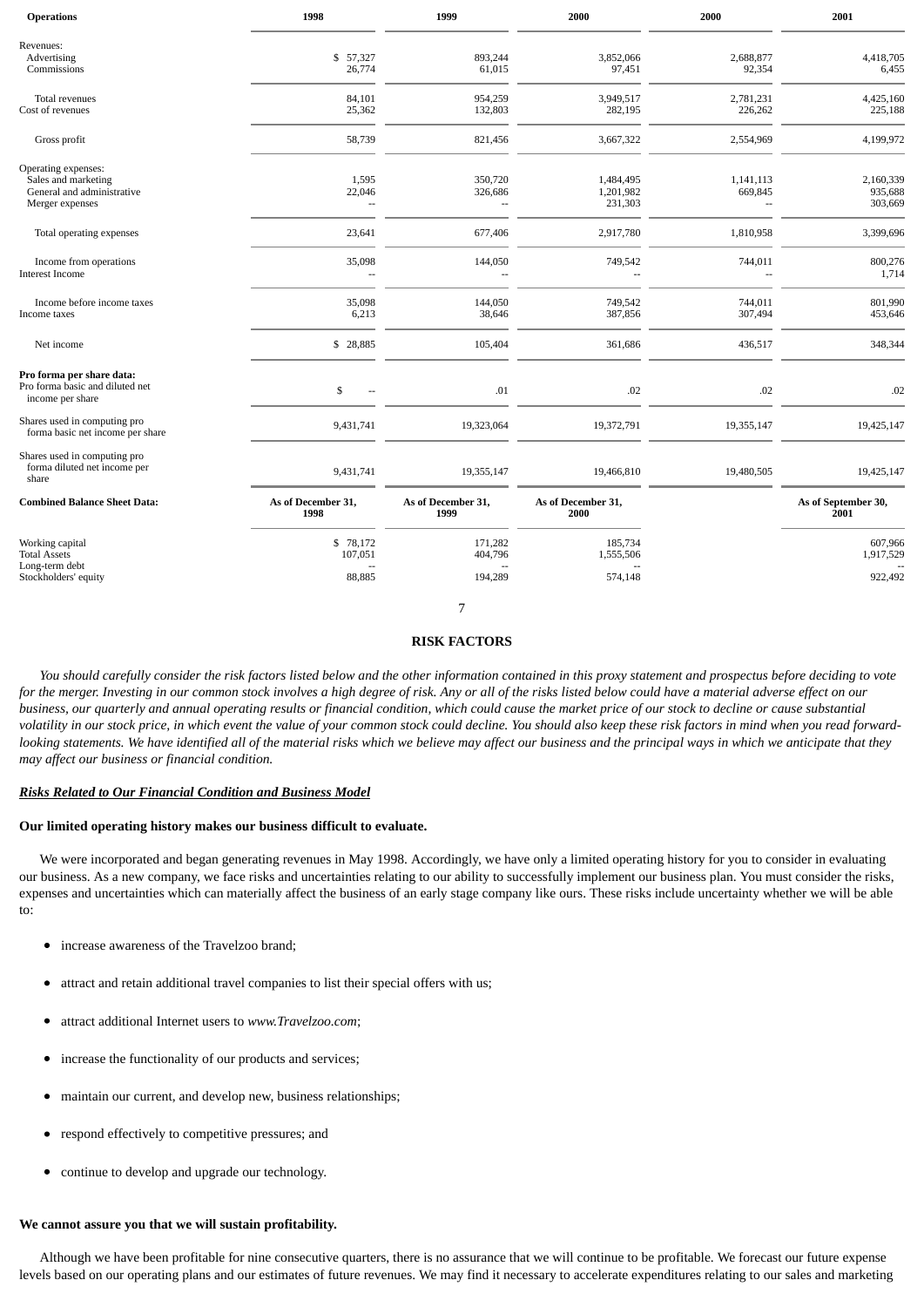| Operations | 1998 | 1999 | 2000 | 2000 | 2001 |
|---|---|---|---|---|---|
| Revenues: | | | | | |
| Advertising | $ 57,327 | 893,244 | 3,852,066 | 2,688,877 | 4,418,705 |
| Commissions | 26,774 | 61,015 | 97,451 | 92,354 | 6,455 |
| Total revenues | 84,101 | 954,259 | 3,949,517 | 2,781,231 | 4,425,160 |
| Cost of revenues | 25,362 | 132,803 | 282,195 | 226,262 | 225,188 |
| Gross profit | 58,739 | 821,456 | 3,667,322 | 2,554,969 | 4,199,972 |
| Operating expenses: | | | | | |
| Sales and marketing | 1,595 | 350,720 | 1,484,495 | 1,141,113 | 2,160,339 |
| General and administrative | 22,046 | 326,686 | 1,201,982 | 669,845 | 935,688 |
| Merger expenses | -- | -- | 231,303 | -- | 303,669 |
| Total operating expenses | 23,641 | 677,406 | 2,917,780 | 1,810,958 | 3,399,696 |
| Income from operations | 35,098 | 144,050 | 749,542 | 744,011 | 800,276 |
| Interest Income | -- | -- | -- | -- | 1,714 |
| Income before income taxes | 35,098 | 144,050 | 749,542 | 744,011 | 801,990 |
| Income taxes | 6,213 | 38,646 | 387,856 | 307,494 | 453,646 |
| Net income | $ 28,885 | 105,404 | 361,686 | 436,517 | 348,344 |
| **Pro forma per share data:** | | | | | |
| Pro forma basic and diluted net income per share | $ -- | .01 | .02 | .02 | .02 |
| Shares used in computing pro forma basic net income per share | 9,431,741 | 19,323,064 | 19,372,791 | 19,355,147 | 19,425,147 |
| Shares used in computing pro forma diluted net income per share | 9,431,741 | 19,355,147 | 19,466,810 | 19,480,505 | 19,425,147 |

| Combined Balance Sheet Data: | As of December 31, 1998 | As of December 31, 1999 | As of December 31, 2000 | | As of September 30, 2001 |
|---|---|---|---|---|---|
| Working capital | $ 78,172 | 171,282 | 185,734 | | 607,966 |
| Total Assets | 107,051 | 404,796 | 1,555,506 | | 1,917,529 |
| Long-term debt | -- | -- | -- | | -- |
| Stockholders' equity | 88,885 | 194,289 | 574,148 | | 922,492 |

## RISK FACTORS

*You should carefully consider the risk factors listed below and the other information contained in this proxy statement and prospectus before deciding to vote for the merger. Investing in our common stock involves a high degree of risk. Any or all of the risks listed below could have a material adverse effect on our business, our quarterly and annual operating results or financial condition, which could cause the market price of our stock to decline or cause substantial volatility in our stock price, in which event the value of your common stock could decline. You should also keep these risk factors in mind when you read forward-looking statements. We have identified all of the material risks which we believe may affect our business and the principal ways in which we anticipate that they may affect our business or financial condition.*

***Risks Related to Our Financial Condition and Business Model***

**Our limited operating history makes our business difficult to evaluate.**

We were incorporated and began generating revenues in May 1998. Accordingly, we have only a limited operating history for you to consider in evaluating our business. As a new company, we face risks and uncertainties relating to our ability to successfully implement our business plan. You must consider the risks, expenses and uncertainties which can materially affect the business of an early stage company like ours. These risks include uncertainty whether we will be able to:

- increase awareness of the Travelzoo brand;
- attract and retain additional travel companies to list their special offers with us;
- attract additional Internet users to *www.Travelzoo.com*;
- increase the functionality of our products and services;
- maintain our current, and develop new, business relationships;
- respond effectively to competitive pressures; and
- continue to develop and upgrade our technology.

**We cannot assure you that we will sustain profitability.**

Although we have been profitable for nine consecutive quarters, there is no assurance that we will continue to be profitable. We forecast our future expense levels based on our operating plans and our estimates of future revenues. We may find it necessary to accelerate expenditures relating to our sales and marketing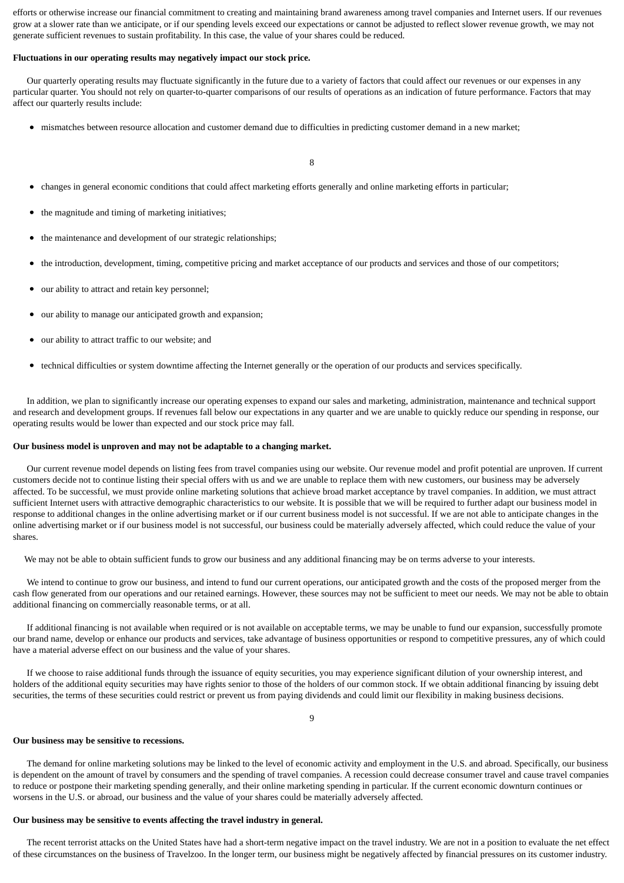efforts or otherwise increase our financial commitment to creating and maintaining brand awareness among travel companies and Internet users. If our revenues grow at a slower rate than we anticipate, or if our spending levels exceed our expectations or cannot be adjusted to reflect slower revenue growth, we may not generate sufficient revenues to sustain profitability. In this case, the value of your shares could be reduced.

**Fluctuations in our operating results may negatively impact our stock price.**

Our quarterly operating results may fluctuate significantly in the future due to a variety of factors that could affect our revenues or our expenses in any particular quarter. You should not rely on quarter-to-quarter comparisons of our results of operations as an indication of future performance. Factors that may affect our quarterly results include:

- mismatches between resource allocation and customer demand due to difficulties in predicting customer demand in a new market;
- changes in general economic conditions that could affect marketing efforts generally and online marketing efforts in particular;
- the magnitude and timing of marketing initiatives;
- the maintenance and development of our strategic relationships;
- the introduction, development, timing, competitive pricing and market acceptance of our products and services and those of our competitors;
- our ability to attract and retain key personnel;
- our ability to manage our anticipated growth and expansion;
- our ability to attract traffic to our website; and
- technical difficulties or system downtime affecting the Internet generally or the operation of our products and services specifically.

In addition, we plan to significantly increase our operating expenses to expand our sales and marketing, administration, maintenance and technical support and research and development groups. If revenues fall below our expectations in any quarter and we are unable to quickly reduce our spending in response, our operating results would be lower than expected and our stock price may fall.

**Our business model is unproven and may not be adaptable to a changing market.**

Our current revenue model depends on listing fees from travel companies using our website. Our revenue model and profit potential are unproven. If current customers decide not to continue listing their special offers with us and we are unable to replace them with new customers, our business may be adversely affected. To be successful, we must provide online marketing solutions that achieve broad market acceptance by travel companies. In addition, we must attract sufficient Internet users with attractive demographic characteristics to our website. It is possible that we will be required to further adapt our business model in response to additional changes in the online advertising market or if our current business model is not successful. If we are not able to anticipate changes in the online advertising market or if our business model is not successful, our business could be materially adversely affected, which could reduce the value of your shares.

We may not be able to obtain sufficient funds to grow our business and any additional financing may be on terms adverse to your interests.

We intend to continue to grow our business, and intend to fund our current operations, our anticipated growth and the costs of the proposed merger from the cash flow generated from our operations and our retained earnings. However, these sources may not be sufficient to meet our needs. We may not be able to obtain additional financing on commercially reasonable terms, or at all.

If additional financing is not available when required or is not available on acceptable terms, we may be unable to fund our expansion, successfully promote our brand name, develop or enhance our products and services, take advantage of business opportunities or respond to competitive pressures, any of which could have a material adverse effect on our business and the value of your shares.

If we choose to raise additional funds through the issuance of equity securities, you may experience significant dilution of your ownership interest, and holders of the additional equity securities may have rights senior to those of the holders of our common stock. If we obtain additional financing by issuing debt securities, the terms of these securities could restrict or prevent us from paying dividends and could limit our flexibility in making business decisions.

**Our business may be sensitive to recessions.**

The demand for online marketing solutions may be linked to the level of economic activity and employment in the U.S. and abroad. Specifically, our business is dependent on the amount of travel by consumers and the spending of travel companies. A recession could decrease consumer travel and cause travel companies to reduce or postpone their marketing spending generally, and their online marketing spending in particular. If the current economic downturn continues or worsens in the U.S. or abroad, our business and the value of your shares could be materially adversely affected.

**Our business may be sensitive to events affecting the travel industry in general.**

The recent terrorist attacks on the United States have had a short-term negative impact on the travel industry. We are not in a position to evaluate the net effect of these circumstances on the business of Travelzoo. In the longer term, our business might be negatively affected by financial pressures on its customer industry.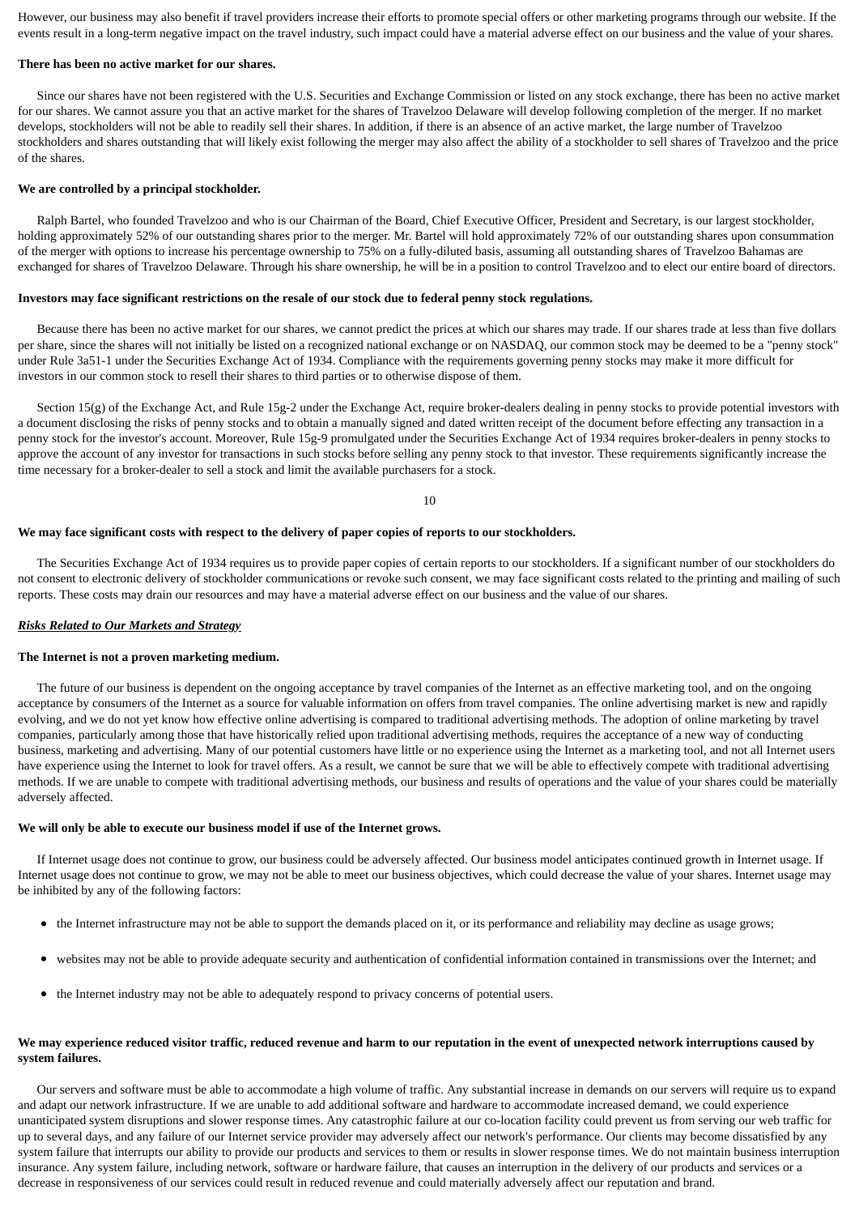However, our business may also benefit if travel providers increase their efforts to promote special offers or other marketing programs through our website. If the events result in a long-term negative impact on the travel industry, such impact could have a material adverse effect on our business and the value of your shares.

**There has been no active market for our shares.**

Since our shares have not been registered with the U.S. Securities and Exchange Commission or listed on any stock exchange, there has been no active market for our shares. We cannot assure you that an active market for the shares of Travelzoo Delaware will develop following completion of the merger. If no market develops, stockholders will not be able to readily sell their shares. In addition, if there is an absence of an active market, the large number of Travelzoo stockholders and shares outstanding that will likely exist following the merger may also affect the ability of a stockholder to sell shares of Travelzoo and the price of the shares.

**We are controlled by a principal stockholder.**

Ralph Bartel, who founded Travelzoo and who is our Chairman of the Board, Chief Executive Officer, President and Secretary, is our largest stockholder, holding approximately 52% of our outstanding shares prior to the merger. Mr. Bartel will hold approximately 72% of our outstanding shares upon consummation of the merger with options to increase his percentage ownership to 75% on a fully-diluted basis, assuming all outstanding shares of Travelzoo Bahamas are exchanged for shares of Travelzoo Delaware. Through his share ownership, he will be in a position to control Travelzoo and to elect our entire board of directors.

**Investors may face significant restrictions on the resale of our stock due to federal penny stock regulations.**

Because there has been no active market for our shares, we cannot predict the prices at which our shares may trade. If our shares trade at less than five dollars per share, since the shares will not initially be listed on a recognized national exchange or on NASDAQ, our common stock may be deemed to be a "penny stock" under Rule 3a51-1 under the Securities Exchange Act of 1934. Compliance with the requirements governing penny stocks may make it more difficult for investors in our common stock to resell their shares to third parties or to otherwise dispose of them.

Section 15(g) of the Exchange Act, and Rule 15g-2 under the Exchange Act, require broker-dealers dealing in penny stocks to provide potential investors with a document disclosing the risks of penny stocks and to obtain a manually signed and dated written receipt of the document before effecting any transaction in a penny stock for the investor's account. Moreover, Rule 15g-9 promulgated under the Securities Exchange Act of 1934 requires broker-dealers in penny stocks to approve the account of any investor for transactions in such stocks before selling any penny stock to that investor. These requirements significantly increase the time necessary for a broker-dealer to sell a stock and limit the available purchasers for a stock.

**We may face significant costs with respect to the delivery of paper copies of reports to our stockholders.**

The Securities Exchange Act of 1934 requires us to provide paper copies of certain reports to our stockholders. If a significant number of our stockholders do not consent to electronic delivery of stockholder communications or revoke such consent, we may face significant costs related to the printing and mailing of such reports. These costs may drain our resources and may have a material adverse effect on our business and the value of our shares.

***Risks Related to Our Markets and Strategy***

**The Internet is not a proven marketing medium.**

The future of our business is dependent on the ongoing acceptance by travel companies of the Internet as an effective marketing tool, and on the ongoing acceptance by consumers of the Internet as a source for valuable information on offers from travel companies. The online advertising market is new and rapidly evolving, and we do not yet know how effective online advertising is compared to traditional advertising methods. The adoption of online marketing by travel companies, particularly among those that have historically relied upon traditional advertising methods, requires the acceptance of a new way of conducting business, marketing and advertising. Many of our potential customers have little or no experience using the Internet as a marketing tool, and not all Internet users have experience using the Internet to look for travel offers. As a result, we cannot be sure that we will be able to effectively compete with traditional advertising methods. If we are unable to compete with traditional advertising methods, our business and results of operations and the value of your shares could be materially adversely affected.

**We will only be able to execute our business model if use of the Internet grows.**

If Internet usage does not continue to grow, our business could be adversely affected. Our business model anticipates continued growth in Internet usage. If Internet usage does not continue to grow, we may not be able to meet our business objectives, which could decrease the value of your shares. Internet usage may be inhibited by any of the following factors:

- the Internet infrastructure may not be able to support the demands placed on it, or its performance and reliability may decline as usage grows;
- websites may not be able to provide adequate security and authentication of confidential information contained in transmissions over the Internet; and
- the Internet industry may not be able to adequately respond to privacy concerns of potential users.

**We may experience reduced visitor traffic, reduced revenue and harm to our reputation in the event of unexpected network interruptions caused by system failures.**

Our servers and software must be able to accommodate a high volume of traffic. Any substantial increase in demands on our servers will require us to expand and adapt our network infrastructure. If we are unable to add additional software and hardware to accommodate increased demand, we could experience unanticipated system disruptions and slower response times. Any catastrophic failure at our co-location facility could prevent us from serving our web traffic for up to several days, and any failure of our Internet service provider may adversely affect our network's performance. Our clients may become dissatisfied by any system failure that interrupts our ability to provide our products and services to them or results in slower response times. We do not maintain business interruption insurance. Any system failure, including network, software or hardware failure, that causes an interruption in the delivery of our products and services or a decrease in responsiveness of our services could result in reduced revenue and could materially adversely affect our reputation and brand.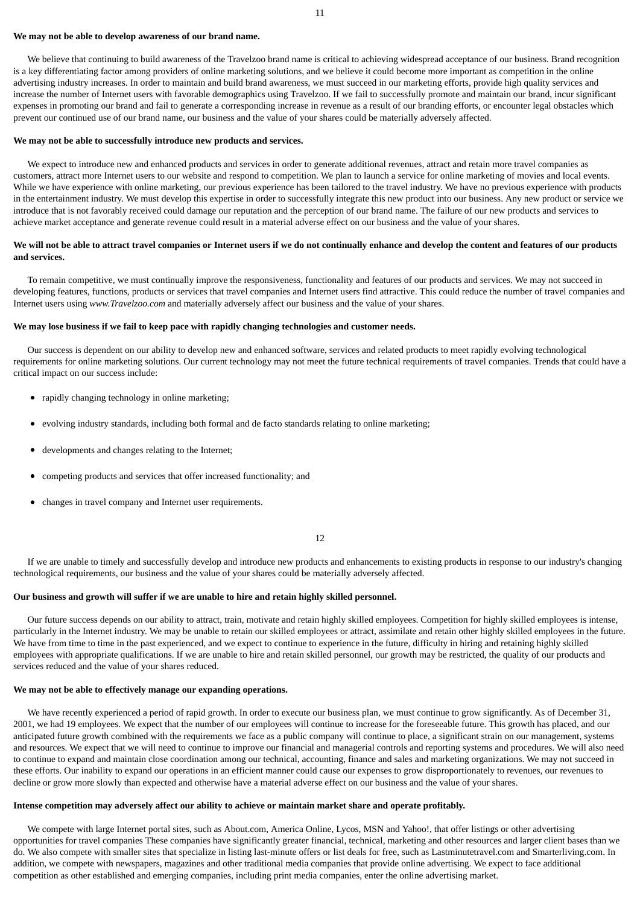**We may not be able to develop awareness of our brand name.**

We believe that continuing to build awareness of the Travelzoo brand name is critical to achieving widespread acceptance of our business. Brand recognition is a key differentiating factor among providers of online marketing solutions, and we believe it could become more important as competition in the online advertising industry increases. In order to maintain and build brand awareness, we must succeed in our marketing efforts, provide high quality services and increase the number of Internet users with favorable demographics using Travelzoo. If we fail to successfully promote and maintain our brand, incur significant expenses in promoting our brand and fail to generate a corresponding increase in revenue as a result of our branding efforts, or encounter legal obstacles which prevent our continued use of our brand name, our business and the value of your shares could be materially adversely affected.

**We may not be able to successfully introduce new products and services.**

We expect to introduce new and enhanced products and services in order to generate additional revenues, attract and retain more travel companies as customers, attract more Internet users to our website and respond to competition. We plan to launch a service for online marketing of movies and local events. While we have experience with online marketing, our previous experience has been tailored to the travel industry. We have no previous experience with products in the entertainment industry. We must develop this expertise in order to successfully integrate this new product into our business. Any new product or service we introduce that is not favorably received could damage our reputation and the perception of our brand name. The failure of our new products and services to achieve market acceptance and generate revenue could result in a material adverse effect on our business and the value of your shares.

**We will not be able to attract travel companies or Internet users if we do not continually enhance and develop the content and features of our products and services.**

To remain competitive, we must continually improve the responsiveness, functionality and features of our products and services. We may not succeed in developing features, functions, products or services that travel companies and Internet users find attractive. This could reduce the number of travel companies and Internet users using *www.Travelzoo.com* and materially adversely affect our business and the value of your shares.

**We may lose business if we fail to keep pace with rapidly changing technologies and customer needs.**

Our success is dependent on our ability to develop new and enhanced software, services and related products to meet rapidly evolving technological requirements for online marketing solutions. Our current technology may not meet the future technical requirements of travel companies. Trends that could have a critical impact on our success include:

- rapidly changing technology in online marketing;
- evolving industry standards, including both formal and de facto standards relating to online marketing;
- developments and changes relating to the Internet;
- competing products and services that offer increased functionality; and
- changes in travel company and Internet user requirements.

If we are unable to timely and successfully develop and introduce new products and enhancements to existing products in response to our industry's changing technological requirements, our business and the value of your shares could be materially adversely affected.

**Our business and growth will suffer if we are unable to hire and retain highly skilled personnel.**

Our future success depends on our ability to attract, train, motivate and retain highly skilled employees. Competition for highly skilled employees is intense, particularly in the Internet industry. We may be unable to retain our skilled employees or attract, assimilate and retain other highly skilled employees in the future. We have from time to time in the past experienced, and we expect to continue to experience in the future, difficulty in hiring and retaining highly skilled employees with appropriate qualifications. If we are unable to hire and retain skilled personnel, our growth may be restricted, the quality of our products and services reduced and the value of your shares reduced.

**We may not be able to effectively manage our expanding operations.**

We have recently experienced a period of rapid growth. In order to execute our business plan, we must continue to grow significantly. As of December 31, 2001, we had 19 employees. We expect that the number of our employees will continue to increase for the foreseeable future. This growth has placed, and our anticipated future growth combined with the requirements we face as a public company will continue to place, a significant strain on our management, systems and resources. We expect that we will need to continue to improve our financial and managerial controls and reporting systems and procedures. We will also need to continue to expand and maintain close coordination among our technical, accounting, finance and sales and marketing organizations. We may not succeed in these efforts. Our inability to expand our operations in an efficient manner could cause our expenses to grow disproportionately to revenues, our revenues to decline or grow more slowly than expected and otherwise have a material adverse effect on our business and the value of your shares.

**Intense competition may adversely affect our ability to achieve or maintain market share and operate profitably.**

We compete with large Internet portal sites, such as About.com, America Online, Lycos, MSN and Yahoo!, that offer listings or other advertising opportunities for travel companies These companies have significantly greater financial, technical, marketing and other resources and larger client bases than we do. We also compete with smaller sites that specialize in listing last-minute offers or list deals for free, such as Lastminutetravel.com and Smarterliving.com. In addition, we compete with newspapers, magazines and other traditional media companies that provide online advertising. We expect to face additional competition as other established and emerging companies, including print media companies, enter the online advertising market.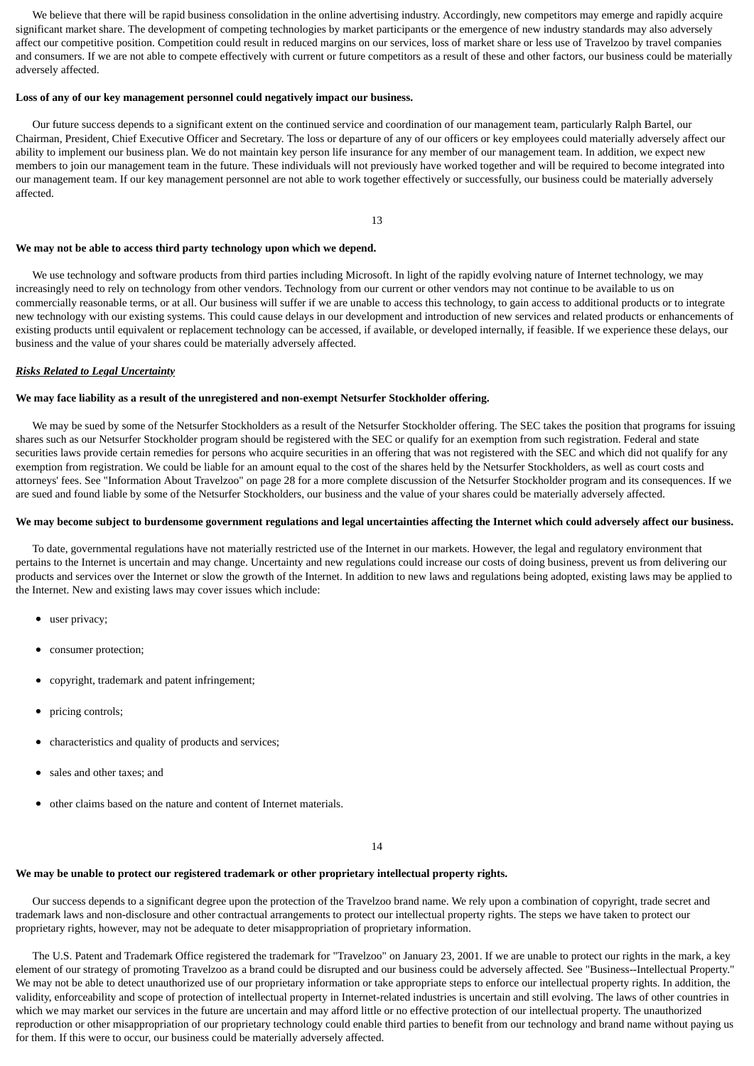We believe that there will be rapid business consolidation in the online advertising industry. Accordingly, new competitors may emerge and rapidly acquire significant market share. The development of competing technologies by market participants or the emergence of new industry standards may also adversely affect our competitive position. Competition could result in reduced margins on our services, loss of market share or less use of Travelzoo by travel companies and consumers. If we are not able to compete effectively with current or future competitors as a result of these and other factors, our business could be materially adversely affected.

**Loss of any of our key management personnel could negatively impact our business.**

Our future success depends to a significant extent on the continued service and coordination of our management team, particularly Ralph Bartel, our Chairman, President, Chief Executive Officer and Secretary. The loss or departure of any of our officers or key employees could materially adversely affect our ability to implement our business plan. We do not maintain key person life insurance for any member of our management team. In addition, we expect new members to join our management team in the future. These individuals will not previously have worked together and will be required to become integrated into our management team. If our key management personnel are not able to work together effectively or successfully, our business could be materially adversely affected.

**We may not be able to access third party technology upon which we depend.**

We use technology and software products from third parties including Microsoft. In light of the rapidly evolving nature of Internet technology, we may increasingly need to rely on technology from other vendors. Technology from our current or other vendors may not continue to be available to us on commercially reasonable terms, or at all. Our business will suffer if we are unable to access this technology, to gain access to additional products or to integrate new technology with our existing systems. This could cause delays in our development and introduction of new services and related products or enhancements of existing products until equivalent or replacement technology can be accessed, if available, or developed internally, if feasible. If we experience these delays, our business and the value of your shares could be materially adversely affected.

***Risks Related to Legal Uncertainty***

**We may face liability as a result of the unregistered and non-exempt Netsurfer Stockholder offering.**

We may be sued by some of the Netsurfer Stockholders as a result of the Netsurfer Stockholder offering. The SEC takes the position that programs for issuing shares such as our Netsurfer Stockholder program should be registered with the SEC or qualify for an exemption from such registration. Federal and state securities laws provide certain remedies for persons who acquire securities in an offering that was not registered with the SEC and which did not qualify for any exemption from registration. We could be liable for an amount equal to the cost of the shares held by the Netsurfer Stockholders, as well as court costs and attorneys' fees. See "Information About Travelzoo" on page 28 for a more complete discussion of the Netsurfer Stockholder program and its consequences. If we are sued and found liable by some of the Netsurfer Stockholders, our business and the value of your shares could be materially adversely affected.

**We may become subject to burdensome government regulations and legal uncertainties affecting the Internet which could adversely affect our business.**

To date, governmental regulations have not materially restricted use of the Internet in our markets. However, the legal and regulatory environment that pertains to the Internet is uncertain and may change. Uncertainty and new regulations could increase our costs of doing business, prevent us from delivering our products and services over the Internet or slow the growth of the Internet. In addition to new laws and regulations being adopted, existing laws may be applied to the Internet. New and existing laws may cover issues which include:

- user privacy;
- consumer protection;
- copyright, trademark and patent infringement;
- pricing controls;
- characteristics and quality of products and services;
- sales and other taxes; and
- other claims based on the nature and content of Internet materials.

**We may be unable to protect our registered trademark or other proprietary intellectual property rights.**

Our success depends to a significant degree upon the protection of the Travelzoo brand name. We rely upon a combination of copyright, trade secret and trademark laws and non-disclosure and other contractual arrangements to protect our intellectual property rights. The steps we have taken to protect our proprietary rights, however, may not be adequate to deter misappropriation of proprietary information.

The U.S. Patent and Trademark Office registered the trademark for "Travelzoo" on January 23, 2001. If we are unable to protect our rights in the mark, a key element of our strategy of promoting Travelzoo as a brand could be disrupted and our business could be adversely affected. See "Business--Intellectual Property." We may not be able to detect unauthorized use of our proprietary information or take appropriate steps to enforce our intellectual property rights. In addition, the validity, enforceability and scope of protection of intellectual property in Internet-related industries is uncertain and still evolving. The laws of other countries in which we may market our services in the future are uncertain and may afford little or no effective protection of our intellectual property. The unauthorized reproduction or other misappropriation of our proprietary technology could enable third parties to benefit from our technology and brand name without paying us for them. If this were to occur, our business could be materially adversely affected.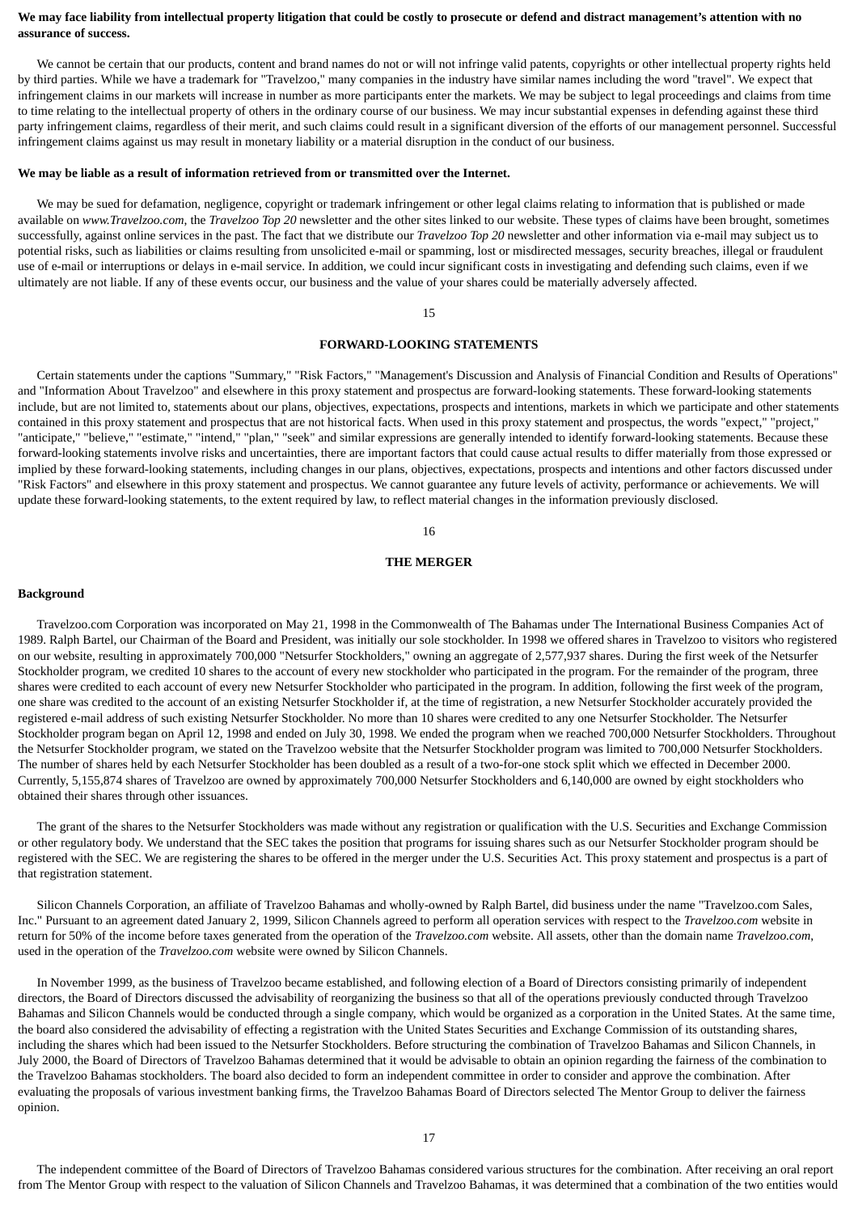**We may face liability from intellectual property litigation that could be costly to prosecute or defend and distract management's attention with no assurance of success.**

We cannot be certain that our products, content and brand names do not or will not infringe valid patents, copyrights or other intellectual property rights held by third parties. While we have a trademark for "Travelzoo," many companies in the industry have similar names including the word "travel". We expect that infringement claims in our markets will increase in number as more participants enter the markets. We may be subject to legal proceedings and claims from time to time relating to the intellectual property of others in the ordinary course of our business. We may incur substantial expenses in defending against these third party infringement claims, regardless of their merit, and such claims could result in a significant diversion of the efforts of our management personnel. Successful infringement claims against us may result in monetary liability or a material disruption in the conduct of our business.

**We may be liable as a result of information retrieved from or transmitted over the Internet.**

We may be sued for defamation, negligence, copyright or trademark infringement or other legal claims relating to information that is published or made available on *www.Travelzoo.com*, the *Travelzoo Top 20* newsletter and the other sites linked to our website. These types of claims have been brought, sometimes successfully, against online services in the past. The fact that we distribute our *Travelzoo Top 20* newsletter and other information via e-mail may subject us to potential risks, such as liabilities or claims resulting from unsolicited e-mail or spamming, lost or misdirected messages, security breaches, illegal or fraudulent use of e-mail or interruptions or delays in e-mail service. In addition, we could incur significant costs in investigating and defending such claims, even if we ultimately are not liable. If any of these events occur, our business and the value of your shares could be materially adversely affected.

## FORWARD-LOOKING STATEMENTS

Certain statements under the captions "Summary," "Risk Factors," "Management's Discussion and Analysis of Financial Condition and Results of Operations" and "Information About Travelzoo" and elsewhere in this proxy statement and prospectus are forward-looking statements. These forward-looking statements include, but are not limited to, statements about our plans, objectives, expectations, prospects and intentions, markets in which we participate and other statements contained in this proxy statement and prospectus that are not historical facts. When used in this proxy statement and prospectus, the words "expect," "project," "anticipate," "believe," "estimate," "intend," "plan," "seek" and similar expressions are generally intended to identify forward-looking statements. Because these forward-looking statements involve risks and uncertainties, there are important factors that could cause actual results to differ materially from those expressed or implied by these forward-looking statements, including changes in our plans, objectives, expectations, prospects and intentions and other factors discussed under "Risk Factors" and elsewhere in this proxy statement and prospectus. We cannot guarantee any future levels of activity, performance or achievements. We will update these forward-looking statements, to the extent required by law, to reflect material changes in the information previously disclosed.

## THE MERGER

### Background

Travelzoo.com Corporation was incorporated on May 21, 1998 in the Commonwealth of The Bahamas under The International Business Companies Act of 1989. Ralph Bartel, our Chairman of the Board and President, was initially our sole stockholder. In 1998 we offered shares in Travelzoo to visitors who registered on our website, resulting in approximately 700,000 "Netsurfer Stockholders," owning an aggregate of 2,577,937 shares. During the first week of the Netsurfer Stockholder program, we credited 10 shares to the account of every new stockholder who participated in the program. For the remainder of the program, three shares were credited to each account of every new Netsurfer Stockholder who participated in the program. In addition, following the first week of the program, one share was credited to the account of an existing Netsurfer Stockholder if, at the time of registration, a new Netsurfer Stockholder accurately provided the registered e-mail address of such existing Netsurfer Stockholder. No more than 10 shares were credited to any one Netsurfer Stockholder. The Netsurfer Stockholder program began on April 12, 1998 and ended on July 30, 1998. We ended the program when we reached 700,000 Netsurfer Stockholders. Throughout the Netsurfer Stockholder program, we stated on the Travelzoo website that the Netsurfer Stockholder program was limited to 700,000 Netsurfer Stockholders. The number of shares held by each Netsurfer Stockholder has been doubled as a result of a two-for-one stock split which we effected in December 2000. Currently, 5,155,874 shares of Travelzoo are owned by approximately 700,000 Netsurfer Stockholders and 6,140,000 are owned by eight stockholders who obtained their shares through other issuances.

The grant of the shares to the Netsurfer Stockholders was made without any registration or qualification with the U.S. Securities and Exchange Commission or other regulatory body. We understand that the SEC takes the position that programs for issuing shares such as our Netsurfer Stockholder program should be registered with the SEC. We are registering the shares to be offered in the merger under the U.S. Securities Act. This proxy statement and prospectus is a part of that registration statement.

Silicon Channels Corporation, an affiliate of Travelzoo Bahamas and wholly-owned by Ralph Bartel, did business under the name "Travelzoo.com Sales, Inc." Pursuant to an agreement dated January 2, 1999, Silicon Channels agreed to perform all operation services with respect to the *Travelzoo.com* website in return for 50% of the income before taxes generated from the operation of the *Travelzoo.com* website. All assets, other than the domain name *Travelzoo.com*, used in the operation of the *Travelzoo.com* website were owned by Silicon Channels.

In November 1999, as the business of Travelzoo became established, and following election of a Board of Directors consisting primarily of independent directors, the Board of Directors discussed the advisability of reorganizing the business so that all of the operations previously conducted through Travelzoo Bahamas and Silicon Channels would be conducted through a single company, which would be organized as a corporation in the United States. At the same time, the board also considered the advisability of effecting a registration with the United States Securities and Exchange Commission of its outstanding shares, including the shares which had been issued to the Netsurfer Stockholders. Before structuring the combination of Travelzoo Bahamas and Silicon Channels, in July 2000, the Board of Directors of Travelzoo Bahamas determined that it would be advisable to obtain an opinion regarding the fairness of the combination to the Travelzoo Bahamas stockholders. The board also decided to form an independent committee in order to consider and approve the combination. After evaluating the proposals of various investment banking firms, the Travelzoo Bahamas Board of Directors selected The Mentor Group to deliver the fairness opinion.

The independent committee of the Board of Directors of Travelzoo Bahamas considered various structures for the combination. After receiving an oral report from The Mentor Group with respect to the valuation of Silicon Channels and Travelzoo Bahamas, it was determined that a combination of the two entities would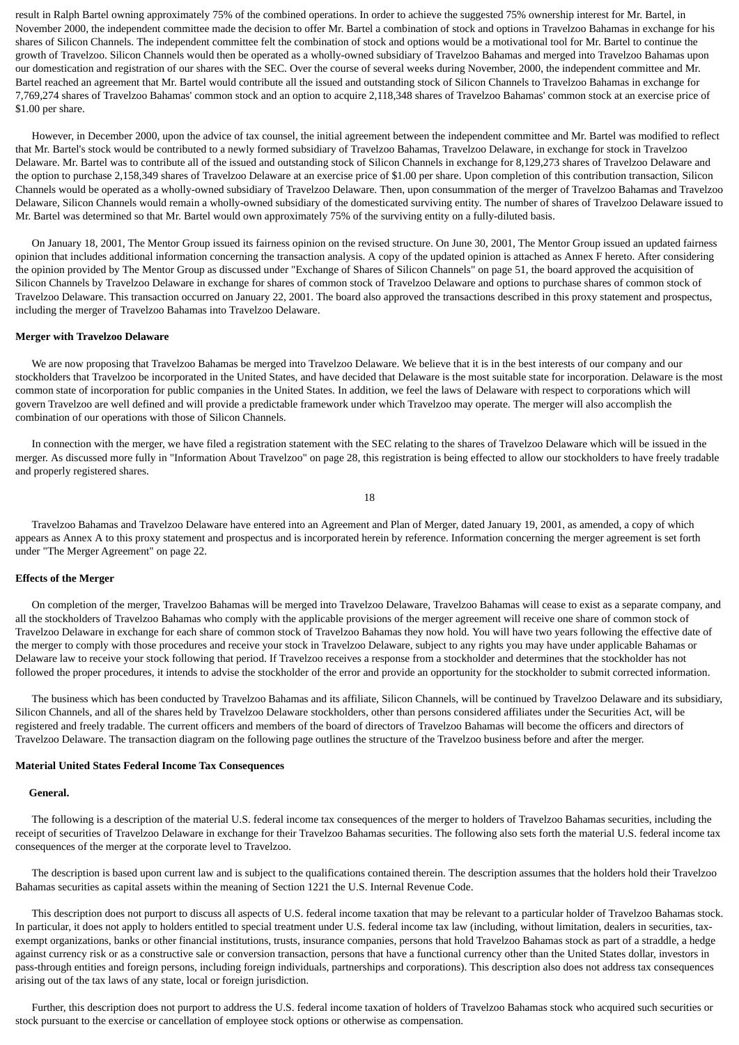result in Ralph Bartel owning approximately 75% of the combined operations. In order to achieve the suggested 75% ownership interest for Mr. Bartel, in November 2000, the independent committee made the decision to offer Mr. Bartel a combination of stock and options in Travelzoo Bahamas in exchange for his shares of Silicon Channels. The independent committee felt the combination of stock and options would be a motivational tool for Mr. Bartel to continue the growth of Travelzoo. Silicon Channels would then be operated as a wholly-owned subsidiary of Travelzoo Bahamas and merged into Travelzoo Bahamas upon our domestication and registration of our shares with the SEC. Over the course of several weeks during November, 2000, the independent committee and Mr. Bartel reached an agreement that Mr. Bartel would contribute all the issued and outstanding stock of Silicon Channels to Travelzoo Bahamas in exchange for 7,769,274 shares of Travelzoo Bahamas' common stock and an option to acquire 2,118,348 shares of Travelzoo Bahamas' common stock at an exercise price of $1.00 per share.

However, in December 2000, upon the advice of tax counsel, the initial agreement between the independent committee and Mr. Bartel was modified to reflect that Mr. Bartel's stock would be contributed to a newly formed subsidiary of Travelzoo Bahamas, Travelzoo Delaware, in exchange for stock in Travelzoo Delaware. Mr. Bartel was to contribute all of the issued and outstanding stock of Silicon Channels in exchange for 8,129,273 shares of Travelzoo Delaware and the option to purchase 2,158,349 shares of Travelzoo Delaware at an exercise price of $1.00 per share. Upon completion of this contribution transaction, Silicon Channels would be operated as a wholly-owned subsidiary of Travelzoo Delaware. Then, upon consummation of the merger of Travelzoo Bahamas and Travelzoo Delaware, Silicon Channels would remain a wholly-owned subsidiary of the domesticated surviving entity. The number of shares of Travelzoo Delaware issued to Mr. Bartel was determined so that Mr. Bartel would own approximately 75% of the surviving entity on a fully-diluted basis.

On January 18, 2001, The Mentor Group issued its fairness opinion on the revised structure. On June 30, 2001, The Mentor Group issued an updated fairness opinion that includes additional information concerning the transaction analysis. A copy of the updated opinion is attached as Annex F hereto. After considering the opinion provided by The Mentor Group as discussed under "Exchange of Shares of Silicon Channels" on page 51, the board approved the acquisition of Silicon Channels by Travelzoo Delaware in exchange for shares of common stock of Travelzoo Delaware and options to purchase shares of common stock of Travelzoo Delaware. This transaction occurred on January 22, 2001. The board also approved the transactions described in this proxy statement and prospectus, including the merger of Travelzoo Bahamas into Travelzoo Delaware.

**Merger with Travelzoo Delaware**

We are now proposing that Travelzoo Bahamas be merged into Travelzoo Delaware. We believe that it is in the best interests of our company and our stockholders that Travelzoo be incorporated in the United States, and have decided that Delaware is the most suitable state for incorporation. Delaware is the most common state of incorporation for public companies in the United States. In addition, we feel the laws of Delaware with respect to corporations which will govern Travelzoo are well defined and will provide a predictable framework under which Travelzoo may operate. The merger will also accomplish the combination of our operations with those of Silicon Channels.

In connection with the merger, we have filed a registration statement with the SEC relating to the shares of Travelzoo Delaware which will be issued in the merger. As discussed more fully in "Information About Travelzoo" on page 28, this registration is being effected to allow our stockholders to have freely tradable and properly registered shares.

Travelzoo Bahamas and Travelzoo Delaware have entered into an Agreement and Plan of Merger, dated January 19, 2001, as amended, a copy of which appears as Annex A to this proxy statement and prospectus and is incorporated herein by reference. Information concerning the merger agreement is set forth under "The Merger Agreement" on page 22.

**Effects of the Merger**

On completion of the merger, Travelzoo Bahamas will be merged into Travelzoo Delaware, Travelzoo Bahamas will cease to exist as a separate company, and all the stockholders of Travelzoo Bahamas who comply with the applicable provisions of the merger agreement will receive one share of common stock of Travelzoo Delaware in exchange for each share of common stock of Travelzoo Bahamas they now hold. You will have two years following the effective date of the merger to comply with those procedures and receive your stock in Travelzoo Delaware, subject to any rights you may have under applicable Bahamas or Delaware law to receive your stock following that period. If Travelzoo receives a response from a stockholder and determines that the stockholder has not followed the proper procedures, it intends to advise the stockholder of the error and provide an opportunity for the stockholder to submit corrected information.

The business which has been conducted by Travelzoo Bahamas and its affiliate, Silicon Channels, will be continued by Travelzoo Delaware and its subsidiary, Silicon Channels, and all of the shares held by Travelzoo Delaware stockholders, other than persons considered affiliates under the Securities Act, will be registered and freely tradable. The current officers and members of the board of directors of Travelzoo Bahamas will become the officers and directors of Travelzoo Delaware. The transaction diagram on the following page outlines the structure of the Travelzoo business before and after the merger.

**Material United States Federal Income Tax Consequences**

**General.**

The following is a description of the material U.S. federal income tax consequences of the merger to holders of Travelzoo Bahamas securities, including the receipt of securities of Travelzoo Delaware in exchange for their Travelzoo Bahamas securities. The following also sets forth the material U.S. federal income tax consequences of the merger at the corporate level to Travelzoo.

The description is based upon current law and is subject to the qualifications contained therein. The description assumes that the holders hold their Travelzoo Bahamas securities as capital assets within the meaning of Section 1221 the U.S. Internal Revenue Code.

This description does not purport to discuss all aspects of U.S. federal income taxation that may be relevant to a particular holder of Travelzoo Bahamas stock. In particular, it does not apply to holders entitled to special treatment under U.S. federal income tax law (including, without limitation, dealers in securities, tax-exempt organizations, banks or other financial institutions, trusts, insurance companies, persons that hold Travelzoo Bahamas stock as part of a straddle, a hedge against currency risk or as a constructive sale or conversion transaction, persons that have a functional currency other than the United States dollar, investors in pass-through entities and foreign persons, including foreign individuals, partnerships and corporations). This description also does not address tax consequences arising out of the tax laws of any state, local or foreign jurisdiction.

Further, this description does not purport to address the U.S. federal income taxation of holders of Travelzoo Bahamas stock who acquired such securities or stock pursuant to the exercise or cancellation of employee stock options or otherwise as compensation.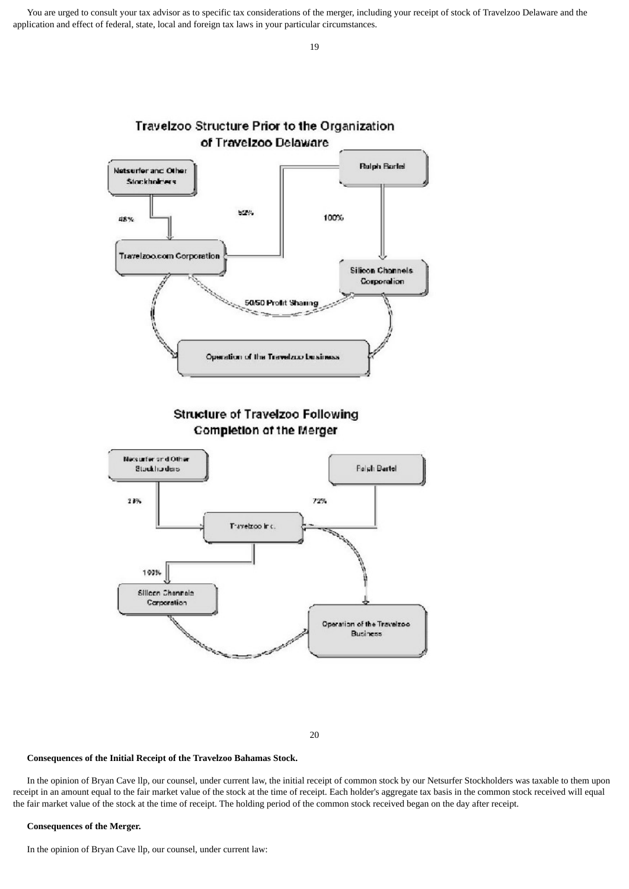You are urged to consult your tax advisor as to specific tax considerations of the merger, including your receipt of stock of Travelzoo Delaware and the application and effect of federal, state, local and foreign tax laws in your particular circumstances.

**Travelzoo Structure Prior to the Organization of Travelzoo Delaware**

Netsurfer and Other Stockholders — 48% → Travelzoo.com Corporation

Ralph Bartel — 52% → Travelzoo.com Corporation

Ralph Bartel — 100% → Silicon Channels Corporation

Travelzoo.com Corporation ↔ 50/50 Profit Sharing ↔ Silicon Channels Corporation

Travelzoo.com Corporation and Silicon Channels Corporation → Operation of the Travelzoo business

**Structure of Travelzoo Following Completion of the Merger**

Netsurfer and Other Stockholders — 28% → Travelzoo Inc.

Ralph Bartel — 72% → Travelzoo Inc.

Travelzoo Inc. — 100% → Silicon Channels Corporation

Travelzoo Inc. and Silicon Channels Corporation → Operation of the Travelzoo Business

**Consequences of the Initial Receipt of the Travelzoo Bahamas Stock.**

In the opinion of Bryan Cave llp, our counsel, under current law, the initial receipt of common stock by our Netsurfer Stockholders was taxable to them upon receipt in an amount equal to the fair market value of the stock at the time of receipt. Each holder's aggregate tax basis in the common stock received will equal the fair market value of the stock at the time of receipt. The holding period of the common stock received began on the day after receipt.

**Consequences of the Merger.**

In the opinion of Bryan Cave llp, our counsel, under current law: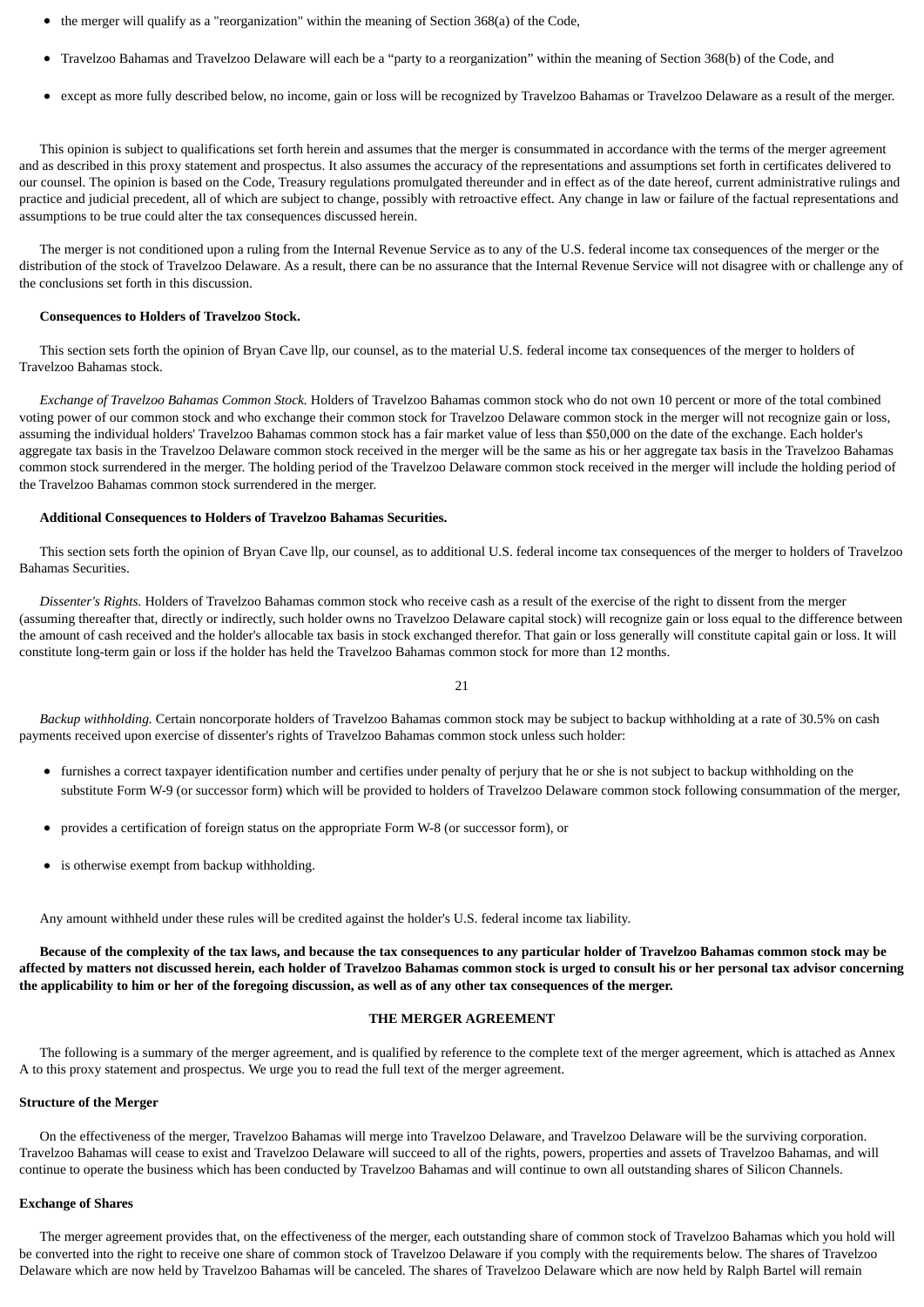- the merger will qualify as a "reorganization" within the meaning of Section 368(a) of the Code,
- Travelzoo Bahamas and Travelzoo Delaware will each be a "party to a reorganization" within the meaning of Section 368(b) of the Code, and
- except as more fully described below, no income, gain or loss will be recognized by Travelzoo Bahamas or Travelzoo Delaware as a result of the merger.

This opinion is subject to qualifications set forth herein and assumes that the merger is consummated in accordance with the terms of the merger agreement and as described in this proxy statement and prospectus. It also assumes the accuracy of the representations and assumptions set forth in certificates delivered to our counsel. The opinion is based on the Code, Treasury regulations promulgated thereunder and in effect as of the date hereof, current administrative rulings and practice and judicial precedent, all of which are subject to change, possibly with retroactive effect. Any change in law or failure of the factual representations and assumptions to be true could alter the tax consequences discussed herein.

The merger is not conditioned upon a ruling from the Internal Revenue Service as to any of the U.S. federal income tax consequences of the merger or the distribution of the stock of Travelzoo Delaware. As a result, there can be no assurance that the Internal Revenue Service will not disagree with or challenge any of the conclusions set forth in this discussion.

**Consequences to Holders of Travelzoo Stock.**

This section sets forth the opinion of Bryan Cave llp, our counsel, as to the material U.S. federal income tax consequences of the merger to holders of Travelzoo Bahamas stock.

*Exchange of Travelzoo Bahamas Common Stock.* Holders of Travelzoo Bahamas common stock who do not own 10 percent or more of the total combined voting power of our common stock and who exchange their common stock for Travelzoo Delaware common stock in the merger will not recognize gain or loss, assuming the individual holders' Travelzoo Bahamas common stock has a fair market value of less than $50,000 on the date of the exchange. Each holder's aggregate tax basis in the Travelzoo Delaware common stock received in the merger will be the same as his or her aggregate tax basis in the Travelzoo Bahamas common stock surrendered in the merger. The holding period of the Travelzoo Delaware common stock received in the merger will include the holding period of the Travelzoo Bahamas common stock surrendered in the merger.

**Additional Consequences to Holders of Travelzoo Bahamas Securities.**

This section sets forth the opinion of Bryan Cave llp, our counsel, as to additional U.S. federal income tax consequences of the merger to holders of Travelzoo Bahamas Securities.

*Dissenter's Rights.* Holders of Travelzoo Bahamas common stock who receive cash as a result of the exercise of the right to dissent from the merger (assuming thereafter that, directly or indirectly, such holder owns no Travelzoo Delaware capital stock) will recognize gain or loss equal to the difference between the amount of cash received and the holder's allocable tax basis in stock exchanged therefor. That gain or loss generally will constitute capital gain or loss. It will constitute long-term gain or loss if the holder has held the Travelzoo Bahamas common stock for more than 12 months.

*Backup withholding.* Certain noncorporate holders of Travelzoo Bahamas common stock may be subject to backup withholding at a rate of 30.5% on cash payments received upon exercise of dissenter's rights of Travelzoo Bahamas common stock unless such holder:

- furnishes a correct taxpayer identification number and certifies under penalty of perjury that he or she is not subject to backup withholding on the substitute Form W-9 (or successor form) which will be provided to holders of Travelzoo Delaware common stock following consummation of the merger,
- provides a certification of foreign status on the appropriate Form W-8 (or successor form), or
- is otherwise exempt from backup withholding.

Any amount withheld under these rules will be credited against the holder's U.S. federal income tax liability.

**Because of the complexity of the tax laws, and because the tax consequences to any particular holder of Travelzoo Bahamas common stock may be affected by matters not discussed herein, each holder of Travelzoo Bahamas common stock is urged to consult his or her personal tax advisor concerning the applicability to him or her of the foregoing discussion, as well as of any other tax consequences of the merger.**

## THE MERGER AGREEMENT

The following is a summary of the merger agreement, and is qualified by reference to the complete text of the merger agreement, which is attached as Annex A to this proxy statement and prospectus. We urge you to read the full text of the merger agreement.

### Structure of the Merger

On the effectiveness of the merger, Travelzoo Bahamas will merge into Travelzoo Delaware, and Travelzoo Delaware will be the surviving corporation. Travelzoo Bahamas will cease to exist and Travelzoo Delaware will succeed to all of the rights, powers, properties and assets of Travelzoo Bahamas, and will continue to operate the business which has been conducted by Travelzoo Bahamas and will continue to own all outstanding shares of Silicon Channels.

### Exchange of Shares

The merger agreement provides that, on the effectiveness of the merger, each outstanding share of common stock of Travelzoo Bahamas which you hold will be converted into the right to receive one share of common stock of Travelzoo Delaware if you comply with the requirements below. The shares of Travelzoo Delaware which are now held by Travelzoo Bahamas will be canceled. The shares of Travelzoo Delaware which are now held by Ralph Bartel will remain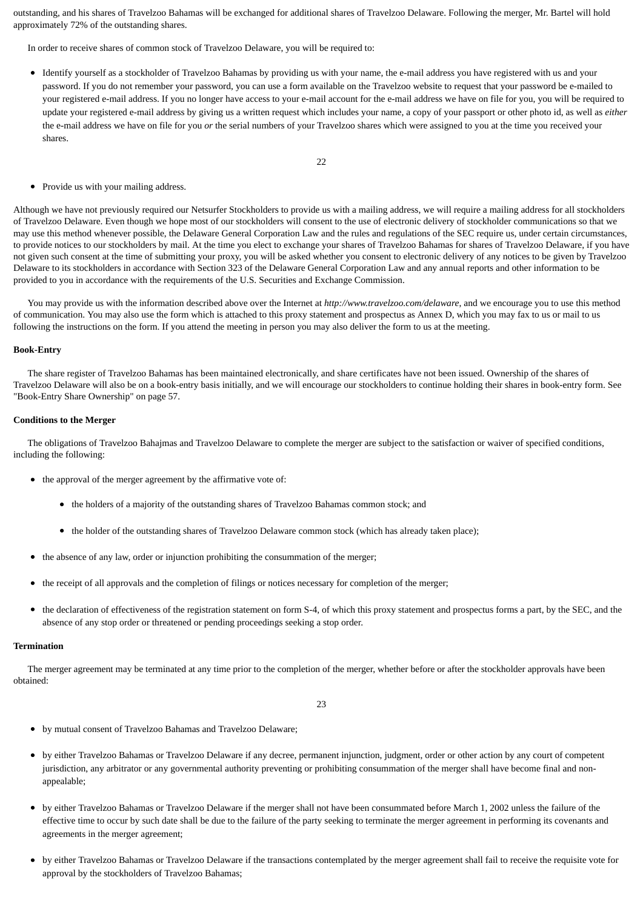outstanding, and his shares of Travelzoo Bahamas will be exchanged for additional shares of Travelzoo Delaware. Following the merger, Mr. Bartel will hold approximately 72% of the outstanding shares.

In order to receive shares of common stock of Travelzoo Delaware, you will be required to:

- Identify yourself as a stockholder of Travelzoo Bahamas by providing us with your name, the e-mail address you have registered with us and your password. If you do not remember your password, you can use a form available on the Travelzoo website to request that your password be e-mailed to your registered e-mail address. If you no longer have access to your e-mail account for the e-mail address we have on file for you, you will be required to update your registered e-mail address by giving us a written request which includes your name, a copy of your passport or other photo id, as well as *either* the e-mail address we have on file for you *or* the serial numbers of your Travelzoo shares which were assigned to you at the time you received your shares.

- Provide us with your mailing address.

Although we have not previously required our Netsurfer Stockholders to provide us with a mailing address, we will require a mailing address for all stockholders of Travelzoo Delaware. Even though we hope most of our stockholders will consent to the use of electronic delivery of stockholder communications so that we may use this method whenever possible, the Delaware General Corporation Law and the rules and regulations of the SEC require us, under certain circumstances, to provide notices to our stockholders by mail. At the time you elect to exchange your shares of Travelzoo Bahamas for shares of Travelzoo Delaware, if you have not given such consent at the time of submitting your proxy, you will be asked whether you consent to electronic delivery of any notices to be given by Travelzoo Delaware to its stockholders in accordance with Section 323 of the Delaware General Corporation Law and any annual reports and other information to be provided to you in accordance with the requirements of the U.S. Securities and Exchange Commission.

You may provide us with the information described above over the Internet at *http://www.travelzoo.com/delaware*, and we encourage you to use this method of communication. You may also use the form which is attached to this proxy statement and prospectus as Annex D, which you may fax to us or mail to us following the instructions on the form. If you attend the meeting in person you may also deliver the form to us at the meeting.

**Book-Entry**

The share register of Travelzoo Bahamas has been maintained electronically, and share certificates have not been issued. Ownership of the shares of Travelzoo Delaware will also be on a book-entry basis initially, and we will encourage our stockholders to continue holding their shares in book-entry form. See "Book-Entry Share Ownership" on page 57.

**Conditions to the Merger**

The obligations of Travelzoo Bahajmas and Travelzoo Delaware to complete the merger are subject to the satisfaction or waiver of specified conditions, including the following:

- the approval of the merger agreement by the affirmative vote of:
  - the holders of a majority of the outstanding shares of Travelzoo Bahamas common stock; and
  - the holder of the outstanding shares of Travelzoo Delaware common stock (which has already taken place);
- the absence of any law, order or injunction prohibiting the consummation of the merger;
- the receipt of all approvals and the completion of filings or notices necessary for completion of the merger;
- the declaration of effectiveness of the registration statement on form S-4, of which this proxy statement and prospectus forms a part, by the SEC, and the absence of any stop order or threatened or pending proceedings seeking a stop order.

**Termination**

The merger agreement may be terminated at any time prior to the completion of the merger, whether before or after the stockholder approvals have been obtained:

- by mutual consent of Travelzoo Bahamas and Travelzoo Delaware;
- by either Travelzoo Bahamas or Travelzoo Delaware if any decree, permanent injunction, judgment, order or other action by any court of competent jurisdiction, any arbitrator or any governmental authority preventing or prohibiting consummation of the merger shall have become final and non-appealable;
- by either Travelzoo Bahamas or Travelzoo Delaware if the merger shall not have been consummated before March 1, 2002 unless the failure of the effective time to occur by such date shall be due to the failure of the party seeking to terminate the merger agreement in performing its covenants and agreements in the merger agreement;
- by either Travelzoo Bahamas or Travelzoo Delaware if the transactions contemplated by the merger agreement shall fail to receive the requisite vote for approval by the stockholders of Travelzoo Bahamas;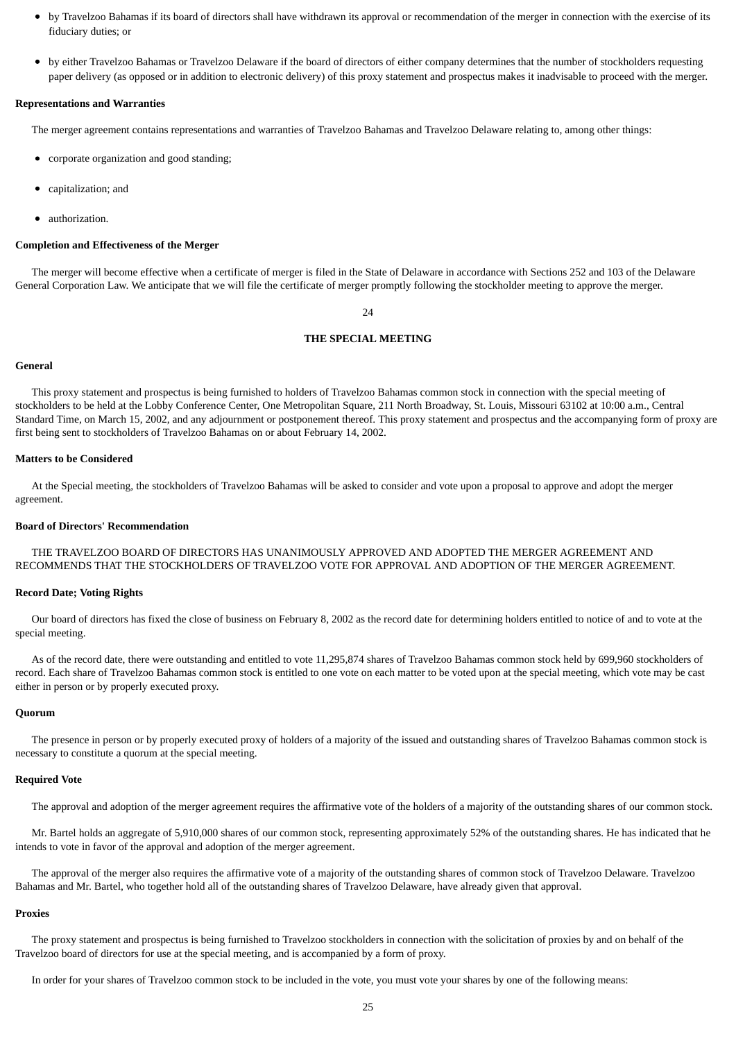- by Travelzoo Bahamas if its board of directors shall have withdrawn its approval or recommendation of the merger in connection with the exercise of its fiduciary duties; or
- by either Travelzoo Bahamas or Travelzoo Delaware if the board of directors of either company determines that the number of stockholders requesting paper delivery (as opposed or in addition to electronic delivery) of this proxy statement and prospectus makes it inadvisable to proceed with the merger.

**Representations and Warranties**

The merger agreement contains representations and warranties of Travelzoo Bahamas and Travelzoo Delaware relating to, among other things:

- corporate organization and good standing;
- capitalization; and
- authorization.

**Completion and Effectiveness of the Merger**

The merger will become effective when a certificate of merger is filed in the State of Delaware in accordance with Sections 252 and 103 of the Delaware General Corporation Law. We anticipate that we will file the certificate of merger promptly following the stockholder meeting to approve the merger.

## THE SPECIAL MEETING

**General**

This proxy statement and prospectus is being furnished to holders of Travelzoo Bahamas common stock in connection with the special meeting of stockholders to be held at the Lobby Conference Center, One Metropolitan Square, 211 North Broadway, St. Louis, Missouri 63102 at 10:00 a.m., Central Standard Time, on March 15, 2002, and any adjournment or postponement thereof. This proxy statement and prospectus and the accompanying form of proxy are first being sent to stockholders of Travelzoo Bahamas on or about February 14, 2002.

**Matters to be Considered**

At the Special meeting, the stockholders of Travelzoo Bahamas will be asked to consider and vote upon a proposal to approve and adopt the merger agreement.

**Board of Directors' Recommendation**

THE TRAVELZOO BOARD OF DIRECTORS HAS UNANIMOUSLY APPROVED AND ADOPTED THE MERGER AGREEMENT AND RECOMMENDS THAT THE STOCKHOLDERS OF TRAVELZOO VOTE FOR APPROVAL AND ADOPTION OF THE MERGER AGREEMENT.

**Record Date; Voting Rights**

Our board of directors has fixed the close of business on February 8, 2002 as the record date for determining holders entitled to notice of and to vote at the special meeting.

As of the record date, there were outstanding and entitled to vote 11,295,874 shares of Travelzoo Bahamas common stock held by 699,960 stockholders of record. Each share of Travelzoo Bahamas common stock is entitled to one vote on each matter to be voted upon at the special meeting, which vote may be cast either in person or by properly executed proxy.

**Quorum**

The presence in person or by properly executed proxy of holders of a majority of the issued and outstanding shares of Travelzoo Bahamas common stock is necessary to constitute a quorum at the special meeting.

**Required Vote**

The approval and adoption of the merger agreement requires the affirmative vote of the holders of a majority of the outstanding shares of our common stock.

Mr. Bartel holds an aggregate of 5,910,000 shares of our common stock, representing approximately 52% of the outstanding shares. He has indicated that he intends to vote in favor of the approval and adoption of the merger agreement.

The approval of the merger also requires the affirmative vote of a majority of the outstanding shares of common stock of Travelzoo Delaware. Travelzoo Bahamas and Mr. Bartel, who together hold all of the outstanding shares of Travelzoo Delaware, have already given that approval.

**Proxies**

The proxy statement and prospectus is being furnished to Travelzoo stockholders in connection with the solicitation of proxies by and on behalf of the Travelzoo board of directors for use at the special meeting, and is accompanied by a form of proxy.

In order for your shares of Travelzoo common stock to be included in the vote, you must vote your shares by one of the following means: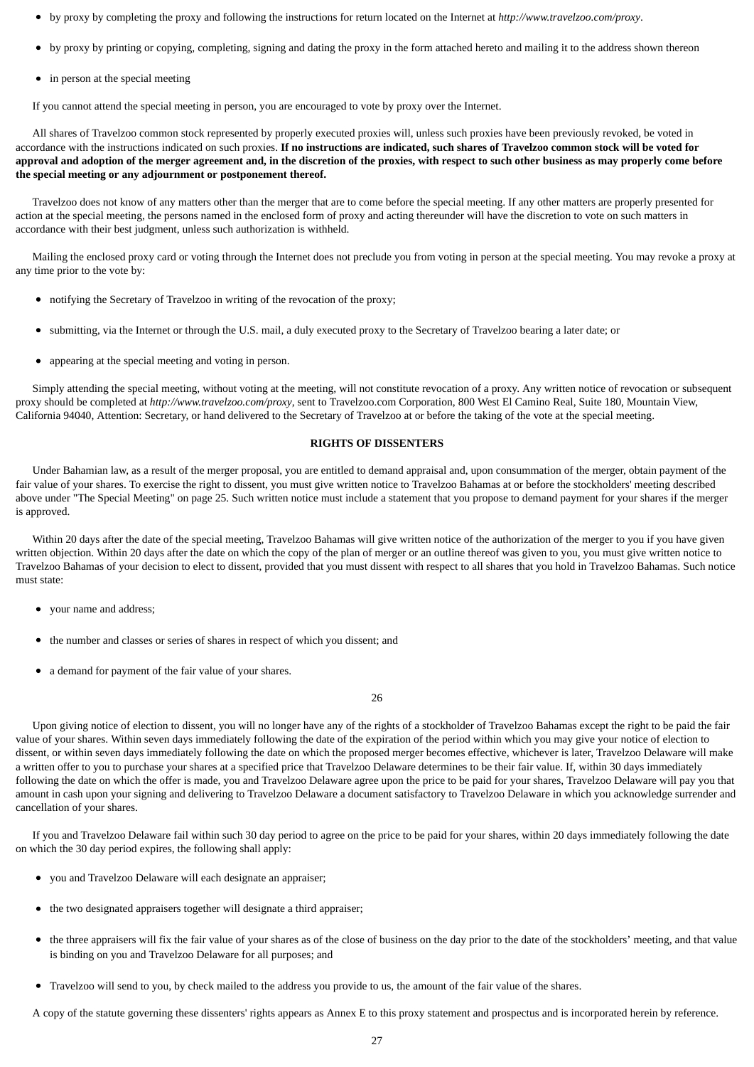- by proxy by completing the proxy and following the instructions for return located on the Internet at *http://www.travelzoo.com/proxy*.
- by proxy by printing or copying, completing, signing and dating the proxy in the form attached hereto and mailing it to the address shown thereon
- in person at the special meeting

If you cannot attend the special meeting in person, you are encouraged to vote by proxy over the Internet.

All shares of Travelzoo common stock represented by properly executed proxies will, unless such proxies have been previously revoked, be voted in accordance with the instructions indicated on such proxies. **If no instructions are indicated, such shares of Travelzoo common stock will be voted for approval and adoption of the merger agreement and, in the discretion of the proxies, with respect to such other business as may properly come before the special meeting or any adjournment or postponement thereof.**

Travelzoo does not know of any matters other than the merger that are to come before the special meeting. If any other matters are properly presented for action at the special meeting, the persons named in the enclosed form of proxy and acting thereunder will have the discretion to vote on such matters in accordance with their best judgment, unless such authorization is withheld.

Mailing the enclosed proxy card or voting through the Internet does not preclude you from voting in person at the special meeting. You may revoke a proxy at any time prior to the vote by:

- notifying the Secretary of Travelzoo in writing of the revocation of the proxy;
- submitting, via the Internet or through the U.S. mail, a duly executed proxy to the Secretary of Travelzoo bearing a later date; or
- appearing at the special meeting and voting in person.

Simply attending the special meeting, without voting at the meeting, will not constitute revocation of a proxy. Any written notice of revocation or subsequent proxy should be completed at *http://www.travelzoo.com/proxy*, sent to Travelzoo.com Corporation, 800 West El Camino Real, Suite 180, Mountain View, California 94040, Attention: Secretary, or hand delivered to the Secretary of Travelzoo at or before the taking of the vote at the special meeting.

## RIGHTS OF DISSENTERS

Under Bahamian law, as a result of the merger proposal, you are entitled to demand appraisal and, upon consummation of the merger, obtain payment of the fair value of your shares. To exercise the right to dissent, you must give written notice to Travelzoo Bahamas at or before the stockholders' meeting described above under "The Special Meeting" on page 25. Such written notice must include a statement that you propose to demand payment for your shares if the merger is approved.

Within 20 days after the date of the special meeting, Travelzoo Bahamas will give written notice of the authorization of the merger to you if you have given written objection. Within 20 days after the date on which the copy of the plan of merger or an outline thereof was given to you, you must give written notice to Travelzoo Bahamas of your decision to elect to dissent, provided that you must dissent with respect to all shares that you hold in Travelzoo Bahamas. Such notice must state:

- your name and address;
- the number and classes or series of shares in respect of which you dissent; and
- a demand for payment of the fair value of your shares.

Upon giving notice of election to dissent, you will no longer have any of the rights of a stockholder of Travelzoo Bahamas except the right to be paid the fair value of your shares. Within seven days immediately following the date of the expiration of the period within which you may give your notice of election to dissent, or within seven days immediately following the date on which the proposed merger becomes effective, whichever is later, Travelzoo Delaware will make a written offer to you to purchase your shares at a specified price that Travelzoo Delaware determines to be their fair value. If, within 30 days immediately following the date on which the offer is made, you and Travelzoo Delaware agree upon the price to be paid for your shares, Travelzoo Delaware will pay you that amount in cash upon your signing and delivering to Travelzoo Delaware a document satisfactory to Travelzoo Delaware in which you acknowledge surrender and cancellation of your shares.

If you and Travelzoo Delaware fail within such 30 day period to agree on the price to be paid for your shares, within 20 days immediately following the date on which the 30 day period expires, the following shall apply:

- you and Travelzoo Delaware will each designate an appraiser;
- the two designated appraisers together will designate a third appraiser;
- the three appraisers will fix the fair value of your shares as of the close of business on the day prior to the date of the stockholders' meeting, and that value is binding on you and Travelzoo Delaware for all purposes; and
- Travelzoo will send to you, by check mailed to the address you provide to us, the amount of the fair value of the shares.

A copy of the statute governing these dissenters' rights appears as Annex E to this proxy statement and prospectus and is incorporated herein by reference.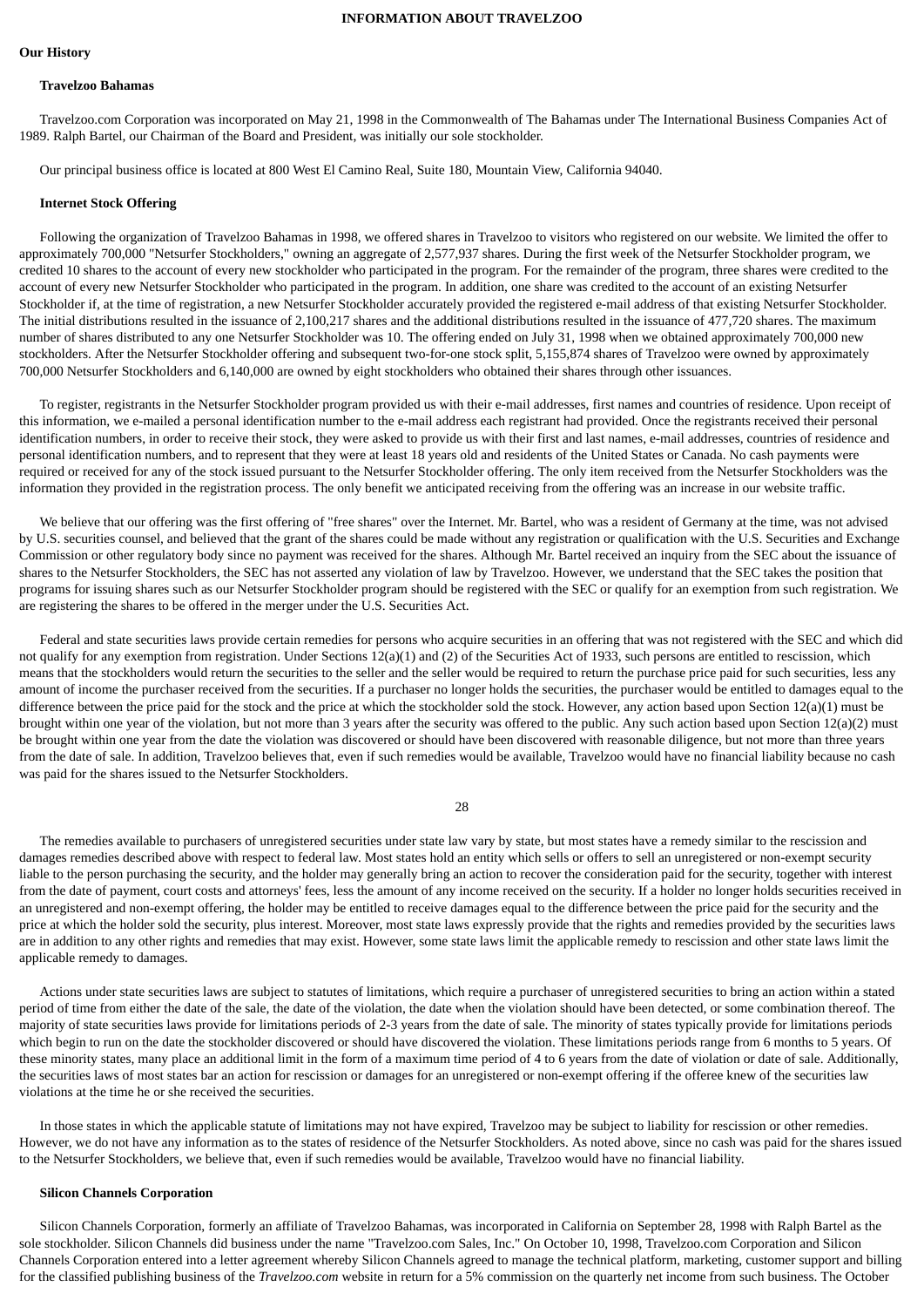## INFORMATION ABOUT TRAVELZOO

### Our History

#### Travelzoo Bahamas

Travelzoo.com Corporation was incorporated on May 21, 1998 in the Commonwealth of The Bahamas under The International Business Companies Act of 1989. Ralph Bartel, our Chairman of the Board and President, was initially our sole stockholder.

Our principal business office is located at 800 West El Camino Real, Suite 180, Mountain View, California 94040.

#### Internet Stock Offering

Following the organization of Travelzoo Bahamas in 1998, we offered shares in Travelzoo to visitors who registered on our website. We limited the offer to approximately 700,000 "Netsurfer Stockholders," owning an aggregate of 2,577,937 shares. During the first week of the Netsurfer Stockholder program, we credited 10 shares to the account of every new stockholder who participated in the program. For the remainder of the program, three shares were credited to the account of every new Netsurfer Stockholder who participated in the program. In addition, one share was credited to the account of an existing Netsurfer Stockholder if, at the time of registration, a new Netsurfer Stockholder accurately provided the registered e-mail address of that existing Netsurfer Stockholder. The initial distributions resulted in the issuance of 2,100,217 shares and the additional distributions resulted in the issuance of 477,720 shares. The maximum number of shares distributed to any one Netsurfer Stockholder was 10. The offering ended on July 31, 1998 when we obtained approximately 700,000 new stockholders. After the Netsurfer Stockholder offering and subsequent two-for-one stock split, 5,155,874 shares of Travelzoo were owned by approximately 700,000 Netsurfer Stockholders and 6,140,000 are owned by eight stockholders who obtained their shares through other issuances.

To register, registrants in the Netsurfer Stockholder program provided us with their e-mail addresses, first names and countries of residence. Upon receipt of this information, we e-mailed a personal identification number to the e-mail address each registrant had provided. Once the registrants received their personal identification numbers, in order to receive their stock, they were asked to provide us with their first and last names, e-mail addresses, countries of residence and personal identification numbers, and to represent that they were at least 18 years old and residents of the United States or Canada. No cash payments were required or received for any of the stock issued pursuant to the Netsurfer Stockholder offering. The only item received from the Netsurfer Stockholders was the information they provided in the registration process. The only benefit we anticipated receiving from the offering was an increase in our website traffic.

We believe that our offering was the first offering of "free shares" over the Internet. Mr. Bartel, who was a resident of Germany at the time, was not advised by U.S. securities counsel, and believed that the grant of the shares could be made without any registration or qualification with the U.S. Securities and Exchange Commission or other regulatory body since no payment was received for the shares. Although Mr. Bartel received an inquiry from the SEC about the issuance of shares to the Netsurfer Stockholders, the SEC has not asserted any violation of law by Travelzoo. However, we understand that the SEC takes the position that programs for issuing shares such as our Netsurfer Stockholder program should be registered with the SEC or qualify for an exemption from such registration. We are registering the shares to be offered in the merger under the U.S. Securities Act.

Federal and state securities laws provide certain remedies for persons who acquire securities in an offering that was not registered with the SEC and which did not qualify for any exemption from registration. Under Sections 12(a)(1) and (2) of the Securities Act of 1933, such persons are entitled to rescission, which means that the stockholders would return the securities to the seller and the seller would be required to return the purchase price paid for such securities, less any amount of income the purchaser received from the securities. If a purchaser no longer holds the securities, the purchaser would be entitled to damages equal to the difference between the price paid for the stock and the price at which the stockholder sold the stock. However, any action based upon Section 12(a)(1) must be brought within one year of the violation, but not more than 3 years after the security was offered to the public. Any such action based upon Section 12(a)(2) must be brought within one year from the date the violation was discovered or should have been discovered with reasonable diligence, but not more than three years from the date of sale. In addition, Travelzoo believes that, even if such remedies would be available, Travelzoo would have no financial liability because no cash was paid for the shares issued to the Netsurfer Stockholders.

The remedies available to purchasers of unregistered securities under state law vary by state, but most states have a remedy similar to the rescission and damages remedies described above with respect to federal law. Most states hold an entity which sells or offers to sell an unregistered or non-exempt security liable to the person purchasing the security, and the holder may generally bring an action to recover the consideration paid for the security, together with interest from the date of payment, court costs and attorneys' fees, less the amount of any income received on the security. If a holder no longer holds securities received in an unregistered and non-exempt offering, the holder may be entitled to receive damages equal to the difference between the price paid for the security and the price at which the holder sold the security, plus interest. Moreover, most state laws expressly provide that the rights and remedies provided by the securities laws are in addition to any other rights and remedies that may exist. However, some state laws limit the applicable remedy to rescission and other state laws limit the applicable remedy to damages.

Actions under state securities laws are subject to statutes of limitations, which require a purchaser of unregistered securities to bring an action within a stated period of time from either the date of the sale, the date of the violation, the date when the violation should have been detected, or some combination thereof. The majority of state securities laws provide for limitations periods of 2-3 years from the date of sale. The minority of states typically provide for limitations periods which begin to run on the date the stockholder discovered or should have discovered the violation. These limitations periods range from 6 months to 5 years. Of these minority states, many place an additional limit in the form of a maximum time period of 4 to 6 years from the date of violation or date of sale. Additionally, the securities laws of most states bar an action for rescission or damages for an unregistered or non-exempt offering if the offeree knew of the securities law violations at the time he or she received the securities.

In those states in which the applicable statute of limitations may not have expired, Travelzoo may be subject to liability for rescission or other remedies. However, we do not have any information as to the states of residence of the Netsurfer Stockholders. As noted above, since no cash was paid for the shares issued to the Netsurfer Stockholders, we believe that, even if such remedies would be available, Travelzoo would have no financial liability.

#### Silicon Channels Corporation

Silicon Channels Corporation, formerly an affiliate of Travelzoo Bahamas, was incorporated in California on September 28, 1998 with Ralph Bartel as the sole stockholder. Silicon Channels did business under the name "Travelzoo.com Sales, Inc." On October 10, 1998, Travelzoo.com Corporation and Silicon Channels Corporation entered into a letter agreement whereby Silicon Channels agreed to manage the technical platform, marketing, customer support and billing for the classified publishing business of the *Travelzoo.com* website in return for a 5% commission on the quarterly net income from such business. The October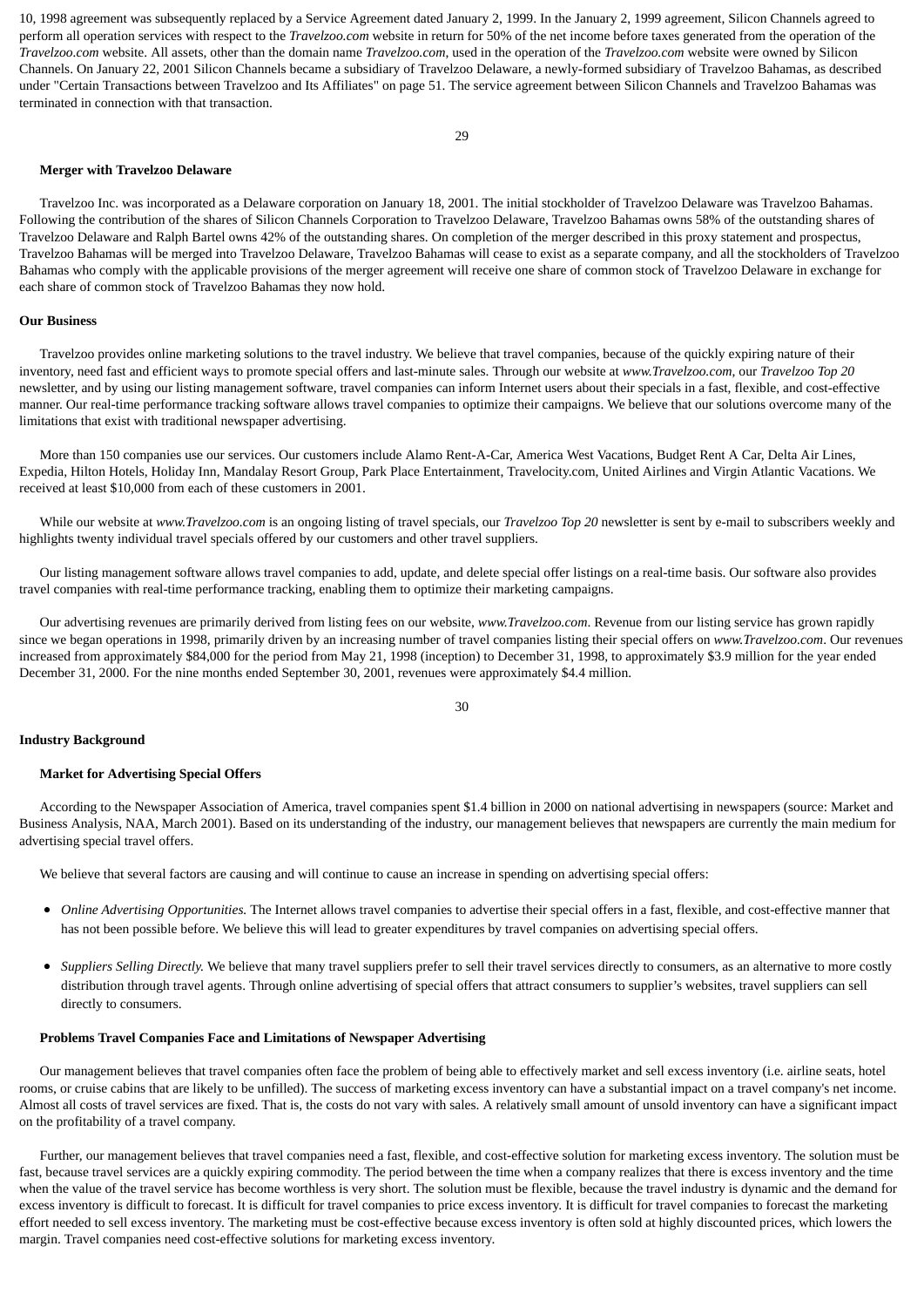10, 1998 agreement was subsequently replaced by a Service Agreement dated January 2, 1999. In the January 2, 1999 agreement, Silicon Channels agreed to perform all operation services with respect to the *Travelzoo.com* website in return for 50% of the net income before taxes generated from the operation of the *Travelzoo.com* website. All assets, other than the domain name *Travelzoo.com*, used in the operation of the *Travelzoo.com* website were owned by Silicon Channels. On January 22, 2001 Silicon Channels became a subsidiary of Travelzoo Delaware, a newly-formed subsidiary of Travelzoo Bahamas, as described under "Certain Transactions between Travelzoo and Its Affiliates" on page 51. The service agreement between Silicon Channels and Travelzoo Bahamas was terminated in connection with that transaction.

### Merger with Travelzoo Delaware

Travelzoo Inc. was incorporated as a Delaware corporation on January 18, 2001. The initial stockholder of Travelzoo Delaware was Travelzoo Bahamas. Following the contribution of the shares of Silicon Channels Corporation to Travelzoo Delaware, Travelzoo Bahamas owns 58% of the outstanding shares of Travelzoo Delaware and Ralph Bartel owns 42% of the outstanding shares. On completion of the merger described in this proxy statement and prospectus, Travelzoo Bahamas will be merged into Travelzoo Delaware, Travelzoo Bahamas will cease to exist as a separate company, and all the stockholders of Travelzoo Bahamas who comply with the applicable provisions of the merger agreement will receive one share of common stock of Travelzoo Delaware in exchange for each share of common stock of Travelzoo Bahamas they now hold.

## Our Business

Travelzoo provides online marketing solutions to the travel industry. We believe that travel companies, because of the quickly expiring nature of their inventory, need fast and efficient ways to promote special offers and last-minute sales. Through our website at *www.Travelzoo.com*, our *Travelzoo Top 20* newsletter, and by using our listing management software, travel companies can inform Internet users about their specials in a fast, flexible, and cost-effective manner. Our real-time performance tracking software allows travel companies to optimize their campaigns. We believe that our solutions overcome many of the limitations that exist with traditional newspaper advertising.

More than 150 companies use our services. Our customers include Alamo Rent-A-Car, America West Vacations, Budget Rent A Car, Delta Air Lines, Expedia, Hilton Hotels, Holiday Inn, Mandalay Resort Group, Park Place Entertainment, Travelocity.com, United Airlines and Virgin Atlantic Vacations. We received at least $10,000 from each of these customers in 2001.

While our website at *www.Travelzoo.com* is an ongoing listing of travel specials, our *Travelzoo Top 20* newsletter is sent by e-mail to subscribers weekly and highlights twenty individual travel specials offered by our customers and other travel suppliers.

Our listing management software allows travel companies to add, update, and delete special offer listings on a real-time basis. Our software also provides travel companies with real-time performance tracking, enabling them to optimize their marketing campaigns.

Our advertising revenues are primarily derived from listing fees on our website, *www.Travelzoo.com*. Revenue from our listing service has grown rapidly since we began operations in 1998, primarily driven by an increasing number of travel companies listing their special offers on *www.Travelzoo.com*. Our revenues increased from approximately $84,000 for the period from May 21, 1998 (inception) to December 31, 1998, to approximately $3.9 million for the year ended December 31, 2000. For the nine months ended September 30, 2001, revenues were approximately $4.4 million.

## Industry Background

### Market for Advertising Special Offers

According to the Newspaper Association of America, travel companies spent $1.4 billion in 2000 on national advertising in newspapers (source: Market and Business Analysis, NAA, March 2001). Based on its understanding of the industry, our management believes that newspapers are currently the main medium for advertising special travel offers.

We believe that several factors are causing and will continue to cause an increase in spending on advertising special offers:

- *Online Advertising Opportunities.* The Internet allows travel companies to advertise their special offers in a fast, flexible, and cost-effective manner that has not been possible before. We believe this will lead to greater expenditures by travel companies on advertising special offers.
- *Suppliers Selling Directly.* We believe that many travel suppliers prefer to sell their travel services directly to consumers, as an alternative to more costly distribution through travel agents. Through online advertising of special offers that attract consumers to supplier's websites, travel suppliers can sell directly to consumers.

### Problems Travel Companies Face and Limitations of Newspaper Advertising

Our management believes that travel companies often face the problem of being able to effectively market and sell excess inventory (i.e. airline seats, hotel rooms, or cruise cabins that are likely to be unfilled). The success of marketing excess inventory can have a substantial impact on a travel company's net income. Almost all costs of travel services are fixed. That is, the costs do not vary with sales. A relatively small amount of unsold inventory can have a significant impact on the profitability of a travel company.

Further, our management believes that travel companies need a fast, flexible, and cost-effective solution for marketing excess inventory. The solution must be fast, because travel services are a quickly expiring commodity. The period between the time when a company realizes that there is excess inventory and the time when the value of the travel service has become worthless is very short. The solution must be flexible, because the travel industry is dynamic and the demand for excess inventory is difficult to forecast. It is difficult for travel companies to price excess inventory. It is difficult for travel companies to forecast the marketing effort needed to sell excess inventory. The marketing must be cost-effective because excess inventory is often sold at highly discounted prices, which lowers the margin. Travel companies need cost-effective solutions for marketing excess inventory.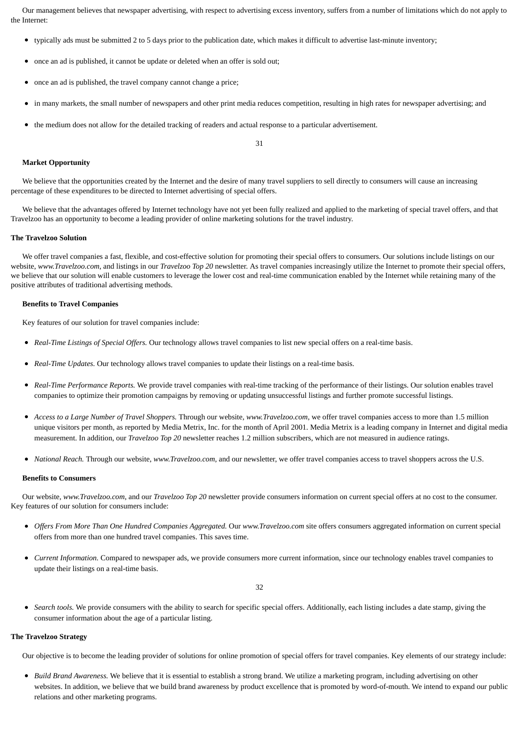Our management believes that newspaper advertising, with respect to advertising excess inventory, suffers from a number of limitations which do not apply to the Internet:

- typically ads must be submitted 2 to 5 days prior to the publication date, which makes it difficult to advertise last-minute inventory;
- once an ad is published, it cannot be update or deleted when an offer is sold out;
- once an ad is published, the travel company cannot change a price;
- in many markets, the small number of newspapers and other print media reduces competition, resulting in high rates for newspaper advertising; and
- the medium does not allow for the detailed tracking of readers and actual response to a particular advertisement.

**Market Opportunity**

We believe that the opportunities created by the Internet and the desire of many travel suppliers to sell directly to consumers will cause an increasing percentage of these expenditures to be directed to Internet advertising of special offers.

We believe that the advantages offered by Internet technology have not yet been fully realized and applied to the marketing of special travel offers, and that Travelzoo has an opportunity to become a leading provider of online marketing solutions for the travel industry.

**The Travelzoo Solution**

We offer travel companies a fast, flexible, and cost-effective solution for promoting their special offers to consumers. Our solutions include listings on our website, *www.Travelzoo.com*, and listings in our *Travelzoo Top 20* newsletter. As travel companies increasingly utilize the Internet to promote their special offers, we believe that our solution will enable customers to leverage the lower cost and real-time communication enabled by the Internet while retaining many of the positive attributes of traditional advertising methods.

**Benefits to Travel Companies**

Key features of our solution for travel companies include:

- *Real-Time Listings of Special Offers.* Our technology allows travel companies to list new special offers on a real-time basis.
- *Real-Time Updates.* Our technology allows travel companies to update their listings on a real-time basis.
- *Real-Time Performance Reports.* We provide travel companies with real-time tracking of the performance of their listings. Our solution enables travel companies to optimize their promotion campaigns by removing or updating unsuccessful listings and further promote successful listings.
- *Access to a Large Number of Travel Shoppers.* Through our website, *www.Travelzoo.com*, we offer travel companies access to more than 1.5 million unique visitors per month, as reported by Media Metrix, Inc. for the month of April 2001. Media Metrix is a leading company in Internet and digital media measurement. In addition, our *Travelzoo Top 20* newsletter reaches 1.2 million subscribers, which are not measured in audience ratings.
- *National Reach.* Through our website, *www.Travelzoo.com*, and our newsletter, we offer travel companies access to travel shoppers across the U.S.

**Benefits to Consumers**

Our website, *www.Travelzoo.com*, and our *Travelzoo Top 20* newsletter provide consumers information on current special offers at no cost to the consumer. Key features of our solution for consumers include:

- *Offers From More Than One Hundred Companies Aggregated.* Our *www.Travelzoo.com* site offers consumers aggregated information on current special offers from more than one hundred travel companies. This saves time.
- *Current Information.* Compared to newspaper ads, we provide consumers more current information, since our technology enables travel companies to update their listings on a real-time basis.
- *Search tools.* We provide consumers with the ability to search for specific special offers. Additionally, each listing includes a date stamp, giving the consumer information about the age of a particular listing.

**The Travelzoo Strategy**

Our objective is to become the leading provider of solutions for online promotion of special offers for travel companies. Key elements of our strategy include:

- *Build Brand Awareness.* We believe that it is essential to establish a strong brand. We utilize a marketing program, including advertising on other websites. In addition, we believe that we build brand awareness by product excellence that is promoted by word-of-mouth. We intend to expand our public relations and other marketing programs.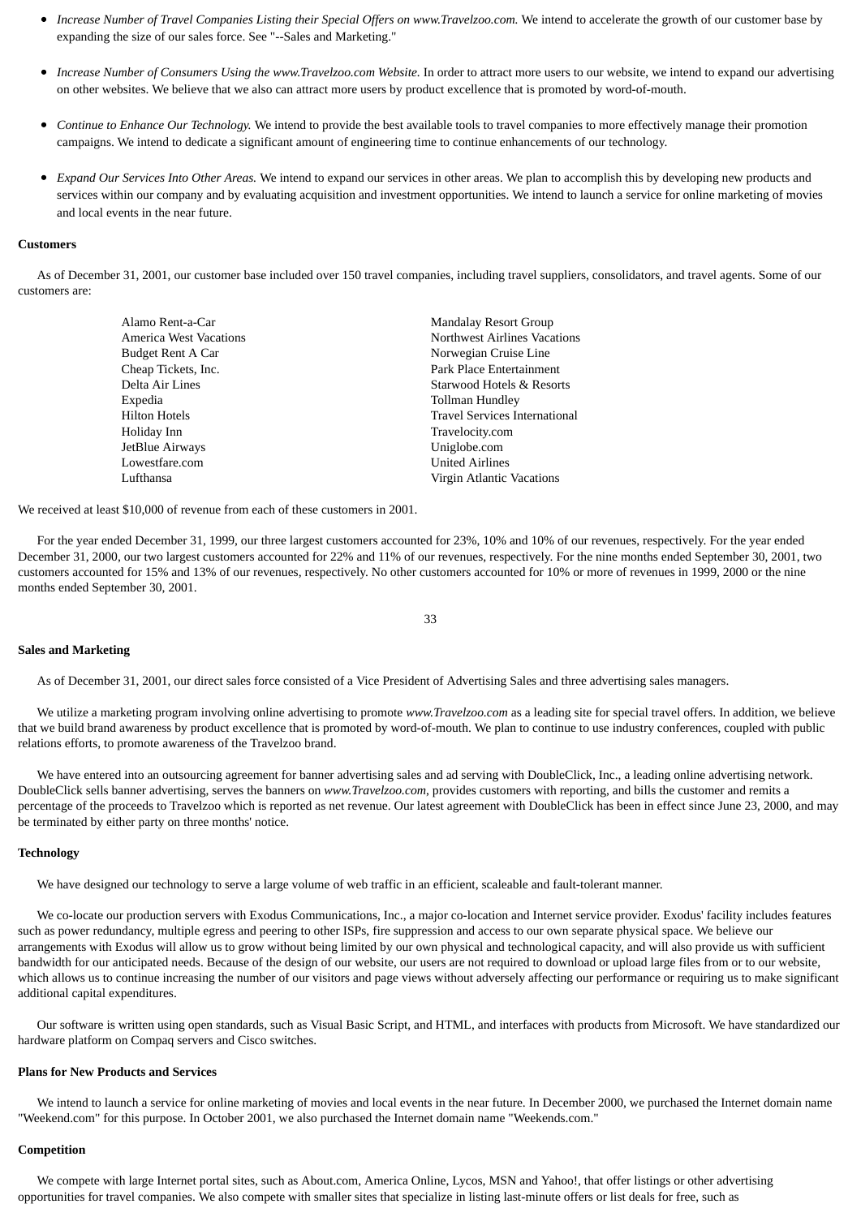- *Increase Number of Travel Companies Listing their Special Offers on www.Travelzoo.com.* We intend to accelerate the growth of our customer base by expanding the size of our sales force. See "--Sales and Marketing."

- *Increase Number of Consumers Using the www.Travelzoo.com Website.* In order to attract more users to our website, we intend to expand our advertising on other websites. We believe that we also can attract more users by product excellence that is promoted by word-of-mouth.

- *Continue to Enhance Our Technology.* We intend to provide the best available tools to travel companies to more effectively manage their promotion campaigns. We intend to dedicate a significant amount of engineering time to continue enhancements of our technology.

- *Expand Our Services Into Other Areas.* We intend to expand our services in other areas. We plan to accomplish this by developing new products and services within our company and by evaluating acquisition and investment opportunities. We intend to launch a service for online marketing of movies and local events in the near future.

**Customers**

As of December 31, 2001, our customer base included over 150 travel companies, including travel suppliers, consolidators, and travel agents. Some of our customers are:

| | |
|---|---|
| Alamo Rent-a-Car | Mandalay Resort Group |
| America West Vacations | Northwest Airlines Vacations |
| Budget Rent A Car | Norwegian Cruise Line |
| Cheap Tickets, Inc. | Park Place Entertainment |
| Delta Air Lines | Starwood Hotels & Resorts |
| Expedia | Tollman Hundley |
| Hilton Hotels | Travel Services International |
| Holiday Inn | Travelocity.com |
| JetBlue Airways | Uniglobe.com |
| Lowestfare.com | United Airlines |
| Lufthansa | Virgin Atlantic Vacations |

We received at least $10,000 of revenue from each of these customers in 2001.

For the year ended December 31, 1999, our three largest customers accounted for 23%, 10% and 10% of our revenues, respectively. For the year ended December 31, 2000, our two largest customers accounted for 22% and 11% of our revenues, respectively. For the nine months ended September 30, 2001, two customers accounted for 15% and 13% of our revenues, respectively. No other customers accounted for 10% or more of revenues in 1999, 2000 or the nine months ended September 30, 2001.

**Sales and Marketing**

As of December 31, 2001, our direct sales force consisted of a Vice President of Advertising Sales and three advertising sales managers.

We utilize a marketing program involving online advertising to promote *www.Travelzoo.com* as a leading site for special travel offers. In addition, we believe that we build brand awareness by product excellence that is promoted by word-of-mouth. We plan to continue to use industry conferences, coupled with public relations efforts, to promote awareness of the Travelzoo brand.

We have entered into an outsourcing agreement for banner advertising sales and ad serving with DoubleClick, Inc., a leading online advertising network. DoubleClick sells banner advertising, serves the banners on *www.Travelzoo.com*, provides customers with reporting, and bills the customer and remits a percentage of the proceeds to Travelzoo which is reported as net revenue. Our latest agreement with DoubleClick has been in effect since June 23, 2000, and may be terminated by either party on three months' notice.

**Technology**

We have designed our technology to serve a large volume of web traffic in an efficient, scaleable and fault-tolerant manner.

We co-locate our production servers with Exodus Communications, Inc., a major co-location and Internet service provider. Exodus' facility includes features such as power redundancy, multiple egress and peering to other ISPs, fire suppression and access to our own separate physical space. We believe our arrangements with Exodus will allow us to grow without being limited by our own physical and technological capacity, and will also provide us with sufficient bandwidth for our anticipated needs. Because of the design of our website, our users are not required to download or upload large files from or to our website, which allows us to continue increasing the number of our visitors and page views without adversely affecting our performance or requiring us to make significant additional capital expenditures.

Our software is written using open standards, such as Visual Basic Script, and HTML, and interfaces with products from Microsoft. We have standardized our hardware platform on Compaq servers and Cisco switches.

**Plans for New Products and Services**

We intend to launch a service for online marketing of movies and local events in the near future. In December 2000, we purchased the Internet domain name "Weekend.com" for this purpose. In October 2001, we also purchased the Internet domain name "Weekends.com."

**Competition**

We compete with large Internet portal sites, such as About.com, America Online, Lycos, MSN and Yahoo!, that offer listings or other advertising opportunities for travel companies. We also compete with smaller sites that specialize in listing last-minute offers or list deals for free, such as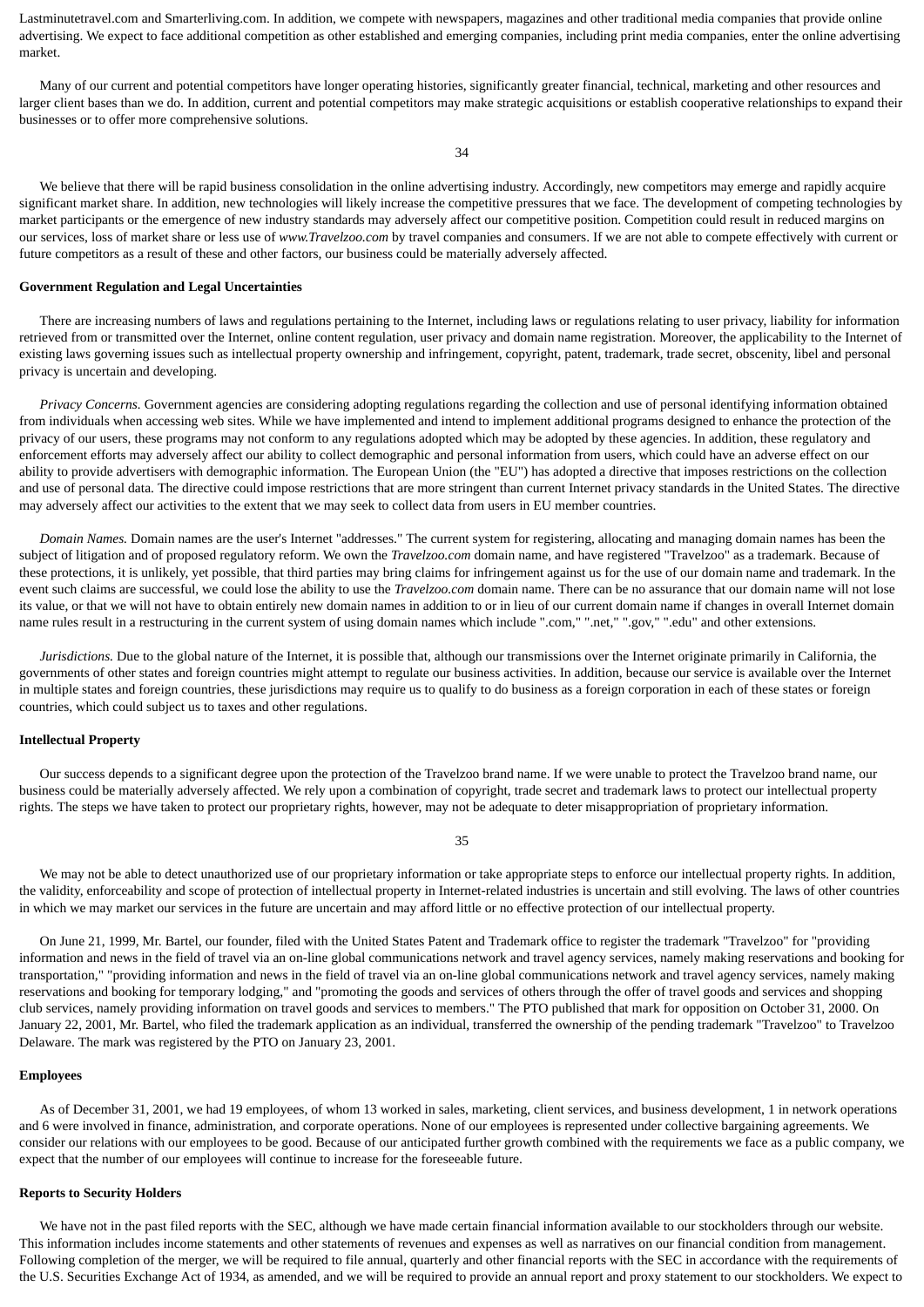Lastminutetravel.com and Smarterliving.com. In addition, we compete with newspapers, magazines and other traditional media companies that provide online advertising. We expect to face additional competition as other established and emerging companies, including print media companies, enter the online advertising market.

Many of our current and potential competitors have longer operating histories, significantly greater financial, technical, marketing and other resources and larger client bases than we do. In addition, current and potential competitors may make strategic acquisitions or establish cooperative relationships to expand their businesses or to offer more comprehensive solutions.

We believe that there will be rapid business consolidation in the online advertising industry. Accordingly, new competitors may emerge and rapidly acquire significant market share. In addition, new technologies will likely increase the competitive pressures that we face. The development of competing technologies by market participants or the emergence of new industry standards may adversely affect our competitive position. Competition could result in reduced margins on our services, loss of market share or less use of *www.Travelzoo.com* by travel companies and consumers. If we are not able to compete effectively with current or future competitors as a result of these and other factors, our business could be materially adversely affected.

**Government Regulation and Legal Uncertainties**

There are increasing numbers of laws and regulations pertaining to the Internet, including laws or regulations relating to user privacy, liability for information retrieved from or transmitted over the Internet, online content regulation, user privacy and domain name registration. Moreover, the applicability to the Internet of existing laws governing issues such as intellectual property ownership and infringement, copyright, patent, trademark, trade secret, obscenity, libel and personal privacy is uncertain and developing.

*Privacy Concerns.* Government agencies are considering adopting regulations regarding the collection and use of personal identifying information obtained from individuals when accessing web sites. While we have implemented and intend to implement additional programs designed to enhance the protection of the privacy of our users, these programs may not conform to any regulations adopted which may be adopted by these agencies. In addition, these regulatory and enforcement efforts may adversely affect our ability to collect demographic and personal information from users, which could have an adverse effect on our ability to provide advertisers with demographic information. The European Union (the "EU") has adopted a directive that imposes restrictions on the collection and use of personal data. The directive could impose restrictions that are more stringent than current Internet privacy standards in the United States. The directive may adversely affect our activities to the extent that we may seek to collect data from users in EU member countries.

*Domain Names.* Domain names are the user's Internet "addresses." The current system for registering, allocating and managing domain names has been the subject of litigation and of proposed regulatory reform. We own the *Travelzoo.com* domain name, and have registered "Travelzoo" as a trademark. Because of these protections, it is unlikely, yet possible, that third parties may bring claims for infringement against us for the use of our domain name and trademark. In the event such claims are successful, we could lose the ability to use the *Travelzoo.com* domain name. There can be no assurance that our domain name will not lose its value, or that we will not have to obtain entirely new domain names in addition to or in lieu of our current domain name if changes in overall Internet domain name rules result in a restructuring in the current system of using domain names which include ".com," ".net," ".gov," ".edu" and other extensions.

*Jurisdictions.* Due to the global nature of the Internet, it is possible that, although our transmissions over the Internet originate primarily in California, the governments of other states and foreign countries might attempt to regulate our business activities. In addition, because our service is available over the Internet in multiple states and foreign countries, these jurisdictions may require us to qualify to do business as a foreign corporation in each of these states or foreign countries, which could subject us to taxes and other regulations.

**Intellectual Property**

Our success depends to a significant degree upon the protection of the Travelzoo brand name. If we were unable to protect the Travelzoo brand name, our business could be materially adversely affected. We rely upon a combination of copyright, trade secret and trademark laws to protect our intellectual property rights. The steps we have taken to protect our proprietary rights, however, may not be adequate to deter misappropriation of proprietary information.

We may not be able to detect unauthorized use of our proprietary information or take appropriate steps to enforce our intellectual property rights. In addition, the validity, enforceability and scope of protection of intellectual property in Internet-related industries is uncertain and still evolving. The laws of other countries in which we may market our services in the future are uncertain and may afford little or no effective protection of our intellectual property.

On June 21, 1999, Mr. Bartel, our founder, filed with the United States Patent and Trademark office to register the trademark "Travelzoo" for "providing information and news in the field of travel via an on-line global communications network and travel agency services, namely making reservations and booking for transportation," "providing information and news in the field of travel via an on-line global communications network and travel agency services, namely making reservations and booking for temporary lodging," and "promoting the goods and services of others through the offer of travel goods and services and shopping club services, namely providing information on travel goods and services to members." The PTO published that mark for opposition on October 31, 2000. On January 22, 2001, Mr. Bartel, who filed the trademark application as an individual, transferred the ownership of the pending trademark "Travelzoo" to Travelzoo Delaware. The mark was registered by the PTO on January 23, 2001.

**Employees**

As of December 31, 2001, we had 19 employees, of whom 13 worked in sales, marketing, client services, and business development, 1 in network operations and 6 were involved in finance, administration, and corporate operations. None of our employees is represented under collective bargaining agreements. We consider our relations with our employees to be good. Because of our anticipated further growth combined with the requirements we face as a public company, we expect that the number of our employees will continue to increase for the foreseeable future.

**Reports to Security Holders**

We have not in the past filed reports with the SEC, although we have made certain financial information available to our stockholders through our website. This information includes income statements and other statements of revenues and expenses as well as narratives on our financial condition from management. Following completion of the merger, we will be required to file annual, quarterly and other financial reports with the SEC in accordance with the requirements of the U.S. Securities Exchange Act of 1934, as amended, and we will be required to provide an annual report and proxy statement to our stockholders. We expect to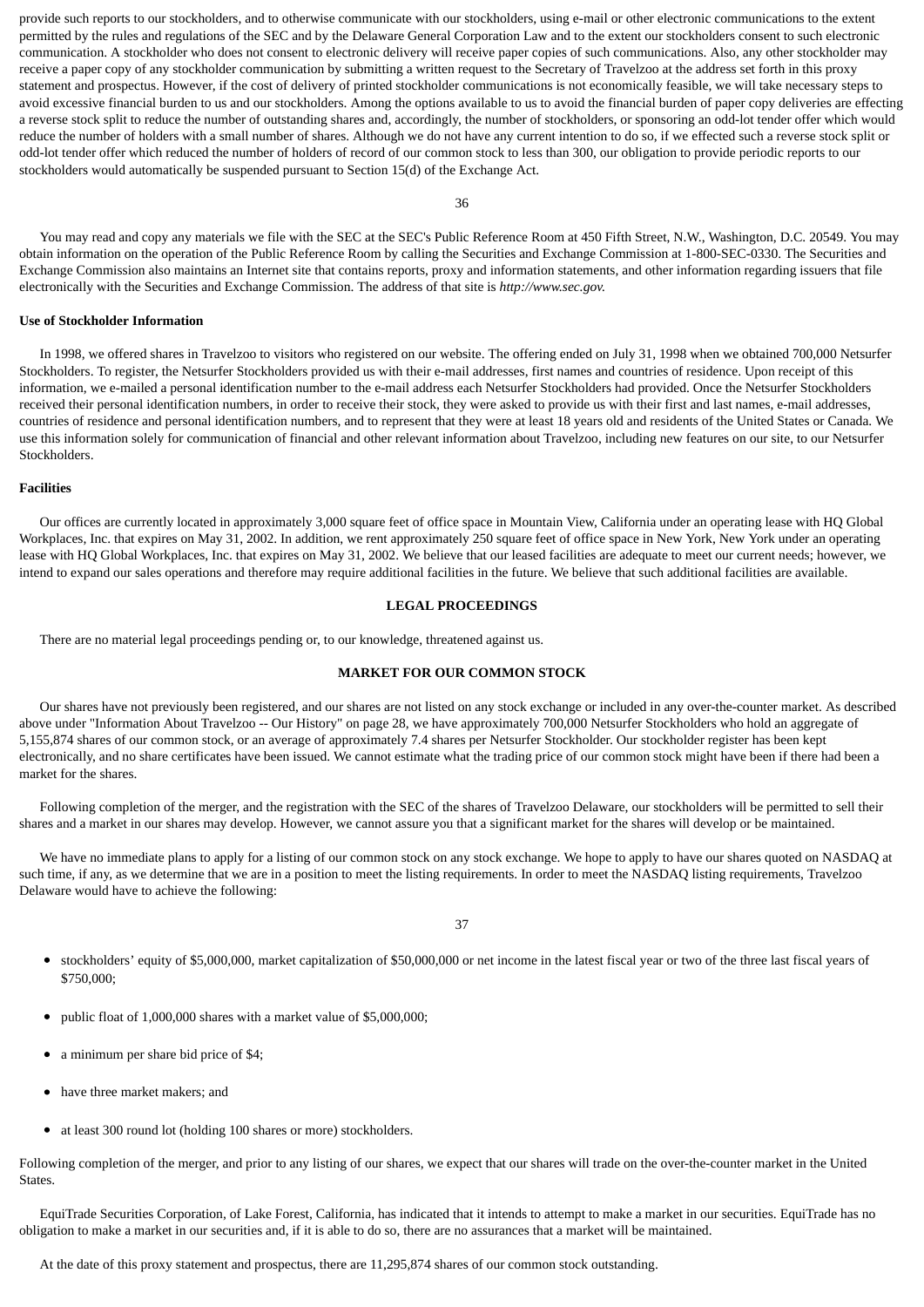provide such reports to our stockholders, and to otherwise communicate with our stockholders, using e-mail or other electronic communications to the extent permitted by the rules and regulations of the SEC and by the Delaware General Corporation Law and to the extent our stockholders consent to such electronic communication. A stockholder who does not consent to electronic delivery will receive paper copies of such communications. Also, any other stockholder may receive a paper copy of any stockholder communication by submitting a written request to the Secretary of Travelzoo at the address set forth in this proxy statement and prospectus. However, if the cost of delivery of printed stockholder communications is not economically feasible, we will take necessary steps to avoid excessive financial burden to us and our stockholders. Among the options available to us to avoid the financial burden of paper copy deliveries are effecting a reverse stock split to reduce the number of outstanding shares and, accordingly, the number of stockholders, or sponsoring an odd-lot tender offer which would reduce the number of holders with a small number of shares. Although we do not have any current intention to do so, if we effected such a reverse stock split or odd-lot tender offer which reduced the number of holders of record of our common stock to less than 300, our obligation to provide periodic reports to our stockholders would automatically be suspended pursuant to Section 15(d) of the Exchange Act.

You may read and copy any materials we file with the SEC at the SEC's Public Reference Room at 450 Fifth Street, N.W., Washington, D.C. 20549. You may obtain information on the operation of the Public Reference Room by calling the Securities and Exchange Commission at 1-800-SEC-0330. The Securities and Exchange Commission also maintains an Internet site that contains reports, proxy and information statements, and other information regarding issuers that file electronically with the Securities and Exchange Commission. The address of that site is *http://www.sec.gov.*

**Use of Stockholder Information**

In 1998, we offered shares in Travelzoo to visitors who registered on our website. The offering ended on July 31, 1998 when we obtained 700,000 Netsurfer Stockholders. To register, the Netsurfer Stockholders provided us with their e-mail addresses, first names and countries of residence. Upon receipt of this information, we e-mailed a personal identification number to the e-mail address each Netsurfer Stockholders had provided. Once the Netsurfer Stockholders received their personal identification numbers, in order to receive their stock, they were asked to provide us with their first and last names, e-mail addresses, countries of residence and personal identification numbers, and to represent that they were at least 18 years old and residents of the United States or Canada. We use this information solely for communication of financial and other relevant information about Travelzoo, including new features on our site, to our Netsurfer Stockholders.

**Facilities**

Our offices are currently located in approximately 3,000 square feet of office space in Mountain View, California under an operating lease with HQ Global Workplaces, Inc. that expires on May 31, 2002. In addition, we rent approximately 250 square feet of office space in New York, New York under an operating lease with HQ Global Workplaces, Inc. that expires on May 31, 2002. We believe that our leased facilities are adequate to meet our current needs; however, we intend to expand our sales operations and therefore may require additional facilities in the future. We believe that such additional facilities are available.

## LEGAL PROCEEDINGS

There are no material legal proceedings pending or, to our knowledge, threatened against us.

## MARKET FOR OUR COMMON STOCK

Our shares have not previously been registered, and our shares are not listed on any stock exchange or included in any over-the-counter market. As described above under "Information About Travelzoo -- Our History" on page 28, we have approximately 700,000 Netsurfer Stockholders who hold an aggregate of 5,155,874 shares of our common stock, or an average of approximately 7.4 shares per Netsurfer Stockholder. Our stockholder register has been kept electronically, and no share certificates have been issued. We cannot estimate what the trading price of our common stock might have been if there had been a market for the shares.

Following completion of the merger, and the registration with the SEC of the shares of Travelzoo Delaware, our stockholders will be permitted to sell their shares and a market in our shares may develop. However, we cannot assure you that a significant market for the shares will develop or be maintained.

We have no immediate plans to apply for a listing of our common stock on any stock exchange. We hope to apply to have our shares quoted on NASDAQ at such time, if any, as we determine that we are in a position to meet the listing requirements. In order to meet the NASDAQ listing requirements, Travelzoo Delaware would have to achieve the following:

- stockholders' equity of $5,000,000, market capitalization of $50,000,000 or net income in the latest fiscal year or two of the three last fiscal years of $750,000;
- public float of 1,000,000 shares with a market value of $5,000,000;
- a minimum per share bid price of $4;
- have three market makers; and
- at least 300 round lot (holding 100 shares or more) stockholders.

Following completion of the merger, and prior to any listing of our shares, we expect that our shares will trade on the over-the-counter market in the United States.

EquiTrade Securities Corporation, of Lake Forest, California, has indicated that it intends to attempt to make a market in our securities. EquiTrade has no obligation to make a market in our securities and, if it is able to do so, there are no assurances that a market will be maintained.

At the date of this proxy statement and prospectus, there are 11,295,874 shares of our common stock outstanding.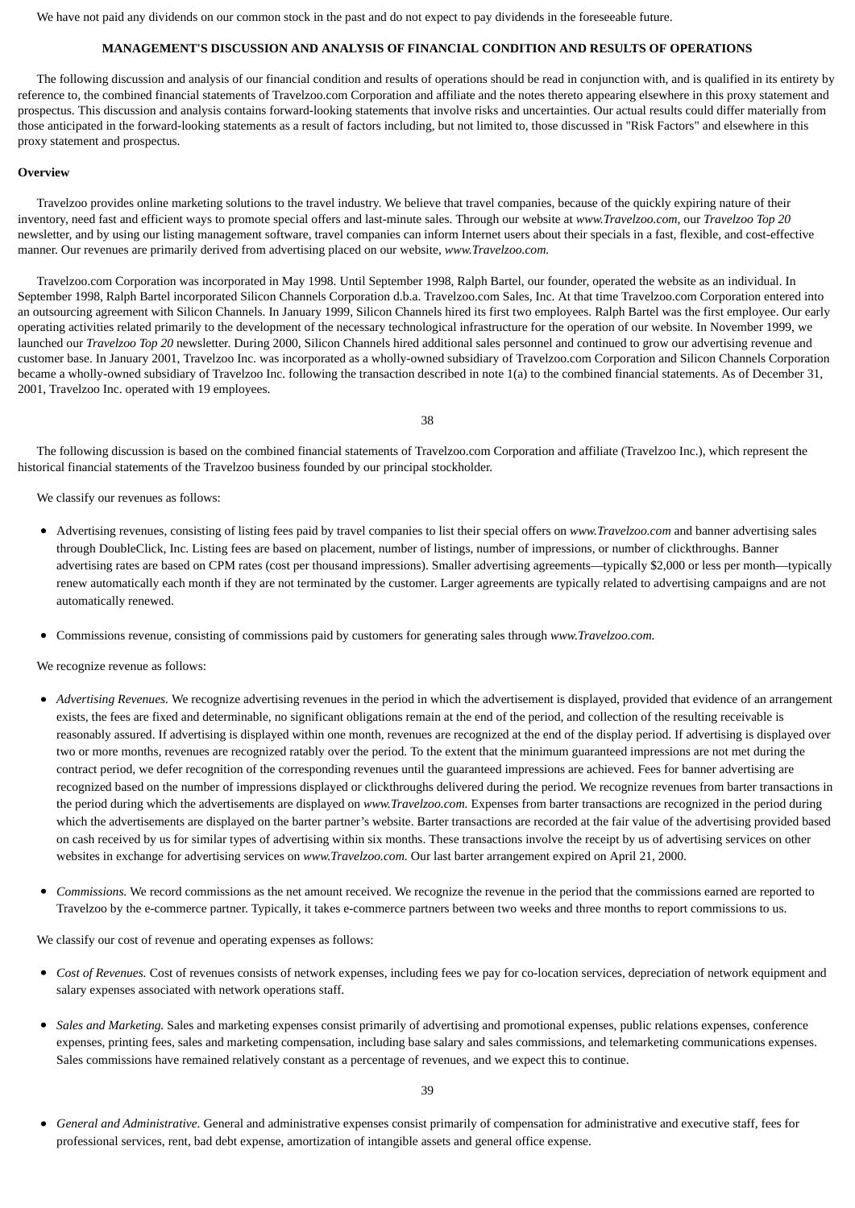We have not paid any dividends on our common stock in the past and do not expect to pay dividends in the foreseeable future.

## MANAGEMENT'S DISCUSSION AND ANALYSIS OF FINANCIAL CONDITION AND RESULTS OF OPERATIONS

The following discussion and analysis of our financial condition and results of operations should be read in conjunction with, and is qualified in its entirety by reference to, the combined financial statements of Travelzoo.com Corporation and affiliate and the notes thereto appearing elsewhere in this proxy statement and prospectus. This discussion and analysis contains forward-looking statements that involve risks and uncertainties. Our actual results could differ materially from those anticipated in the forward-looking statements as a result of factors including, but not limited to, those discussed in "Risk Factors" and elsewhere in this proxy statement and prospectus.

**Overview**

Travelzoo provides online marketing solutions to the travel industry. We believe that travel companies, because of the quickly expiring nature of their inventory, need fast and efficient ways to promote special offers and last-minute sales. Through our website at *www.Travelzoo.com*, our *Travelzoo Top 20* newsletter, and by using our listing management software, travel companies can inform Internet users about their specials in a fast, flexible, and cost-effective manner. Our revenues are primarily derived from advertising placed on our website, *www.Travelzoo.com.*

Travelzoo.com Corporation was incorporated in May 1998. Until September 1998, Ralph Bartel, our founder, operated the website as an individual. In September 1998, Ralph Bartel incorporated Silicon Channels Corporation d.b.a. Travelzoo.com Sales, Inc. At that time Travelzoo.com Corporation entered into an outsourcing agreement with Silicon Channels. In January 1999, Silicon Channels hired its first two employees. Ralph Bartel was the first employee. Our early operating activities related primarily to the development of the necessary technological infrastructure for the operation of our website. In November 1999, we launched our *Travelzoo Top 20* newsletter. During 2000, Silicon Channels hired additional sales personnel and continued to grow our advertising revenue and customer base. In January 2001, Travelzoo Inc. was incorporated as a wholly-owned subsidiary of Travelzoo.com Corporation and Silicon Channels Corporation became a wholly-owned subsidiary of Travelzoo Inc. following the transaction described in note 1(a) to the combined financial statements. As of December 31, 2001, Travelzoo Inc. operated with 19 employees.

The following discussion is based on the combined financial statements of Travelzoo.com Corporation and affiliate (Travelzoo Inc.), which represent the historical financial statements of the Travelzoo business founded by our principal stockholder.

We classify our revenues as follows:

- Advertising revenues, consisting of listing fees paid by travel companies to list their special offers on *www.Travelzoo.com* and banner advertising sales through DoubleClick, Inc. Listing fees are based on placement, number of listings, number of impressions, or number of clickthroughs. Banner advertising rates are based on CPM rates (cost per thousand impressions). Smaller advertising agreements—typically $2,000 or less per month—typically renew automatically each month if they are not terminated by the customer. Larger agreements are typically related to advertising campaigns and are not automatically renewed.

- Commissions revenue, consisting of commissions paid by customers for generating sales through *www.Travelzoo.com.*

We recognize revenue as follows:

- *Advertising Revenues.* We recognize advertising revenues in the period in which the advertisement is displayed, provided that evidence of an arrangement exists, the fees are fixed and determinable, no significant obligations remain at the end of the period, and collection of the resulting receivable is reasonably assured. If advertising is displayed within one month, revenues are recognized at the end of the display period. If advertising is displayed over two or more months, revenues are recognized ratably over the period. To the extent that the minimum guaranteed impressions are not met during the contract period, we defer recognition of the corresponding revenues until the guaranteed impressions are achieved. Fees for banner advertising are recognized based on the number of impressions displayed or clickthroughs delivered during the period. We recognize revenues from barter transactions in the period during which the advertisements are displayed on *www.Travelzoo.com.* Expenses from barter transactions are recognized in the period during which the advertisements are displayed on the barter partner's website. Barter transactions are recorded at the fair value of the advertising provided based on cash received by us for similar types of advertising within six months. These transactions involve the receipt by us of advertising services on other websites in exchange for advertising services on *www.Travelzoo.com.* Our last barter arrangement expired on April 21, 2000.

- *Commissions.* We record commissions as the net amount received. We recognize the revenue in the period that the commissions earned are reported to Travelzoo by the e-commerce partner. Typically, it takes e-commerce partners between two weeks and three months to report commissions to us.

We classify our cost of revenue and operating expenses as follows:

- *Cost of Revenues.* Cost of revenues consists of network expenses, including fees we pay for co-location services, depreciation of network equipment and salary expenses associated with network operations staff.

- *Sales and Marketing.* Sales and marketing expenses consist primarily of advertising and promotional expenses, public relations expenses, conference expenses, printing fees, sales and marketing compensation, including base salary and sales commissions, and telemarketing communications expenses. Sales commissions have remained relatively constant as a percentage of revenues, and we expect this to continue.

- *General and Administrative.* General and administrative expenses consist primarily of compensation for administrative and executive staff, fees for professional services, rent, bad debt expense, amortization of intangible assets and general office expense.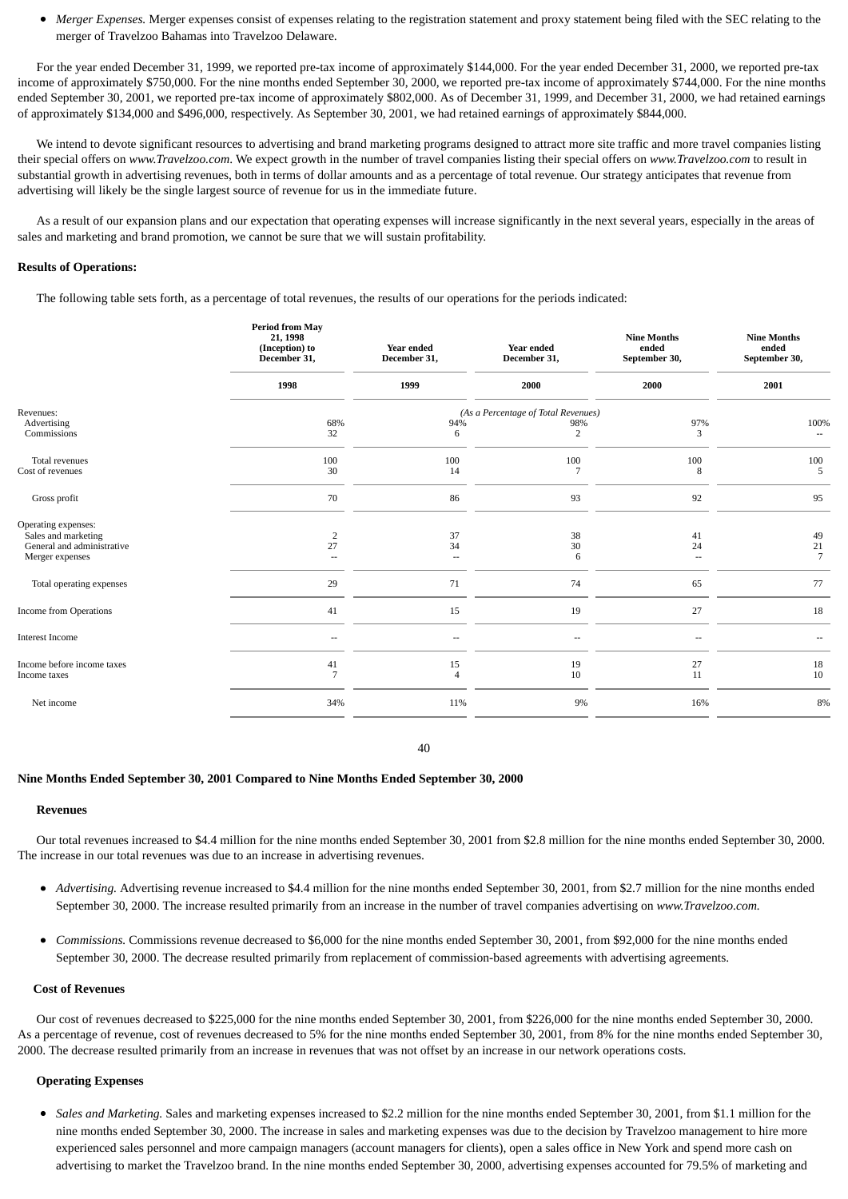- *Merger Expenses.* Merger expenses consist of expenses relating to the registration statement and proxy statement being filed with the SEC relating to the merger of Travelzoo Bahamas into Travelzoo Delaware.

For the year ended December 31, 1999, we reported pre-tax income of approximately $144,000. For the year ended December 31, 2000, we reported pre-tax income of approximately $750,000. For the nine months ended September 30, 2000, we reported pre-tax income of approximately $744,000. For the nine months ended September 30, 2001, we reported pre-tax income of approximately $802,000. As of December 31, 1999, and December 31, 2000, we had retained earnings of approximately $134,000 and $496,000, respectively. As September 30, 2001, we had retained earnings of approximately $844,000.

We intend to devote significant resources to advertising and brand marketing programs designed to attract more site traffic and more travel companies listing their special offers on *www.Travelzoo.com*. We expect growth in the number of travel companies listing their special offers on *www.Travelzoo.com* to result in substantial growth in advertising revenues, both in terms of dollar amounts and as a percentage of total revenue. Our strategy anticipates that revenue from advertising will likely be the single largest source of revenue for us in the immediate future.

As a result of our expansion plans and our expectation that operating expenses will increase significantly in the next several years, especially in the areas of sales and marketing and brand promotion, we cannot be sure that we will sustain profitability.

**Results of Operations:**

The following table sets forth, as a percentage of total revenues, the results of our operations for the periods indicated:

| | Period from May 21, 1998 (Inception) to December 31, | Year ended December 31, | Year ended December 31, | Nine Months ended September 30, | Nine Months ended September 30, |
|---|---|---|---|---|---|
| | 1998 | 1999 | 2000 | 2000 | 2001 |
| | | | *(As a Percentage of Total Revenues)* | | |
| Revenues: | | | | | |
| Advertising | 68% | 94% | 98% | 97% | 100% |
| Commissions | 32 | 6 | 2 | 3 | -- |
| Total revenues | 100 | 100 | 100 | 100 | 100 |
| Cost of revenues | 30 | 14 | 7 | 8 | 5 |
| Gross profit | 70 | 86 | 93 | 92 | 95 |
| Operating expenses: | | | | | |
| Sales and marketing | 2 | 37 | 38 | 41 | 49 |
| General and administrative | 27 | 34 | 30 | 24 | 21 |
| Merger expenses | -- | -- | 6 | -- | 7 |
| Total operating expenses | 29 | 71 | 74 | 65 | 77 |
| Income from Operations | 41 | 15 | 19 | 27 | 18 |
| Interest Income | -- | -- | -- | -- | -- |
| Income before income taxes | 41 | 15 | 19 | 27 | 18 |
| Income taxes | 7 | 4 | 10 | 11 | 10 |
| Net income | 34% | 11% | 9% | 16% | 8% |

**Nine Months Ended September 30, 2001 Compared to Nine Months Ended September 30, 2000**

**Revenues**

Our total revenues increased to $4.4 million for the nine months ended September 30, 2001 from $2.8 million for the nine months ended September 30, 2000. The increase in our total revenues was due to an increase in advertising revenues.

- *Advertising.* Advertising revenue increased to $4.4 million for the nine months ended September 30, 2001, from $2.7 million for the nine months ended September 30, 2000. The increase resulted primarily from an increase in the number of travel companies advertising on *www.Travelzoo.com.*

- *Commissions.* Commissions revenue decreased to $6,000 for the nine months ended September 30, 2001, from $92,000 for the nine months ended September 30, 2000. The decrease resulted primarily from replacement of commission-based agreements with advertising agreements.

**Cost of Revenues**

Our cost of revenues decreased to $225,000 for the nine months ended September 30, 2001, from $226,000 for the nine months ended September 30, 2000. As a percentage of revenue, cost of revenues decreased to 5% for the nine months ended September 30, 2001, from 8% for the nine months ended September 30, 2000. The decrease resulted primarily from an increase in revenues that was not offset by an increase in our network operations costs.

**Operating Expenses**

- *Sales and Marketing.* Sales and marketing expenses increased to $2.2 million for the nine months ended September 30, 2001, from $1.1 million for the nine months ended September 30, 2000. The increase in sales and marketing expenses was due to the decision by Travelzoo management to hire more experienced sales personnel and more campaign managers (account managers for clients), open a sales office in New York and spend more cash on advertising to market the Travelzoo brand. In the nine months ended September 30, 2000, advertising expenses accounted for 79.5% of marketing and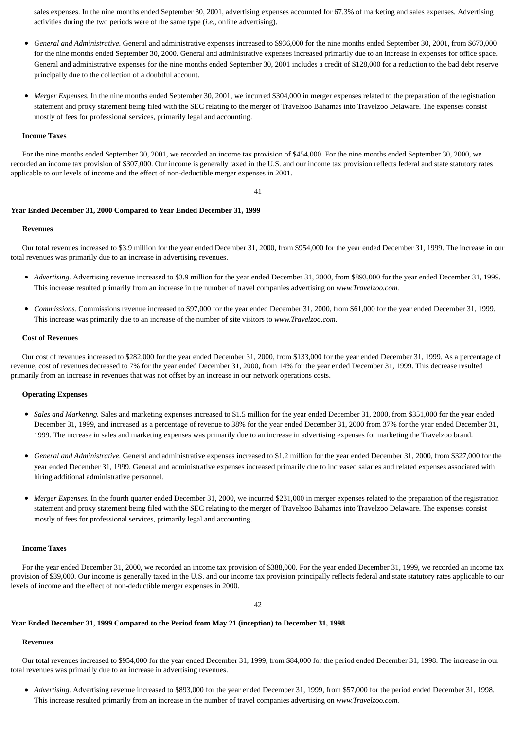sales expenses. In the nine months ended September 30, 2001, advertising expenses accounted for 67.3% of marketing and sales expenses. Advertising activities during the two periods were of the same type (*i.e.*, online advertising).

- *General and Administrative.* General and administrative expenses increased to $936,000 for the nine months ended September 30, 2001, from $670,000 for the nine months ended September 30, 2000. General and administrative expenses increased primarily due to an increase in expenses for office space. General and administrative expenses for the nine months ended September 30, 2001 includes a credit of $128,000 for a reduction to the bad debt reserve principally due to the collection of a doubtful account.

- *Merger Expenses.* In the nine months ended September 30, 2001, we incurred $304,000 in merger expenses related to the preparation of the registration statement and proxy statement being filed with the SEC relating to the merger of Travelzoo Bahamas into Travelzoo Delaware. The expenses consist mostly of fees for professional services, primarily legal and accounting.

**Income Taxes**

For the nine months ended September 30, 2001, we recorded an income tax provision of $454,000. For the nine months ended September 30, 2000, we recorded an income tax provision of $307,000. Our income is generally taxed in the U.S. and our income tax provision reflects federal and state statutory rates applicable to our levels of income and the effect of non-deductible merger expenses in 2001.

**Year Ended December 31, 2000 Compared to Year Ended December 31, 1999**

**Revenues**

Our total revenues increased to $3.9 million for the year ended December 31, 2000, from $954,000 for the year ended December 31, 1999. The increase in our total revenues was primarily due to an increase in advertising revenues.

- *Advertising.* Advertising revenue increased to $3.9 million for the year ended December 31, 2000, from $893,000 for the year ended December 31, 1999. This increase resulted primarily from an increase in the number of travel companies advertising on *www.Travelzoo.com.*

- *Commissions.* Commissions revenue increased to $97,000 for the year ended December 31, 2000, from $61,000 for the year ended December 31, 1999. This increase was primarily due to an increase of the number of site visitors to *www.Travelzoo.com.*

**Cost of Revenues**

Our cost of revenues increased to $282,000 for the year ended December 31, 2000, from $133,000 for the year ended December 31, 1999. As a percentage of revenue, cost of revenues decreased to 7% for the year ended December 31, 2000, from 14% for the year ended December 31, 1999. This decrease resulted primarily from an increase in revenues that was not offset by an increase in our network operations costs.

**Operating Expenses**

- *Sales and Marketing.* Sales and marketing expenses increased to $1.5 million for the year ended December 31, 2000, from $351,000 for the year ended December 31, 1999, and increased as a percentage of revenue to 38% for the year ended December 31, 2000 from 37% for the year ended December 31, 1999. The increase in sales and marketing expenses was primarily due to an increase in advertising expenses for marketing the Travelzoo brand.

- *General and Administrative.* General and administrative expenses increased to $1.2 million for the year ended December 31, 2000, from $327,000 for the year ended December 31, 1999. General and administrative expenses increased primarily due to increased salaries and related expenses associated with hiring additional administrative personnel.

- *Merger Expenses.* In the fourth quarter ended December 31, 2000, we incurred $231,000 in merger expenses related to the preparation of the registration statement and proxy statement being filed with the SEC relating to the merger of Travelzoo Bahamas into Travelzoo Delaware. The expenses consist mostly of fees for professional services, primarily legal and accounting.

**Income Taxes**

For the year ended December 31, 2000, we recorded an income tax provision of $388,000. For the year ended December 31, 1999, we recorded an income tax provision of $39,000. Our income is generally taxed in the U.S. and our income tax provision principally reflects federal and state statutory rates applicable to our levels of income and the effect of non-deductible merger expenses in 2000.

**Year Ended December 31, 1999 Compared to the Period from May 21 (inception) to December 31, 1998**

**Revenues**

Our total revenues increased to $954,000 for the year ended December 31, 1999, from $84,000 for the period ended December 31, 1998. The increase in our total revenues was primarily due to an increase in advertising revenues.

- *Advertising.* Advertising revenue increased to $893,000 for the year ended December 31, 1999, from $57,000 for the period ended December 31, 1998. This increase resulted primarily from an increase in the number of travel companies advertising on *www.Travelzoo.com.*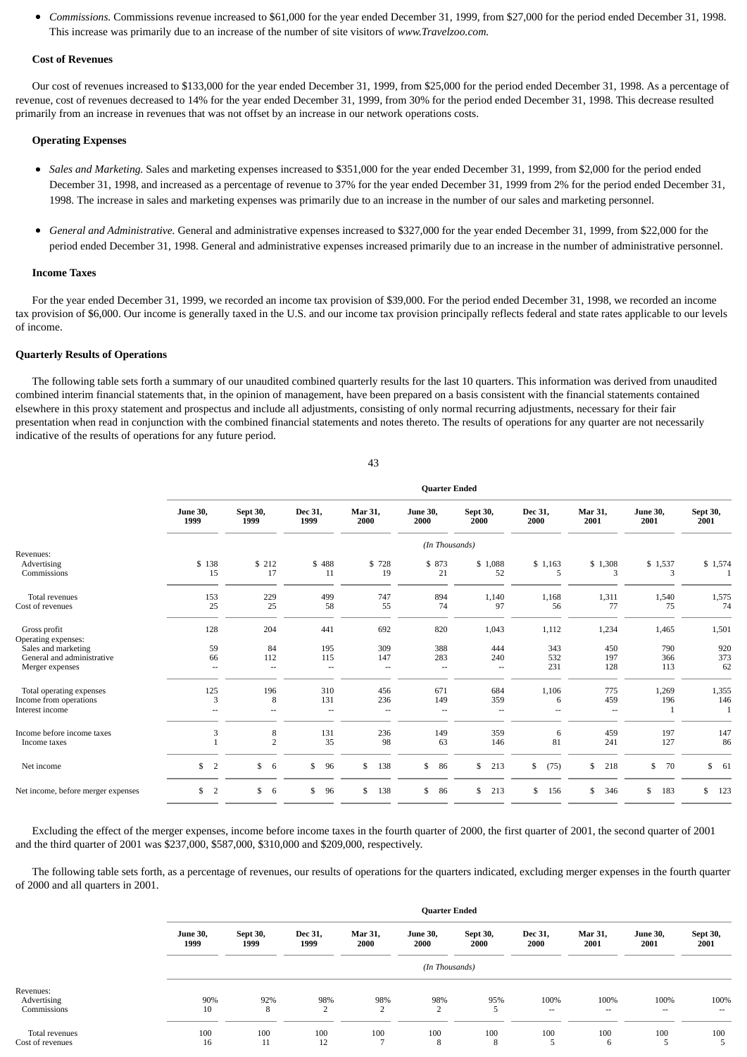- *Commissions.* Commissions revenue increased to $61,000 for the year ended December 31, 1999, from $27,000 for the period ended December 31, 1998. This increase was primarily due to an increase of the number of site visitors of *www.Travelzoo.com.*

### Cost of Revenues

Our cost of revenues increased to $133,000 for the year ended December 31, 1999, from $25,000 for the period ended December 31, 1998. As a percentage of revenue, cost of revenues decreased to 14% for the year ended December 31, 1999, from 30% for the period ended December 31, 1998. This decrease resulted primarily from an increase in revenues that was not offset by an increase in our network operations costs.

### Operating Expenses

- *Sales and Marketing.* Sales and marketing expenses increased to $351,000 for the year ended December 31, 1999, from $2,000 for the period ended December 31, 1998, and increased as a percentage of revenue to 37% for the year ended December 31, 1999 from 2% for the period ended December 31, 1998. The increase in sales and marketing expenses was primarily due to an increase in the number of our sales and marketing personnel.

- *General and Administrative.* General and administrative expenses increased to $327,000 for the year ended December 31, 1999, from $22,000 for the period ended December 31, 1998. General and administrative expenses increased primarily due to an increase in the number of administrative personnel.

### Income Taxes

For the year ended December 31, 1999, we recorded an income tax provision of $39,000. For the period ended December 31, 1998, we recorded an income tax provision of $6,000. Our income is generally taxed in the U.S. and our income tax provision principally reflects federal and state rates applicable to our levels of income.

## Quarterly Results of Operations

The following table sets forth a summary of our unaudited combined quarterly results for the last 10 quarters. This information was derived from unaudited combined interim financial statements that, in the opinion of management, have been prepared on a basis consistent with the financial statements contained elsewhere in this proxy statement and prospectus and include all adjustments, consisting of only normal recurring adjustments, necessary for their fair presentation when read in conjunction with the combined financial statements and notes thereto. The results of operations for any quarter are not necessarily indicative of the results of operations for any future period.

| | Quarter Ended | | | | | | | | | |
|---|---|---|---|---|---|---|---|---|---|---|
| | June 30, 1999 | Sept 30, 1999 | Dec 31, 1999 | Mar 31, 2000 | June 30, 2000 | Sept 30, 2000 | Dec 31, 2000 | Mar 31, 2001 | June 30, 2001 | Sept 30, 2001 |
| | (In Thousands) | | | | | | | | | |
| Revenues: | | | | | | | | | | |
| Advertising | $ 138 | $ 212 | $ 488 | $ 728 | $ 873 | $ 1,088 | $ 1,163 | $ 1,308 | $ 1,537 | $ 1,574 |
| Commissions | 15 | 17 | 11 | 19 | 21 | 52 | 5 | 3 | 3 | 1 |
| Total revenues | 153 | 229 | 499 | 747 | 894 | 1,140 | 1,168 | 1,311 | 1,540 | 1,575 |
| Cost of revenues | 25 | 25 | 58 | 55 | 74 | 97 | 56 | 77 | 75 | 74 |
| Gross profit | 128 | 204 | 441 | 692 | 820 | 1,043 | 1,112 | 1,234 | 1,465 | 1,501 |
| Operating expenses: | | | | | | | | | | |
| Sales and marketing | 59 | 84 | 195 | 309 | 388 | 444 | 343 | 450 | 790 | 920 |
| General and administrative | 66 | 112 | 115 | 147 | 283 | 240 | 532 | 197 | 366 | 373 |
| Merger expenses | -- | -- | -- | -- | -- | -- | 231 | 128 | 113 | 62 |
| Total operating expenses | 125 | 196 | 310 | 456 | 671 | 684 | 1,106 | 775 | 1,269 | 1,355 |
| Income from operations | 3 | 8 | 131 | 236 | 149 | 359 | 6 | 459 | 196 | 146 |
| Interest income | -- | -- | -- | -- | -- | -- | -- | -- | 1 | 1 |
| Income before income taxes | 3 | 8 | 131 | 236 | 149 | 359 | 6 | 459 | 197 | 147 |
| Income taxes | 1 | 2 | 35 | 98 | 63 | 146 | 81 | 241 | 127 | 86 |
| Net income | $ 2 | $ 6 | $ 96 | $ 138 | $ 86 | $ 213 | $ (75) | $ 218 | $ 70 | $ 61 |
| Net income, before merger expenses | $ 2 | $ 6 | $ 96 | $ 138 | $ 86 | $ 213 | $ 156 | $ 346 | $ 183 | $ 123 |

Excluding the effect of the merger expenses, income before income taxes in the fourth quarter of 2000, the first quarter of 2001, the second quarter of 2001 and the third quarter of 2001 was $237,000, $587,000, $310,000 and $209,000, respectively.

The following table sets forth, as a percentage of revenues, our results of operations for the quarters indicated, excluding merger expenses in the fourth quarter of 2000 and all quarters in 2001.

| | Quarter Ended | | | | | | | | | |
|---|---|---|---|---|---|---|---|---|---|---|
| | June 30, 1999 | Sept 30, 1999 | Dec 31, 1999 | Mar 31, 2000 | June 30, 2000 | Sept 30, 2000 | Dec 31, 2000 | Mar 31, 2001 | June 30, 2001 | Sept 30, 2001 |
| | (In Thousands) | | | | | | | | | |
| Revenues: | | | | | | | | | | |
| Advertising | 90% | 92% | 98% | 98% | 98% | 95% | 100% | 100% | 100% | 100% |
| Commissions | 10 | 8 | 2 | 2 | 2 | 5 | -- | -- | -- | -- |
| Total revenues | 100 | 100 | 100 | 100 | 100 | 100 | 100 | 100 | 100 | 100 |
| Cost of revenues | 16 | 11 | 12 | 7 | 8 | 8 | 5 | 6 | 5 | 5 |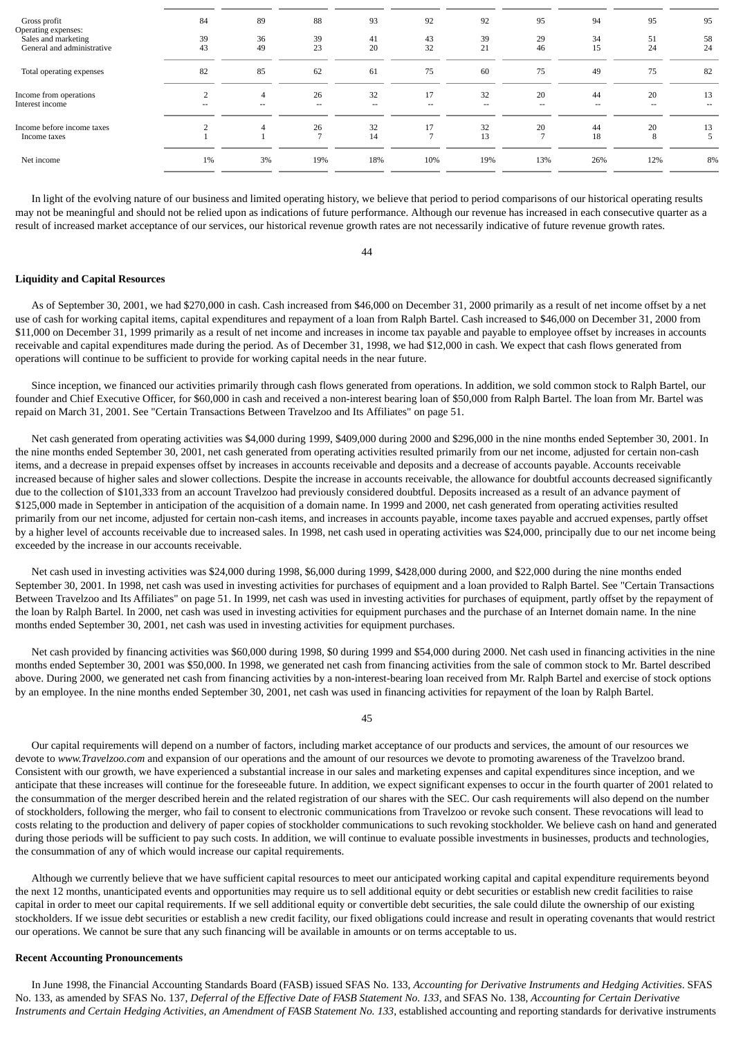| | | | | | | | | | | |
|---|---|---|---|---|---|---|---|---|---|---|
| Gross profit | 84 | 89 | 88 | 93 | 92 | 92 | 95 | 94 | 95 | 95 |
| Operating expenses: | | | | | | | | | | |
| Sales and marketing | 39 | 36 | 39 | 41 | 43 | 39 | 29 | 34 | 51 | 58 |
| General and administrative | 43 | 49 | 23 | 20 | 32 | 21 | 46 | 15 | 24 | 24 |
| Total operating expenses | 82 | 85 | 62 | 61 | 75 | 60 | 75 | 49 | 75 | 82 |
| Income from operations | 2 | 4 | 26 | 32 | 17 | 32 | 20 | 44 | 20 | 13 |
| Interest income | -- | -- | -- | -- | -- | -- | -- | -- | -- | -- |
| Income before income taxes | 2 | 4 | 26 | 32 | 17 | 32 | 20 | 44 | 20 | 13 |
| Income taxes | 1 | 1 | 7 | 14 | 7 | 13 | 7 | 18 | 8 | 5 |
| Net income | 1% | 3% | 19% | 18% | 10% | 19% | 13% | 26% | 12% | 8% |

In light of the evolving nature of our business and limited operating history, we believe that period to period comparisons of our historical operating results may not be meaningful and should not be relied upon as indications of future performance. Although our revenue has increased in each consecutive quarter as a result of increased market acceptance of our services, our historical revenue growth rates are not necessarily indicative of future revenue growth rates.

**Liquidity and Capital Resources**

As of September 30, 2001, we had $270,000 in cash. Cash increased from $46,000 on December 31, 2000 primarily as a result of net income offset by a net use of cash for working capital items, capital expenditures and repayment of a loan from Ralph Bartel. Cash increased to $46,000 on December 31, 2000 from $11,000 on December 31, 1999 primarily as a result of net income and increases in income tax payable and payable to employee offset by increases in accounts receivable and capital expenditures made during the period. As of December 31, 1998, we had $12,000 in cash. We expect that cash flows generated from operations will continue to be sufficient to provide for working capital needs in the near future.

Since inception, we financed our activities primarily through cash flows generated from operations. In addition, we sold common stock to Ralph Bartel, our founder and Chief Executive Officer, for $60,000 in cash and received a non-interest bearing loan of $50,000 from Ralph Bartel. The loan from Mr. Bartel was repaid on March 31, 2001. See "Certain Transactions Between Travelzoo and Its Affiliates" on page 51.

Net cash generated from operating activities was $4,000 during 1999, $409,000 during 2000 and $296,000 in the nine months ended September 30, 2001. In the nine months ended September 30, 2001, net cash generated from operating activities resulted primarily from our net income, adjusted for certain non-cash items, and a decrease in prepaid expenses offset by increases in accounts receivable and deposits and a decrease of accounts payable. Accounts receivable increased because of higher sales and slower collections. Despite the increase in accounts receivable, the allowance for doubtful accounts decreased significantly due to the collection of $101,333 from an account Travelzoo had previously considered doubtful. Deposits increased as a result of an advance payment of $125,000 made in September in anticipation of the acquisition of a domain name. In 1999 and 2000, net cash generated from operating activities resulted primarily from our net income, adjusted for certain non-cash items, and increases in accounts payable, income taxes payable and accrued expenses, partly offset by a higher level of accounts receivable due to increased sales. In 1998, net cash used in operating activities was $24,000, principally due to our net income being exceeded by the increase in our accounts receivable.

Net cash used in investing activities was $24,000 during 1998, $6,000 during 1999, $428,000 during 2000, and $22,000 during the nine months ended September 30, 2001. In 1998, net cash was used in investing activities for purchases of equipment and a loan provided to Ralph Bartel. See "Certain Transactions Between Travelzoo and Its Affiliates" on page 51. In 1999, net cash was used in investing activities for purchases of equipment, partly offset by the repayment of the loan by Ralph Bartel. In 2000, net cash was used in investing activities for equipment purchases and the purchase of an Internet domain name. In the nine months ended September 30, 2001, net cash was used in investing activities for equipment purchases.

Net cash provided by financing activities was $60,000 during 1998, $0 during 1999 and $54,000 during 2000. Net cash used in financing activities in the nine months ended September 30, 2001 was $50,000. In 1998, we generated net cash from financing activities from the sale of common stock to Mr. Bartel described above. During 2000, we generated net cash from financing activities by a non-interest-bearing loan received from Mr. Ralph Bartel and exercise of stock options by an employee. In the nine months ended September 30, 2001, net cash was used in financing activities for repayment of the loan by Ralph Bartel.

Our capital requirements will depend on a number of factors, including market acceptance of our products and services, the amount of our resources we devote to *www.Travelzoo.com* and expansion of our operations and the amount of our resources we devote to promoting awareness of the Travelzoo brand. Consistent with our growth, we have experienced a substantial increase in our sales and marketing expenses and capital expenditures since inception, and we anticipate that these increases will continue for the foreseeable future. In addition, we expect significant expenses to occur in the fourth quarter of 2001 related to the consummation of the merger described herein and the related registration of our shares with the SEC. Our cash requirements will also depend on the number of stockholders, following the merger, who fail to consent to electronic communications from Travelzoo or revoke such consent. These revocations will lead to costs relating to the production and delivery of paper copies of stockholder communications to such revoking stockholder. We believe cash on hand and generated during those periods will be sufficient to pay such costs. In addition, we will continue to evaluate possible investments in businesses, products and technologies, the consummation of any of which would increase our capital requirements.

Although we currently believe that we have sufficient capital resources to meet our anticipated working capital and capital expenditure requirements beyond the next 12 months, unanticipated events and opportunities may require us to sell additional equity or debt securities or establish new credit facilities to raise capital in order to meet our capital requirements. If we sell additional equity or convertible debt securities, the sale could dilute the ownership of our existing stockholders. If we issue debt securities or establish a new credit facility, our fixed obligations could increase and result in operating covenants that would restrict our operations. We cannot be sure that any such financing will be available in amounts or on terms acceptable to us.

**Recent Accounting Pronouncements**

In June 1998, the Financial Accounting Standards Board (FASB) issued SFAS No. 133, *Accounting for Derivative Instruments and Hedging Activities*. SFAS No. 133, as amended by SFAS No. 137, *Deferral of the Effective Date of FASB Statement No. 133*, and SFAS No. 138, *Accounting for Certain Derivative Instruments and Certain Hedging Activities, an Amendment of FASB Statement No. 133*, established accounting and reporting standards for derivative instruments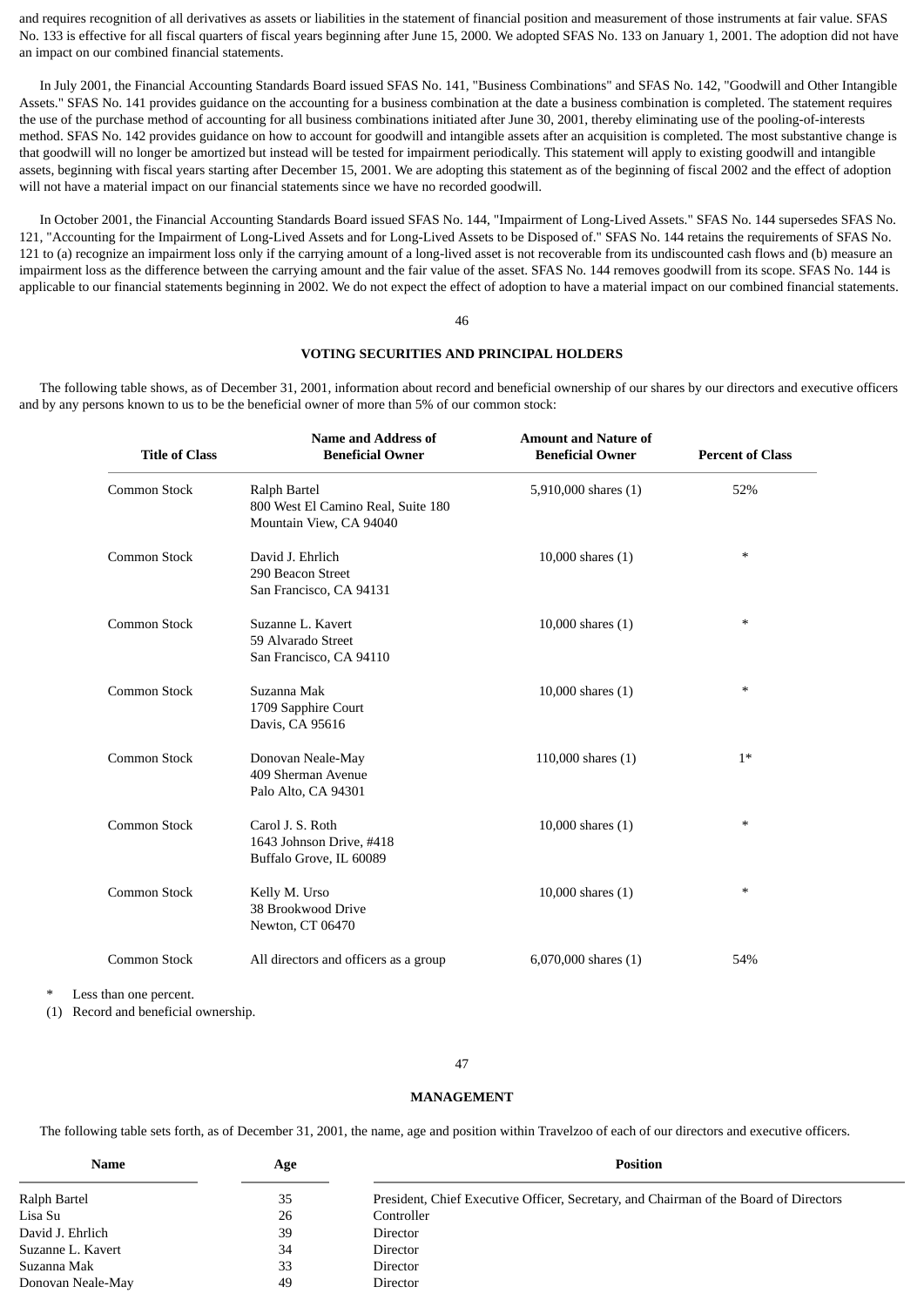and requires recognition of all derivatives as assets or liabilities in the statement of financial position and measurement of those instruments at fair value. SFAS No. 133 is effective for all fiscal quarters of fiscal years beginning after June 15, 2000. We adopted SFAS No. 133 on January 1, 2001. The adoption did not have an impact on our combined financial statements.

In July 2001, the Financial Accounting Standards Board issued SFAS No. 141, "Business Combinations" and SFAS No. 142, "Goodwill and Other Intangible Assets." SFAS No. 141 provides guidance on the accounting for a business combination at the date a business combination is completed. The statement requires the use of the purchase method of accounting for all business combinations initiated after June 30, 2001, thereby eliminating use of the pooling-of-interests method. SFAS No. 142 provides guidance on how to account for goodwill and intangible assets after an acquisition is completed. The most substantive change is that goodwill will no longer be amortized but instead will be tested for impairment periodically. This statement will apply to existing goodwill and intangible assets, beginning with fiscal years starting after December 15, 2001. We are adopting this statement as of the beginning of fiscal 2002 and the effect of adoption will not have a material impact on our financial statements since we have no recorded goodwill.

In October 2001, the Financial Accounting Standards Board issued SFAS No. 144, "Impairment of Long-Lived Assets." SFAS No. 144 supersedes SFAS No. 121, "Accounting for the Impairment of Long-Lived Assets and for Long-Lived Assets to be Disposed of." SFAS No. 144 retains the requirements of SFAS No. 121 to (a) recognize an impairment loss only if the carrying amount of a long-lived asset is not recoverable from its undiscounted cash flows and (b) measure an impairment loss as the difference between the carrying amount and the fair value of the asset. SFAS No. 144 removes goodwill from its scope. SFAS No. 144 is applicable to our financial statements beginning in 2002. We do not expect the effect of adoption to have a material impact on our combined financial statements.

## VOTING SECURITIES AND PRINCIPAL HOLDERS

The following table shows, as of December 31, 2001, information about record and beneficial ownership of our shares by our directors and executive officers and by any persons known to us to be the beneficial owner of more than 5% of our common stock:

| Title of Class | Name and Address of Beneficial Owner | Amount and Nature of Beneficial Owner | Percent of Class |
|---|---|---|---|
| Common Stock | Ralph Bartel<br>800 West El Camino Real, Suite 180<br>Mountain View, CA 94040 | 5,910,000 shares (1) | 52% |
| Common Stock | David J. Ehrlich<br>290 Beacon Street<br>San Francisco, CA 94131 | 10,000 shares (1) | * |
| Common Stock | Suzanne L. Kavert<br>59 Alvarado Street<br>San Francisco, CA 94110 | 10,000 shares (1) | * |
| Common Stock | Suzanna Mak<br>1709 Sapphire Court<br>Davis, CA 95616 | 10,000 shares (1) | * |
| Common Stock | Donovan Neale-May<br>409 Sherman Avenue<br>Palo Alto, CA 94301 | 110,000 shares (1) | 1* |
| Common Stock | Carol J. S. Roth<br>1643 Johnson Drive, #418<br>Buffalo Grove, IL 60089 | 10,000 shares (1) | * |
| Common Stock | Kelly M. Urso<br>38 Brookwood Drive<br>Newton, CT 06470 | 10,000 shares (1) | * |
| Common Stock | All directors and officers as a group | 6,070,000 shares (1) | 54% |

\* Less than one percent.

(1) Record and beneficial ownership.

## MANAGEMENT

The following table sets forth, as of December 31, 2001, the name, age and position within Travelzoo of each of our directors and executive officers.

| Name | Age | Position |
|---|---|---|
| Ralph Bartel | 35 | President, Chief Executive Officer, Secretary, and Chairman of the Board of Directors |
| Lisa Su | 26 | Controller |
| David J. Ehrlich | 39 | Director |
| Suzanne L. Kavert | 34 | Director |
| Suzanna Mak | 33 | Director |
| Donovan Neale-May | 49 | Director |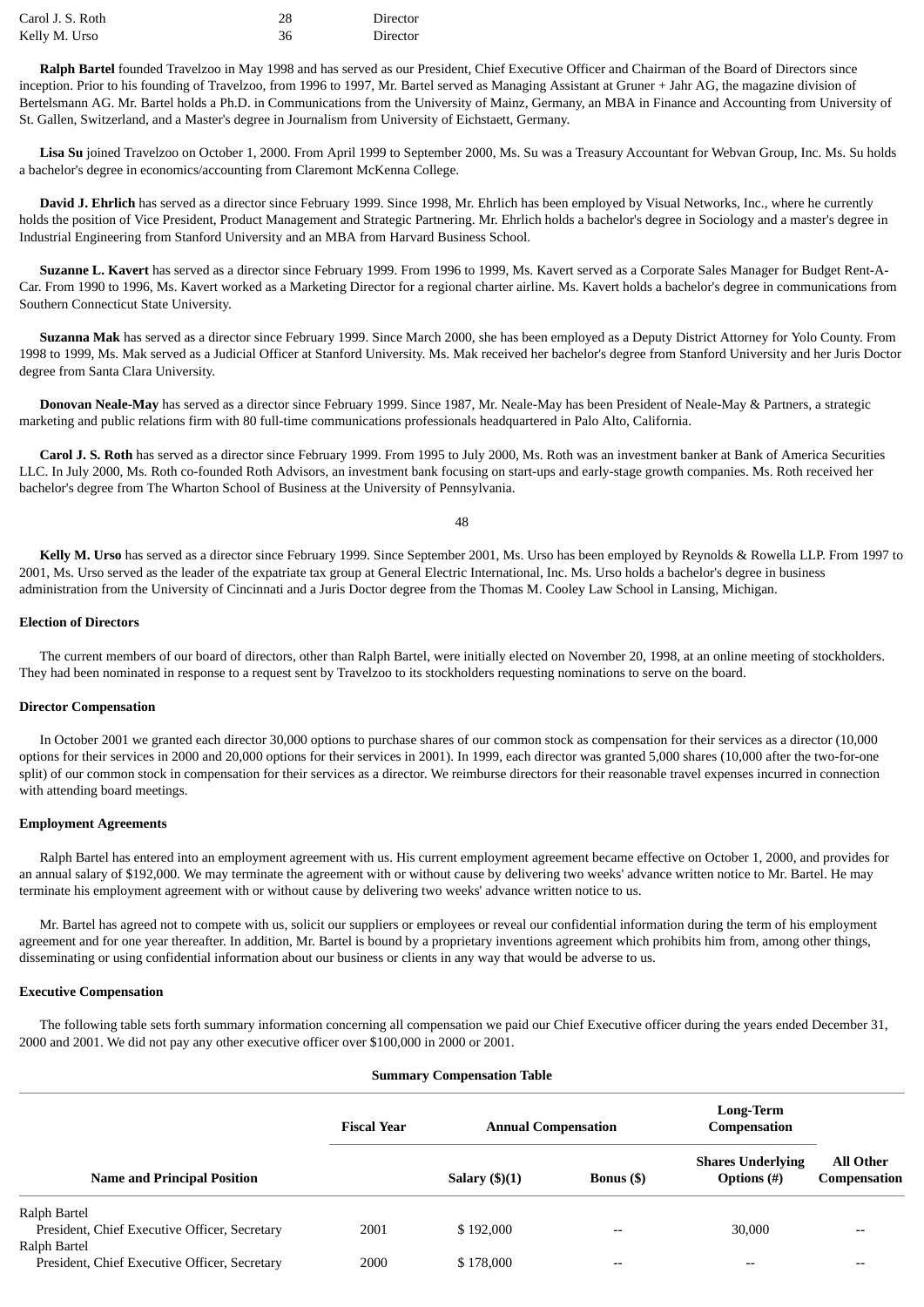| | | |
|---|---|---|
| Carol J. S. Roth | 28 | Director |
| Kelly M. Urso | 36 | Director |

**Ralph Bartel** founded Travelzoo in May 1998 and has served as our President, Chief Executive Officer and Chairman of the Board of Directors since inception. Prior to his founding of Travelzoo, from 1996 to 1997, Mr. Bartel served as Managing Assistant at Gruner + Jahr AG, the magazine division of Bertelsmann AG. Mr. Bartel holds a Ph.D. in Communications from the University of Mainz, Germany, an MBA in Finance and Accounting from University of St. Gallen, Switzerland, and a Master's degree in Journalism from University of Eichstaett, Germany.

**Lisa Su** joined Travelzoo on October 1, 2000. From April 1999 to September 2000, Ms. Su was a Treasury Accountant for Webvan Group, Inc. Ms. Su holds a bachelor's degree in economics/accounting from Claremont McKenna College.

**David J. Ehrlich** has served as a director since February 1999. Since 1998, Mr. Ehrlich has been employed by Visual Networks, Inc., where he currently holds the position of Vice President, Product Management and Strategic Partnering. Mr. Ehrlich holds a bachelor's degree in Sociology and a master's degree in Industrial Engineering from Stanford University and an MBA from Harvard Business School.

**Suzanne L. Kavert** has served as a director since February 1999. From 1996 to 1999, Ms. Kavert served as a Corporate Sales Manager for Budget Rent-A-Car. From 1990 to 1996, Ms. Kavert worked as a Marketing Director for a regional charter airline. Ms. Kavert holds a bachelor's degree in communications from Southern Connecticut State University.

**Suzanna Mak** has served as a director since February 1999. Since March 2000, she has been employed as a Deputy District Attorney for Yolo County. From 1998 to 1999, Ms. Mak served as a Judicial Officer at Stanford University. Ms. Mak received her bachelor's degree from Stanford University and her Juris Doctor degree from Santa Clara University.

**Donovan Neale-May** has served as a director since February 1999. Since 1987, Mr. Neale-May has been President of Neale-May & Partners, a strategic marketing and public relations firm with 80 full-time communications professionals headquartered in Palo Alto, California.

**Carol J. S. Roth** has served as a director since February 1999. From 1995 to July 2000, Ms. Roth was an investment banker at Bank of America Securities LLC. In July 2000, Ms. Roth co-founded Roth Advisors, an investment bank focusing on start-ups and early-stage growth companies. Ms. Roth received her bachelor's degree from The Wharton School of Business at the University of Pennsylvania.

**Kelly M. Urso** has served as a director since February 1999. Since September 2001, Ms. Urso has been employed by Reynolds & Rowella LLP. From 1997 to 2001, Ms. Urso served as the leader of the expatriate tax group at General Electric International, Inc. Ms. Urso holds a bachelor's degree in business administration from the University of Cincinnati and a Juris Doctor degree from the Thomas M. Cooley Law School in Lansing, Michigan.

**Election of Directors**

The current members of our board of directors, other than Ralph Bartel, were initially elected on November 20, 1998, at an online meeting of stockholders. They had been nominated in response to a request sent by Travelzoo to its stockholders requesting nominations to serve on the board.

**Director Compensation**

In October 2001 we granted each director 30,000 options to purchase shares of our common stock as compensation for their services as a director (10,000 options for their services in 2000 and 20,000 options for their services in 2001). In 1999, each director was granted 5,000 shares (10,000 after the two-for-one split) of our common stock in compensation for their services as a director. We reimburse directors for their reasonable travel expenses incurred in connection with attending board meetings.

**Employment Agreements**

Ralph Bartel has entered into an employment agreement with us. His current employment agreement became effective on October 1, 2000, and provides for an annual salary of $192,000. We may terminate the agreement with or without cause by delivering two weeks' advance written notice to Mr. Bartel. He may terminate his employment agreement with or without cause by delivering two weeks' advance written notice to us.

Mr. Bartel has agreed not to compete with us, solicit our suppliers or employees or reveal our confidential information during the term of his employment agreement and for one year thereafter. In addition, Mr. Bartel is bound by a proprietary inventions agreement which prohibits him from, among other things, disseminating or using confidential information about our business or clients in any way that would be adverse to us.

**Executive Compensation**

The following table sets forth summary information concerning all compensation we paid our Chief Executive officer during the years ended December 31, 2000 and 2001. We did not pay any other executive officer over $100,000 in 2000 or 2001.

**Summary Compensation Table**

| | Fiscal Year | Annual Compensation | | Long-Term Compensation | |
|---|---|---|---|---|---|
| **Name and Principal Position** | | **Salary ($)(1)** | **Bonus ($)** | **Shares Underlying Options (#)** | **All Other Compensation** |
| Ralph Bartel<br>President, Chief Executive Officer, Secretary | 2001 | $ 192,000 | -- | 30,000 | -- |
| Ralph Bartel<br>President, Chief Executive Officer, Secretary | 2000 | $ 178,000 | -- | -- | -- |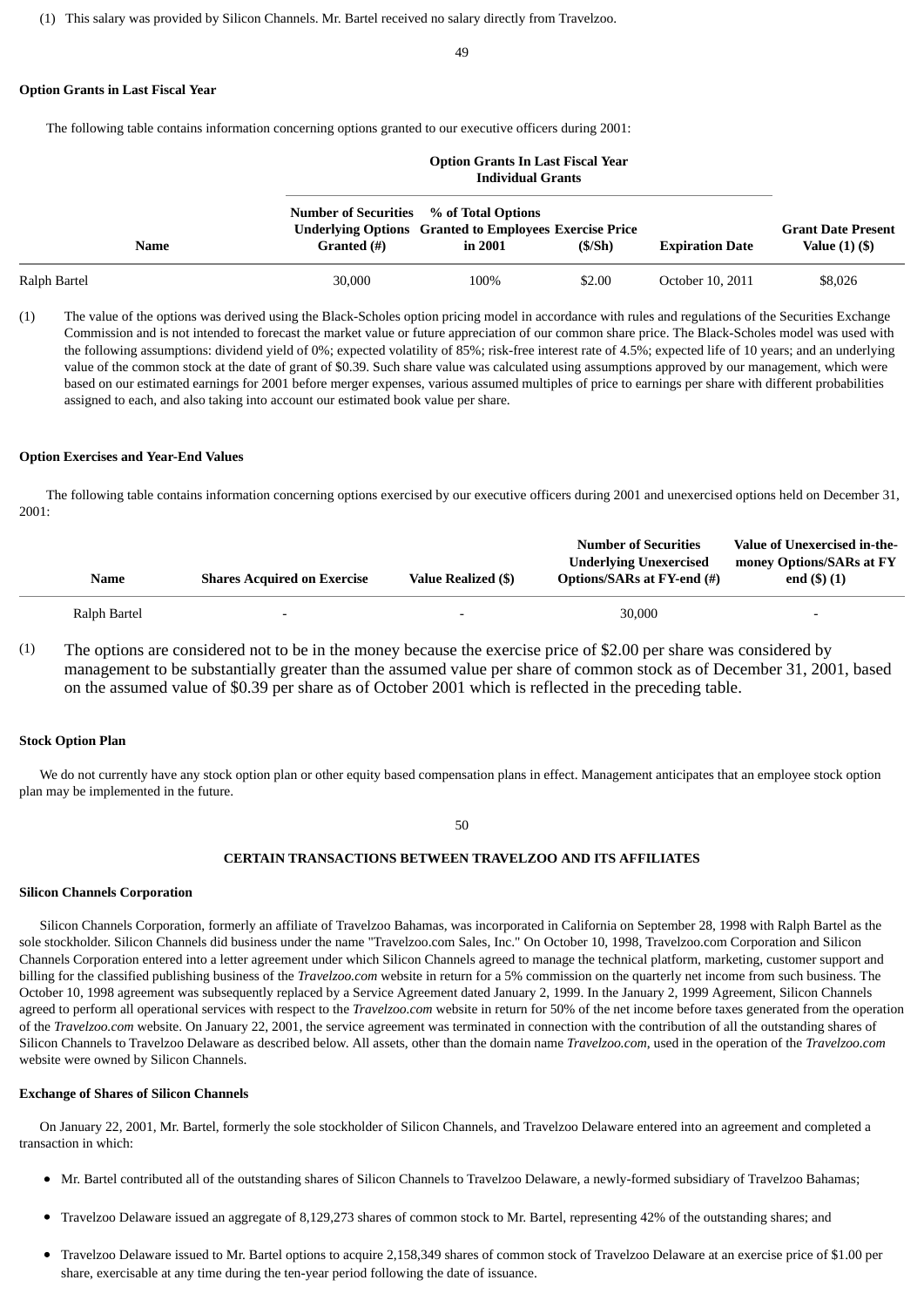(1) This salary was provided by Silicon Channels. Mr. Bartel received no salary directly from Travelzoo.

**Option Grants in Last Fiscal Year**

The following table contains information concerning options granted to our executive officers during 2001:

| | Option Grants In Last Fiscal Year Individual Grants | | | | |
|---|---|---|---|---|---|
| **Name** | **Number of Securities Underlying Options Granted (#)** | **% of Total Options Granted to Employees in 2001** | **Exercise Price ($/Sh)** | **Expiration Date** | **Grant Date Present Value (1) ($)** |
| Ralph Bartel | 30,000 | 100% | $2.00 | October 10, 2011 | $8,026 |

(1) The value of the options was derived using the Black-Scholes option pricing model in accordance with rules and regulations of the Securities Exchange Commission and is not intended to forecast the market value or future appreciation of our common share price. The Black-Scholes model was used with the following assumptions: dividend yield of 0%; expected volatility of 85%; risk-free interest rate of 4.5%; expected life of 10 years; and an underlying value of the common stock at the date of grant of $0.39. Such share value was calculated using assumptions approved by our management, which were based on our estimated earnings for 2001 before merger expenses, various assumed multiples of price to earnings per share with different probabilities assigned to each, and also taking into account our estimated book value per share.

**Option Exercises and Year-End Values**

The following table contains information concerning options exercised by our executive officers during 2001 and unexercised options held on December 31, 2001:

| Name | Shares Acquired on Exercise | Value Realized ($) | Number of Securities Underlying Unexercised Options/SARs at FY-end (#) | Value of Unexercised in-the-money Options/SARs at FY end ($) (1) |
|---|---|---|---|---|
| Ralph Bartel | - | - | 30,000 | - |

(1) The options are considered not to be in the money because the exercise price of $2.00 per share was considered by management to be substantially greater than the assumed value per share of common stock as of December 31, 2001, based on the assumed value of $0.39 per share as of October 2001 which is reflected in the preceding table.

**Stock Option Plan**

We do not currently have any stock option plan or other equity based compensation plans in effect. Management anticipates that an employee stock option plan may be implemented in the future.

## CERTAIN TRANSACTIONS BETWEEN TRAVELZOO AND ITS AFFILIATES

**Silicon Channels Corporation**

Silicon Channels Corporation, formerly an affiliate of Travelzoo Bahamas, was incorporated in California on September 28, 1998 with Ralph Bartel as the sole stockholder. Silicon Channels did business under the name "Travelzoo.com Sales, Inc." On October 10, 1998, Travelzoo.com Corporation and Silicon Channels Corporation entered into a letter agreement under which Silicon Channels agreed to manage the technical platform, marketing, customer support and billing for the classified publishing business of the *Travelzoo.com* website in return for a 5% commission on the quarterly net income from such business. The October 10, 1998 agreement was subsequently replaced by a Service Agreement dated January 2, 1999. In the January 2, 1999 Agreement, Silicon Channels agreed to perform all operational services with respect to the *Travelzoo.com* website in return for 50% of the net income before taxes generated from the operation of the *Travelzoo.com* website. On January 22, 2001, the service agreement was terminated in connection with the contribution of all the outstanding shares of Silicon Channels to Travelzoo Delaware as described below. All assets, other than the domain name *Travelzoo.com*, used in the operation of the *Travelzoo.com* website were owned by Silicon Channels.

**Exchange of Shares of Silicon Channels**

On January 22, 2001, Mr. Bartel, formerly the sole stockholder of Silicon Channels, and Travelzoo Delaware entered into an agreement and completed a transaction in which:

- Mr. Bartel contributed all of the outstanding shares of Silicon Channels to Travelzoo Delaware, a newly-formed subsidiary of Travelzoo Bahamas;
- Travelzoo Delaware issued an aggregate of 8,129,273 shares of common stock to Mr. Bartel, representing 42% of the outstanding shares; and
- Travelzoo Delaware issued to Mr. Bartel options to acquire 2,158,349 shares of common stock of Travelzoo Delaware at an exercise price of $1.00 per share, exercisable at any time during the ten-year period following the date of issuance.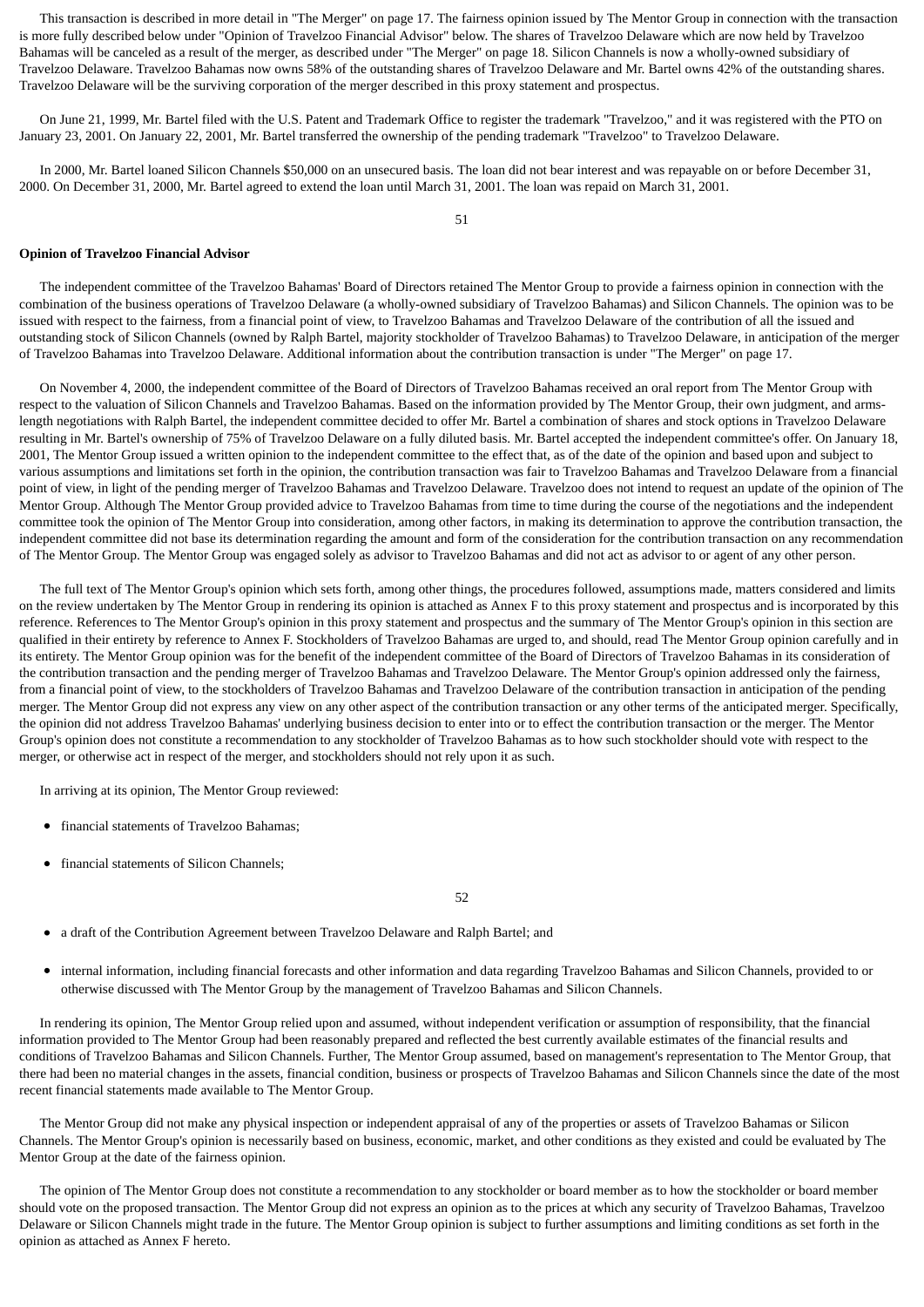This transaction is described in more detail in "The Merger" on page 17. The fairness opinion issued by The Mentor Group in connection with the transaction is more fully described below under "Opinion of Travelzoo Financial Advisor" below. The shares of Travelzoo Delaware which are now held by Travelzoo Bahamas will be canceled as a result of the merger, as described under "The Merger" on page 18. Silicon Channels is now a wholly-owned subsidiary of Travelzoo Delaware. Travelzoo Bahamas now owns 58% of the outstanding shares of Travelzoo Delaware and Mr. Bartel owns 42% of the outstanding shares. Travelzoo Delaware will be the surviving corporation of the merger described in this proxy statement and prospectus.

On June 21, 1999, Mr. Bartel filed with the U.S. Patent and Trademark Office to register the trademark "Travelzoo," and it was registered with the PTO on January 23, 2001. On January 22, 2001, Mr. Bartel transferred the ownership of the pending trademark "Travelzoo" to Travelzoo Delaware.

In 2000, Mr. Bartel loaned Silicon Channels $50,000 on an unsecured basis. The loan did not bear interest and was repayable on or before December 31, 2000. On December 31, 2000, Mr. Bartel agreed to extend the loan until March 31, 2001. The loan was repaid on March 31, 2001.

**Opinion of Travelzoo Financial Advisor**

The independent committee of the Travelzoo Bahamas' Board of Directors retained The Mentor Group to provide a fairness opinion in connection with the combination of the business operations of Travelzoo Delaware (a wholly-owned subsidiary of Travelzoo Bahamas) and Silicon Channels. The opinion was to be issued with respect to the fairness, from a financial point of view, to Travelzoo Bahamas and Travelzoo Delaware of the contribution of all the issued and outstanding stock of Silicon Channels (owned by Ralph Bartel, majority stockholder of Travelzoo Bahamas) to Travelzoo Delaware, in anticipation of the merger of Travelzoo Bahamas into Travelzoo Delaware. Additional information about the contribution transaction is under "The Merger" on page 17.

On November 4, 2000, the independent committee of the Board of Directors of Travelzoo Bahamas received an oral report from The Mentor Group with respect to the valuation of Silicon Channels and Travelzoo Bahamas. Based on the information provided by The Mentor Group, their own judgment, and arms-length negotiations with Ralph Bartel, the independent committee decided to offer Mr. Bartel a combination of shares and stock options in Travelzoo Delaware resulting in Mr. Bartel's ownership of 75% of Travelzoo Delaware on a fully diluted basis. Mr. Bartel accepted the independent committee's offer. On January 18, 2001, The Mentor Group issued a written opinion to the independent committee to the effect that, as of the date of the opinion and based upon and subject to various assumptions and limitations set forth in the opinion, the contribution transaction was fair to Travelzoo Bahamas and Travelzoo Delaware from a financial point of view, in light of the pending merger of Travelzoo Bahamas and Travelzoo Delaware. Travelzoo does not intend to request an update of the opinion of The Mentor Group. Although The Mentor Group provided advice to Travelzoo Bahamas from time to time during the course of the negotiations and the independent committee took the opinion of The Mentor Group into consideration, among other factors, in making its determination to approve the contribution transaction, the independent committee did not base its determination regarding the amount and form of the consideration for the contribution transaction on any recommendation of The Mentor Group. The Mentor Group was engaged solely as advisor to Travelzoo Bahamas and did not act as advisor to or agent of any other person.

The full text of The Mentor Group's opinion which sets forth, among other things, the procedures followed, assumptions made, matters considered and limits on the review undertaken by The Mentor Group in rendering its opinion is attached as Annex F to this proxy statement and prospectus and is incorporated by this reference. References to The Mentor Group's opinion in this proxy statement and prospectus and the summary of The Mentor Group's opinion in this section are qualified in their entirety by reference to Annex F. Stockholders of Travelzoo Bahamas are urged to, and should, read The Mentor Group opinion carefully and in its entirety. The Mentor Group opinion was for the benefit of the independent committee of the Board of Directors of Travelzoo Bahamas in its consideration of the contribution transaction and the pending merger of Travelzoo Bahamas and Travelzoo Delaware. The Mentor Group's opinion addressed only the fairness, from a financial point of view, to the stockholders of Travelzoo Bahamas and Travelzoo Delaware of the contribution transaction in anticipation of the pending merger. The Mentor Group did not express any view on any other aspect of the contribution transaction or any other terms of the anticipated merger. Specifically, the opinion did not address Travelzoo Bahamas' underlying business decision to enter into or to effect the contribution transaction or the merger. The Mentor Group's opinion does not constitute a recommendation to any stockholder of Travelzoo Bahamas as to how such stockholder should vote with respect to the merger, or otherwise act in respect of the merger, and stockholders should not rely upon it as such.

In arriving at its opinion, The Mentor Group reviewed:

- financial statements of Travelzoo Bahamas;
- financial statements of Silicon Channels;
- a draft of the Contribution Agreement between Travelzoo Delaware and Ralph Bartel; and
- internal information, including financial forecasts and other information and data regarding Travelzoo Bahamas and Silicon Channels, provided to or otherwise discussed with The Mentor Group by the management of Travelzoo Bahamas and Silicon Channels.

In rendering its opinion, The Mentor Group relied upon and assumed, without independent verification or assumption of responsibility, that the financial information provided to The Mentor Group had been reasonably prepared and reflected the best currently available estimates of the financial results and conditions of Travelzoo Bahamas and Silicon Channels. Further, The Mentor Group assumed, based on management's representation to The Mentor Group, that there had been no material changes in the assets, financial condition, business or prospects of Travelzoo Bahamas and Silicon Channels since the date of the most recent financial statements made available to The Mentor Group.

The Mentor Group did not make any physical inspection or independent appraisal of any of the properties or assets of Travelzoo Bahamas or Silicon Channels. The Mentor Group's opinion is necessarily based on business, economic, market, and other conditions as they existed and could be evaluated by The Mentor Group at the date of the fairness opinion.

The opinion of The Mentor Group does not constitute a recommendation to any stockholder or board member as to how the stockholder or board member should vote on the proposed transaction. The Mentor Group did not express an opinion as to the prices at which any security of Travelzoo Bahamas, Travelzoo Delaware or Silicon Channels might trade in the future. The Mentor Group opinion is subject to further assumptions and limiting conditions as set forth in the opinion as attached as Annex F hereto.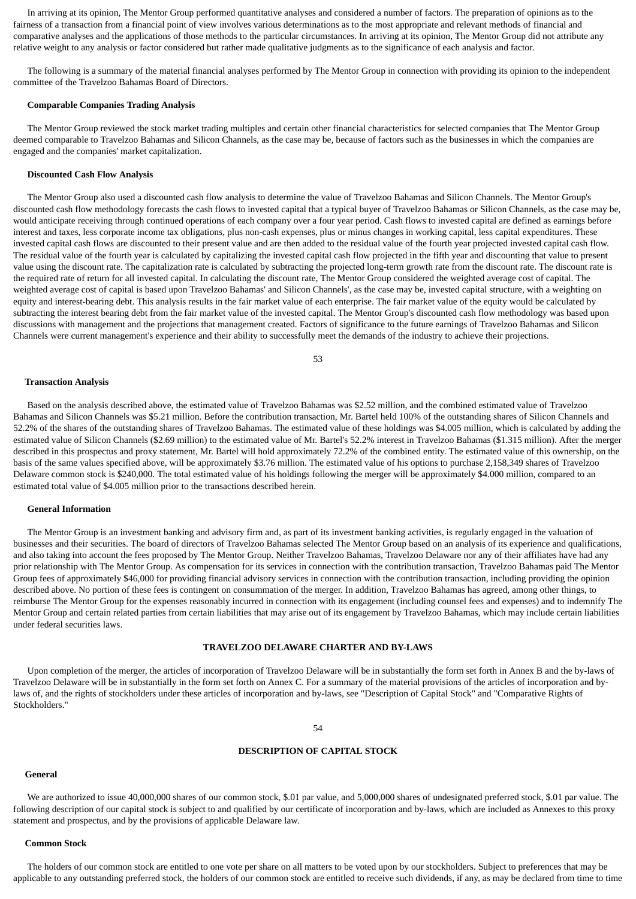In arriving at its opinion, The Mentor Group performed quantitative analyses and considered a number of factors. The preparation of opinions as to the fairness of a transaction from a financial point of view involves various determinations as to the most appropriate and relevant methods of financial and comparative analyses and the applications of those methods to the particular circumstances. In arriving at its opinion, The Mentor Group did not attribute any relative weight to any analysis or factor considered but rather made qualitative judgments as to the significance of each analysis and factor.

The following is a summary of the material financial analyses performed by The Mentor Group in connection with providing its opinion to the independent committee of the Travelzoo Bahamas Board of Directors.

**Comparable Companies Trading Analysis**

The Mentor Group reviewed the stock market trading multiples and certain other financial characteristics for selected companies that The Mentor Group deemed comparable to Travelzoo Bahamas and Silicon Channels, as the case may be, because of factors such as the businesses in which the companies are engaged and the companies' market capitalization.

**Discounted Cash Flow Analysis**

The Mentor Group also used a discounted cash flow analysis to determine the value of Travelzoo Bahamas and Silicon Channels. The Mentor Group's discounted cash flow methodology forecasts the cash flows to invested capital that a typical buyer of Travelzoo Bahamas or Silicon Channels, as the case may be, would anticipate receiving through continued operations of each company over a four year period. Cash flows to invested capital are defined as earnings before interest and taxes, less corporate income tax obligations, plus non-cash expenses, plus or minus changes in working capital, less capital expenditures. These invested capital cash flows are discounted to their present value and are then added to the residual value of the fourth year projected invested capital cash flow. The residual value of the fourth year is calculated by capitalizing the invested capital cash flow projected in the fifth year and discounting that value to present value using the discount rate. The capitalization rate is calculated by subtracting the projected long-term growth rate from the discount rate. The discount rate is the required rate of return for all invested capital. In calculating the discount rate, The Mentor Group considered the weighted average cost of capital. The weighted average cost of capital is based upon Travelzoo Bahamas' and Silicon Channels', as the case may be, invested capital structure, with a weighting on equity and interest-bearing debt. This analysis results in the fair market value of each enterprise. The fair market value of the equity would be calculated by subtracting the interest bearing debt from the fair market value of the invested capital. The Mentor Group's discounted cash flow methodology was based upon discussions with management and the projections that management created. Factors of significance to the future earnings of Travelzoo Bahamas and Silicon Channels were current management's experience and their ability to successfully meet the demands of the industry to achieve their projections.

**Transaction Analysis**

Based on the analysis described above, the estimated value of Travelzoo Bahamas was $2.52 million, and the combined estimated value of Travelzoo Bahamas and Silicon Channels was $5.21 million. Before the contribution transaction, Mr. Bartel held 100% of the outstanding shares of Silicon Channels and 52.2% of the shares of the outstanding shares of Travelzoo Bahamas. The estimated value of these holdings was $4.005 million, which is calculated by adding the estimated value of Silicon Channels ($2.69 million) to the estimated value of Mr. Bartel's 52.2% interest in Travelzoo Bahamas ($1.315 million). After the merger described in this prospectus and proxy statement, Mr. Bartel will hold approximately 72.2% of the combined entity. The estimated value of this ownership, on the basis of the same values specified above, will be approximately $3.76 million. The estimated value of his options to purchase 2,158,349 shares of Travelzoo Delaware common stock is $240,000. The total estimated value of his holdings following the merger will be approximately $4.000 million, compared to an estimated total value of $4.005 million prior to the transactions described herein.

**General Information**

The Mentor Group is an investment banking and advisory firm and, as part of its investment banking activities, is regularly engaged in the valuation of businesses and their securities. The board of directors of Travelzoo Bahamas selected The Mentor Group based on an analysis of its experience and qualifications, and also taking into account the fees proposed by The Mentor Group. Neither Travelzoo Bahamas, Travelzoo Delaware nor any of their affiliates have had any prior relationship with The Mentor Group. As compensation for its services in connection with the contribution transaction, Travelzoo Bahamas paid The Mentor Group fees of approximately $46,000 for providing financial advisory services in connection with the contribution transaction, including providing the opinion described above. No portion of these fees is contingent on consummation of the merger. In addition, Travelzoo Bahamas has agreed, among other things, to reimburse The Mentor Group for the expenses reasonably incurred in connection with its engagement (including counsel fees and expenses) and to indemnify The Mentor Group and certain related parties from certain liabilities that may arise out of its engagement by Travelzoo Bahamas, which may include certain liabilities under federal securities laws.

## TRAVELZOO DELAWARE CHARTER AND BY-LAWS

Upon completion of the merger, the articles of incorporation of Travelzoo Delaware will be in substantially the form set forth in Annex B and the by-laws of Travelzoo Delaware will be in substantially in the form set forth on Annex C. For a summary of the material provisions of the articles of incorporation and by-laws of, and the rights of stockholders under these articles of incorporation and by-laws, see "Description of Capital Stock" and "Comparative Rights of Stockholders."

## DESCRIPTION OF CAPITAL STOCK

**General**

We are authorized to issue 40,000,000 shares of our common stock, $.01 par value, and 5,000,000 shares of undesignated preferred stock, $.01 par value. The following description of our capital stock is subject to and qualified by our certificate of incorporation and by-laws, which are included as Annexes to this proxy statement and prospectus, and by the provisions of applicable Delaware law.

**Common Stock**

The holders of our common stock are entitled to one vote per share on all matters to be voted upon by our stockholders. Subject to preferences that may be applicable to any outstanding preferred stock, the holders of our common stock are entitled to receive such dividends, if any, as may be declared from time to time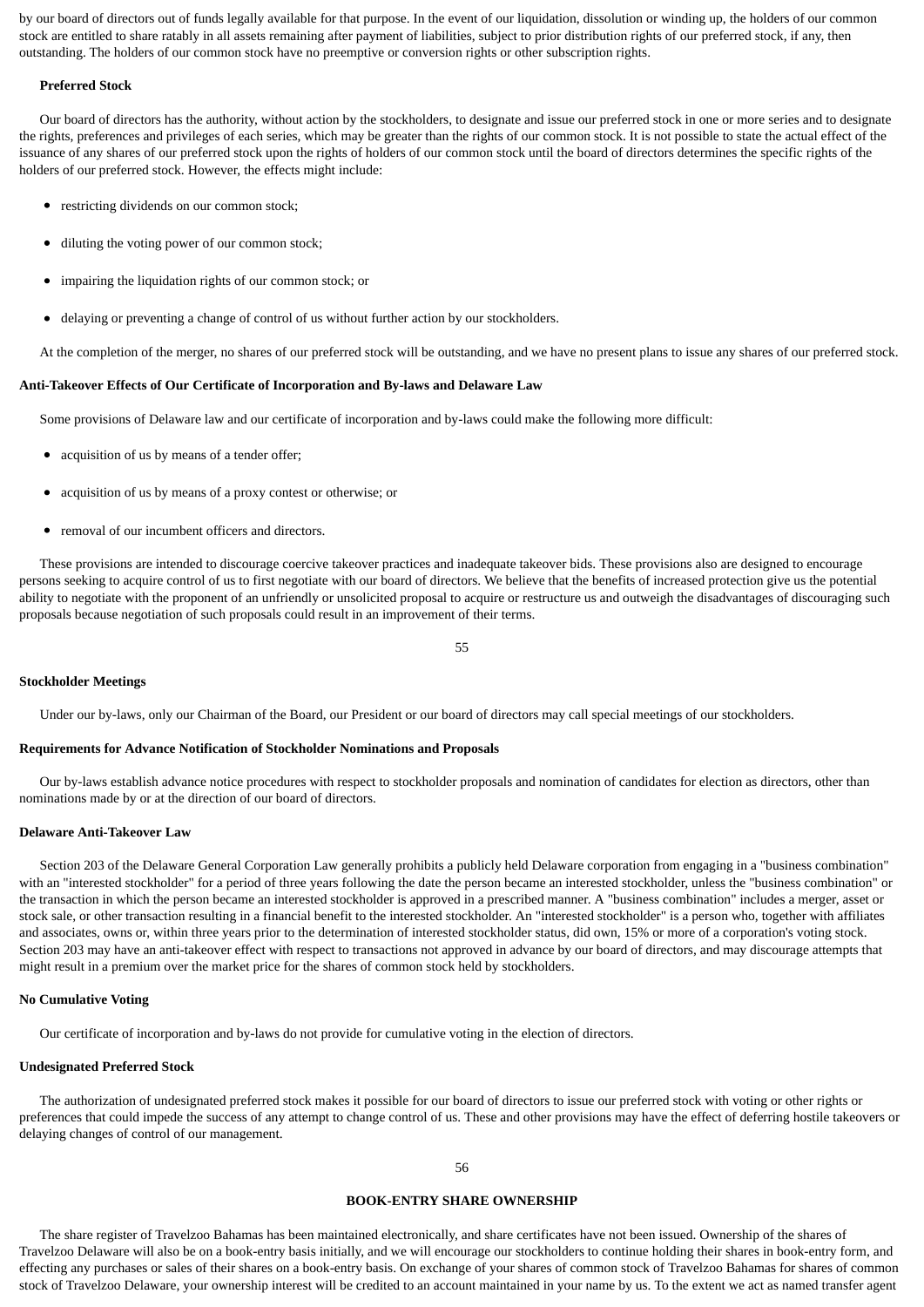by our board of directors out of funds legally available for that purpose. In the event of our liquidation, dissolution or winding up, the holders of our common stock are entitled to share ratably in all assets remaining after payment of liabilities, subject to prior distribution rights of our preferred stock, if any, then outstanding. The holders of our common stock have no preemptive or conversion rights or other subscription rights.

**Preferred Stock**

Our board of directors has the authority, without action by the stockholders, to designate and issue our preferred stock in one or more series and to designate the rights, preferences and privileges of each series, which may be greater than the rights of our common stock. It is not possible to state the actual effect of the issuance of any shares of our preferred stock upon the rights of holders of our common stock until the board of directors determines the specific rights of the holders of our preferred stock. However, the effects might include:

- restricting dividends on our common stock;
- diluting the voting power of our common stock;
- impairing the liquidation rights of our common stock; or
- delaying or preventing a change of control of us without further action by our stockholders.

At the completion of the merger, no shares of our preferred stock will be outstanding, and we have no present plans to issue any shares of our preferred stock.

**Anti-Takeover Effects of Our Certificate of Incorporation and By-laws and Delaware Law**

Some provisions of Delaware law and our certificate of incorporation and by-laws could make the following more difficult:

- acquisition of us by means of a tender offer;
- acquisition of us by means of a proxy contest or otherwise; or
- removal of our incumbent officers and directors.

These provisions are intended to discourage coercive takeover practices and inadequate takeover bids. These provisions also are designed to encourage persons seeking to acquire control of us to first negotiate with our board of directors. We believe that the benefits of increased protection give us the potential ability to negotiate with the proponent of an unfriendly or unsolicited proposal to acquire or restructure us and outweigh the disadvantages of discouraging such proposals because negotiation of such proposals could result in an improvement of their terms.

**Stockholder Meetings**

Under our by-laws, only our Chairman of the Board, our President or our board of directors may call special meetings of our stockholders.

**Requirements for Advance Notification of Stockholder Nominations and Proposals**

Our by-laws establish advance notice procedures with respect to stockholder proposals and nomination of candidates for election as directors, other than nominations made by or at the direction of our board of directors.

**Delaware Anti-Takeover Law**

Section 203 of the Delaware General Corporation Law generally prohibits a publicly held Delaware corporation from engaging in a "business combination" with an "interested stockholder" for a period of three years following the date the person became an interested stockholder, unless the "business combination" or the transaction in which the person became an interested stockholder is approved in a prescribed manner. A "business combination" includes a merger, asset or stock sale, or other transaction resulting in a financial benefit to the interested stockholder. An "interested stockholder" is a person who, together with affiliates and associates, owns or, within three years prior to the determination of interested stockholder status, did own, 15% or more of a corporation's voting stock. Section 203 may have an anti-takeover effect with respect to transactions not approved in advance by our board of directors, and may discourage attempts that might result in a premium over the market price for the shares of common stock held by stockholders.

**No Cumulative Voting**

Our certificate of incorporation and by-laws do not provide for cumulative voting in the election of directors.

**Undesignated Preferred Stock**

The authorization of undesignated preferred stock makes it possible for our board of directors to issue our preferred stock with voting or other rights or preferences that could impede the success of any attempt to change control of us. These and other provisions may have the effect of deferring hostile takeovers or delaying changes of control of our management.

## BOOK-ENTRY SHARE OWNERSHIP

The share register of Travelzoo Bahamas has been maintained electronically, and share certificates have not been issued. Ownership of the shares of Travelzoo Delaware will also be on a book-entry basis initially, and we will encourage our stockholders to continue holding their shares in book-entry form, and effecting any purchases or sales of their shares on a book-entry basis. On exchange of your shares of common stock of Travelzoo Bahamas for shares of common stock of Travelzoo Delaware, your ownership interest will be credited to an account maintained in your name by us. To the extent we act as named transfer agent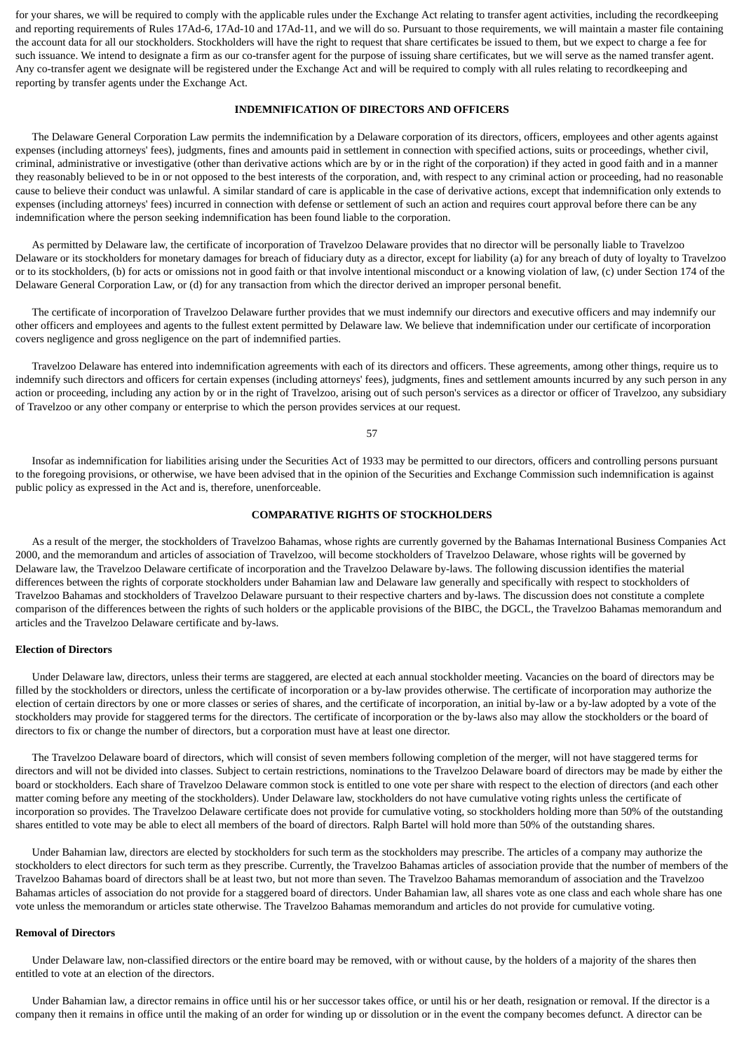for your shares, we will be required to comply with the applicable rules under the Exchange Act relating to transfer agent activities, including the recordkeeping and reporting requirements of Rules 17Ad-6, 17Ad-10 and 17Ad-11, and we will do so. Pursuant to those requirements, we will maintain a master file containing the account data for all our stockholders. Stockholders will have the right to request that share certificates be issued to them, but we expect to charge a fee for such issuance. We intend to designate a firm as our co-transfer agent for the purpose of issuing share certificates, but we will serve as the named transfer agent. Any co-transfer agent we designate will be registered under the Exchange Act and will be required to comply with all rules relating to recordkeeping and reporting by transfer agents under the Exchange Act.

## INDEMNIFICATION OF DIRECTORS AND OFFICERS

The Delaware General Corporation Law permits the indemnification by a Delaware corporation of its directors, officers, employees and other agents against expenses (including attorneys' fees), judgments, fines and amounts paid in settlement in connection with specified actions, suits or proceedings, whether civil, criminal, administrative or investigative (other than derivative actions which are by or in the right of the corporation) if they acted in good faith and in a manner they reasonably believed to be in or not opposed to the best interests of the corporation, and, with respect to any criminal action or proceeding, had no reasonable cause to believe their conduct was unlawful. A similar standard of care is applicable in the case of derivative actions, except that indemnification only extends to expenses (including attorneys' fees) incurred in connection with defense or settlement of such an action and requires court approval before there can be any indemnification where the person seeking indemnification has been found liable to the corporation.

As permitted by Delaware law, the certificate of incorporation of Travelzoo Delaware provides that no director will be personally liable to Travelzoo Delaware or its stockholders for monetary damages for breach of fiduciary duty as a director, except for liability (a) for any breach of duty of loyalty to Travelzoo or to its stockholders, (b) for acts or omissions not in good faith or that involve intentional misconduct or a knowing violation of law, (c) under Section 174 of the Delaware General Corporation Law, or (d) for any transaction from which the director derived an improper personal benefit.

The certificate of incorporation of Travelzoo Delaware further provides that we must indemnify our directors and executive officers and may indemnify our other officers and employees and agents to the fullest extent permitted by Delaware law. We believe that indemnification under our certificate of incorporation covers negligence and gross negligence on the part of indemnified parties.

Travelzoo Delaware has entered into indemnification agreements with each of its directors and officers. These agreements, among other things, require us to indemnify such directors and officers for certain expenses (including attorneys' fees), judgments, fines and settlement amounts incurred by any such person in any action or proceeding, including any action by or in the right of Travelzoo, arising out of such person's services as a director or officer of Travelzoo, any subsidiary of Travelzoo or any other company or enterprise to which the person provides services at our request.

Insofar as indemnification for liabilities arising under the Securities Act of 1933 may be permitted to our directors, officers and controlling persons pursuant to the foregoing provisions, or otherwise, we have been advised that in the opinion of the Securities and Exchange Commission such indemnification is against public policy as expressed in the Act and is, therefore, unenforceable.

## COMPARATIVE RIGHTS OF STOCKHOLDERS

As a result of the merger, the stockholders of Travelzoo Bahamas, whose rights are currently governed by the Bahamas International Business Companies Act 2000, and the memorandum and articles of association of Travelzoo, will become stockholders of Travelzoo Delaware, whose rights will be governed by Delaware law, the Travelzoo Delaware certificate of incorporation and the Travelzoo Delaware by-laws. The following discussion identifies the material differences between the rights of corporate stockholders under Bahamian law and Delaware law generally and specifically with respect to stockholders of Travelzoo Bahamas and stockholders of Travelzoo Delaware pursuant to their respective charters and by-laws. The discussion does not constitute a complete comparison of the differences between the rights of such holders or the applicable provisions of the BIBC, the DGCL, the Travelzoo Bahamas memorandum and articles and the Travelzoo Delaware certificate and by-laws.

### Election of Directors

Under Delaware law, directors, unless their terms are staggered, are elected at each annual stockholder meeting. Vacancies on the board of directors may be filled by the stockholders or directors, unless the certificate of incorporation or a by-law provides otherwise. The certificate of incorporation may authorize the election of certain directors by one or more classes or series of shares, and the certificate of incorporation, an initial by-law or a by-law adopted by a vote of the stockholders may provide for staggered terms for the directors. The certificate of incorporation or the by-laws also may allow the stockholders or the board of directors to fix or change the number of directors, but a corporation must have at least one director.

The Travelzoo Delaware board of directors, which will consist of seven members following completion of the merger, will not have staggered terms for directors and will not be divided into classes. Subject to certain restrictions, nominations to the Travelzoo Delaware board of directors may be made by either the board or stockholders. Each share of Travelzoo Delaware common stock is entitled to one vote per share with respect to the election of directors (and each other matter coming before any meeting of the stockholders). Under Delaware law, stockholders do not have cumulative voting rights unless the certificate of incorporation so provides. The Travelzoo Delaware certificate does not provide for cumulative voting, so stockholders holding more than 50% of the outstanding shares entitled to vote may be able to elect all members of the board of directors. Ralph Bartel will hold more than 50% of the outstanding shares.

Under Bahamian law, directors are elected by stockholders for such term as the stockholders may prescribe. The articles of a company may authorize the stockholders to elect directors for such term as they prescribe. Currently, the Travelzoo Bahamas articles of association provide that the number of members of the Travelzoo Bahamas board of directors shall be at least two, but not more than seven. The Travelzoo Bahamas memorandum of association and the Travelzoo Bahamas articles of association do not provide for a staggered board of directors. Under Bahamian law, all shares vote as one class and each whole share has one vote unless the memorandum or articles state otherwise. The Travelzoo Bahamas memorandum and articles do not provide for cumulative voting.

### Removal of Directors

Under Delaware law, non-classified directors or the entire board may be removed, with or without cause, by the holders of a majority of the shares then entitled to vote at an election of the directors.

Under Bahamian law, a director remains in office until his or her successor takes office, or until his or her death, resignation or removal. If the director is a company then it remains in office until the making of an order for winding up or dissolution or in the event the company becomes defunct. A director can be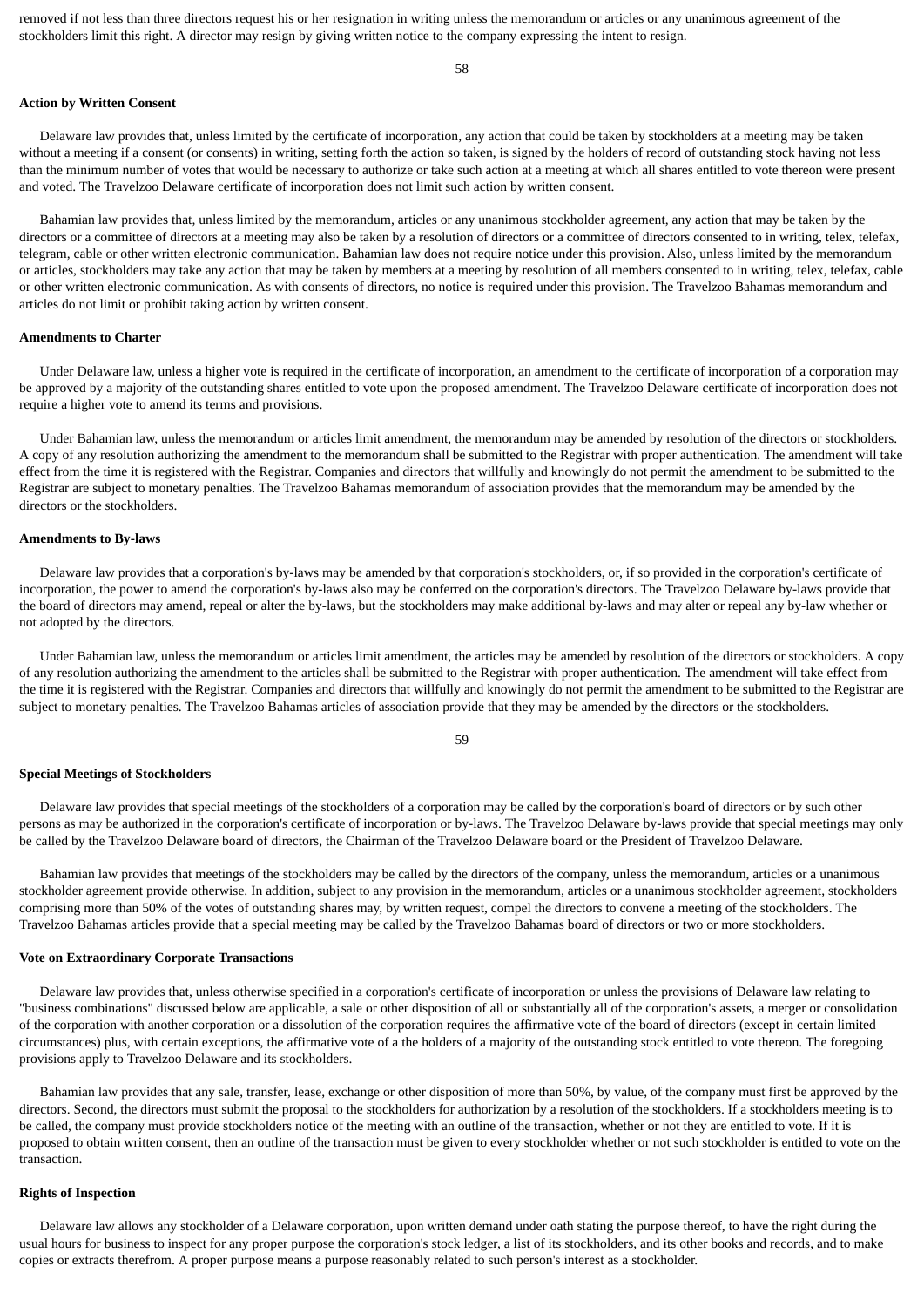removed if not less than three directors request his or her resignation in writing unless the memorandum or articles or any unanimous agreement of the stockholders limit this right. A director may resign by giving written notice to the company expressing the intent to resign.

**Action by Written Consent**

Delaware law provides that, unless limited by the certificate of incorporation, any action that could be taken by stockholders at a meeting may be taken without a meeting if a consent (or consents) in writing, setting forth the action so taken, is signed by the holders of record of outstanding stock having not less than the minimum number of votes that would be necessary to authorize or take such action at a meeting at which all shares entitled to vote thereon were present and voted. The Travelzoo Delaware certificate of incorporation does not limit such action by written consent.

Bahamian law provides that, unless limited by the memorandum, articles or any unanimous stockholder agreement, any action that may be taken by the directors or a committee of directors at a meeting may also be taken by a resolution of directors or a committee of directors consented to in writing, telex, telefax, telegram, cable or other written electronic communication. Bahamian law does not require notice under this provision. Also, unless limited by the memorandum or articles, stockholders may take any action that may be taken by members at a meeting by resolution of all members consented to in writing, telex, telefax, cable or other written electronic communication. As with consents of directors, no notice is required under this provision. The Travelzoo Bahamas memorandum and articles do not limit or prohibit taking action by written consent.

**Amendments to Charter**

Under Delaware law, unless a higher vote is required in the certificate of incorporation, an amendment to the certificate of incorporation of a corporation may be approved by a majority of the outstanding shares entitled to vote upon the proposed amendment. The Travelzoo Delaware certificate of incorporation does not require a higher vote to amend its terms and provisions.

Under Bahamian law, unless the memorandum or articles limit amendment, the memorandum may be amended by resolution of the directors or stockholders. A copy of any resolution authorizing the amendment to the memorandum shall be submitted to the Registrar with proper authentication. The amendment will take effect from the time it is registered with the Registrar. Companies and directors that willfully and knowingly do not permit the amendment to be submitted to the Registrar are subject to monetary penalties. The Travelzoo Bahamas memorandum of association provides that the memorandum may be amended by the directors or the stockholders.

**Amendments to By-laws**

Delaware law provides that a corporation's by-laws may be amended by that corporation's stockholders, or, if so provided in the corporation's certificate of incorporation, the power to amend the corporation's by-laws also may be conferred on the corporation's directors. The Travelzoo Delaware by-laws provide that the board of directors may amend, repeal or alter the by-laws, but the stockholders may make additional by-laws and may alter or repeal any by-law whether or not adopted by the directors.

Under Bahamian law, unless the memorandum or articles limit amendment, the articles may be amended by resolution of the directors or stockholders. A copy of any resolution authorizing the amendment to the articles shall be submitted to the Registrar with proper authentication. The amendment will take effect from the time it is registered with the Registrar. Companies and directors that willfully and knowingly do not permit the amendment to be submitted to the Registrar are subject to monetary penalties. The Travelzoo Bahamas articles of association provide that they may be amended by the directors or the stockholders.

**Special Meetings of Stockholders**

Delaware law provides that special meetings of the stockholders of a corporation may be called by the corporation's board of directors or by such other persons as may be authorized in the corporation's certificate of incorporation or by-laws. The Travelzoo Delaware by-laws provide that special meetings may only be called by the Travelzoo Delaware board of directors, the Chairman of the Travelzoo Delaware board or the President of Travelzoo Delaware.

Bahamian law provides that meetings of the stockholders may be called by the directors of the company, unless the memorandum, articles or a unanimous stockholder agreement provide otherwise. In addition, subject to any provision in the memorandum, articles or a unanimous stockholder agreement, stockholders comprising more than 50% of the votes of outstanding shares may, by written request, compel the directors to convene a meeting of the stockholders. The Travelzoo Bahamas articles provide that a special meeting may be called by the Travelzoo Bahamas board of directors or two or more stockholders.

**Vote on Extraordinary Corporate Transactions**

Delaware law provides that, unless otherwise specified in a corporation's certificate of incorporation or unless the provisions of Delaware law relating to "business combinations" discussed below are applicable, a sale or other disposition of all or substantially all of the corporation's assets, a merger or consolidation of the corporation with another corporation or a dissolution of the corporation requires the affirmative vote of the board of directors (except in certain limited circumstances) plus, with certain exceptions, the affirmative vote of a the holders of a majority of the outstanding stock entitled to vote thereon. The foregoing provisions apply to Travelzoo Delaware and its stockholders.

Bahamian law provides that any sale, transfer, lease, exchange or other disposition of more than 50%, by value, of the company must first be approved by the directors. Second, the directors must submit the proposal to the stockholders for authorization by a resolution of the stockholders. If a stockholders meeting is to be called, the company must provide stockholders notice of the meeting with an outline of the transaction, whether or not they are entitled to vote. If it is proposed to obtain written consent, then an outline of the transaction must be given to every stockholder whether or not such stockholder is entitled to vote on the transaction.

**Rights of Inspection**

Delaware law allows any stockholder of a Delaware corporation, upon written demand under oath stating the purpose thereof, to have the right during the usual hours for business to inspect for any proper purpose the corporation's stock ledger, a list of its stockholders, and its other books and records, and to make copies or extracts therefrom. A proper purpose means a purpose reasonably related to such person's interest as a stockholder.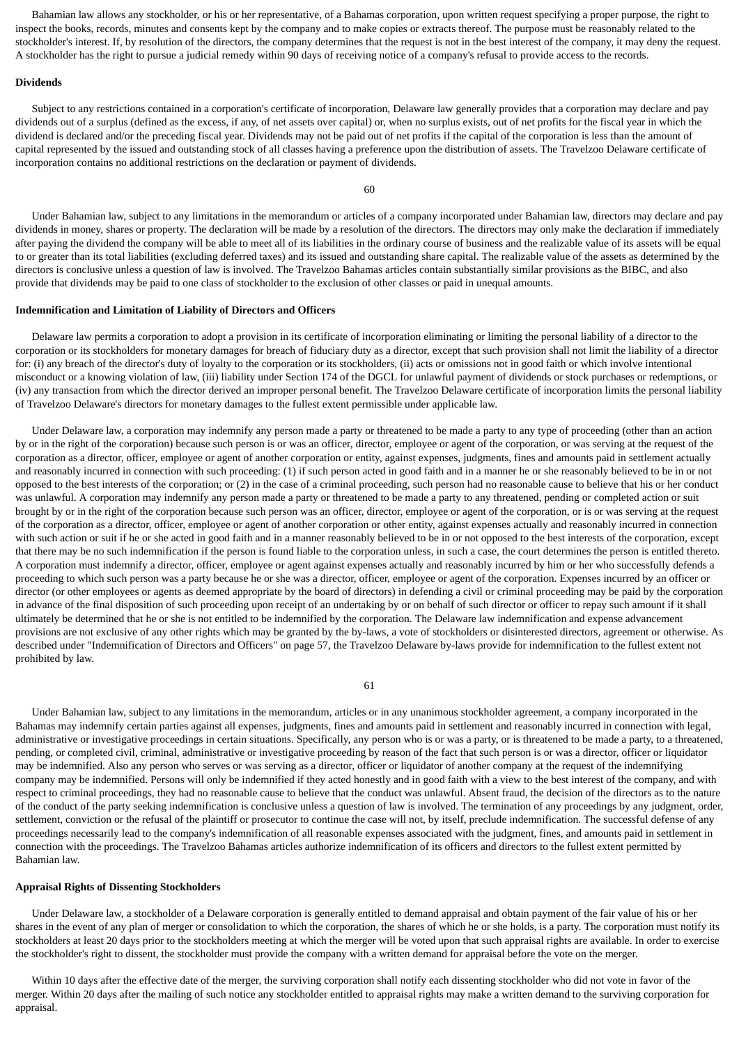Bahamian law allows any stockholder, or his or her representative, of a Bahamas corporation, upon written request specifying a proper purpose, the right to inspect the books, records, minutes and consents kept by the company and to make copies or extracts thereof. The purpose must be reasonably related to the stockholder's interest. If, by resolution of the directors, the company determines that the request is not in the best interest of the company, it may deny the request. A stockholder has the right to pursue a judicial remedy within 90 days of receiving notice of a company's refusal to provide access to the records.

**Dividends**

Subject to any restrictions contained in a corporation's certificate of incorporation, Delaware law generally provides that a corporation may declare and pay dividends out of a surplus (defined as the excess, if any, of net assets over capital) or, when no surplus exists, out of net profits for the fiscal year in which the dividend is declared and/or the preceding fiscal year. Dividends may not be paid out of net profits if the capital of the corporation is less than the amount of capital represented by the issued and outstanding stock of all classes having a preference upon the distribution of assets. The Travelzoo Delaware certificate of incorporation contains no additional restrictions on the declaration or payment of dividends.

Under Bahamian law, subject to any limitations in the memorandum or articles of a company incorporated under Bahamian law, directors may declare and pay dividends in money, shares or property. The declaration will be made by a resolution of the directors. The directors may only make the declaration if immediately after paying the dividend the company will be able to meet all of its liabilities in the ordinary course of business and the realizable value of its assets will be equal to or greater than its total liabilities (excluding deferred taxes) and its issued and outstanding share capital. The realizable value of the assets as determined by the directors is conclusive unless a question of law is involved. The Travelzoo Bahamas articles contain substantially similar provisions as the BIBC, and also provide that dividends may be paid to one class of stockholder to the exclusion of other classes or paid in unequal amounts.

**Indemnification and Limitation of Liability of Directors and Officers**

Delaware law permits a corporation to adopt a provision in its certificate of incorporation eliminating or limiting the personal liability of a director to the corporation or its stockholders for monetary damages for breach of fiduciary duty as a director, except that such provision shall not limit the liability of a director for: (i) any breach of the director's duty of loyalty to the corporation or its stockholders, (ii) acts or omissions not in good faith or which involve intentional misconduct or a knowing violation of law, (iii) liability under Section 174 of the DGCL for unlawful payment of dividends or stock purchases or redemptions, or (iv) any transaction from which the director derived an improper personal benefit. The Travelzoo Delaware certificate of incorporation limits the personal liability of Travelzoo Delaware's directors for monetary damages to the fullest extent permissible under applicable law.

Under Delaware law, a corporation may indemnify any person made a party or threatened to be made a party to any type of proceeding (other than an action by or in the right of the corporation) because such person is or was an officer, director, employee or agent of the corporation, or was serving at the request of the corporation as a director, officer, employee or agent of another corporation or entity, against expenses, judgments, fines and amounts paid in settlement actually and reasonably incurred in connection with such proceeding: (1) if such person acted in good faith and in a manner he or she reasonably believed to be in or not opposed to the best interests of the corporation; or (2) in the case of a criminal proceeding, such person had no reasonable cause to believe that his or her conduct was unlawful. A corporation may indemnify any person made a party or threatened to be made a party to any threatened, pending or completed action or suit brought by or in the right of the corporation because such person was an officer, director, employee or agent of the corporation, or is or was serving at the request of the corporation as a director, officer, employee or agent of another corporation or other entity, against expenses actually and reasonably incurred in connection with such action or suit if he or she acted in good faith and in a manner reasonably believed to be in or not opposed to the best interests of the corporation, except that there may be no such indemnification if the person is found liable to the corporation unless, in such a case, the court determines the person is entitled thereto. A corporation must indemnify a director, officer, employee or agent against expenses actually and reasonably incurred by him or her who successfully defends a proceeding to which such person was a party because he or she was a director, officer, employee or agent of the corporation. Expenses incurred by an officer or director (or other employees or agents as deemed appropriate by the board of directors) in defending a civil or criminal proceeding may be paid by the corporation in advance of the final disposition of such proceeding upon receipt of an undertaking by or on behalf of such director or officer to repay such amount if it shall ultimately be determined that he or she is not entitled to be indemnified by the corporation. The Delaware law indemnification and expense advancement provisions are not exclusive of any other rights which may be granted by the by-laws, a vote of stockholders or disinterested directors, agreement or otherwise. As described under "Indemnification of Directors and Officers" on page 57, the Travelzoo Delaware by-laws provide for indemnification to the fullest extent not prohibited by law.

Under Bahamian law, subject to any limitations in the memorandum, articles or in any unanimous stockholder agreement, a company incorporated in the Bahamas may indemnify certain parties against all expenses, judgments, fines and amounts paid in settlement and reasonably incurred in connection with legal, administrative or investigative proceedings in certain situations. Specifically, any person who is or was a party, or is threatened to be made a party, to a threatened, pending, or completed civil, criminal, administrative or investigative proceeding by reason of the fact that such person is or was a director, officer or liquidator may be indemnified. Also any person who serves or was serving as a director, officer or liquidator of another company at the request of the indemnifying company may be indemnified. Persons will only be indemnified if they acted honestly and in good faith with a view to the best interest of the company, and with respect to criminal proceedings, they had no reasonable cause to believe that the conduct was unlawful. Absent fraud, the decision of the directors as to the nature of the conduct of the party seeking indemnification is conclusive unless a question of law is involved. The termination of any proceedings by any judgment, order, settlement, conviction or the refusal of the plaintiff or prosecutor to continue the case will not, by itself, preclude indemnification. The successful defense of any proceedings necessarily lead to the company's indemnification of all reasonable expenses associated with the judgment, fines, and amounts paid in settlement in connection with the proceedings. The Travelzoo Bahamas articles authorize indemnification of its officers and directors to the fullest extent permitted by Bahamian law.

**Appraisal Rights of Dissenting Stockholders**

Under Delaware law, a stockholder of a Delaware corporation is generally entitled to demand appraisal and obtain payment of the fair value of his or her shares in the event of any plan of merger or consolidation to which the corporation, the shares of which he or she holds, is a party. The corporation must notify its stockholders at least 20 days prior to the stockholders meeting at which the merger will be voted upon that such appraisal rights are available. In order to exercise the stockholder's right to dissent, the stockholder must provide the company with a written demand for appraisal before the vote on the merger.

Within 10 days after the effective date of the merger, the surviving corporation shall notify each dissenting stockholder who did not vote in favor of the merger. Within 20 days after the mailing of such notice any stockholder entitled to appraisal rights may make a written demand to the surviving corporation for appraisal.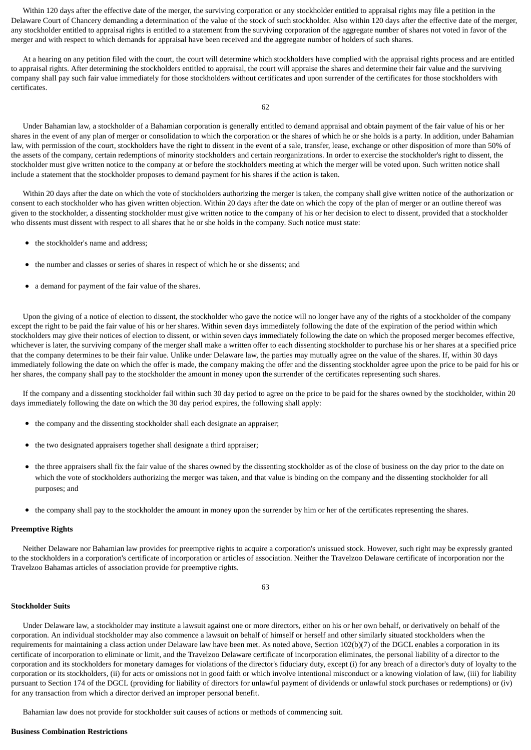Within 120 days after the effective date of the merger, the surviving corporation or any stockholder entitled to appraisal rights may file a petition in the Delaware Court of Chancery demanding a determination of the value of the stock of such stockholder. Also within 120 days after the effective date of the merger, any stockholder entitled to appraisal rights is entitled to a statement from the surviving corporation of the aggregate number of shares not voted in favor of the merger and with respect to which demands for appraisal have been received and the aggregate number of holders of such shares.

At a hearing on any petition filed with the court, the court will determine which stockholders have complied with the appraisal rights process and are entitled to appraisal rights. After determining the stockholders entitled to appraisal, the court will appraise the shares and determine their fair value and the surviving company shall pay such fair value immediately for those stockholders without certificates and upon surrender of the certificates for those stockholders with certificates.

Under Bahamian law, a stockholder of a Bahamian corporation is generally entitled to demand appraisal and obtain payment of the fair value of his or her shares in the event of any plan of merger or consolidation to which the corporation or the shares of which he or she holds is a party. In addition, under Bahamian law, with permission of the court, stockholders have the right to dissent in the event of a sale, transfer, lease, exchange or other disposition of more than 50% of the assets of the company, certain redemptions of minority stockholders and certain reorganizations. In order to exercise the stockholder's right to dissent, the stockholder must give written notice to the company at or before the stockholders meeting at which the merger will be voted upon. Such written notice shall include a statement that the stockholder proposes to demand payment for his shares if the action is taken.

Within 20 days after the date on which the vote of stockholders authorizing the merger is taken, the company shall give written notice of the authorization or consent to each stockholder who has given written objection. Within 20 days after the date on which the copy of the plan of merger or an outline thereof was given to the stockholder, a dissenting stockholder must give written notice to the company of his or her decision to elect to dissent, provided that a stockholder who dissents must dissent with respect to all shares that he or she holds in the company. Such notice must state:

- the stockholder's name and address;
- the number and classes or series of shares in respect of which he or she dissents; and
- a demand for payment of the fair value of the shares.

Upon the giving of a notice of election to dissent, the stockholder who gave the notice will no longer have any of the rights of a stockholder of the company except the right to be paid the fair value of his or her shares. Within seven days immediately following the date of the expiration of the period within which stockholders may give their notices of election to dissent, or within seven days immediately following the date on which the proposed merger becomes effective, whichever is later, the surviving company of the merger shall make a written offer to each dissenting stockholder to purchase his or her shares at a specified price that the company determines to be their fair value. Unlike under Delaware law, the parties may mutually agree on the value of the shares. If, within 30 days immediately following the date on which the offer is made, the company making the offer and the dissenting stockholder agree upon the price to be paid for his or her shares, the company shall pay to the stockholder the amount in money upon the surrender of the certificates representing such shares.

If the company and a dissenting stockholder fail within such 30 day period to agree on the price to be paid for the shares owned by the stockholder, within 20 days immediately following the date on which the 30 day period expires, the following shall apply:

- the company and the dissenting stockholder shall each designate an appraiser;
- the two designated appraisers together shall designate a third appraiser;
- the three appraisers shall fix the fair value of the shares owned by the dissenting stockholder as of the close of business on the day prior to the date on which the vote of stockholders authorizing the merger was taken, and that value is binding on the company and the dissenting stockholder for all purposes; and
- the company shall pay to the stockholder the amount in money upon the surrender by him or her of the certificates representing the shares.

**Preemptive Rights**

Neither Delaware nor Bahamian law provides for preemptive rights to acquire a corporation's unissued stock. However, such right may be expressly granted to the stockholders in a corporation's certificate of incorporation or articles of association. Neither the Travelzoo Delaware certificate of incorporation nor the Travelzoo Bahamas articles of association provide for preemptive rights.

**Stockholder Suits**

Under Delaware law, a stockholder may institute a lawsuit against one or more directors, either on his or her own behalf, or derivatively on behalf of the corporation. An individual stockholder may also commence a lawsuit on behalf of himself or herself and other similarly situated stockholders when the requirements for maintaining a class action under Delaware law have been met. As noted above, Section 102(b)(7) of the DGCL enables a corporation in its certificate of incorporation to eliminate or limit, and the Travelzoo Delaware certificate of incorporation eliminates, the personal liability of a director to the corporation and its stockholders for monetary damages for violations of the director's fiduciary duty, except (i) for any breach of a director's duty of loyalty to the corporation or its stockholders, (ii) for acts or omissions not in good faith or which involve intentional misconduct or a knowing violation of law, (iii) for liability pursuant to Section 174 of the DGCL (providing for liability of directors for unlawful payment of dividends or unlawful stock purchases or redemptions) or (iv) for any transaction from which a director derived an improper personal benefit.

Bahamian law does not provide for stockholder suit causes of actions or methods of commencing suit.

**Business Combination Restrictions**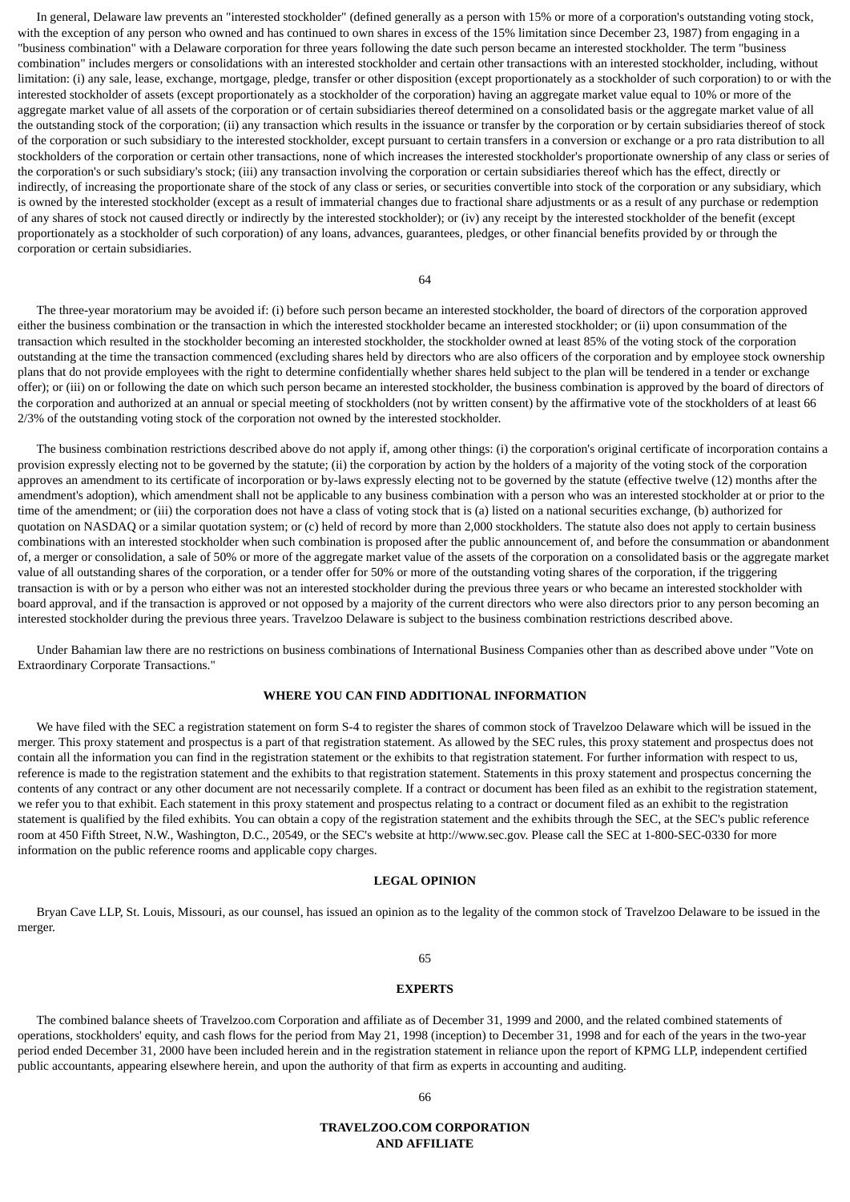In general, Delaware law prevents an "interested stockholder" (defined generally as a person with 15% or more of a corporation's outstanding voting stock, with the exception of any person who owned and has continued to own shares in excess of the 15% limitation since December 23, 1987) from engaging in a "business combination" with a Delaware corporation for three years following the date such person became an interested stockholder. The term "business combination" includes mergers or consolidations with an interested stockholder and certain other transactions with an interested stockholder, including, without limitation: (i) any sale, lease, exchange, mortgage, pledge, transfer or other disposition (except proportionately as a stockholder of such corporation) to or with the interested stockholder of assets (except proportionately as a stockholder of the corporation) having an aggregate market value equal to 10% or more of the aggregate market value of all assets of the corporation or of certain subsidiaries thereof determined on a consolidated basis or the aggregate market value of all the outstanding stock of the corporation; (ii) any transaction which results in the issuance or transfer by the corporation or by certain subsidiaries thereof of stock of the corporation or such subsidiary to the interested stockholder, except pursuant to certain transfers in a conversion or exchange or a pro rata distribution to all stockholders of the corporation or certain other transactions, none of which increases the interested stockholder's proportionate ownership of any class or series of the corporation's or such subsidiary's stock; (iii) any transaction involving the corporation or certain subsidiaries thereof which has the effect, directly or indirectly, of increasing the proportionate share of the stock of any class or series, or securities convertible into stock of the corporation or any subsidiary, which is owned by the interested stockholder (except as a result of immaterial changes due to fractional share adjustments or as a result of any purchase or redemption of any shares of stock not caused directly or indirectly by the interested stockholder); or (iv) any receipt by the interested stockholder of the benefit (except proportionately as a stockholder of such corporation) of any loans, advances, guarantees, pledges, or other financial benefits provided by or through the corporation or certain subsidiaries.

The three-year moratorium may be avoided if: (i) before such person became an interested stockholder, the board of directors of the corporation approved either the business combination or the transaction in which the interested stockholder became an interested stockholder; or (ii) upon consummation of the transaction which resulted in the stockholder becoming an interested stockholder, the stockholder owned at least 85% of the voting stock of the corporation outstanding at the time the transaction commenced (excluding shares held by directors who are also officers of the corporation and by employee stock ownership plans that do not provide employees with the right to determine confidentially whether shares held subject to the plan will be tendered in a tender or exchange offer); or (iii) on or following the date on which such person became an interested stockholder, the business combination is approved by the board of directors of the corporation and authorized at an annual or special meeting of stockholders (not by written consent) by the affirmative vote of the stockholders of at least 66 2/3% of the outstanding voting stock of the corporation not owned by the interested stockholder.

The business combination restrictions described above do not apply if, among other things: (i) the corporation's original certificate of incorporation contains a provision expressly electing not to be governed by the statute; (ii) the corporation by action by the holders of a majority of the voting stock of the corporation approves an amendment to its certificate of incorporation or by-laws expressly electing not to be governed by the statute (effective twelve (12) months after the amendment's adoption), which amendment shall not be applicable to any business combination with a person who was an interested stockholder at or prior to the time of the amendment; or (iii) the corporation does not have a class of voting stock that is (a) listed on a national securities exchange, (b) authorized for quotation on NASDAQ or a similar quotation system; or (c) held of record by more than 2,000 stockholders. The statute also does not apply to certain business combinations with an interested stockholder when such combination is proposed after the public announcement of, and before the consummation or abandonment of, a merger or consolidation, a sale of 50% or more of the aggregate market value of the assets of the corporation on a consolidated basis or the aggregate market value of all outstanding shares of the corporation, or a tender offer for 50% or more of the outstanding voting shares of the corporation, if the triggering transaction is with or by a person who either was not an interested stockholder during the previous three years or who became an interested stockholder with board approval, and if the transaction is approved or not opposed by a majority of the current directors who were also directors prior to any person becoming an interested stockholder during the previous three years. Travelzoo Delaware is subject to the business combination restrictions described above.

Under Bahamian law there are no restrictions on business combinations of International Business Companies other than as described above under "Vote on Extraordinary Corporate Transactions."

## WHERE YOU CAN FIND ADDITIONAL INFORMATION

We have filed with the SEC a registration statement on form S-4 to register the shares of common stock of Travelzoo Delaware which will be issued in the merger. This proxy statement and prospectus is a part of that registration statement. As allowed by the SEC rules, this proxy statement and prospectus does not contain all the information you can find in the registration statement or the exhibits to that registration statement. For further information with respect to us, reference is made to the registration statement and the exhibits to that registration statement. Statements in this proxy statement and prospectus concerning the contents of any contract or any other document are not necessarily complete. If a contract or document has been filed as an exhibit to the registration statement, we refer you to that exhibit. Each statement in this proxy statement and prospectus relating to a contract or document filed as an exhibit to the registration statement is qualified by the filed exhibits. You can obtain a copy of the registration statement and the exhibits through the SEC, at the SEC's public reference room at 450 Fifth Street, N.W., Washington, D.C., 20549, or the SEC's website at http://www.sec.gov. Please call the SEC at 1-800-SEC-0330 for more information on the public reference rooms and applicable copy charges.

## LEGAL OPINION

Bryan Cave LLP, St. Louis, Missouri, as our counsel, has issued an opinion as to the legality of the common stock of Travelzoo Delaware to be issued in the merger.

## EXPERTS

The combined balance sheets of Travelzoo.com Corporation and affiliate as of December 31, 1999 and 2000, and the related combined statements of operations, stockholders' equity, and cash flows for the period from May 21, 1998 (inception) to December 31, 1998 and for each of the years in the two-year period ended December 31, 2000 have been included herein and in the registration statement in reliance upon the report of KPMG LLP, independent certified public accountants, appearing elsewhere herein, and upon the authority of that firm as experts in accounting and auditing.

## TRAVELZOO.COM CORPORATION AND AFFILIATE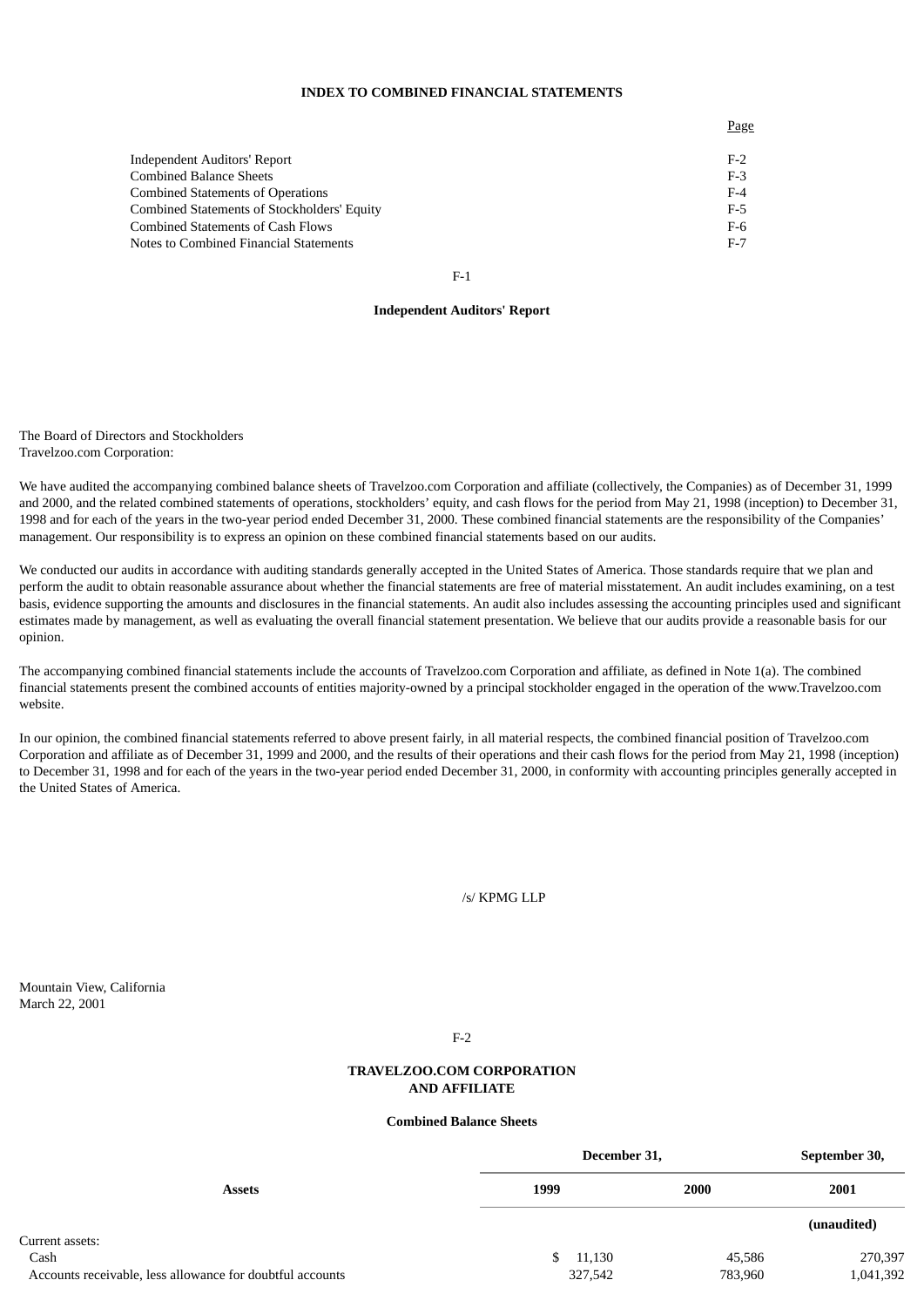**INDEX TO COMBINED FINANCIAL STATEMENTS**

| | Page |
|---|---|
| Independent Auditors' Report | F-2 |
| Combined Balance Sheets | F-3 |
| Combined Statements of Operations | F-4 |
| Combined Statements of Stockholders' Equity | F-5 |
| Combined Statements of Cash Flows | F-6 |
| Notes to Combined Financial Statements | F-7 |

**Independent Auditors' Report**

The Board of Directors and Stockholders
Travelzoo.com Corporation:

We have audited the accompanying combined balance sheets of Travelzoo.com Corporation and affiliate (collectively, the Companies) as of December 31, 1999 and 2000, and the related combined statements of operations, stockholders' equity, and cash flows for the period from May 21, 1998 (inception) to December 31, 1998 and for each of the years in the two-year period ended December 31, 2000. These combined financial statements are the responsibility of the Companies' management. Our responsibility is to express an opinion on these combined financial statements based on our audits.

We conducted our audits in accordance with auditing standards generally accepted in the United States of America. Those standards require that we plan and perform the audit to obtain reasonable assurance about whether the financial statements are free of material misstatement. An audit includes examining, on a test basis, evidence supporting the amounts and disclosures in the financial statements. An audit also includes assessing the accounting principles used and significant estimates made by management, as well as evaluating the overall financial statement presentation. We believe that our audits provide a reasonable basis for our opinion.

The accompanying combined financial statements include the accounts of Travelzoo.com Corporation and affiliate, as defined in Note 1(a). The combined financial statements present the combined accounts of entities majority-owned by a principal stockholder engaged in the operation of the www.Travelzoo.com website.

In our opinion, the combined financial statements referred to above present fairly, in all material respects, the combined financial position of Travelzoo.com Corporation and affiliate as of December 31, 1999 and 2000, and the results of their operations and their cash flows for the period from May 21, 1998 (inception) to December 31, 1998 and for each of the years in the two-year period ended December 31, 2000, in conformity with accounting principles generally accepted in the United States of America.

/s/ KPMG LLP

Mountain View, California
March 22, 2001

**TRAVELZOO.COM CORPORATION**
**AND AFFILIATE**

**Combined Balance Sheets**

| Assets | December 31, 1999 | December 31, 2000 | September 30, 2001 |
|---|---|---|---|
| | | | (unaudited) |
| Current assets: | | | |
| Cash | $ 11,130 | 45,586 | 270,397 |
| Accounts receivable, less allowance for doubtful accounts | 327,542 | 783,960 | 1,041,392 |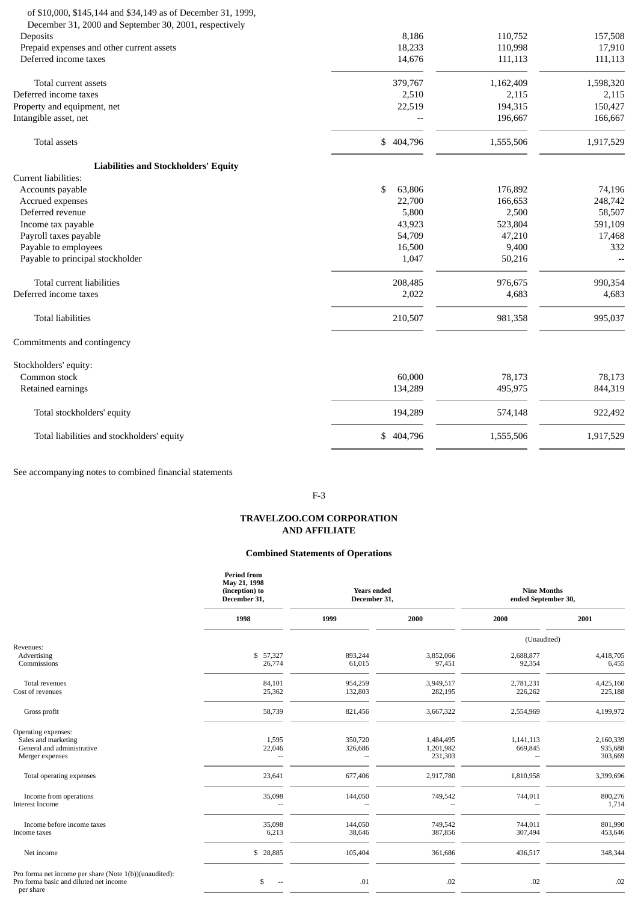| | | | |
|---|---|---|---|
| of $10,000, $145,144 and $34,149 as of December 31, 1999, December 31, 2000 and September 30, 2001, respectively | | | |
| Deposits | 8,186 | 110,752 | 157,508 |
| Prepaid expenses and other current assets | 18,233 | 110,998 | 17,910 |
| Deferred income taxes | 14,676 | 111,113 | 111,113 |
| Total current assets | 379,767 | 1,162,409 | 1,598,320 |
| Deferred income taxes | 2,510 | 2,115 | 2,115 |
| Property and equipment, net | 22,519 | 194,315 | 150,427 |
| Intangible asset, net | -- | 196,667 | 166,667 |
| Total assets | $ 404,796 | 1,555,506 | 1,917,529 |
| **Liabilities and Stockholders' Equity** | | | |
| Current liabilities: | | | |
| Accounts payable | $ 63,806 | 176,892 | 74,196 |
| Accrued expenses | 22,700 | 166,653 | 248,742 |
| Deferred revenue | 5,800 | 2,500 | 58,507 |
| Income tax payable | 43,923 | 523,804 | 591,109 |
| Payroll taxes payable | 54,709 | 47,210 | 17,468 |
| Payable to employees | 16,500 | 9,400 | 332 |
| Payable to principal stockholder | 1,047 | 50,216 | -- |
| Total current liabilities | 208,485 | 976,675 | 990,354 |
| Deferred income taxes | 2,022 | 4,683 | 4,683 |
| Total liabilities | 210,507 | 981,358 | 995,037 |
| Commitments and contingency | | | |
| Stockholders' equity: | | | |
| Common stock | 60,000 | 78,173 | 78,173 |
| Retained earnings | 134,289 | 495,975 | 844,319 |
| Total stockholders' equity | 194,289 | 574,148 | 922,492 |
| Total liabilities and stockholders' equity | $ 404,796 | 1,555,506 | 1,917,529 |

See accompanying notes to combined financial statements

## TRAVELZOO.COM CORPORATION AND AFFILIATE

### Combined Statements of Operations

| | Period from May 21, 1998 (inception) to December 31, | Years ended December 31, | | Nine Months ended September 30, | |
|---|---|---|---|---|---|
| | 1998 | 1999 | 2000 | 2000 | 2001 |
| | | | | (Unaudited) | |
| Revenues: | | | | | |
| Advertising | $ 57,327 | 893,244 | 3,852,066 | 2,688,877 | 4,418,705 |
| Commissions | 26,774 | 61,015 | 97,451 | 92,354 | 6,455 |
| Total revenues | 84,101 | 954,259 | 3,949,517 | 2,781,231 | 4,425,160 |
| Cost of revenues | 25,362 | 132,803 | 282,195 | 226,262 | 225,188 |
| Gross profit | 58,739 | 821,456 | 3,667,322 | 2,554,969 | 4,199,972 |
| Operating expenses: | | | | | |
| Sales and marketing | 1,595 | 350,720 | 1,484,495 | 1,141,113 | 2,160,339 |
| General and administrative | 22,046 | 326,686 | 1,201,982 | 669,845 | 935,688 |
| Merger expenses | -- | -- | 231,303 | -- | 303,669 |
| Total operating expenses | 23,641 | 677,406 | 2,917,780 | 1,810,958 | 3,399,696 |
| Income from operations | 35,098 | 144,050 | 749,542 | 744,011 | 800,276 |
| Interest Income | -- | -- | -- | -- | 1,714 |
| Income before income taxes | 35,098 | 144,050 | 749,542 | 744,011 | 801,990 |
| Income taxes | 6,213 | 38,646 | 387,856 | 307,494 | 453,646 |
| Net income | $ 28,885 | 105,404 | 361,686 | 436,517 | 348,344 |
| Pro forma net income per share (Note 1(b))(unaudited): | | | | | |
| Pro forma basic and diluted net income per share | $ -- | .01 | .02 | .02 | .02 |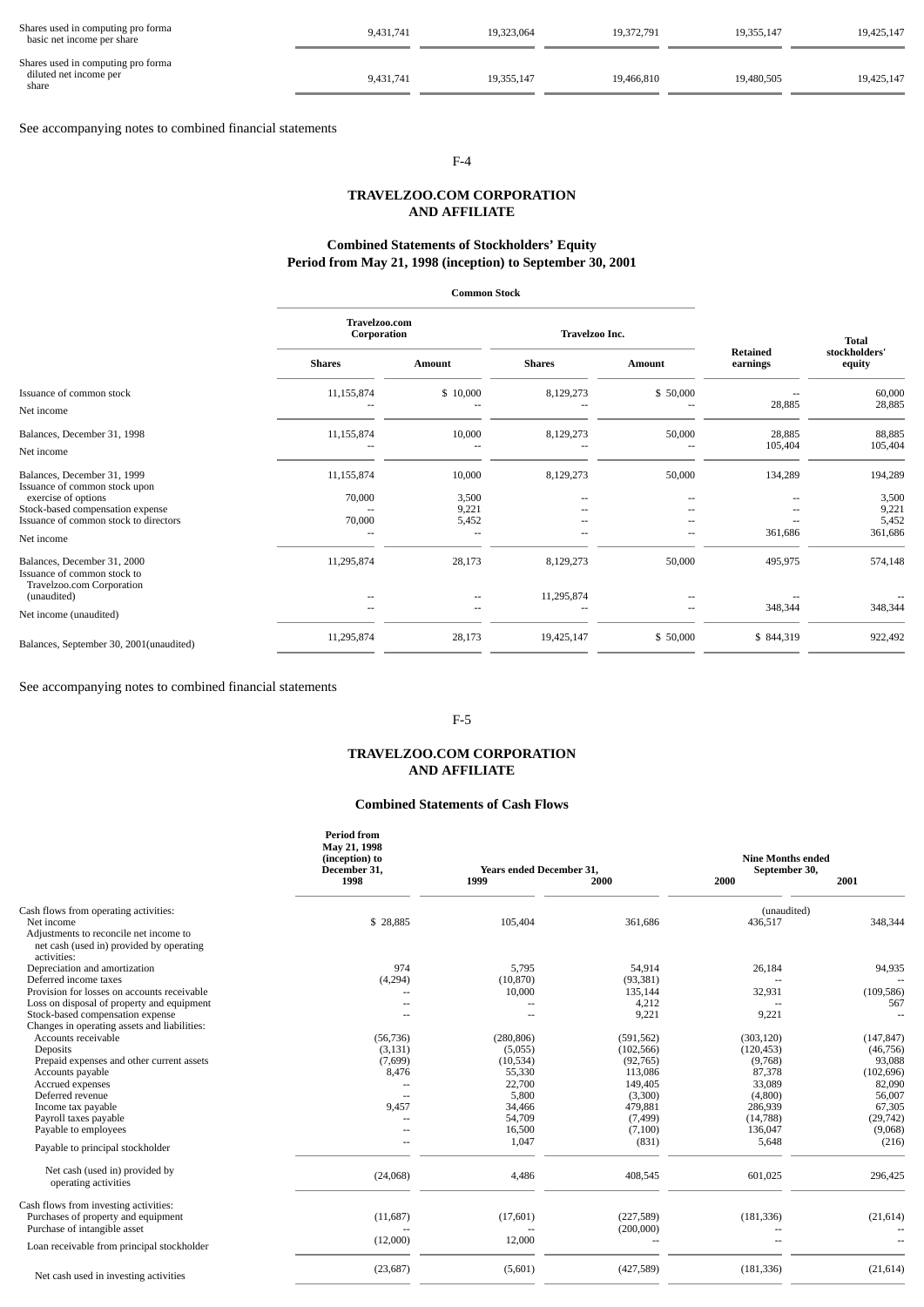| | | | | | |
|---|---|---|---|---|---|
| Shares used in computing pro forma basic net income per share | 9,431,741 | 19,323,064 | 19,372,791 | 19,355,147 | 19,425,147 |
| Shares used in computing pro forma diluted net income per share | 9,431,741 | 19,355,147 | 19,466,810 | 19,480,505 | 19,425,147 |

See accompanying notes to combined financial statements

**TRAVELZOO.COM CORPORATION AND AFFILIATE**

**Combined Statements of Stockholders' Equity Period from May 21, 1998 (inception) to September 30, 2001**

| | Common Stock | | | | | |
|---|---|---|---|---|---|---|
| | Travelzoo.com Corporation | | Travelzoo Inc. | | | |
| | Shares | Amount | Shares | Amount | Retained earnings | Total stockholders' equity |
| Issuance of common stock | 11,155,874 | $ 10,000 | 8,129,273 | $ 50,000 | -- | 60,000 |
| Net income | -- | -- | -- | -- | 28,885 | 28,885 |
| Balances, December 31, 1998 | 11,155,874 | 10,000 | 8,129,273 | 50,000 | 28,885 | 88,885 |
| Net income | -- | -- | -- | -- | 105,404 | 105,404 |
| Balances, December 31, 1999 | 11,155,874 | 10,000 | 8,129,273 | 50,000 | 134,289 | 194,289 |
| Issuance of common stock upon exercise of options | 70,000 | 3,500 | -- | -- | -- | 3,500 |
| Stock-based compensation expense | -- | 9,221 | -- | -- | -- | 9,221 |
| Issuance of common stock to directors | 70,000 | 5,452 | -- | -- | -- | 5,452 |
| Net income | -- | -- | -- | -- | 361,686 | 361,686 |
| Balances, December 31, 2000 | 11,295,874 | 28,173 | 8,129,273 | 50,000 | 495,975 | 574,148 |
| Issuance of common stock to Travelzoo.com Corporation (unaudited) | -- | -- | 11,295,874 | -- | -- | -- |
| Net income (unaudited) | -- | -- | -- | -- | 348,344 | 348,344 |
| Balances, September 30, 2001(unaudited) | 11,295,874 | 28,173 | 19,425,147 | $ 50,000 | $ 844,319 | 922,492 |

See accompanying notes to combined financial statements

**TRAVELZOO.COM CORPORATION AND AFFILIATE**

**Combined Statements of Cash Flows**

| | Period from May 21, 1998 (inception) to December 31, 1998 | Years ended December 31, 1999 | 2000 | Nine Months ended September 30, 2000 | 2001 |
|---|---|---|---|---|---|
| | | | | (unaudited) | |
| Cash flows from operating activities: | | | | | |
| Net income | $ 28,885 | 105,404 | 361,686 | 436,517 | 348,344 |
| Adjustments to reconcile net income to net cash (used in) provided by operating activities: | | | | | |
| Depreciation and amortization | 974 | 5,795 | 54,914 | 26,184 | 94,935 |
| Deferred income taxes | (4,294) | (10,870) | (93,381) | -- | -- |
| Provision for losses on accounts receivable | -- | 10,000 | 135,144 | 32,931 | (109,586) |
| Loss on disposal of property and equipment | -- | -- | 4,212 | -- | 567 |
| Stock-based compensation expense | -- | -- | 9,221 | 9,221 | -- |
| Changes in operating assets and liabilities: | | | | | |
| Accounts receivable | (56,736) | (280,806) | (591,562) | (303,120) | (147,847) |
| Deposits | (3,131) | (5,055) | (102,566) | (120,453) | (46,756) |
| Prepaid expenses and other current assets | (7,699) | (10,534) | (92,765) | (9,768) | 93,088 |
| Accounts payable | 8,476 | 55,330 | 113,086 | 87,378 | (102,696) |
| Accrued expenses | -- | 22,700 | 149,405 | 33,089 | 82,090 |
| Deferred revenue | -- | 5,800 | (3,300) | (4,800) | 56,007 |
| Income tax payable | 9,457 | 34,466 | 479,881 | 286,939 | 67,305 |
| Payroll taxes payable | -- | 54,709 | (7,499) | (14,788) | (29,742) |
| Payable to employees | -- | 16,500 | (7,100) | 136,047 | (9,068) |
| Payable to principal stockholder | -- | 1,047 | (831) | 5,648 | (216) |
| Net cash (used in) provided by operating activities | (24,068) | 4,486 | 408,545 | 601,025 | 296,425 |
| Cash flows from investing activities: | | | | | |
| Purchases of property and equipment | (11,687) | (17,601) | (227,589) | (181,336) | (21,614) |
| Purchase of intangible asset | -- | -- | (200,000) | -- | -- |
| Loan receivable from principal stockholder | (12,000) | 12,000 | -- | -- | -- |
| Net cash used in investing activities | (23,687) | (5,601) | (427,589) | (181,336) | (21,614) |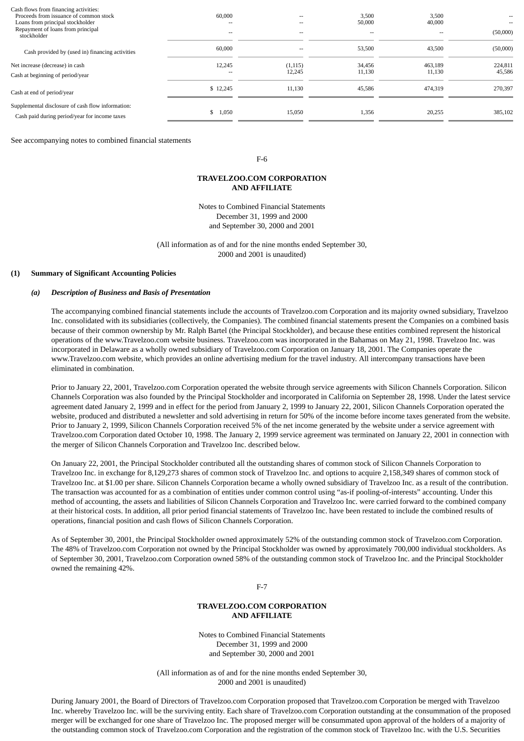| | | | | | |
|---|---|---|---|---|---|
| Cash flows from financing activities: | | | | | |
| Proceeds from issuance of common stock | 60,000 | -- | 3,500 | 3,500 | -- |
| Loans from principal stockholder | -- | -- | 50,000 | 40,000 | -- |
| Repayment of loans from principal stockholder | -- | -- | -- | -- | (50,000) |
| Cash provided by (used in) financing activities | 60,000 | -- | 53,500 | 43,500 | (50,000) |
| Net increase (decrease) in cash | 12,245 | (1,115) | 34,456 | 463,189 | 224,811 |
| Cash at beginning of period/year | -- | 12,245 | 11,130 | 11,130 | 45,586 |
| Cash at end of period/year | $ 12,245 | 11,130 | 45,586 | 474,319 | 270,397 |
| Supplemental disclosure of cash flow information: | | | | | |
| Cash paid during period/year for income taxes | $ 1,050 | 15,050 | 1,356 | 20,255 | 385,102 |

See accompanying notes to combined financial statements

**TRAVELZOO.COM CORPORATION AND AFFILIATE**

Notes to Combined Financial Statements
December 31, 1999 and 2000
and September 30, 2000 and 2001

(All information as of and for the nine months ended September 30, 2000 and 2001 is unaudited)

**(1) Summary of Significant Accounting Policies**

***(a) Description of Business and Basis of Presentation***

The accompanying combined financial statements include the accounts of Travelzoo.com Corporation and its majority owned subsidiary, Travelzoo Inc. consolidated with its subsidiaries (collectively, the Companies). The combined financial statements present the Companies on a combined basis because of their common ownership by Mr. Ralph Bartel (the Principal Stockholder), and because these entities combined represent the historical operations of the www.Travelzoo.com website business. Travelzoo.com was incorporated in the Bahamas on May 21, 1998. Travelzoo Inc. was incorporated in Delaware as a wholly owned subsidiary of Travelzoo.com Corporation on January 18, 2001. The Companies operate the www.Travelzoo.com website, which provides an online advertising medium for the travel industry. All intercompany transactions have been eliminated in combination.

Prior to January 22, 2001, Travelzoo.com Corporation operated the website through service agreements with Silicon Channels Corporation. Silicon Channels Corporation was also founded by the Principal Stockholder and incorporated in California on September 28, 1998. Under the latest service agreement dated January 2, 1999 and in effect for the period from January 2, 1999 to January 22, 2001, Silicon Channels Corporation operated the website, produced and distributed a newsletter and sold advertising in return for 50% of the income before income taxes generated from the website. Prior to January 2, 1999, Silicon Channels Corporation received 5% of the net income generated by the website under a service agreement with Travelzoo.com Corporation dated October 10, 1998. The January 2, 1999 service agreement was terminated on January 22, 2001 in connection with the merger of Silicon Channels Corporation and Travelzoo Inc. described below.

On January 22, 2001, the Principal Stockholder contributed all the outstanding shares of common stock of Silicon Channels Corporation to Travelzoo Inc. in exchange for 8,129,273 shares of common stock of Travelzoo Inc. and options to acquire 2,158,349 shares of common stock of Travelzoo Inc. at $1.00 per share. Silicon Channels Corporation became a wholly owned subsidiary of Travelzoo Inc. as a result of the contribution. The transaction was accounted for as a combination of entities under common control using “as-if pooling-of-interests” accounting. Under this method of accounting, the assets and liabilities of Silicon Channels Corporation and Travelzoo Inc. were carried forward to the combined company at their historical costs. In addition, all prior period financial statements of Travelzoo Inc. have been restated to include the combined results of operations, financial position and cash flows of Silicon Channels Corporation.

As of September 30, 2001, the Principal Stockholder owned approximately 52% of the outstanding common stock of Travelzoo.com Corporation. The 48% of Travelzoo.com Corporation not owned by the Principal Stockholder was owned by approximately 700,000 individual stockholders. As of September 30, 2001, Travelzoo.com Corporation owned 58% of the outstanding common stock of Travelzoo Inc. and the Principal Stockholder owned the remaining 42%.

**TRAVELZOO.COM CORPORATION AND AFFILIATE**

Notes to Combined Financial Statements
December 31, 1999 and 2000
and September 30, 2000 and 2001

(All information as of and for the nine months ended September 30, 2000 and 2001 is unaudited)

During January 2001, the Board of Directors of Travelzoo.com Corporation proposed that Travelzoo.com Corporation be merged with Travelzoo Inc. whereby Travelzoo Inc. will be the surviving entity. Each share of Travelzoo.com Corporation outstanding at the consummation of the proposed merger will be exchanged for one share of Travelzoo Inc. The proposed merger will be consummated upon approval of the holders of a majority of the outstanding common stock of Travelzoo.com Corporation and the registration of the common stock of Travelzoo Inc. with the U.S. Securities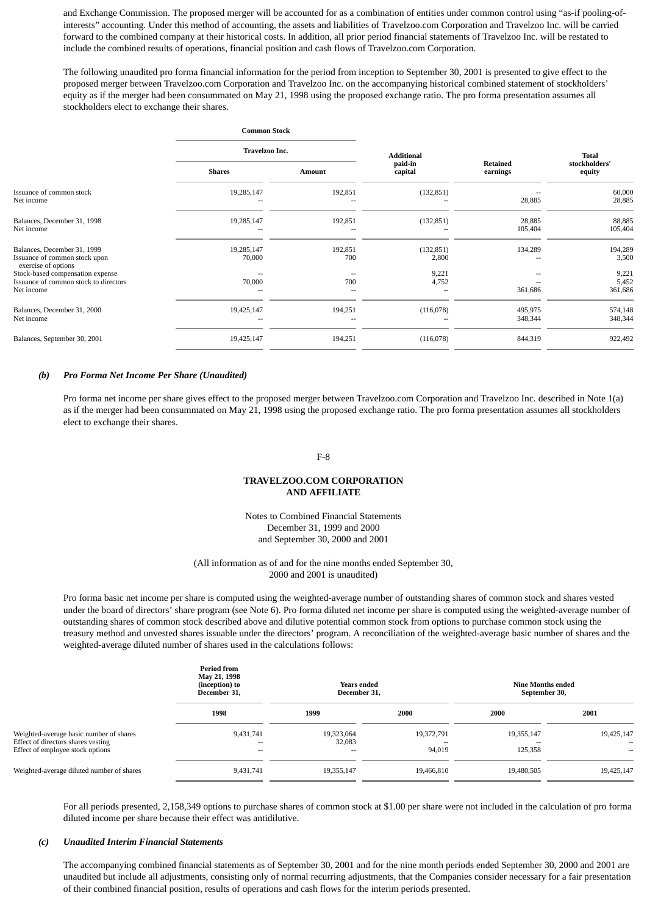and Exchange Commission. The proposed merger will be accounted for as a combination of entities under common control using "as-if pooling-of-interests" accounting. Under this method of accounting, the assets and liabilities of Travelzoo.com Corporation and Travelzoo Inc. will be carried forward to the combined company at their historical costs. In addition, all prior period financial statements of Travelzoo Inc. will be restated to include the combined results of operations, financial position and cash flows of Travelzoo.com Corporation.

The following unaudited pro forma financial information for the period from inception to September 30, 2001 is presented to give effect to the proposed merger between Travelzoo.com Corporation and Travelzoo Inc. on the accompanying historical combined statement of stockholders' equity as if the merger had been consummated on May 21, 1998 using the proposed exchange ratio. The pro forma presentation assumes all stockholders elect to exchange their shares.

| | Common Stock | | Additional paid-in capital | Retained earnings | Total stockholders' equity |
|---|---|---|---|---|---|
| | Travelzoo Inc. | | | | |
| | Shares | Amount | | | |
| Issuance of common stock | 19,285,147 | 192,851 | (132,851) | -- | 60,000 |
| Net income | -- | -- | -- | 28,885 | 28,885 |
| Balances, December 31, 1998 | 19,285,147 | 192,851 | (132,851) | 28,885 | 88,885 |
| Net income | -- | -- | -- | 105,404 | 105,404 |
| Balances, December 31, 1999 | 19,285,147 | 192,851 | (132,851) | 134,289 | 194,289 |
| Issuance of common stock upon exercise of options | 70,000 | 700 | 2,800 | -- | 3,500 |
| Stock-based compensation expense | -- | -- | 9,221 | -- | 9,221 |
| Issuance of common stock to directors | 70,000 | 700 | 4,752 | -- | 5,452 |
| Net income | -- | -- | -- | 361,686 | 361,686 |
| Balances, December 31, 2000 | 19,425,147 | 194,251 | (116,078) | 495,975 | 574,148 |
| Net income | -- | -- | -- | 348,344 | 348,344 |
| Balances, September 30, 2001 | 19,425,147 | 194,251 | (116,078) | 844,319 | 922,492 |

### *(b) Pro Forma Net Income Per Share (Unaudited)*

Pro forma net income per share gives effect to the proposed merger between Travelzoo.com Corporation and Travelzoo Inc. described in Note 1(a) as if the merger had been consummated on May 21, 1998 using the proposed exchange ratio. The pro forma presentation assumes all stockholders elect to exchange their shares.

**TRAVELZOO.COM CORPORATION AND AFFILIATE**

Notes to Combined Financial Statements
December 31, 1999 and 2000
and September 30, 2000 and 2001

(All information as of and for the nine months ended September 30, 2000 and 2001 is unaudited)

Pro forma basic net income per share is computed using the weighted-average number of outstanding shares of common stock and shares vested under the board of directors' share program (see Note 6). Pro forma diluted net income per share is computed using the weighted-average number of outstanding shares of common stock described above and dilutive potential common stock from options to purchase common stock using the treasury method and unvested shares issuable under the directors' program. A reconciliation of the weighted-average basic number of shares and the weighted-average diluted number of shares used in the calculations follows:

| | Period from May 21, 1998 (inception) to December 31, | Years ended December 31, | | Nine Months ended September 30, | |
|---|---|---|---|---|---|
| | 1998 | 1999 | 2000 | 2000 | 2001 |
| Weighted-average basic number of shares | 9,431,741 | 19,323,064 | 19,372,791 | 19,355,147 | 19,425,147 |
| Effect of directors shares vesting | -- | 32,083 | -- | -- | -- |
| Effect of employee stock options | -- | -- | 94,019 | 125,358 | -- |
| Weighted-average diluted number of shares | 9,431,741 | 19,355,147 | 19,466,810 | 19,480,505 | 19,425,147 |

For all periods presented, 2,158,349 options to purchase shares of common stock at $1.00 per share were not included in the calculation of pro forma diluted income per share because their effect was antidilutive.

### *(c) Unaudited Interim Financial Statements*

The accompanying combined financial statements as of September 30, 2001 and for the nine month periods ended September 30, 2000 and 2001 are unaudited but include all adjustments, consisting only of normal recurring adjustments, that the Companies consider necessary for a fair presentation of their combined financial position, results of operations and cash flows for the interim periods presented.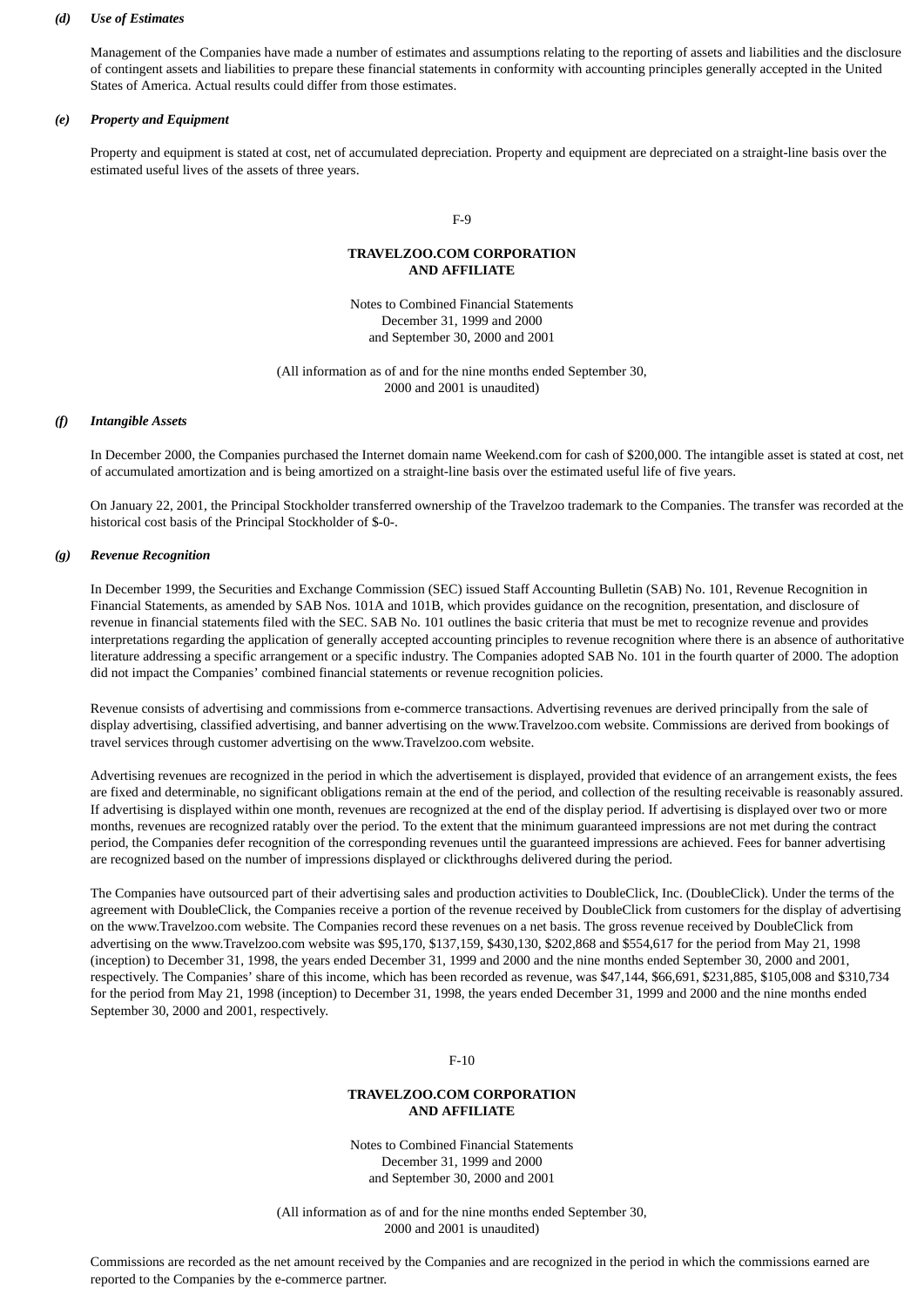***(d) Use of Estimates***

Management of the Companies have made a number of estimates and assumptions relating to the reporting of assets and liabilities and the disclosure of contingent assets and liabilities to prepare these financial statements in conformity with accounting principles generally accepted in the United States of America. Actual results could differ from those estimates.

***(e) Property and Equipment***

Property and equipment is stated at cost, net of accumulated depreciation. Property and equipment are depreciated on a straight-line basis over the estimated useful lives of the assets of three years.

**TRAVELZOO.COM CORPORATION AND AFFILIATE**

Notes to Combined Financial Statements
December 31, 1999 and 2000
and September 30, 2000 and 2001

(All information as of and for the nine months ended September 30, 2000 and 2001 is unaudited)

***(f) Intangible Assets***

In December 2000, the Companies purchased the Internet domain name Weekend.com for cash of $200,000. The intangible asset is stated at cost, net of accumulated amortization and is being amortized on a straight-line basis over the estimated useful life of five years.

On January 22, 2001, the Principal Stockholder transferred ownership of the Travelzoo trademark to the Companies. The transfer was recorded at the historical cost basis of the Principal Stockholder of $-0-.

***(g) Revenue Recognition***

In December 1999, the Securities and Exchange Commission (SEC) issued Staff Accounting Bulletin (SAB) No. 101, Revenue Recognition in Financial Statements, as amended by SAB Nos. 101A and 101B, which provides guidance on the recognition, presentation, and disclosure of revenue in financial statements filed with the SEC. SAB No. 101 outlines the basic criteria that must be met to recognize revenue and provides interpretations regarding the application of generally accepted accounting principles to revenue recognition where there is an absence of authoritative literature addressing a specific arrangement or a specific industry. The Companies adopted SAB No. 101 in the fourth quarter of 2000. The adoption did not impact the Companies' combined financial statements or revenue recognition policies.

Revenue consists of advertising and commissions from e-commerce transactions. Advertising revenues are derived principally from the sale of display advertising, classified advertising, and banner advertising on the www.Travelzoo.com website. Commissions are derived from bookings of travel services through customer advertising on the www.Travelzoo.com website.

Advertising revenues are recognized in the period in which the advertisement is displayed, provided that evidence of an arrangement exists, the fees are fixed and determinable, no significant obligations remain at the end of the period, and collection of the resulting receivable is reasonably assured. If advertising is displayed within one month, revenues are recognized at the end of the display period. If advertising is displayed over two or more months, revenues are recognized ratably over the period. To the extent that the minimum guaranteed impressions are not met during the contract period, the Companies defer recognition of the corresponding revenues until the guaranteed impressions are achieved. Fees for banner advertising are recognized based on the number of impressions displayed or clickthroughs delivered during the period.

The Companies have outsourced part of their advertising sales and production activities to DoubleClick, Inc. (DoubleClick). Under the terms of the agreement with DoubleClick, the Companies receive a portion of the revenue received by DoubleClick from customers for the display of advertising on the www.Travelzoo.com website. The Companies record these revenues on a net basis. The gross revenue received by DoubleClick from advertising on the www.Travelzoo.com website was $95,170, $137,159, $430,130, $202,868 and $554,617 for the period from May 21, 1998 (inception) to December 31, 1998, the years ended December 31, 1999 and 2000 and the nine months ended September 30, 2000 and 2001, respectively. The Companies' share of this income, which has been recorded as revenue, was $47,144, $66,691, $231,885, $105,008 and $310,734 for the period from May 21, 1998 (inception) to December 31, 1998, the years ended December 31, 1999 and 2000 and the nine months ended September 30, 2000 and 2001, respectively.

**TRAVELZOO.COM CORPORATION AND AFFILIATE**

Notes to Combined Financial Statements
December 31, 1999 and 2000
and September 30, 2000 and 2001

(All information as of and for the nine months ended September 30, 2000 and 2001 is unaudited)

Commissions are recorded as the net amount received by the Companies and are recognized in the period in which the commissions earned are reported to the Companies by the e-commerce partner.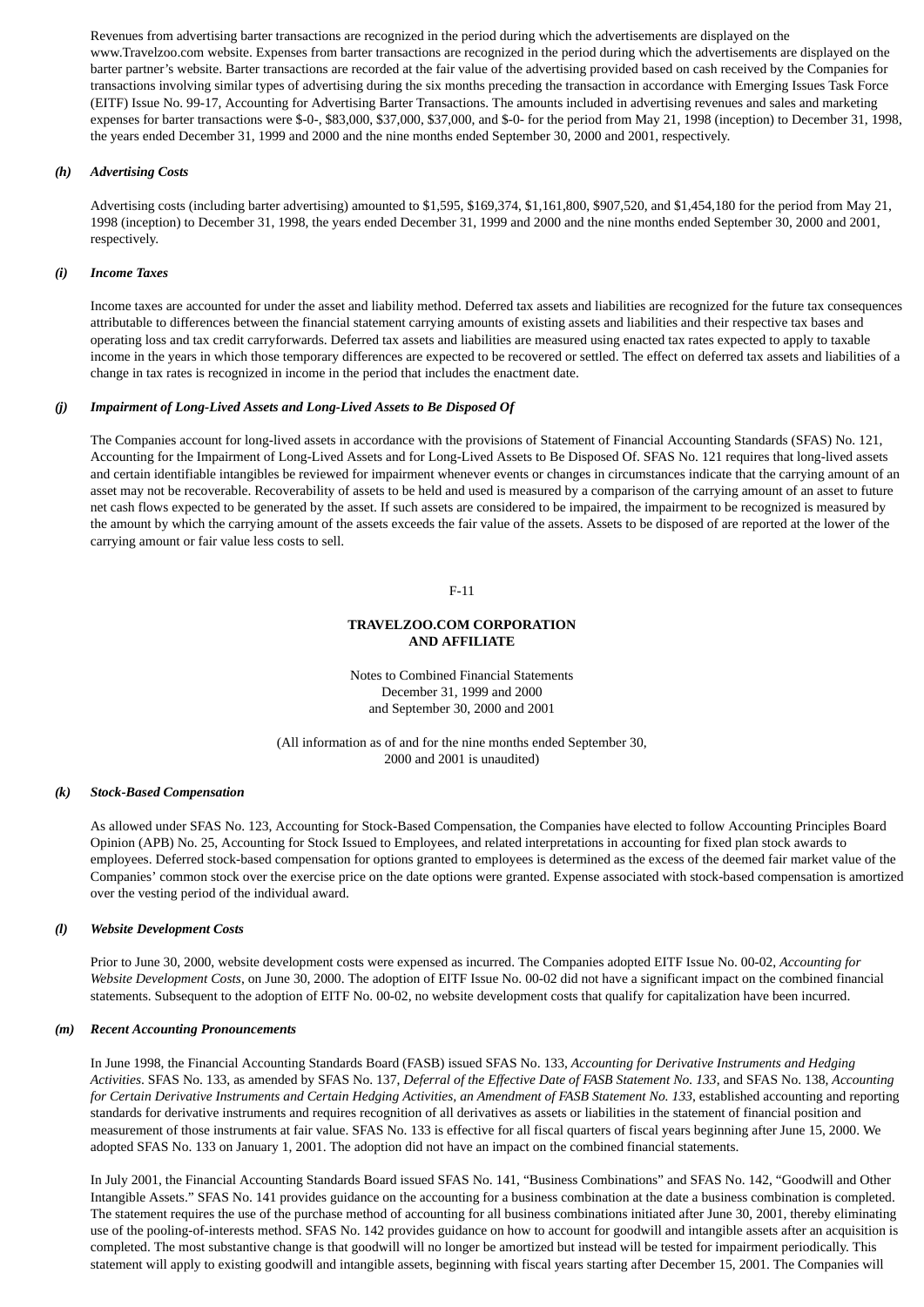Revenues from advertising barter transactions are recognized in the period during which the advertisements are displayed on the www.Travelzoo.com website. Expenses from barter transactions are recognized in the period during which the advertisements are displayed on the barter partner's website. Barter transactions are recorded at the fair value of the advertising provided based on cash received by the Companies for transactions involving similar types of advertising during the six months preceding the transaction in accordance with Emerging Issues Task Force (EITF) Issue No. 99-17, Accounting for Advertising Barter Transactions. The amounts included in advertising revenues and sales and marketing expenses for barter transactions were $-0-, $83,000, $37,000, $37,000, and $-0- for the period from May 21, 1998 (inception) to December 31, 1998, the years ended December 31, 1999 and 2000 and the nine months ended September 30, 2000 and 2001, respectively.

### *(h) Advertising Costs*

Advertising costs (including barter advertising) amounted to $1,595, $169,374, $1,161,800, $907,520, and $1,454,180 for the period from May 21, 1998 (inception) to December 31, 1998, the years ended December 31, 1999 and 2000 and the nine months ended September 30, 2000 and 2001, respectively.

### *(i) Income Taxes*

Income taxes are accounted for under the asset and liability method. Deferred tax assets and liabilities are recognized for the future tax consequences attributable to differences between the financial statement carrying amounts of existing assets and liabilities and their respective tax bases and operating loss and tax credit carryforwards. Deferred tax assets and liabilities are measured using enacted tax rates expected to apply to taxable income in the years in which those temporary differences are expected to be recovered or settled. The effect on deferred tax assets and liabilities of a change in tax rates is recognized in income in the period that includes the enactment date.

### *(j) Impairment of Long-Lived Assets and Long-Lived Assets to Be Disposed Of*

The Companies account for long-lived assets in accordance with the provisions of Statement of Financial Accounting Standards (SFAS) No. 121, Accounting for the Impairment of Long-Lived Assets and for Long-Lived Assets to Be Disposed Of. SFAS No. 121 requires that long-lived assets and certain identifiable intangibles be reviewed for impairment whenever events or changes in circumstances indicate that the carrying amount of an asset may not be recoverable. Recoverability of assets to be held and used is measured by a comparison of the carrying amount of an asset to future net cash flows expected to be generated by the asset. If such assets are considered to be impaired, the impairment to be recognized is measured by the amount by which the carrying amount of the assets exceeds the fair value of the assets. Assets to be disposed of are reported at the lower of the carrying amount or fair value less costs to sell.

**TRAVELZOO.COM CORPORATION AND AFFILIATE**

Notes to Combined Financial Statements
December 31, 1999 and 2000
and September 30, 2000 and 2001

(All information as of and for the nine months ended September 30, 2000 and 2001 is unaudited)

### *(k) Stock-Based Compensation*

As allowed under SFAS No. 123, Accounting for Stock-Based Compensation, the Companies have elected to follow Accounting Principles Board Opinion (APB) No. 25, Accounting for Stock Issued to Employees, and related interpretations in accounting for fixed plan stock awards to employees. Deferred stock-based compensation for options granted to employees is determined as the excess of the deemed fair market value of the Companies' common stock over the exercise price on the date options were granted. Expense associated with stock-based compensation is amortized over the vesting period of the individual award.

### *(l) Website Development Costs*

Prior to June 30, 2000, website development costs were expensed as incurred. The Companies adopted EITF Issue No. 00-02, *Accounting for Website Development Costs*, on June 30, 2000. The adoption of EITF Issue No. 00-02 did not have a significant impact on the combined financial statements. Subsequent to the adoption of EITF No. 00-02, no website development costs that qualify for capitalization have been incurred.

### *(m) Recent Accounting Pronouncements*

In June 1998, the Financial Accounting Standards Board (FASB) issued SFAS No. 133, *Accounting for Derivative Instruments and Hedging Activities*. SFAS No. 133, as amended by SFAS No. 137, *Deferral of the Effective Date of FASB Statement No. 133*, and SFAS No. 138, *Accounting for Certain Derivative Instruments and Certain Hedging Activities, an Amendment of FASB Statement No. 133*, established accounting and reporting standards for derivative instruments and requires recognition of all derivatives as assets or liabilities in the statement of financial position and measurement of those instruments at fair value. SFAS No. 133 is effective for all fiscal quarters of fiscal years beginning after June 15, 2000. We adopted SFAS No. 133 on January 1, 2001. The adoption did not have an impact on the combined financial statements.

In July 2001, the Financial Accounting Standards Board issued SFAS No. 141, "Business Combinations" and SFAS No. 142, "Goodwill and Other Intangible Assets." SFAS No. 141 provides guidance on the accounting for a business combination at the date a business combination is completed. The statement requires the use of the purchase method of accounting for all business combinations initiated after June 30, 2001, thereby eliminating use of the pooling-of-interests method. SFAS No. 142 provides guidance on how to account for goodwill and intangible assets after an acquisition is completed. The most substantive change is that goodwill will no longer be amortized but instead will be tested for impairment periodically. This statement will apply to existing goodwill and intangible assets, beginning with fiscal years starting after December 15, 2001. The Companies will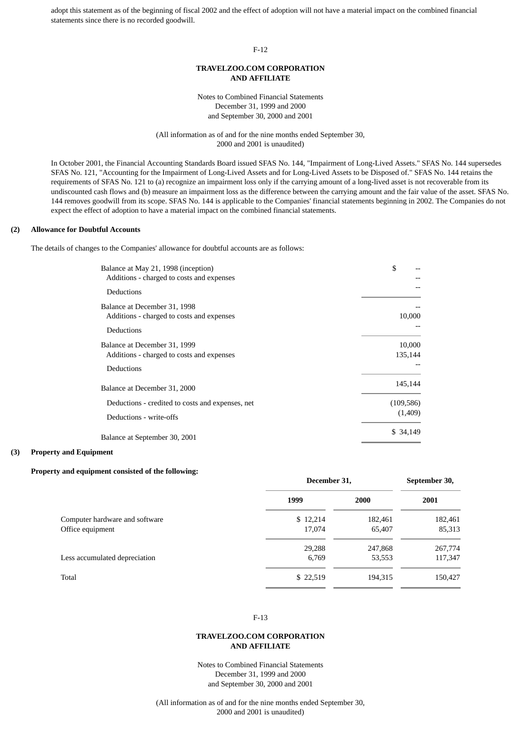adopt this statement as of the beginning of fiscal 2002 and the effect of adoption will not have a material impact on the combined financial statements since there is no recorded goodwill.

In October 2001, the Financial Accounting Standards Board issued SFAS No. 144, "Impairment of Long-Lived Assets." SFAS No. 144 supersedes SFAS No. 121, "Accounting for the Impairment of Long-Lived Assets and for Long-Lived Assets to be Disposed of." SFAS No. 144 retains the requirements of SFAS No. 121 to (a) recognize an impairment loss only if the carrying amount of a long-lived asset is not recoverable from its undiscounted cash flows and (b) measure an impairment loss as the difference between the carrying amount and the fair value of the asset. SFAS No. 144 removes goodwill from its scope. SFAS No. 144 is applicable to the Companies' financial statements beginning in 2002. The Companies do not expect the effect of adoption to have a material impact on the combined financial statements.

**(2) Allowance for Doubtful Accounts**

The details of changes to the Companies' allowance for doubtful accounts are as follows:

| | |
|---|---|
| Balance at May 21, 1998 (inception) | $ -- |
| Additions - charged to costs and expenses | -- |
| Deductions | -- |
| Balance at December 31, 1998 | -- |
| Additions - charged to costs and expenses | 10,000 |
| Deductions | -- |
| Balance at December 31, 1999 | 10,000 |
| Additions - charged to costs and expenses | 135,144 |
| Deductions | -- |
| Balance at December 31, 2000 | 145,144 |
| Deductions - credited to costs and expenses, net | (109,586) |
| Deductions - write-offs | (1,409) |
| Balance at September 30, 2001 | $ 34,149 |

**(3) Property and Equipment**

**Property and equipment consisted of the following:**

| | December 31, | | September 30, |
|---|---|---|---|
| | 1999 | 2000 | 2001 |
| Computer hardware and software | $ 12,214 | 182,461 | 182,461 |
| Office equipment | 17,074 | 65,407 | 85,313 |
| | 29,288 | 247,868 | 267,774 |
| Less accumulated depreciation | 6,769 | 53,553 | 117,347 |
| Total | $ 22,519 | 194,315 | 150,427 |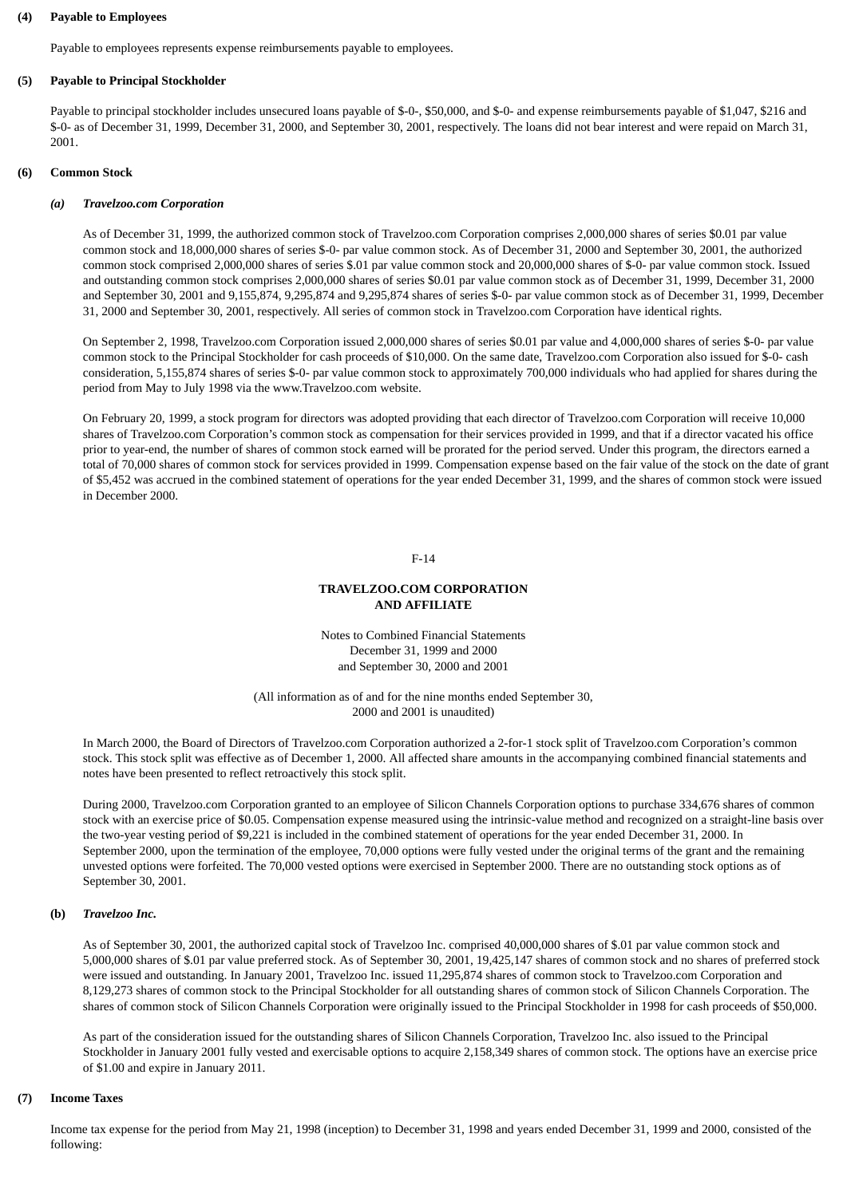## (4) Payable to Employees

Payable to employees represents expense reimbursements payable to employees.

## (5) Payable to Principal Stockholder

Payable to principal stockholder includes unsecured loans payable of $-0-, $50,000, and $-0- and expense reimbursements payable of $1,047, $216 and $-0- as of December 31, 1999, December 31, 2000, and September 30, 2001, respectively. The loans did not bear interest and were repaid on March 31, 2001.

## (6) Common Stock

### *(a) Travelzoo.com Corporation*

As of December 31, 1999, the authorized common stock of Travelzoo.com Corporation comprises 2,000,000 shares of series $0.01 par value common stock and 18,000,000 shares of series $-0- par value common stock. As of December 31, 2000 and September 30, 2001, the authorized common stock comprised 2,000,000 shares of series $.01 par value common stock and 20,000,000 shares of $-0- par value common stock. Issued and outstanding common stock comprises 2,000,000 shares of series $0.01 par value common stock as of December 31, 1999, December 31, 2000 and September 30, 2001 and 9,155,874, 9,295,874 and 9,295,874 shares of series $-0- par value common stock as of December 31, 1999, December 31, 2000 and September 30, 2001, respectively. All series of common stock in Travelzoo.com Corporation have identical rights.

On September 2, 1998, Travelzoo.com Corporation issued 2,000,000 shares of series $0.01 par value and 4,000,000 shares of series $-0- par value common stock to the Principal Stockholder for cash proceeds of $10,000. On the same date, Travelzoo.com Corporation also issued for $-0- cash consideration, 5,155,874 shares of series $-0- par value common stock to approximately 700,000 individuals who had applied for shares during the period from May to July 1998 via the www.Travelzoo.com website.

On February 20, 1999, a stock program for directors was adopted providing that each director of Travelzoo.com Corporation will receive 10,000 shares of Travelzoo.com Corporation's common stock as compensation for their services provided in 1999, and that if a director vacated his office prior to year-end, the number of shares of common stock earned will be prorated for the period served. Under this program, the directors earned a total of 70,000 shares of common stock for services provided in 1999. Compensation expense based on the fair value of the stock on the date of grant of $5,452 was accrued in the combined statement of operations for the year ended December 31, 1999, and the shares of common stock were issued in December 2000.

In March 2000, the Board of Directors of Travelzoo.com Corporation authorized a 2-for-1 stock split of Travelzoo.com Corporation's common stock. This stock split was effective as of December 1, 2000. All affected share amounts in the accompanying combined financial statements and notes have been presented to reflect retroactively this stock split.

During 2000, Travelzoo.com Corporation granted to an employee of Silicon Channels Corporation options to purchase 334,676 shares of common stock with an exercise price of $0.05. Compensation expense measured using the intrinsic-value method and recognized on a straight-line basis over the two-year vesting period of $9,221 is included in the combined statement of operations for the year ended December 31, 2000. In September 2000, upon the termination of the employee, 70,000 options were fully vested under the original terms of the grant and the remaining unvested options were forfeited. The 70,000 vested options were exercised in September 2000. There are no outstanding stock options as of September 30, 2001.

### *(b) Travelzoo Inc.*

As of September 30, 2001, the authorized capital stock of Travelzoo Inc. comprised 40,000,000 shares of $.01 par value common stock and 5,000,000 shares of $.01 par value preferred stock. As of September 30, 2001, 19,425,147 shares of common stock and no shares of preferred stock were issued and outstanding. In January 2001, Travelzoo Inc. issued 11,295,874 shares of common stock to Travelzoo.com Corporation and 8,129,273 shares of common stock to the Principal Stockholder for all outstanding shares of common stock of Silicon Channels Corporation. The shares of common stock of Silicon Channels Corporation were originally issued to the Principal Stockholder in 1998 for cash proceeds of $50,000.

As part of the consideration issued for the outstanding shares of Silicon Channels Corporation, Travelzoo Inc. also issued to the Principal Stockholder in January 2001 fully vested and exercisable options to acquire 2,158,349 shares of common stock. The options have an exercise price of $1.00 and expire in January 2011.

## (7) Income Taxes

Income tax expense for the period from May 21, 1998 (inception) to December 31, 1998 and years ended December 31, 1999 and 2000, consisted of the following: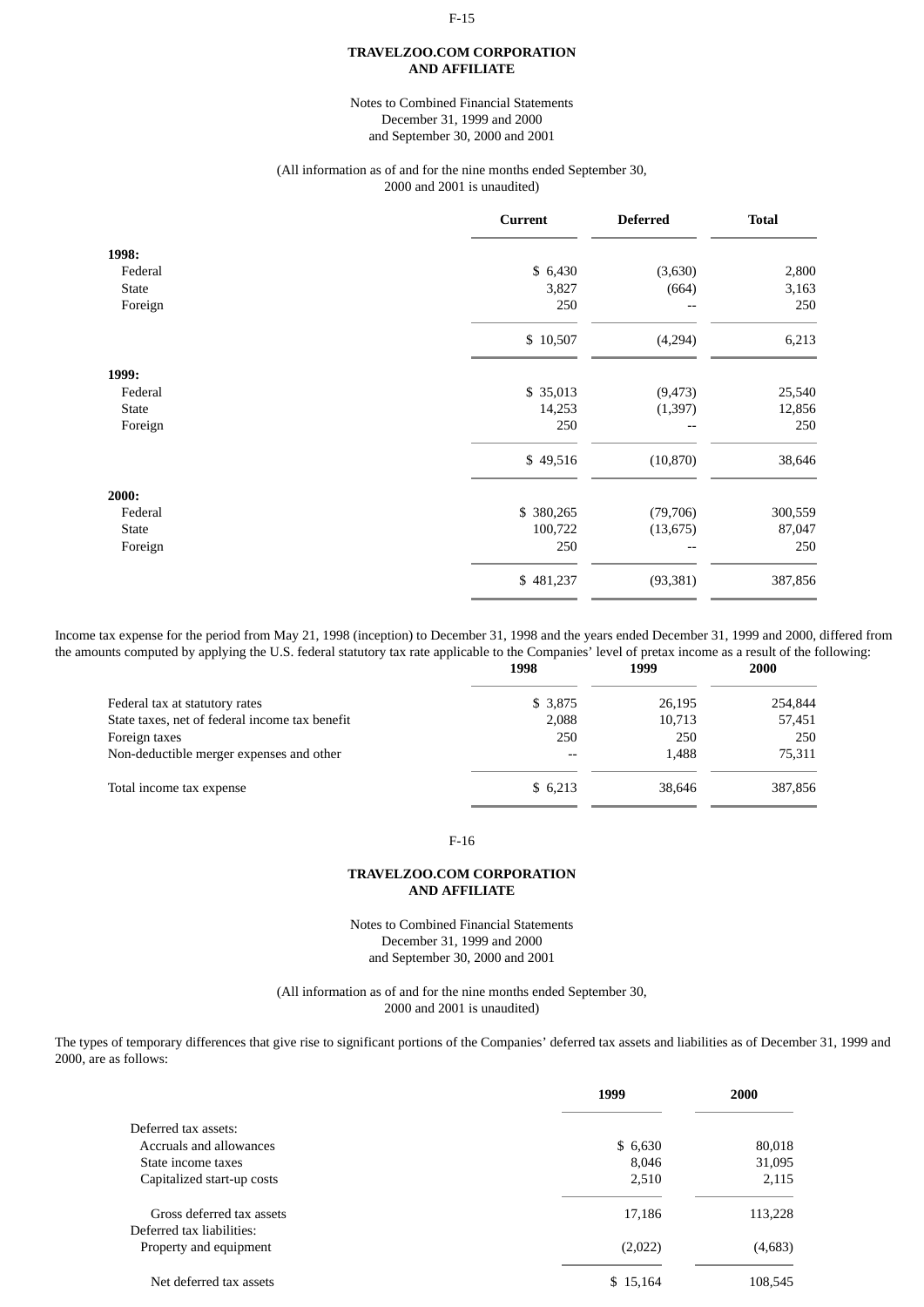**TRAVELZOO.COM CORPORATION AND AFFILIATE**

Notes to Combined Financial Statements
December 31, 1999 and 2000
and September 30, 2000 and 2001

(All information as of and for the nine months ended September 30, 2000 and 2001 is unaudited)

| | Current | Deferred | Total |
|---|---|---|---|
| **1998:** | | | |
| Federal | $ 6,430 | (3,630) | 2,800 |
| State | 3,827 | (664) | 3,163 |
| Foreign | 250 | -- | 250 |
| | $ 10,507 | (4,294) | 6,213 |
| **1999:** | | | |
| Federal | $ 35,013 | (9,473) | 25,540 |
| State | 14,253 | (1,397) | 12,856 |
| Foreign | 250 | -- | 250 |
| | $ 49,516 | (10,870) | 38,646 |
| **2000:** | | | |
| Federal | $ 380,265 | (79,706) | 300,559 |
| State | 100,722 | (13,675) | 87,047 |
| Foreign | 250 | -- | 250 |
| | $ 481,237 | (93,381) | 387,856 |

Income tax expense for the period from May 21, 1998 (inception) to December 31, 1998 and the years ended December 31, 1999 and 2000, differed from the amounts computed by applying the U.S. federal statutory tax rate applicable to the Companies' level of pretax income as a result of the following:

| | 1998 | 1999 | 2000 |
|---|---|---|---|
| Federal tax at statutory rates | $ 3,875 | 26,195 | 254,844 |
| State taxes, net of federal income tax benefit | 2,088 | 10,713 | 57,451 |
| Foreign taxes | 250 | 250 | 250 |
| Non-deductible merger expenses and other | -- | 1,488 | 75,311 |
| Total income tax expense | $ 6,213 | 38,646 | 387,856 |

**TRAVELZOO.COM CORPORATION AND AFFILIATE**

Notes to Combined Financial Statements
December 31, 1999 and 2000
and September 30, 2000 and 2001

(All information as of and for the nine months ended September 30, 2000 and 2001 is unaudited)

The types of temporary differences that give rise to significant portions of the Companies' deferred tax assets and liabilities as of December 31, 1999 and 2000, are as follows:

| | 1999 | 2000 |
|---|---|---|
| Deferred tax assets: | | |
| Accruals and allowances | $ 6,630 | 80,018 |
| State income taxes | 8,046 | 31,095 |
| Capitalized start-up costs | 2,510 | 2,115 |
| Gross deferred tax assets | 17,186 | 113,228 |
| Deferred tax liabilities: | | |
| Property and equipment | (2,022) | (4,683) |
| Net deferred tax assets | $ 15,164 | 108,545 |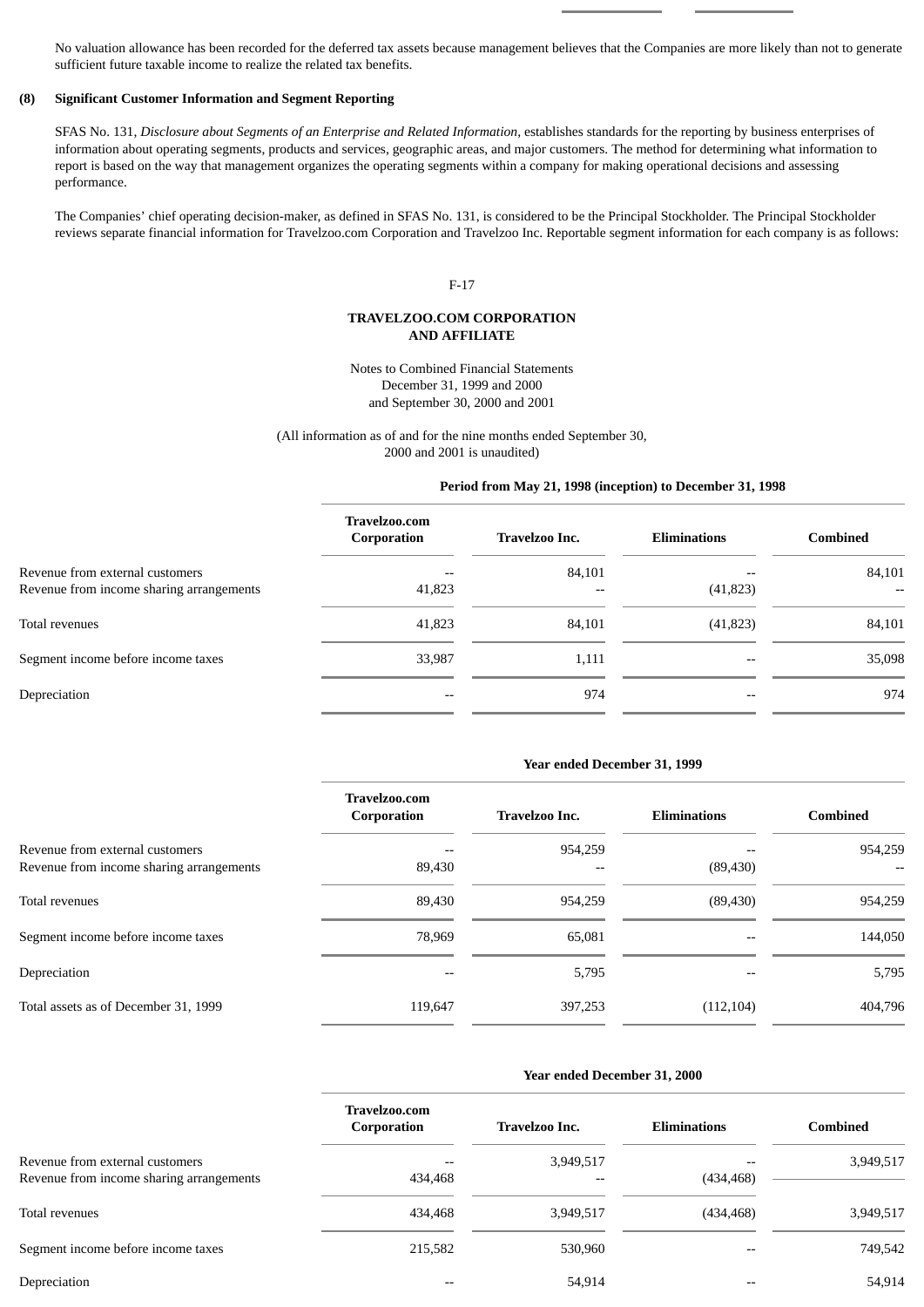No valuation allowance has been recorded for the deferred tax assets because management believes that the Companies are more likely than not to generate sufficient future taxable income to realize the related tax benefits.

## (8) Significant Customer Information and Segment Reporting

SFAS No. 131, *Disclosure about Segments of an Enterprise and Related Information*, establishes standards for the reporting by business enterprises of information about operating segments, products and services, geographic areas, and major customers. The method for determining what information to report is based on the way that management organizes the operating segments within a company for making operational decisions and assessing performance.

The Companies' chief operating decision-maker, as defined in SFAS No. 131, is considered to be the Principal Stockholder. The Principal Stockholder reviews separate financial information for Travelzoo.com Corporation and Travelzoo Inc. Reportable segment information for each company is as follows:

**TRAVELZOO.COM CORPORATION AND AFFILIATE**

Notes to Combined Financial Statements
December 31, 1999 and 2000
and September 30, 2000 and 2001

(All information as of and for the nine months ended September 30, 2000 and 2001 is unaudited)

| | Period from May 21, 1998 (inception) to December 31, 1998 | | | |
|---|---|---|---|---|
| | Travelzoo.com Corporation | Travelzoo Inc. | Eliminations | Combined |
| Revenue from external customers | -- | 84,101 | -- | 84,101 |
| Revenue from income sharing arrangements | 41,823 | -- | (41,823) | -- |
| Total revenues | 41,823 | 84,101 | (41,823) | 84,101 |
| Segment income before income taxes | 33,987 | 1,111 | -- | 35,098 |
| Depreciation | -- | 974 | -- | 974 |

| | Year ended December 31, 1999 | | | |
|---|---|---|---|---|
| | Travelzoo.com Corporation | Travelzoo Inc. | Eliminations | Combined |
| Revenue from external customers | -- | 954,259 | -- | 954,259 |
| Revenue from income sharing arrangements | 89,430 | -- | (89,430) | -- |
| Total revenues | 89,430 | 954,259 | (89,430) | 954,259 |
| Segment income before income taxes | 78,969 | 65,081 | -- | 144,050 |
| Depreciation | -- | 5,795 | -- | 5,795 |
| Total assets as of December 31, 1999 | 119,647 | 397,253 | (112,104) | 404,796 |

| | Year ended December 31, 2000 | | | |
|---|---|---|---|---|
| | Travelzoo.com Corporation | Travelzoo Inc. | Eliminations | Combined |
| Revenue from external customers | -- | 3,949,517 | -- | 3,949,517 |
| Revenue from income sharing arrangements | 434,468 | -- | (434,468) | |
| Total revenues | 434,468 | 3,949,517 | (434,468) | 3,949,517 |
| Segment income before income taxes | 215,582 | 530,960 | -- | 749,542 |
| Depreciation | -- | 54,914 | -- | 54,914 |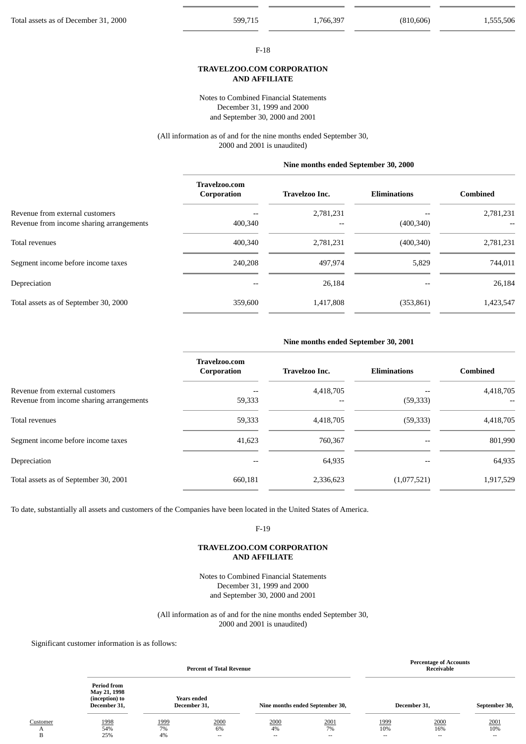| | | | | |
|---|---|---|---|---|
| Total assets as of December 31, 2000 | 599,715 | 1,766,397 | (810,606) | 1,555,506 |

## TRAVELZOO.COM CORPORATION AND AFFILIATE

Notes to Combined Financial Statements
December 31, 1999 and 2000
and September 30, 2000 and 2001

(All information as of and for the nine months ended September 30, 2000 and 2001 is unaudited)

| | Nine months ended September 30, 2000 | | | |
|---|---|---|---|---|
| | Travelzoo.com Corporation | Travelzoo Inc. | Eliminations | Combined |
| Revenue from external customers | -- | 2,781,231 | -- | 2,781,231 |
| Revenue from income sharing arrangements | 400,340 | -- | (400,340) | -- |
| Total revenues | 400,340 | 2,781,231 | (400,340) | 2,781,231 |
| Segment income before income taxes | 240,208 | 497,974 | 5,829 | 744,011 |
| Depreciation | -- | 26,184 | -- | 26,184 |
| Total assets as of September 30, 2000 | 359,600 | 1,417,808 | (353,861) | 1,423,547 |

| | Nine months ended September 30, 2001 | | | |
|---|---|---|---|---|
| | Travelzoo.com Corporation | Travelzoo Inc. | Eliminations | Combined |
| Revenue from external customers | -- | 4,418,705 | -- | 4,418,705 |
| Revenue from income sharing arrangements | 59,333 | -- | (59,333) | -- |
| Total revenues | 59,333 | 4,418,705 | (59,333) | 4,418,705 |
| Segment income before income taxes | 41,623 | 760,367 | -- | 801,990 |
| Depreciation | -- | 64,935 | -- | 64,935 |
| Total assets as of September 30, 2001 | 660,181 | 2,336,623 | (1,077,521) | 1,917,529 |

To date, substantially all assets and customers of the Companies have been located in the United States of America.

## TRAVELZOO.COM CORPORATION AND AFFILIATE

Notes to Combined Financial Statements
December 31, 1999 and 2000
and September 30, 2000 and 2001

(All information as of and for the nine months ended September 30, 2000 and 2001 is unaudited)

Significant customer information is as follows:

| | Percent of Total Revenue | | | | | Percentage of Accounts Receivable | | |
|---|---|---|---|---|---|---|---|---|
| | Period from May 21, 1998 (inception) to December 31, | Years ended December 31, | | Nine months ended September 30, | | December 31, | | September 30, |
| Customer | 1998 | 1999 | 2000 | 2000 | 2001 | 1999 | 2000 | 2001 |
| A | 54% | 7% | 6% | 4% | 7% | 10% | 16% | 10% |
| B | 25% | 4% | -- | -- | -- | -- | -- | -- |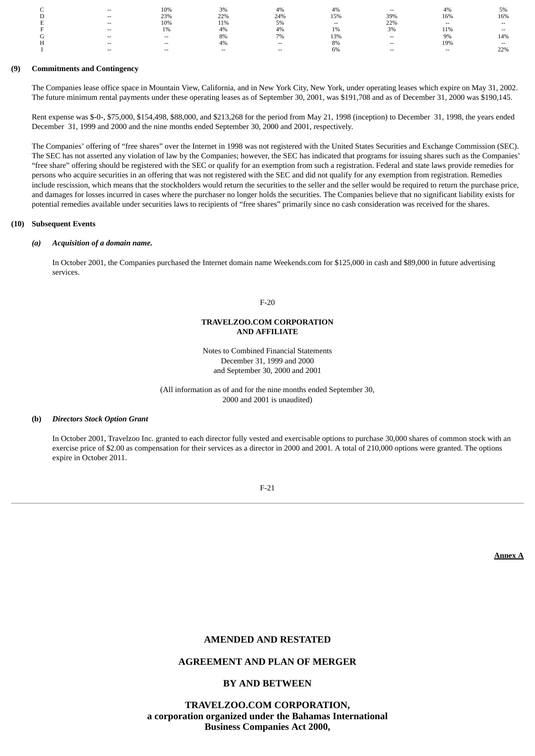| | | | | | | | | |
|---|---|---|---|---|---|---|---|---|
| C | -- | 10% | 3% | 4% | 4% | -- | 4% | 5% |
| D | -- | 23% | 22% | 24% | 15% | 39% | 16% | 16% |
| E | -- | 10% | 11% | 5% | -- | 22% | -- | -- |
| F | -- | 1% | 4% | 4% | 1% | 3% | 11% | -- |
| G | -- | -- | 8% | 7% | 13% | -- | 9% | 14% |
| H | -- | -- | 4% | -- | 8% | -- | 19% | -- |
| I | -- | -- | -- | -- | 6% | -- | -- | 22% |

**(9) Commitments and Contingency**

The Companies lease office space in Mountain View, California, and in New York City, New York, under operating leases which expire on May 31, 2002. The future minimum rental payments under these operating leases as of September 30, 2001, was $191,708 and as of December 31, 2000 was $190,145.

Rent expense was $-0-, $75,000, $154,498, $88,000, and $213,268 for the period from May 21, 1998 (inception) to December 31, 1998, the years ended December 31, 1999 and 2000 and the nine months ended September 30, 2000 and 2001, respectively.

The Companies' offering of "free shares" over the Internet in 1998 was not registered with the United States Securities and Exchange Commission (SEC). The SEC has not asserted any violation of law by the Companies; however, the SEC has indicated that programs for issuing shares such as the Companies' "free share" offering should be registered with the SEC or qualify for an exemption from such a registration. Federal and state laws provide remedies for persons who acquire securities in an offering that was not registered with the SEC and did not qualify for any exemption from registration. Remedies include rescission, which means that the stockholders would return the securities to the seller and the seller would be required to return the purchase price, and damages for losses incurred in cases where the purchaser no longer holds the securities. The Companies believe that no significant liability exists for potential remedies available under securities laws to recipients of "free shares" primarily since no cash consideration was received for the shares.

**(10) Subsequent Events**

***(a) Acquisition of a domain name.***

In October 2001, the Companies purchased the Internet domain name Weekends.com for $125,000 in cash and $89,000 in future advertising services.

**TRAVELZOO.COM CORPORATION AND AFFILIATE**

Notes to Combined Financial Statements
December 31, 1999 and 2000
and September 30, 2000 and 2001

(All information as of and for the nine months ended September 30, 2000 and 2001 is unaudited)

***(b) Directors Stock Option Grant***

In October 2001, Travelzoo Inc. granted to each director fully vested and exercisable options to purchase 30,000 shares of common stock with an exercise price of $2.00 as compensation for their services as a director in 2000 and 2001. A total of 210,000 options were granted. The options expire in October 2011.

**Annex A**

# AMENDED AND RESTATED

# AGREEMENT AND PLAN OF MERGER

# BY AND BETWEEN

# TRAVELZOO.COM CORPORATION, a corporation organized under the Bahamas International Business Companies Act 2000,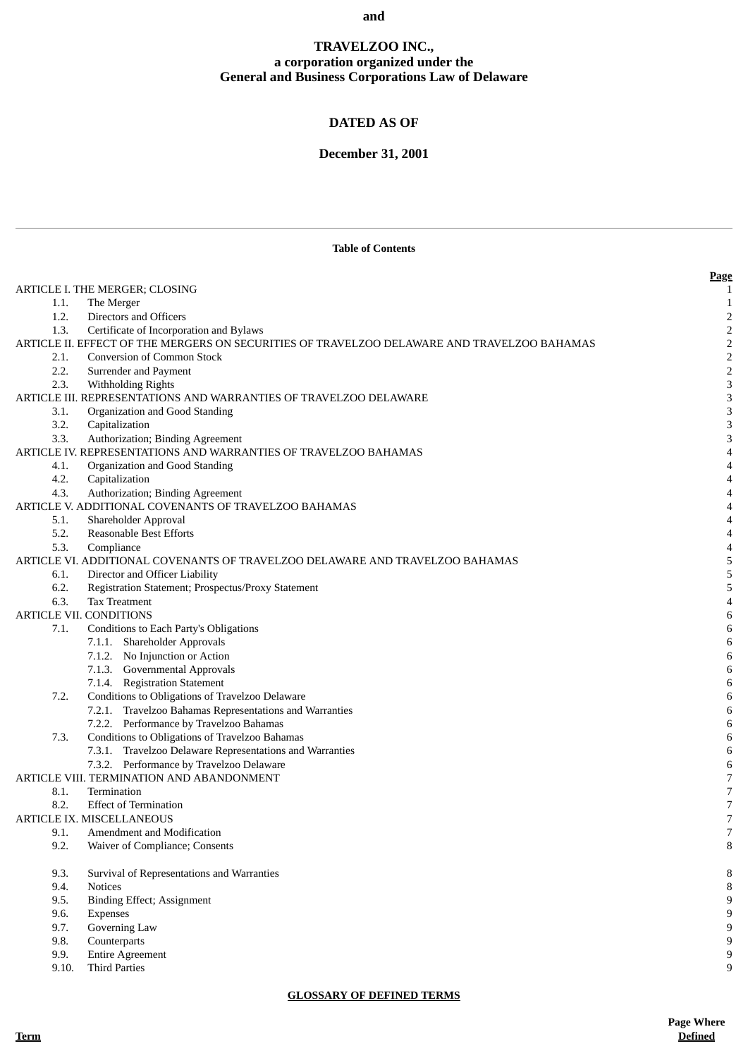**and**

**TRAVELZOO INC.,**
**a corporation organized under the**
**General and Business Corporations Law of Delaware**

**DATED AS OF**

**December 31, 2001**

---

**Table of Contents**

| | | Page |
|---|---|---|
| ARTICLE I. THE MERGER; CLOSING | | 1 |
| 1.1. | The Merger | 1 |
| 1.2. | Directors and Officers | 2 |
| 1.3. | Certificate of Incorporation and Bylaws | 2 |
| ARTICLE II. EFFECT OF THE MERGERS ON SECURITIES OF TRAVELZOO DELAWARE AND TRAVELZOO BAHAMAS | | 2 |
| 2.1. | Conversion of Common Stock | 2 |
| 2.2. | Surrender and Payment | 2 |
| 2.3. | Withholding Rights | 3 |
| ARTICLE III. REPRESENTATIONS AND WARRANTIES OF TRAVELZOO DELAWARE | | 3 |
| 3.1. | Organization and Good Standing | 3 |
| 3.2. | Capitalization | 3 |
| 3.3. | Authorization; Binding Agreement | 3 |
| ARTICLE IV. REPRESENTATIONS AND WARRANTIES OF TRAVELZOO BAHAMAS | | 4 |
| 4.1. | Organization and Good Standing | 4 |
| 4.2. | Capitalization | 4 |
| 4.3. | Authorization; Binding Agreement | 4 |
| ARTICLE V. ADDITIONAL COVENANTS OF TRAVELZOO BAHAMAS | | 4 |
| 5.1. | Shareholder Approval | 4 |
| 5.2. | Reasonable Best Efforts | 4 |
| 5.3. | Compliance | 4 |
| ARTICLE VI. ADDITIONAL COVENANTS OF TRAVELZOO DELAWARE AND TRAVELZOO BAHAMAS | | 5 |
| 6.1. | Director and Officer Liability | 5 |
| 6.2. | Registration Statement; Prospectus/Proxy Statement | 5 |
| 6.3. | Tax Treatment | 4 |
| ARTICLE VII. CONDITIONS | | 6 |
| 7.1. | Conditions to Each Party's Obligations | 6 |
| | 7.1.1. Shareholder Approvals | 6 |
| | 7.1.2. No Injunction or Action | 6 |
| | 7.1.3. Governmental Approvals | 6 |
| | 7.1.4. Registration Statement | 6 |
| 7.2. | Conditions to Obligations of Travelzoo Delaware | 6 |
| | 7.2.1. Travelzoo Bahamas Representations and Warranties | 6 |
| | 7.2.2. Performance by Travelzoo Bahamas | 6 |
| 7.3. | Conditions to Obligations of Travelzoo Bahamas | 6 |
| | 7.3.1. Travelzoo Delaware Representations and Warranties | 6 |
| | 7.3.2. Performance by Travelzoo Delaware | 6 |
| ARTICLE VIII. TERMINATION AND ABANDONMENT | | 7 |
| 8.1. | Termination | 7 |
| 8.2. | Effect of Termination | 7 |
| ARTICLE IX. MISCELLANEOUS | | 7 |
| 9.1. | Amendment and Modification | 7 |
| 9.2. | Waiver of Compliance; Consents | 8 |
| 9.3. | Survival of Representations and Warranties | 8 |
| 9.4. | Notices | 8 |
| 9.5. | Binding Effect; Assignment | 9 |
| 9.6. | Expenses | 9 |
| 9.7. | Governing Law | 9 |
| 9.8. | Counterparts | 9 |
| 9.9. | Entire Agreement | 9 |
| 9.10. | Third Parties | 9 |

**GLOSSARY OF DEFINED TERMS**

| Term | Page Where Defined |
|---|---|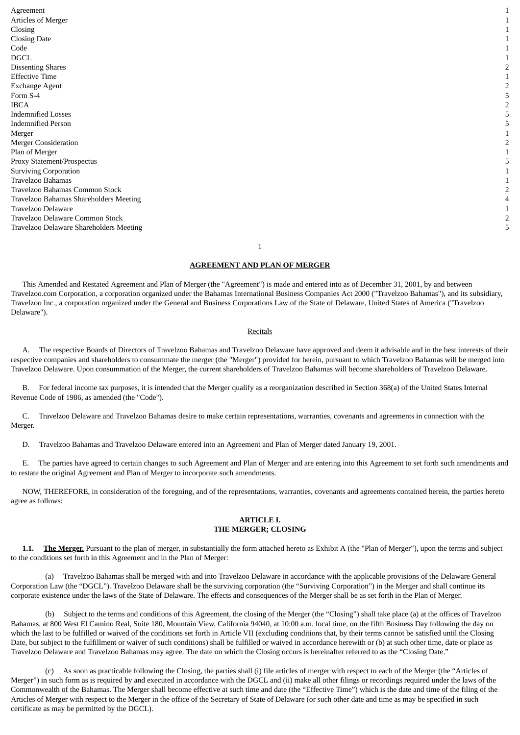| | |
|---|---|
| Agreement | 1 |
| Articles of Merger | 1 |
| Closing | 1 |
| Closing Date | 1 |
| Code | 1 |
| DGCL | 1 |
| Dissenting Shares | 2 |
| Effective Time | 1 |
| Exchange Agent | 2 |
| Form S-4 | 5 |
| IBCA | 2 |
| Indemnified Losses | 5 |
| Indemnified Person | 5 |
| Merger | 1 |
| Merger Consideration | 2 |
| Plan of Merger | 1 |
| Proxy Statement/Prospectus | 5 |
| Surviving Corporation | 1 |
| Travelzoo Bahamas | 1 |
| Travelzoo Bahamas Common Stock | 2 |
| Travelzoo Bahamas Shareholders Meeting | 4 |
| Travelzoo Delaware | 1 |
| Travelzoo Delaware Common Stock | 2 |
| Travelzoo Delaware Shareholders Meeting | 5 |

## AGREEMENT AND PLAN OF MERGER

This Amended and Restated Agreement and Plan of Merger (the "Agreement") is made and entered into as of December 31, 2001, by and between Travelzoo.com Corporation, a corporation organized under the Bahamas International Business Companies Act 2000 ("Travelzoo Bahamas"), and its subsidiary, Travelzoo Inc., a corporation organized under the General and Business Corporations Law of the State of Delaware, United States of America ("Travelzoo Delaware").

Recitals

A. The respective Boards of Directors of Travelzoo Bahamas and Travelzoo Delaware have approved and deem it advisable and in the best interests of their respective companies and shareholders to consummate the merger (the "Merger") provided for herein, pursuant to which Travelzoo Bahamas will be merged into Travelzoo Delaware. Upon consummation of the Merger, the current shareholders of Travelzoo Bahamas will become shareholders of Travelzoo Delaware.

B. For federal income tax purposes, it is intended that the Merger qualify as a reorganization described in Section 368(a) of the United States Internal Revenue Code of 1986, as amended (the "Code").

C. Travelzoo Delaware and Travelzoo Bahamas desire to make certain representations, warranties, covenants and agreements in connection with the Merger.

D. Travelzoo Bahamas and Travelzoo Delaware entered into an Agreement and Plan of Merger dated January 19, 2001.

E. The parties have agreed to certain changes to such Agreement and Plan of Merger and are entering into this Agreement to set forth such amendments and to restate the original Agreement and Plan of Merger to incorporate such amendments.

NOW, THEREFORE, in consideration of the foregoing, and of the representations, warranties, covenants and agreements contained herein, the parties hereto agree as follows:

### ARTICLE I.
### THE MERGER; CLOSING

**1.1. The Merger.** Pursuant to the plan of merger, in substantially the form attached hereto as Exhibit A (the "Plan of Merger"), upon the terms and subject to the conditions set forth in this Agreement and in the Plan of Merger:

(a) Travelzoo Bahamas shall be merged with and into Travelzoo Delaware in accordance with the applicable provisions of the Delaware General Corporation Law (the "DGCL"). Travelzoo Delaware shall be the surviving corporation (the "Surviving Corporation") in the Merger and shall continue its corporate existence under the laws of the State of Delaware. The effects and consequences of the Merger shall be as set forth in the Plan of Merger.

(b) Subject to the terms and conditions of this Agreement, the closing of the Merger (the "Closing") shall take place (a) at the offices of Travelzoo Bahamas, at 800 West El Camino Real, Suite 180, Mountain View, California 94040, at 10:00 a.m. local time, on the fifth Business Day following the day on which the last to be fulfilled or waived of the conditions set forth in Article VII (excluding conditions that, by their terms cannot be satisfied until the Closing Date, but subject to the fulfillment or waiver of such conditions) shall be fulfilled or waived in accordance herewith or (b) at such other time, date or place as Travelzoo Delaware and Travelzoo Bahamas may agree. The date on which the Closing occurs is hereinafter referred to as the "Closing Date."

(c) As soon as practicable following the Closing, the parties shall (i) file articles of merger with respect to each of the Merger (the "Articles of Merger") in such form as is required by and executed in accordance with the DGCL and (ii) make all other filings or recordings required under the laws of the Commonwealth of the Bahamas. The Merger shall become effective at such time and date (the "Effective Time") which is the date and time of the filing of the Articles of Merger with respect to the Merger in the office of the Secretary of State of Delaware (or such other date and time as may be specified in such certificate as may be permitted by the DGCL).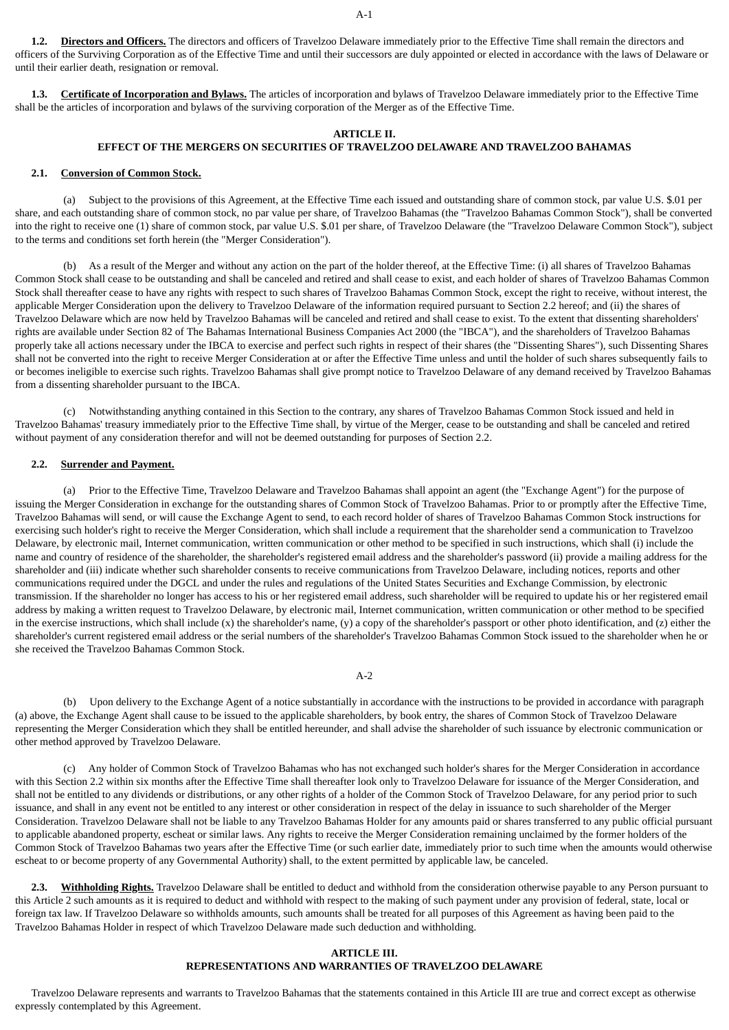**1.2. Directors and Officers.** The directors and officers of Travelzoo Delaware immediately prior to the Effective Time shall remain the directors and officers of the Surviving Corporation as of the Effective Time and until their successors are duly appointed or elected in accordance with the laws of Delaware or until their earlier death, resignation or removal.

**1.3. Certificate of Incorporation and Bylaws.** The articles of incorporation and bylaws of Travelzoo Delaware immediately prior to the Effective Time shall be the articles of incorporation and bylaws of the surviving corporation of the Merger as of the Effective Time.

## ARTICLE II.
## EFFECT OF THE MERGERS ON SECURITIES OF TRAVELZOO DELAWARE AND TRAVELZOO BAHAMAS

**2.1. Conversion of Common Stock.**

(a) Subject to the provisions of this Agreement, at the Effective Time each issued and outstanding share of common stock, par value U.S. $.01 per share, and each outstanding share of common stock, no par value per share, of Travelzoo Bahamas (the "Travelzoo Bahamas Common Stock"), shall be converted into the right to receive one (1) share of common stock, par value U.S. $.01 per share, of Travelzoo Delaware (the "Travelzoo Delaware Common Stock"), subject to the terms and conditions set forth herein (the "Merger Consideration").

(b) As a result of the Merger and without any action on the part of the holder thereof, at the Effective Time: (i) all shares of Travelzoo Bahamas Common Stock shall cease to be outstanding and shall be canceled and retired and shall cease to exist, and each holder of shares of Travelzoo Bahamas Common Stock shall thereafter cease to have any rights with respect to such shares of Travelzoo Bahamas Common Stock, except the right to receive, without interest, the applicable Merger Consideration upon the delivery to Travelzoo Delaware of the information required pursuant to Section 2.2 hereof; and (ii) the shares of Travelzoo Delaware which are now held by Travelzoo Bahamas will be canceled and retired and shall cease to exist. To the extent that dissenting shareholders' rights are available under Section 82 of The Bahamas International Business Companies Act 2000 (the "IBCA"), and the shareholders of Travelzoo Bahamas properly take all actions necessary under the IBCA to exercise and perfect such rights in respect of their shares (the "Dissenting Shares"), such Dissenting Shares shall not be converted into the right to receive Merger Consideration at or after the Effective Time unless and until the holder of such shares subsequently fails to or becomes ineligible to exercise such rights. Travelzoo Bahamas shall give prompt notice to Travelzoo Delaware of any demand received by Travelzoo Bahamas from a dissenting shareholder pursuant to the IBCA.

(c) Notwithstanding anything contained in this Section to the contrary, any shares of Travelzoo Bahamas Common Stock issued and held in Travelzoo Bahamas' treasury immediately prior to the Effective Time shall, by virtue of the Merger, cease to be outstanding and shall be canceled and retired without payment of any consideration therefor and will not be deemed outstanding for purposes of Section 2.2.

**2.2. Surrender and Payment.**

(a) Prior to the Effective Time, Travelzoo Delaware and Travelzoo Bahamas shall appoint an agent (the "Exchange Agent") for the purpose of issuing the Merger Consideration in exchange for the outstanding shares of Common Stock of Travelzoo Bahamas. Prior to or promptly after the Effective Time, Travelzoo Bahamas will send, or will cause the Exchange Agent to send, to each record holder of shares of Travelzoo Bahamas Common Stock instructions for exercising such holder's right to receive the Merger Consideration, which shall include a requirement that the shareholder send a communication to Travelzoo Delaware, by electronic mail, Internet communication, written communication or other method to be specified in such instructions, which shall (i) include the name and country of residence of the shareholder, the shareholder's registered email address and the shareholder's password (ii) provide a mailing address for the shareholder and (iii) indicate whether such shareholder consents to receive communications from Travelzoo Delaware, including notices, reports and other communications required under the DGCL and under the rules and regulations of the United States Securities and Exchange Commission, by electronic transmission. If the shareholder no longer has access to his or her registered email address, such shareholder will be required to update his or her registered email address by making a written request to Travelzoo Delaware, by electronic mail, Internet communication, written communication or other method to be specified in the exercise instructions, which shall include (x) the shareholder's name, (y) a copy of the shareholder's passport or other photo identification, and (z) either the shareholder's current registered email address or the serial numbers of the shareholder's Travelzoo Bahamas Common Stock issued to the shareholder when he or she received the Travelzoo Bahamas Common Stock.

(b) Upon delivery to the Exchange Agent of a notice substantially in accordance with the instructions to be provided in accordance with paragraph (a) above, the Exchange Agent shall cause to be issued to the applicable shareholders, by book entry, the shares of Common Stock of Travelzoo Delaware representing the Merger Consideration which they shall be entitled hereunder, and shall advise the shareholder of such issuance by electronic communication or other method approved by Travelzoo Delaware.

(c) Any holder of Common Stock of Travelzoo Bahamas who has not exchanged such holder's shares for the Merger Consideration in accordance with this Section 2.2 within six months after the Effective Time shall thereafter look only to Travelzoo Delaware for issuance of the Merger Consideration, and shall not be entitled to any dividends or distributions, or any other rights of a holder of the Common Stock of Travelzoo Delaware, for any period prior to such issuance, and shall in any event not be entitled to any interest or other consideration in respect of the delay in issuance to such shareholder of the Merger Consideration. Travelzoo Delaware shall not be liable to any Travelzoo Bahamas Holder for any amounts paid or shares transferred to any public official pursuant to applicable abandoned property, escheat or similar laws. Any rights to receive the Merger Consideration remaining unclaimed by the former holders of the Common Stock of Travelzoo Bahamas two years after the Effective Time (or such earlier date, immediately prior to such time when the amounts would otherwise escheat to or become property of any Governmental Authority) shall, to the extent permitted by applicable law, be canceled.

**2.3. Withholding Rights.** Travelzoo Delaware shall be entitled to deduct and withhold from the consideration otherwise payable to any Person pursuant to this Article 2 such amounts as it is required to deduct and withhold with respect to the making of such payment under any provision of federal, state, local or foreign tax law. If Travelzoo Delaware so withholds amounts, such amounts shall be treated for all purposes of this Agreement as having been paid to the Travelzoo Bahamas Holder in respect of which Travelzoo Delaware made such deduction and withholding.

## ARTICLE III.
## REPRESENTATIONS AND WARRANTIES OF TRAVELZOO DELAWARE

Travelzoo Delaware represents and warrants to Travelzoo Bahamas that the statements contained in this Article III are true and correct except as otherwise expressly contemplated by this Agreement.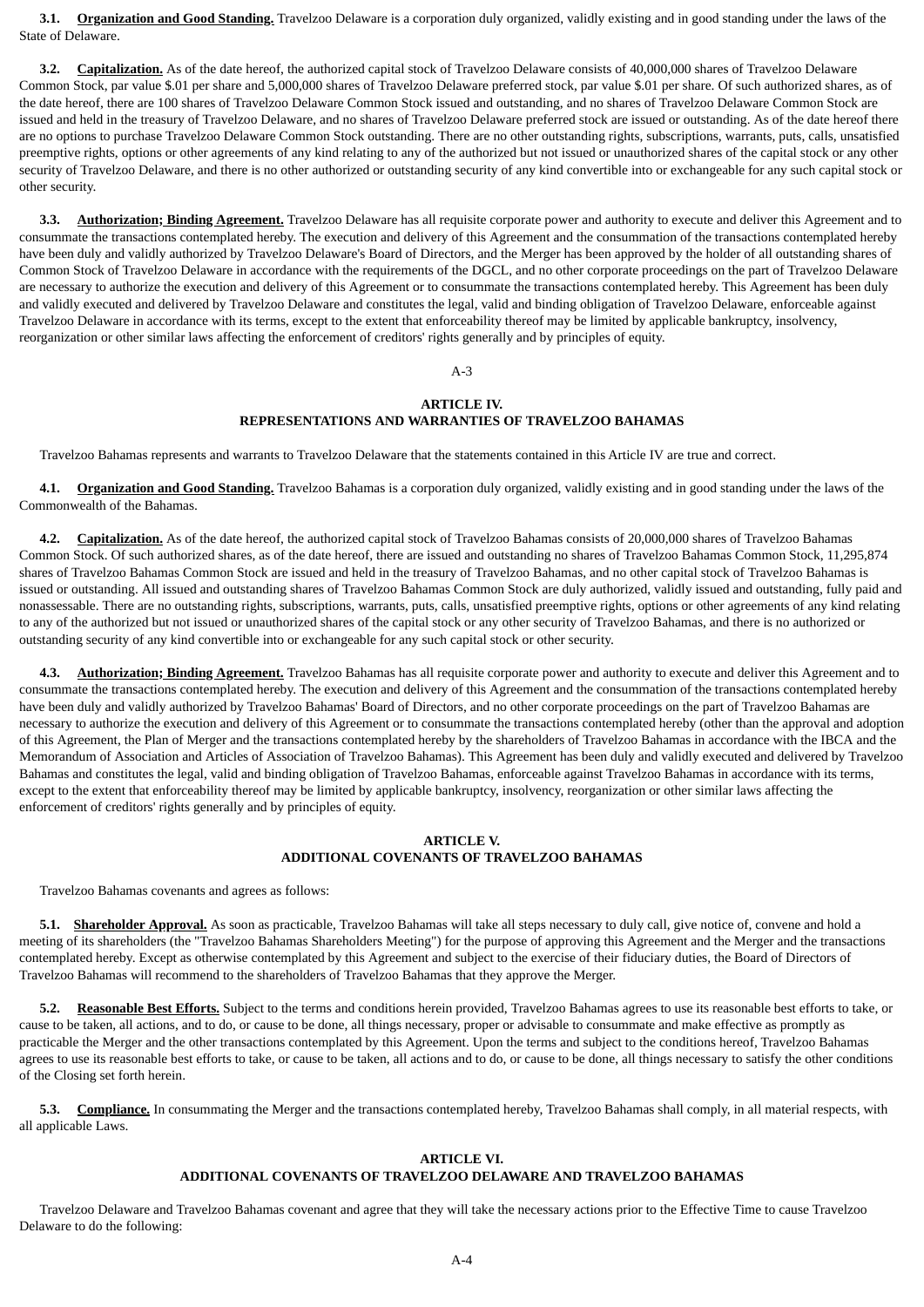**3.1. Organization and Good Standing.** Travelzoo Delaware is a corporation duly organized, validly existing and in good standing under the laws of the State of Delaware.

**3.2. Capitalization.** As of the date hereof, the authorized capital stock of Travelzoo Delaware consists of 40,000,000 shares of Travelzoo Delaware Common Stock, par value $.01 per share and 5,000,000 shares of Travelzoo Delaware preferred stock, par value $.01 per share. Of such authorized shares, as of the date hereof, there are 100 shares of Travelzoo Delaware Common Stock issued and outstanding, and no shares of Travelzoo Delaware Common Stock are issued and held in the treasury of Travelzoo Delaware, and no shares of Travelzoo Delaware preferred stock are issued or outstanding. As of the date hereof there are no options to purchase Travelzoo Delaware Common Stock outstanding. There are no other outstanding rights, subscriptions, warrants, puts, calls, unsatisfied preemptive rights, options or other agreements of any kind relating to any of the authorized but not issued or unauthorized shares of the capital stock or any other security of Travelzoo Delaware, and there is no other authorized or outstanding security of any kind convertible into or exchangeable for any such capital stock or other security.

**3.3. Authorization; Binding Agreement.** Travelzoo Delaware has all requisite corporate power and authority to execute and deliver this Agreement and to consummate the transactions contemplated hereby. The execution and delivery of this Agreement and the consummation of the transactions contemplated hereby have been duly and validly authorized by Travelzoo Delaware's Board of Directors, and the Merger has been approved by the holder of all outstanding shares of Common Stock of Travelzoo Delaware in accordance with the requirements of the DGCL, and no other corporate proceedings on the part of Travelzoo Delaware are necessary to authorize the execution and delivery of this Agreement or to consummate the transactions contemplated hereby. This Agreement has been duly and validly executed and delivered by Travelzoo Delaware and constitutes the legal, valid and binding obligation of Travelzoo Delaware, enforceable against Travelzoo Delaware in accordance with its terms, except to the extent that enforceability thereof may be limited by applicable bankruptcy, insolvency, reorganization or other similar laws affecting the enforcement of creditors' rights generally and by principles of equity.

## ARTICLE IV.
## REPRESENTATIONS AND WARRANTIES OF TRAVELZOO BAHAMAS

Travelzoo Bahamas represents and warrants to Travelzoo Delaware that the statements contained in this Article IV are true and correct.

**4.1. Organization and Good Standing.** Travelzoo Bahamas is a corporation duly organized, validly existing and in good standing under the laws of the Commonwealth of the Bahamas.

**4.2. Capitalization.** As of the date hereof, the authorized capital stock of Travelzoo Bahamas consists of 20,000,000 shares of Travelzoo Bahamas Common Stock. Of such authorized shares, as of the date hereof, there are issued and outstanding no shares of Travelzoo Bahamas Common Stock, 11,295,874 shares of Travelzoo Bahamas Common Stock are issued and held in the treasury of Travelzoo Bahamas, and no other capital stock of Travelzoo Bahamas is issued or outstanding. All issued and outstanding shares of Travelzoo Bahamas Common Stock are duly authorized, validly issued and outstanding, fully paid and nonassessable. There are no outstanding rights, subscriptions, warrants, puts, calls, unsatisfied preemptive rights, options or other agreements of any kind relating to any of the authorized but not issued or unauthorized shares of the capital stock or any other security of Travelzoo Bahamas, and there is no authorized or outstanding security of any kind convertible into or exchangeable for any such capital stock or other security.

**4.3. Authorization; Binding Agreement.** Travelzoo Bahamas has all requisite corporate power and authority to execute and deliver this Agreement and to consummate the transactions contemplated hereby. The execution and delivery of this Agreement and the consummation of the transactions contemplated hereby have been duly and validly authorized by Travelzoo Bahamas' Board of Directors, and no other corporate proceedings on the part of Travelzoo Bahamas are necessary to authorize the execution and delivery of this Agreement or to consummate the transactions contemplated hereby (other than the approval and adoption of this Agreement, the Plan of Merger and the transactions contemplated hereby by the shareholders of Travelzoo Bahamas in accordance with the IBCA and the Memorandum of Association and Articles of Association of Travelzoo Bahamas). This Agreement has been duly and validly executed and delivered by Travelzoo Bahamas and constitutes the legal, valid and binding obligation of Travelzoo Bahamas, enforceable against Travelzoo Bahamas in accordance with its terms, except to the extent that enforceability thereof may be limited by applicable bankruptcy, insolvency, reorganization or other similar laws affecting the enforcement of creditors' rights generally and by principles of equity.

## ARTICLE V.
## ADDITIONAL COVENANTS OF TRAVELZOO BAHAMAS

Travelzoo Bahamas covenants and agrees as follows:

**5.1. Shareholder Approval.** As soon as practicable, Travelzoo Bahamas will take all steps necessary to duly call, give notice of, convene and hold a meeting of its shareholders (the "Travelzoo Bahamas Shareholders Meeting") for the purpose of approving this Agreement and the Merger and the transactions contemplated hereby. Except as otherwise contemplated by this Agreement and subject to the exercise of their fiduciary duties, the Board of Directors of Travelzoo Bahamas will recommend to the shareholders of Travelzoo Bahamas that they approve the Merger.

**5.2. Reasonable Best Efforts.** Subject to the terms and conditions herein provided, Travelzoo Bahamas agrees to use its reasonable best efforts to take, or cause to be taken, all actions, and to do, or cause to be done, all things necessary, proper or advisable to consummate and make effective as promptly as practicable the Merger and the other transactions contemplated by this Agreement. Upon the terms and subject to the conditions hereof, Travelzoo Bahamas agrees to use its reasonable best efforts to take, or cause to be taken, all actions and to do, or cause to be done, all things necessary to satisfy the other conditions of the Closing set forth herein.

**5.3. Compliance.** In consummating the Merger and the transactions contemplated hereby, Travelzoo Bahamas shall comply, in all material respects, with all applicable Laws.

## ARTICLE VI.
## ADDITIONAL COVENANTS OF TRAVELZOO DELAWARE AND TRAVELZOO BAHAMAS

Travelzoo Delaware and Travelzoo Bahamas covenant and agree that they will take the necessary actions prior to the Effective Time to cause Travelzoo Delaware to do the following: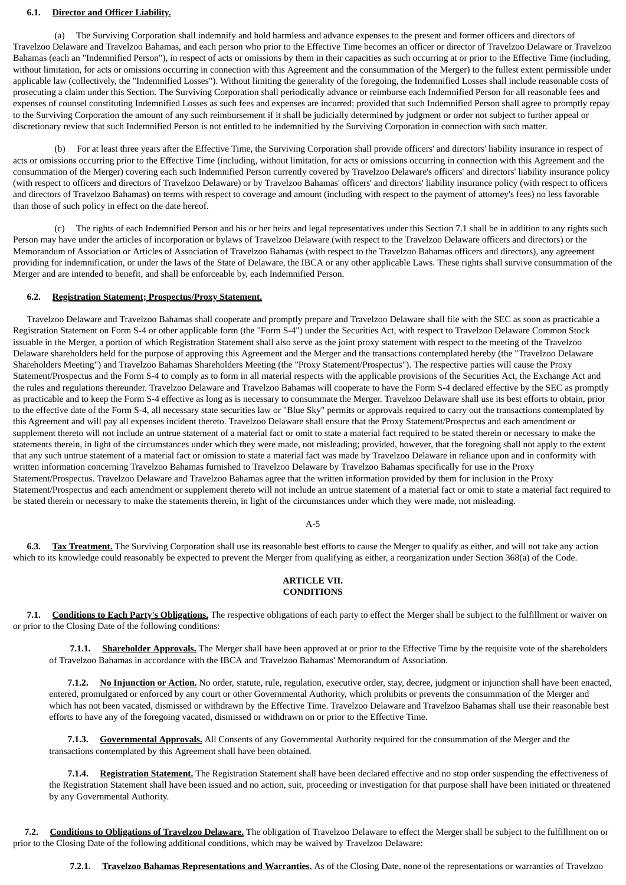**6.1. Director and Officer Liability.**

(a) The Surviving Corporation shall indemnify and hold harmless and advance expenses to the present and former officers and directors of Travelzoo Delaware and Travelzoo Bahamas, and each person who prior to the Effective Time becomes an officer or director of Travelzoo Delaware or Travelzoo Bahamas (each an "Indemnified Person"), in respect of acts or omissions by them in their capacities as such occurring at or prior to the Effective Time (including, without limitation, for acts or omissions occurring in connection with this Agreement and the consummation of the Merger) to the fullest extent permissible under applicable law (collectively, the "Indemnified Losses"). Without limiting the generality of the foregoing, the Indemnified Losses shall include reasonable costs of prosecuting a claim under this Section. The Surviving Corporation shall periodically advance or reimburse each Indemnified Person for all reasonable fees and expenses of counsel constituting Indemnified Losses as such fees and expenses are incurred; provided that such Indemnified Person shall agree to promptly repay to the Surviving Corporation the amount of any such reimbursement if it shall be judicially determined by judgment or order not subject to further appeal or discretionary review that such Indemnified Person is not entitled to be indemnified by the Surviving Corporation in connection with such matter.

(b) For at least three years after the Effective Time, the Surviving Corporation shall provide officers' and directors' liability insurance in respect of acts or omissions occurring prior to the Effective Time (including, without limitation, for acts or omissions occurring in connection with this Agreement and the consummation of the Merger) covering each such Indemnified Person currently covered by Travelzoo Delaware's officers' and directors' liability insurance policy (with respect to officers and directors of Travelzoo Delaware) or by Travelzoo Bahamas' officers' and directors' liability insurance policy (with respect to officers and directors of Travelzoo Bahamas) on terms with respect to coverage and amount (including with respect to the payment of attorney's fees) no less favorable than those of such policy in effect on the date hereof.

(c) The rights of each Indemnified Person and his or her heirs and legal representatives under this Section 7.1 shall be in addition to any rights such Person may have under the articles of incorporation or bylaws of Travelzoo Delaware (with respect to the Travelzoo Delaware officers and directors) or the Memorandum of Association or Articles of Association of Travelzoo Bahamas (with respect to the Travelzoo Bahamas officers and directors), any agreement providing for indemnification, or under the laws of the State of Delaware, the IBCA or any other applicable Laws. These rights shall survive consummation of the Merger and are intended to benefit, and shall be enforceable by, each Indemnified Person.

**6.2. Registration Statement; Prospectus/Proxy Statement.**

Travelzoo Delaware and Travelzoo Bahamas shall cooperate and promptly prepare and Travelzoo Delaware shall file with the SEC as soon as practicable a Registration Statement on Form S-4 or other applicable form (the "Form S-4") under the Securities Act, with respect to Travelzoo Delaware Common Stock issuable in the Merger, a portion of which Registration Statement shall also serve as the joint proxy statement with respect to the meeting of the Travelzoo Delaware shareholders held for the purpose of approving this Agreement and the Merger and the transactions contemplated hereby (the "Travelzoo Delaware Shareholders Meeting") and Travelzoo Bahamas Shareholders Meeting (the "Proxy Statement/Prospectus"). The respective parties will cause the Proxy Statement/Prospectus and the Form S-4 to comply as to form in all material respects with the applicable provisions of the Securities Act, the Exchange Act and the rules and regulations thereunder. Travelzoo Delaware and Travelzoo Bahamas will cooperate to have the Form S-4 declared effective by the SEC as promptly as practicable and to keep the Form S-4 effective as long as is necessary to consummate the Merger. Travelzoo Delaware shall use its best efforts to obtain, prior to the effective date of the Form S-4, all necessary state securities law or "Blue Sky" permits or approvals required to carry out the transactions contemplated by this Agreement and will pay all expenses incident thereto. Travelzoo Delaware shall ensure that the Proxy Statement/Prospectus and each amendment or supplement thereto will not include an untrue statement of a material fact or omit to state a material fact required to be stated therein or necessary to make the statements therein, in light of the circumstances under which they were made, not misleading; provided, however, that the foregoing shall not apply to the extent that any such untrue statement of a material fact or omission to state a material fact was made by Travelzoo Delaware in reliance upon and in conformity with written information concerning Travelzoo Bahamas furnished to Travelzoo Delaware by Travelzoo Bahamas specifically for use in the Proxy Statement/Prospectus. Travelzoo Delaware and Travelzoo Bahamas agree that the written information provided by them for inclusion in the Proxy Statement/Prospectus and each amendment or supplement thereto will not include an untrue statement of a material fact or omit to state a material fact required to be stated therein or necessary to make the statements therein, in light of the circumstances under which they were made, not misleading.

**6.3. Tax Treatment.** The Surviving Corporation shall use its reasonable best efforts to cause the Merger to qualify as either, and will not take any action which to its knowledge could reasonably be expected to prevent the Merger from qualifying as either, a reorganization under Section 368(a) of the Code.

## ARTICLE VII. CONDITIONS

**7.1. Conditions to Each Party's Obligations.** The respective obligations of each party to effect the Merger shall be subject to the fulfillment or waiver on or prior to the Closing Date of the following conditions:

**7.1.1. Shareholder Approvals.** The Merger shall have been approved at or prior to the Effective Time by the requisite vote of the shareholders of Travelzoo Bahamas in accordance with the IBCA and Travelzoo Bahamas' Memorandum of Association.

**7.1.2. No Injunction or Action.** No order, statute, rule, regulation, executive order, stay, decree, judgment or injunction shall have been enacted, entered, promulgated or enforced by any court or other Governmental Authority, which prohibits or prevents the consummation of the Merger and which has not been vacated, dismissed or withdrawn by the Effective Time. Travelzoo Delaware and Travelzoo Bahamas shall use their reasonable best efforts to have any of the foregoing vacated, dismissed or withdrawn on or prior to the Effective Time.

**7.1.3. Governmental Approvals.** All Consents of any Governmental Authority required for the consummation of the Merger and the transactions contemplated by this Agreement shall have been obtained.

**7.1.4. Registration Statement.** The Registration Statement shall have been declared effective and no stop order suspending the effectiveness of the Registration Statement shall have been issued and no action, suit, proceeding or investigation for that purpose shall have been initiated or threatened by any Governmental Authority.

**7.2. Conditions to Obligations of Travelzoo Delaware.** The obligation of Travelzoo Delaware to effect the Merger shall be subject to the fulfillment on or prior to the Closing Date of the following additional conditions, which may be waived by Travelzoo Delaware:

**7.2.1. Travelzoo Bahamas Representations and Warranties.** As of the Closing Date, none of the representations or warranties of Travelzoo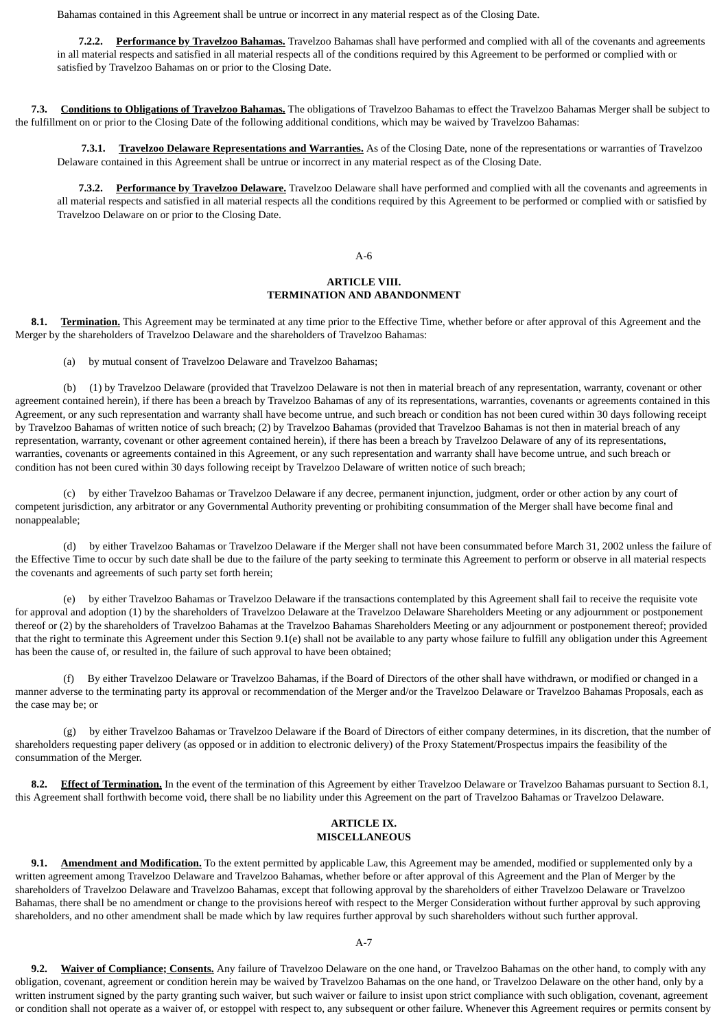Bahamas contained in this Agreement shall be untrue or incorrect in any material respect as of the Closing Date.

**7.2.2. Performance by Travelzoo Bahamas.** Travelzoo Bahamas shall have performed and complied with all of the covenants and agreements in all material respects and satisfied in all material respects all of the conditions required by this Agreement to be performed or complied with or satisfied by Travelzoo Bahamas on or prior to the Closing Date.

**7.3. Conditions to Obligations of Travelzoo Bahamas.** The obligations of Travelzoo Bahamas to effect the Travelzoo Bahamas Merger shall be subject to the fulfillment on or prior to the Closing Date of the following additional conditions, which may be waived by Travelzoo Bahamas:

**7.3.1. Travelzoo Delaware Representations and Warranties.** As of the Closing Date, none of the representations or warranties of Travelzoo Delaware contained in this Agreement shall be untrue or incorrect in any material respect as of the Closing Date.

**7.3.2. Performance by Travelzoo Delaware.** Travelzoo Delaware shall have performed and complied with all the covenants and agreements in all material respects and satisfied in all material respects all the conditions required by this Agreement to be performed or complied with or satisfied by Travelzoo Delaware on or prior to the Closing Date.

## ARTICLE VIII. TERMINATION AND ABANDONMENT

**8.1. Termination.** This Agreement may be terminated at any time prior to the Effective Time, whether before or after approval of this Agreement and the Merger by the shareholders of Travelzoo Delaware and the shareholders of Travelzoo Bahamas:

(a) by mutual consent of Travelzoo Delaware and Travelzoo Bahamas;

(b) (1) by Travelzoo Delaware (provided that Travelzoo Delaware is not then in material breach of any representation, warranty, covenant or other agreement contained herein), if there has been a breach by Travelzoo Bahamas of any of its representations, warranties, covenants or agreements contained in this Agreement, or any such representation and warranty shall have become untrue, and such breach or condition has not been cured within 30 days following receipt by Travelzoo Bahamas of written notice of such breach; (2) by Travelzoo Bahamas (provided that Travelzoo Bahamas is not then in material breach of any representation, warranty, covenant or other agreement contained herein), if there has been a breach by Travelzoo Delaware of any of its representations, warranties, covenants or agreements contained in this Agreement, or any such representation and warranty shall have become untrue, and such breach or condition has not been cured within 30 days following receipt by Travelzoo Delaware of written notice of such breach;

(c) by either Travelzoo Bahamas or Travelzoo Delaware if any decree, permanent injunction, judgment, order or other action by any court of competent jurisdiction, any arbitrator or any Governmental Authority preventing or prohibiting consummation of the Merger shall have become final and nonappealable;

(d) by either Travelzoo Bahamas or Travelzoo Delaware if the Merger shall not have been consummated before March 31, 2002 unless the failure of the Effective Time to occur by such date shall be due to the failure of the party seeking to terminate this Agreement to perform or observe in all material respects the covenants and agreements of such party set forth herein;

(e) by either Travelzoo Bahamas or Travelzoo Delaware if the transactions contemplated by this Agreement shall fail to receive the requisite vote for approval and adoption (1) by the shareholders of Travelzoo Delaware at the Travelzoo Delaware Shareholders Meeting or any adjournment or postponement thereof or (2) by the shareholders of Travelzoo Bahamas at the Travelzoo Bahamas Shareholders Meeting or any adjournment or postponement thereof; provided that the right to terminate this Agreement under this Section 9.1(e) shall not be available to any party whose failure to fulfill any obligation under this Agreement has been the cause of, or resulted in, the failure of such approval to have been obtained;

(f) By either Travelzoo Delaware or Travelzoo Bahamas, if the Board of Directors of the other shall have withdrawn, or modified or changed in a manner adverse to the terminating party its approval or recommendation of the Merger and/or the Travelzoo Delaware or Travelzoo Bahamas Proposals, each as the case may be; or

(g) by either Travelzoo Bahamas or Travelzoo Delaware if the Board of Directors of either company determines, in its discretion, that the number of shareholders requesting paper delivery (as opposed or in addition to electronic delivery) of the Proxy Statement/Prospectus impairs the feasibility of the consummation of the Merger.

**8.2. Effect of Termination.** In the event of the termination of this Agreement by either Travelzoo Delaware or Travelzoo Bahamas pursuant to Section 8.1, this Agreement shall forthwith become void, there shall be no liability under this Agreement on the part of Travelzoo Bahamas or Travelzoo Delaware.

## ARTICLE IX. MISCELLANEOUS

**9.1. Amendment and Modification.** To the extent permitted by applicable Law, this Agreement may be amended, modified or supplemented only by a written agreement among Travelzoo Delaware and Travelzoo Bahamas, whether before or after approval of this Agreement and the Plan of Merger by the shareholders of Travelzoo Delaware and Travelzoo Bahamas, except that following approval by the shareholders of either Travelzoo Delaware or Travelzoo Bahamas, there shall be no amendment or change to the provisions hereof with respect to the Merger Consideration without further approval by such approving shareholders, and no other amendment shall be made which by law requires further approval by such shareholders without such further approval.

**9.2. Waiver of Compliance; Consents.** Any failure of Travelzoo Delaware on the one hand, or Travelzoo Bahamas on the other hand, to comply with any obligation, covenant, agreement or condition herein may be waived by Travelzoo Bahamas on the one hand, or Travelzoo Delaware on the other hand, only by a written instrument signed by the party granting such waiver, but such waiver or failure to insist upon strict compliance with such obligation, covenant, agreement or condition shall not operate as a waiver of, or estoppel with respect to, any subsequent or other failure. Whenever this Agreement requires or permits consent by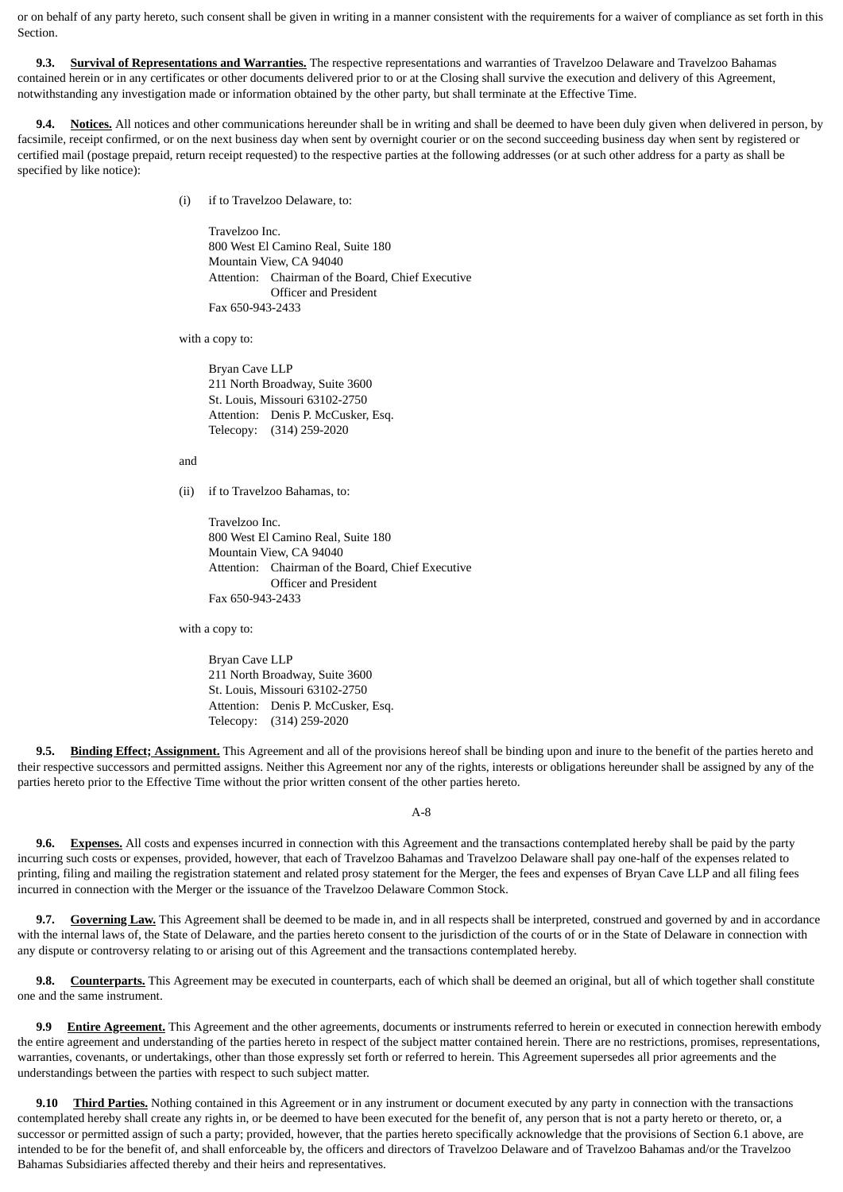or on behalf of any party hereto, such consent shall be given in writing in a manner consistent with the requirements for a waiver of compliance as set forth in this Section.

**9.3. Survival of Representations and Warranties.** The respective representations and warranties of Travelzoo Delaware and Travelzoo Bahamas contained herein or in any certificates or other documents delivered prior to or at the Closing shall survive the execution and delivery of this Agreement, notwithstanding any investigation made or information obtained by the other party, but shall terminate at the Effective Time.

**9.4. Notices.** All notices and other communications hereunder shall be in writing and shall be deemed to have been duly given when delivered in person, by facsimile, receipt confirmed, or on the next business day when sent by overnight courier or on the second succeeding business day when sent by registered or certified mail (postage prepaid, return receipt requested) to the respective parties at the following addresses (or at such other address for a party as shall be specified by like notice):

(i) if to Travelzoo Delaware, to:

Travelzoo Inc.
800 West El Camino Real, Suite 180
Mountain View, CA 94040
Attention: Chairman of the Board, Chief Executive Officer and President
Fax 650-943-2433

with a copy to:

Bryan Cave LLP
211 North Broadway, Suite 3600
St. Louis, Missouri 63102-2750
Attention: Denis P. McCusker, Esq.
Telecopy: (314) 259-2020

and

(ii) if to Travelzoo Bahamas, to:

Travelzoo Inc.
800 West El Camino Real, Suite 180
Mountain View, CA 94040
Attention: Chairman of the Board, Chief Executive Officer and President
Fax 650-943-2433

with a copy to:

Bryan Cave LLP
211 North Broadway, Suite 3600
St. Louis, Missouri 63102-2750
Attention: Denis P. McCusker, Esq.
Telecopy: (314) 259-2020

**9.5. Binding Effect; Assignment.** This Agreement and all of the provisions hereof shall be binding upon and inure to the benefit of the parties hereto and their respective successors and permitted assigns. Neither this Agreement nor any of the rights, interests or obligations hereunder shall be assigned by any of the parties hereto prior to the Effective Time without the prior written consent of the other parties hereto.

**9.6. Expenses.** All costs and expenses incurred in connection with this Agreement and the transactions contemplated hereby shall be paid by the party incurring such costs or expenses, provided, however, that each of Travelzoo Bahamas and Travelzoo Delaware shall pay one-half of the expenses related to printing, filing and mailing the registration statement and related prosy statement for the Merger, the fees and expenses of Bryan Cave LLP and all filing fees incurred in connection with the Merger or the issuance of the Travelzoo Delaware Common Stock.

**9.7. Governing Law.** This Agreement shall be deemed to be made in, and in all respects shall be interpreted, construed and governed by and in accordance with the internal laws of, the State of Delaware, and the parties hereto consent to the jurisdiction of the courts of or in the State of Delaware in connection with any dispute or controversy relating to or arising out of this Agreement and the transactions contemplated hereby.

**9.8. Counterparts.** This Agreement may be executed in counterparts, each of which shall be deemed an original, but all of which together shall constitute one and the same instrument.

**9.9 Entire Agreement.** This Agreement and the other agreements, documents or instruments referred to herein or executed in connection herewith embody the entire agreement and understanding of the parties hereto in respect of the subject matter contained herein. There are no restrictions, promises, representations, warranties, covenants, or undertakings, other than those expressly set forth or referred to herein. This Agreement supersedes all prior agreements and the understandings between the parties with respect to such subject matter.

**9.10 Third Parties.** Nothing contained in this Agreement or in any instrument or document executed by any party in connection with the transactions contemplated hereby shall create any rights in, or be deemed to have been executed for the benefit of, any person that is not a party hereto or thereto, or, a successor or permitted assign of such a party; provided, however, that the parties hereto specifically acknowledge that the provisions of Section 6.1 above, are intended to be for the benefit of, and shall enforceable by, the officers and directors of Travelzoo Delaware and of Travelzoo Bahamas and/or the Travelzoo Bahamas Subsidiaries affected thereby and their heirs and representatives.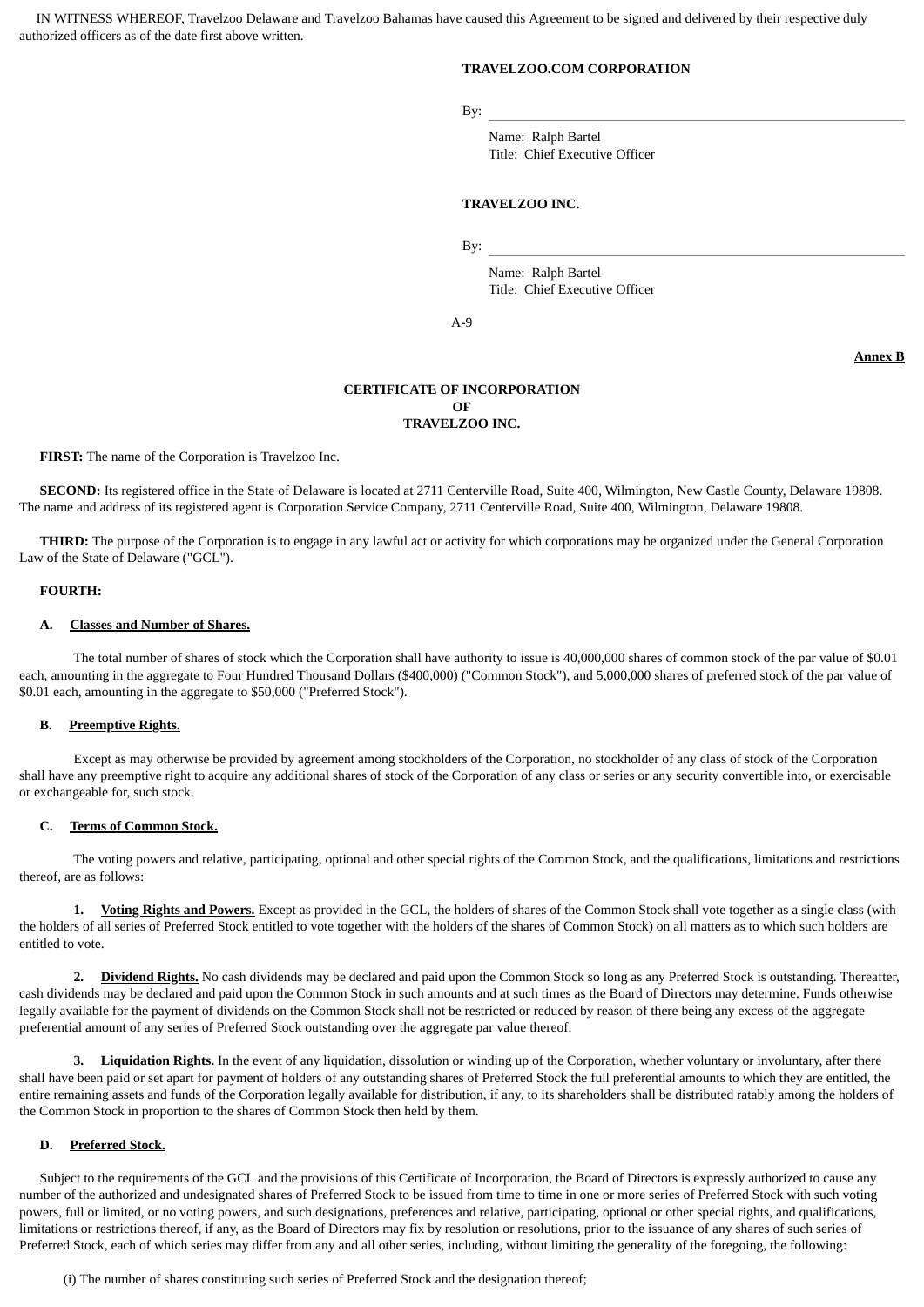IN WITNESS WHEREOF, Travelzoo Delaware and Travelzoo Bahamas have caused this Agreement to be signed and delivered by their respective duly authorized officers as of the date first above written.

**TRAVELZOO.COM CORPORATION**

By: \_\_\_\_\_\_\_\_\_\_\_\_\_\_\_\_\_\_\_\_\_\_\_\_\_\_\_\_\_\_

Name: Ralph Bartel
Title: Chief Executive Officer

**TRAVELZOO INC.**

By: \_\_\_\_\_\_\_\_\_\_\_\_\_\_\_\_\_\_\_\_\_\_\_\_\_\_\_\_\_\_

Name: Ralph Bartel
Title: Chief Executive Officer

**Annex B**

# CERTIFICATE OF INCORPORATION OF TRAVELZOO INC.

**FIRST:** The name of the Corporation is Travelzoo Inc.

**SECOND:** Its registered office in the State of Delaware is located at 2711 Centerville Road, Suite 400, Wilmington, New Castle County, Delaware 19808. The name and address of its registered agent is Corporation Service Company, 2711 Centerville Road, Suite 400, Wilmington, Delaware 19808.

**THIRD:** The purpose of the Corporation is to engage in any lawful act or activity for which corporations may be organized under the General Corporation Law of the State of Delaware ("GCL").

**FOURTH:**

**A. Classes and Number of Shares.**

The total number of shares of stock which the Corporation shall have authority to issue is 40,000,000 shares of common stock of the par value of $0.01 each, amounting in the aggregate to Four Hundred Thousand Dollars ($400,000) ("Common Stock"), and 5,000,000 shares of preferred stock of the par value of $0.01 each, amounting in the aggregate to $50,000 ("Preferred Stock").

**B. Preemptive Rights.**

Except as may otherwise be provided by agreement among stockholders of the Corporation, no stockholder of any class of stock of the Corporation shall have any preemptive right to acquire any additional shares of stock of the Corporation of any class or series or any security convertible into, or exercisable or exchangeable for, such stock.

**C. Terms of Common Stock.**

The voting powers and relative, participating, optional and other special rights of the Common Stock, and the qualifications, limitations and restrictions thereof, are as follows:

**1. Voting Rights and Powers.** Except as provided in the GCL, the holders of shares of the Common Stock shall vote together as a single class (with the holders of all series of Preferred Stock entitled to vote together with the holders of the shares of Common Stock) on all matters as to which such holders are entitled to vote.

**2. Dividend Rights.** No cash dividends may be declared and paid upon the Common Stock so long as any Preferred Stock is outstanding. Thereafter, cash dividends may be declared and paid upon the Common Stock in such amounts and at such times as the Board of Directors may determine. Funds otherwise legally available for the payment of dividends on the Common Stock shall not be restricted or reduced by reason of there being any excess of the aggregate preferential amount of any series of Preferred Stock outstanding over the aggregate par value thereof.

**3. Liquidation Rights.** In the event of any liquidation, dissolution or winding up of the Corporation, whether voluntary or involuntary, after there shall have been paid or set apart for payment of holders of any outstanding shares of Preferred Stock the full preferential amounts to which they are entitled, the entire remaining assets and funds of the Corporation legally available for distribution, if any, to its shareholders shall be distributed ratably among the holders of the Common Stock in proportion to the shares of Common Stock then held by them.

**D. Preferred Stock.**

Subject to the requirements of the GCL and the provisions of this Certificate of Incorporation, the Board of Directors is expressly authorized to cause any number of the authorized and undesignated shares of Preferred Stock to be issued from time to time in one or more series of Preferred Stock with such voting powers, full or limited, or no voting powers, and such designations, preferences and relative, participating, optional or other special rights, and qualifications, limitations or restrictions thereof, if any, as the Board of Directors may fix by resolution or resolutions, prior to the issuance of any shares of such series of Preferred Stock, each of which series may differ from any and all other series, including, without limiting the generality of the foregoing, the following:

(i) The number of shares constituting such series of Preferred Stock and the designation thereof;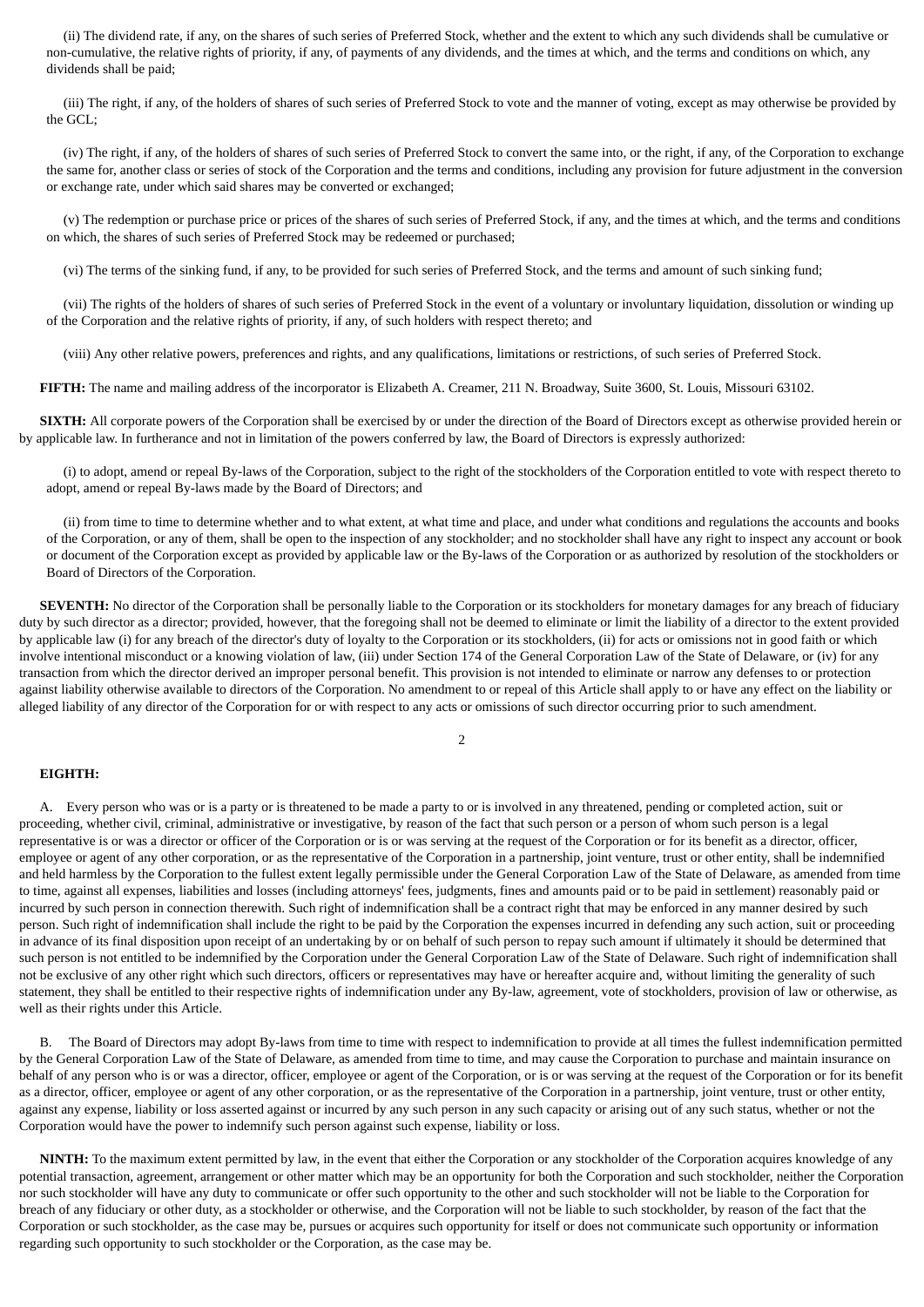(ii) The dividend rate, if any, on the shares of such series of Preferred Stock, whether and the extent to which any such dividends shall be cumulative or non-cumulative, the relative rights of priority, if any, of payments of any dividends, and the times at which, and the terms and conditions on which, any dividends shall be paid;

(iii) The right, if any, of the holders of shares of such series of Preferred Stock to vote and the manner of voting, except as may otherwise be provided by the GCL;

(iv) The right, if any, of the holders of shares of such series of Preferred Stock to convert the same into, or the right, if any, of the Corporation to exchange the same for, another class or series of stock of the Corporation and the terms and conditions, including any provision for future adjustment in the conversion or exchange rate, under which said shares may be converted or exchanged;

(v) The redemption or purchase price or prices of the shares of such series of Preferred Stock, if any, and the times at which, and the terms and conditions on which, the shares of such series of Preferred Stock may be redeemed or purchased;

(vi) The terms of the sinking fund, if any, to be provided for such series of Preferred Stock, and the terms and amount of such sinking fund;

(vii) The rights of the holders of shares of such series of Preferred Stock in the event of a voluntary or involuntary liquidation, dissolution or winding up of the Corporation and the relative rights of priority, if any, of such holders with respect thereto; and

(viii) Any other relative powers, preferences and rights, and any qualifications, limitations or restrictions, of such series of Preferred Stock.

**FIFTH:** The name and mailing address of the incorporator is Elizabeth A. Creamer, 211 N. Broadway, Suite 3600, St. Louis, Missouri 63102.

**SIXTH:** All corporate powers of the Corporation shall be exercised by or under the direction of the Board of Directors except as otherwise provided herein or by applicable law. In furtherance and not in limitation of the powers conferred by law, the Board of Directors is expressly authorized:

(i) to adopt, amend or repeal By-laws of the Corporation, subject to the right of the stockholders of the Corporation entitled to vote with respect thereto to adopt, amend or repeal By-laws made by the Board of Directors; and

(ii) from time to time to determine whether and to what extent, at what time and place, and under what conditions and regulations the accounts and books of the Corporation, or any of them, shall be open to the inspection of any stockholder; and no stockholder shall have any right to inspect any account or book or document of the Corporation except as provided by applicable law or the By-laws of the Corporation or as authorized by resolution of the stockholders or Board of Directors of the Corporation.

**SEVENTH:** No director of the Corporation shall be personally liable to the Corporation or its stockholders for monetary damages for any breach of fiduciary duty by such director as a director; provided, however, that the foregoing shall not be deemed to eliminate or limit the liability of a director to the extent provided by applicable law (i) for any breach of the director's duty of loyalty to the Corporation or its stockholders, (ii) for acts or omissions not in good faith or which involve intentional misconduct or a knowing violation of law, (iii) under Section 174 of the General Corporation Law of the State of Delaware, or (iv) for any transaction from which the director derived an improper personal benefit. This provision is not intended to eliminate or narrow any defenses to or protection against liability otherwise available to directors of the Corporation. No amendment to or repeal of this Article shall apply to or have any effect on the liability or alleged liability of any director of the Corporation for or with respect to any acts or omissions of such director occurring prior to such amendment.

**EIGHTH:**

A. Every person who was or is a party or is threatened to be made a party to or is involved in any threatened, pending or completed action, suit or proceeding, whether civil, criminal, administrative or investigative, by reason of the fact that such person or a person of whom such person is a legal representative is or was a director or officer of the Corporation or is or was serving at the request of the Corporation or for its benefit as a director, officer, employee or agent of any other corporation, or as the representative of the Corporation in a partnership, joint venture, trust or other entity, shall be indemnified and held harmless by the Corporation to the fullest extent legally permissible under the General Corporation Law of the State of Delaware, as amended from time to time, against all expenses, liabilities and losses (including attorneys' fees, judgments, fines and amounts paid or to be paid in settlement) reasonably paid or incurred by such person in connection therewith. Such right of indemnification shall be a contract right that may be enforced in any manner desired by such person. Such right of indemnification shall include the right to be paid by the Corporation the expenses incurred in defending any such action, suit or proceeding in advance of its final disposition upon receipt of an undertaking by or on behalf of such person to repay such amount if ultimately it should be determined that such person is not entitled to be indemnified by the Corporation under the General Corporation Law of the State of Delaware. Such right of indemnification shall not be exclusive of any other right which such directors, officers or representatives may have or hereafter acquire and, without limiting the generality of such statement, they shall be entitled to their respective rights of indemnification under any By-law, agreement, vote of stockholders, provision of law or otherwise, as well as their rights under this Article.

B. The Board of Directors may adopt By-laws from time to time with respect to indemnification to provide at all times the fullest indemnification permitted by the General Corporation Law of the State of Delaware, as amended from time to time, and may cause the Corporation to purchase and maintain insurance on behalf of any person who is or was a director, officer, employee or agent of the Corporation, or is or was serving at the request of the Corporation or for its benefit as a director, officer, employee or agent of any other corporation, or as the representative of the Corporation in a partnership, joint venture, trust or other entity, against any expense, liability or loss asserted against or incurred by any such person in any such capacity or arising out of any such status, whether or not the Corporation would have the power to indemnify such person against such expense, liability or loss.

**NINTH:** To the maximum extent permitted by law, in the event that either the Corporation or any stockholder of the Corporation acquires knowledge of any potential transaction, agreement, arrangement or other matter which may be an opportunity for both the Corporation and such stockholder, neither the Corporation nor such stockholder will have any duty to communicate or offer such opportunity to the other and such stockholder will not be liable to the Corporation for breach of any fiduciary or other duty, as a stockholder or otherwise, and the Corporation will not be liable to such stockholder, by reason of the fact that the Corporation or such stockholder, as the case may be, pursues or acquires such opportunity for itself or does not communicate such opportunity or information regarding such opportunity to such stockholder or the Corporation, as the case may be.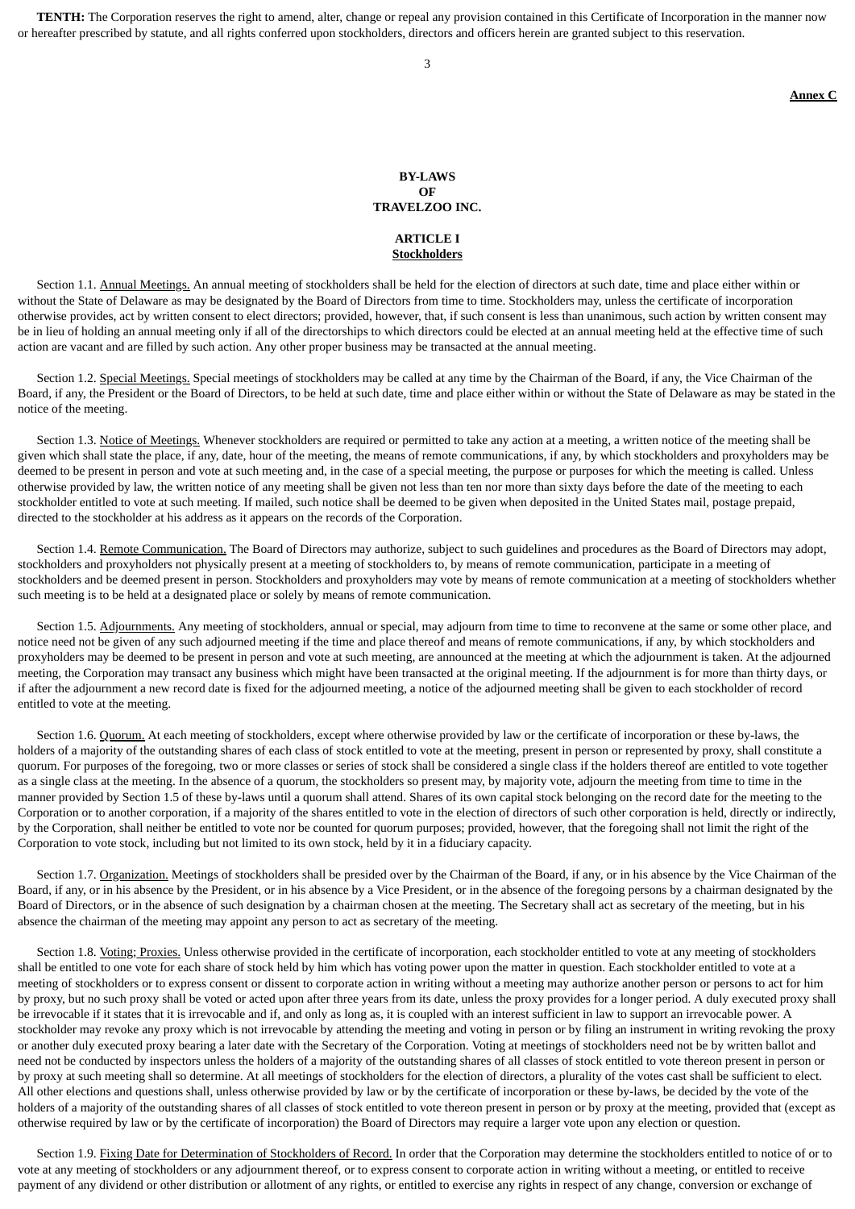**TENTH:** The Corporation reserves the right to amend, alter, change or repeal any provision contained in this Certificate of Incorporation in the manner now or hereafter prescribed by statute, and all rights conferred upon stockholders, directors and officers herein are granted subject to this reservation.

**Annex C**

# BY-LAWS
# OF
# TRAVELZOO INC.

## ARTICLE I
## Stockholders

Section 1.1. Annual Meetings. An annual meeting of stockholders shall be held for the election of directors at such date, time and place either within or without the State of Delaware as may be designated by the Board of Directors from time to time. Stockholders may, unless the certificate of incorporation otherwise provides, act by written consent to elect directors; provided, however, that, if such consent is less than unanimous, such action by written consent may be in lieu of holding an annual meeting only if all of the directorships to which directors could be elected at an annual meeting held at the effective time of such action are vacant and are filled by such action. Any other proper business may be transacted at the annual meeting.

Section 1.2. Special Meetings. Special meetings of stockholders may be called at any time by the Chairman of the Board, if any, the Vice Chairman of the Board, if any, the President or the Board of Directors, to be held at such date, time and place either within or without the State of Delaware as may be stated in the notice of the meeting.

Section 1.3. Notice of Meetings. Whenever stockholders are required or permitted to take any action at a meeting, a written notice of the meeting shall be given which shall state the place, if any, date, hour of the meeting, the means of remote communications, if any, by which stockholders and proxyholders may be deemed to be present in person and vote at such meeting and, in the case of a special meeting, the purpose or purposes for which the meeting is called. Unless otherwise provided by law, the written notice of any meeting shall be given not less than ten nor more than sixty days before the date of the meeting to each stockholder entitled to vote at such meeting. If mailed, such notice shall be deemed to be given when deposited in the United States mail, postage prepaid, directed to the stockholder at his address as it appears on the records of the Corporation.

Section 1.4. Remote Communication. The Board of Directors may authorize, subject to such guidelines and procedures as the Board of Directors may adopt, stockholders and proxyholders not physically present at a meeting of stockholders to, by means of remote communication, participate in a meeting of stockholders and be deemed present in person. Stockholders and proxyholders may vote by means of remote communication at a meeting of stockholders whether such meeting is to be held at a designated place or solely by means of remote communication.

Section 1.5. Adjournments. Any meeting of stockholders, annual or special, may adjourn from time to time to reconvene at the same or some other place, and notice need not be given of any such adjourned meeting if the time and place thereof and means of remote communications, if any, by which stockholders and proxyholders may be deemed to be present in person and vote at such meeting, are announced at the meeting at which the adjournment is taken. At the adjourned meeting, the Corporation may transact any business which might have been transacted at the original meeting. If the adjournment is for more than thirty days, or if after the adjournment a new record date is fixed for the adjourned meeting, a notice of the adjourned meeting shall be given to each stockholder of record entitled to vote at the meeting.

Section 1.6. Quorum. At each meeting of stockholders, except where otherwise provided by law or the certificate of incorporation or these by-laws, the holders of a majority of the outstanding shares of each class of stock entitled to vote at the meeting, present in person or represented by proxy, shall constitute a quorum. For purposes of the foregoing, two or more classes or series of stock shall be considered a single class if the holders thereof are entitled to vote together as a single class at the meeting. In the absence of a quorum, the stockholders so present may, by majority vote, adjourn the meeting from time to time in the manner provided by Section 1.5 of these by-laws until a quorum shall attend. Shares of its own capital stock belonging on the record date for the meeting to the Corporation or to another corporation, if a majority of the shares entitled to vote in the election of directors of such other corporation is held, directly or indirectly, by the Corporation, shall neither be entitled to vote nor be counted for quorum purposes; provided, however, that the foregoing shall not limit the right of the Corporation to vote stock, including but not limited to its own stock, held by it in a fiduciary capacity.

Section 1.7. Organization. Meetings of stockholders shall be presided over by the Chairman of the Board, if any, or in his absence by the Vice Chairman of the Board, if any, or in his absence by the President, or in his absence by a Vice President, or in the absence of the foregoing persons by a chairman designated by the Board of Directors, or in the absence of such designation by a chairman chosen at the meeting. The Secretary shall act as secretary of the meeting, but in his absence the chairman of the meeting may appoint any person to act as secretary of the meeting.

Section 1.8. Voting; Proxies. Unless otherwise provided in the certificate of incorporation, each stockholder entitled to vote at any meeting of stockholders shall be entitled to one vote for each share of stock held by him which has voting power upon the matter in question. Each stockholder entitled to vote at a meeting of stockholders or to express consent or dissent to corporate action in writing without a meeting may authorize another person or persons to act for him by proxy, but no such proxy shall be voted or acted upon after three years from its date, unless the proxy provides for a longer period. A duly executed proxy shall be irrevocable if it states that it is irrevocable and if, and only as long as, it is coupled with an interest sufficient in law to support an irrevocable power. A stockholder may revoke any proxy which is not irrevocable by attending the meeting and voting in person or by filing an instrument in writing revoking the proxy or another duly executed proxy bearing a later date with the Secretary of the Corporation. Voting at meetings of stockholders need not be by written ballot and need not be conducted by inspectors unless the holders of a majority of the outstanding shares of all classes of stock entitled to vote thereon present in person or by proxy at such meeting shall so determine. At all meetings of stockholders for the election of directors, a plurality of the votes cast shall be sufficient to elect. All other elections and questions shall, unless otherwise provided by law or by the certificate of incorporation or these by-laws, be decided by the vote of the holders of a majority of the outstanding shares of all classes of stock entitled to vote thereon present in person or by proxy at the meeting, provided that (except as otherwise required by law or by the certificate of incorporation) the Board of Directors may require a larger vote upon any election or question.

Section 1.9. Fixing Date for Determination of Stockholders of Record. In order that the Corporation may determine the stockholders entitled to notice of or to vote at any meeting of stockholders or any adjournment thereof, or to express consent to corporate action in writing without a meeting, or entitled to receive payment of any dividend or other distribution or allotment of any rights, or entitled to exercise any rights in respect of any change, conversion or exchange of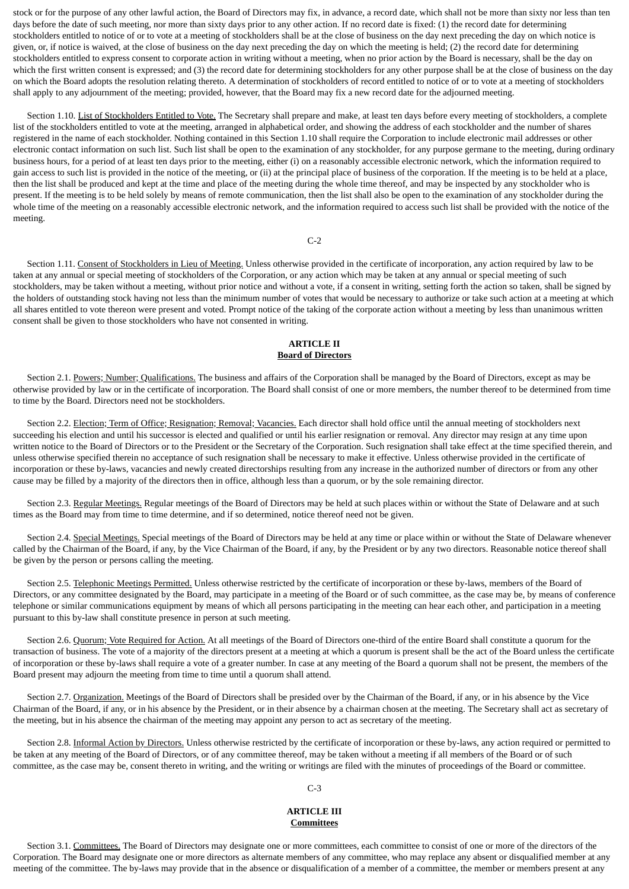stock or for the purpose of any other lawful action, the Board of Directors may fix, in advance, a record date, which shall not be more than sixty nor less than ten days before the date of such meeting, nor more than sixty days prior to any other action. If no record date is fixed: (1) the record date for determining stockholders entitled to notice of or to vote at a meeting of stockholders shall be at the close of business on the day next preceding the day on which notice is given, or, if notice is waived, at the close of business on the day next preceding the day on which the meeting is held; (2) the record date for determining stockholders entitled to express consent to corporate action in writing without a meeting, when no prior action by the Board is necessary, shall be the day on which the first written consent is expressed; and (3) the record date for determining stockholders for any other purpose shall be at the close of business on the day on which the Board adopts the resolution relating thereto. A determination of stockholders of record entitled to notice of or to vote at a meeting of stockholders shall apply to any adjournment of the meeting; provided, however, that the Board may fix a new record date for the adjourned meeting.

Section 1.10. List of Stockholders Entitled to Vote. The Secretary shall prepare and make, at least ten days before every meeting of stockholders, a complete list of the stockholders entitled to vote at the meeting, arranged in alphabetical order, and showing the address of each stockholder and the number of shares registered in the name of each stockholder. Nothing contained in this Section 1.10 shall require the Corporation to include electronic mail addresses or other electronic contact information on such list. Such list shall be open to the examination of any stockholder, for any purpose germane to the meeting, during ordinary business hours, for a period of at least ten days prior to the meeting, either (i) on a reasonably accessible electronic network, which the information required to gain access to such list is provided in the notice of the meeting, or (ii) at the principal place of business of the corporation. If the meeting is to be held at a place, then the list shall be produced and kept at the time and place of the meeting during the whole time thereof, and may be inspected by any stockholder who is present. If the meeting is to be held solely by means of remote communication, then the list shall also be open to the examination of any stockholder during the whole time of the meeting on a reasonably accessible electronic network, and the information required to access such list shall be provided with the notice of the meeting.

Section 1.11. Consent of Stockholders in Lieu of Meeting. Unless otherwise provided in the certificate of incorporation, any action required by law to be taken at any annual or special meeting of stockholders of the Corporation, or any action which may be taken at any annual or special meeting of such stockholders, may be taken without a meeting, without prior notice and without a vote, if a consent in writing, setting forth the action so taken, shall be signed by the holders of outstanding stock having not less than the minimum number of votes that would be necessary to authorize or take such action at a meeting at which all shares entitled to vote thereon were present and voted. Prompt notice of the taking of the corporate action without a meeting by less than unanimous written consent shall be given to those stockholders who have not consented in writing.

## ARTICLE II
## Board of Directors

Section 2.1. Powers; Number; Qualifications. The business and affairs of the Corporation shall be managed by the Board of Directors, except as may be otherwise provided by law or in the certificate of incorporation. The Board shall consist of one or more members, the number thereof to be determined from time to time by the Board. Directors need not be stockholders.

Section 2.2. Election; Term of Office; Resignation; Removal; Vacancies. Each director shall hold office until the annual meeting of stockholders next succeeding his election and until his successor is elected and qualified or until his earlier resignation or removal. Any director may resign at any time upon written notice to the Board of Directors or to the President or the Secretary of the Corporation. Such resignation shall take effect at the time specified therein, and unless otherwise specified therein no acceptance of such resignation shall be necessary to make it effective. Unless otherwise provided in the certificate of incorporation or these by-laws, vacancies and newly created directorships resulting from any increase in the authorized number of directors or from any other cause may be filled by a majority of the directors then in office, although less than a quorum, or by the sole remaining director.

Section 2.3. Regular Meetings. Regular meetings of the Board of Directors may be held at such places within or without the State of Delaware and at such times as the Board may from time to time determine, and if so determined, notice thereof need not be given.

Section 2.4. Special Meetings. Special meetings of the Board of Directors may be held at any time or place within or without the State of Delaware whenever called by the Chairman of the Board, if any, by the Vice Chairman of the Board, if any, by the President or by any two directors. Reasonable notice thereof shall be given by the person or persons calling the meeting.

Section 2.5. Telephonic Meetings Permitted. Unless otherwise restricted by the certificate of incorporation or these by-laws, members of the Board of Directors, or any committee designated by the Board, may participate in a meeting of the Board or of such committee, as the case may be, by means of conference telephone or similar communications equipment by means of which all persons participating in the meeting can hear each other, and participation in a meeting pursuant to this by-law shall constitute presence in person at such meeting.

Section 2.6. Quorum; Vote Required for Action. At all meetings of the Board of Directors one-third of the entire Board shall constitute a quorum for the transaction of business. The vote of a majority of the directors present at a meeting at which a quorum is present shall be the act of the Board unless the certificate of incorporation or these by-laws shall require a vote of a greater number. In case at any meeting of the Board a quorum shall not be present, the members of the Board present may adjourn the meeting from time to time until a quorum shall attend.

Section 2.7. Organization. Meetings of the Board of Directors shall be presided over by the Chairman of the Board, if any, or in his absence by the Vice Chairman of the Board, if any, or in his absence by the President, or in their absence by a chairman chosen at the meeting. The Secretary shall act as secretary of the meeting, but in his absence the chairman of the meeting may appoint any person to act as secretary of the meeting.

Section 2.8. Informal Action by Directors. Unless otherwise restricted by the certificate of incorporation or these by-laws, any action required or permitted to be taken at any meeting of the Board of Directors, or of any committee thereof, may be taken without a meeting if all members of the Board or of such committee, as the case may be, consent thereto in writing, and the writing or writings are filed with the minutes of proceedings of the Board or committee.

## ARTICLE III
## Committees

Section 3.1. Committees. The Board of Directors may designate one or more committees, each committee to consist of one or more of the directors of the Corporation. The Board may designate one or more directors as alternate members of any committee, who may replace any absent or disqualified member at any meeting of the committee. The by-laws may provide that in the absence or disqualification of a member of a committee, the member or members present at any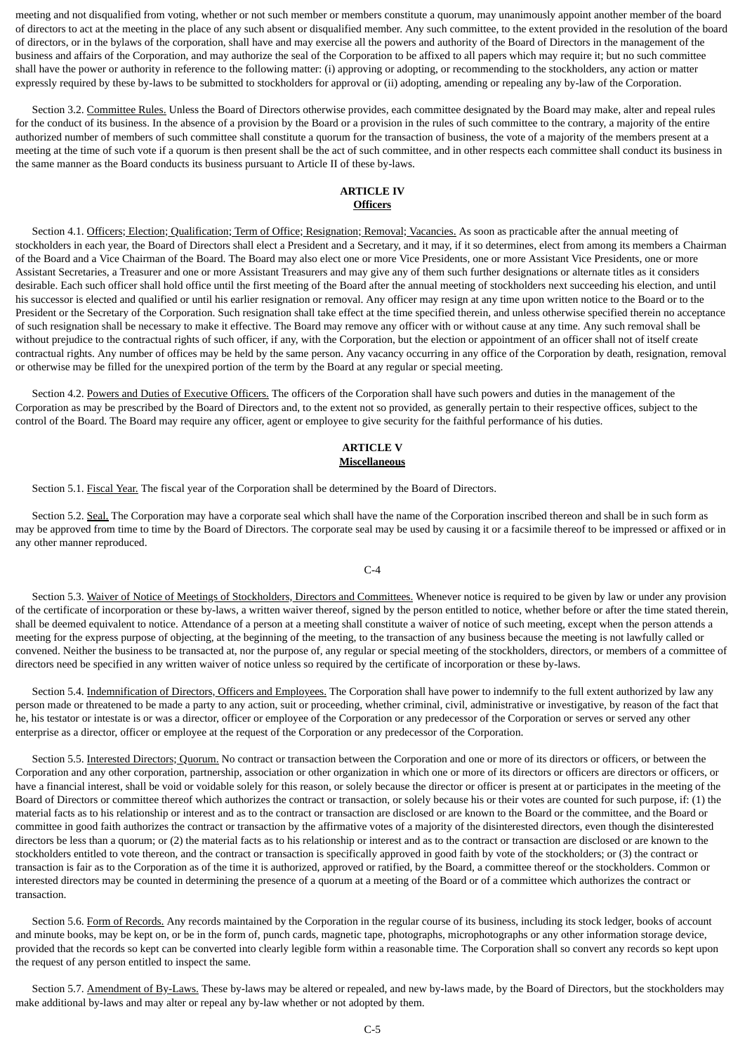meeting and not disqualified from voting, whether or not such member or members constitute a quorum, may unanimously appoint another member of the board of directors to act at the meeting in the place of any such absent or disqualified member. Any such committee, to the extent provided in the resolution of the board of directors, or in the bylaws of the corporation, shall have and may exercise all the powers and authority of the Board of Directors in the management of the business and affairs of the Corporation, and may authorize the seal of the Corporation to be affixed to all papers which may require it; but no such committee shall have the power or authority in reference to the following matter: (i) approving or adopting, or recommending to the stockholders, any action or matter expressly required by these by-laws to be submitted to stockholders for approval or (ii) adopting, amending or repealing any by-law of the Corporation.

Section 3.2. Committee Rules. Unless the Board of Directors otherwise provides, each committee designated by the Board may make, alter and repeal rules for the conduct of its business. In the absence of a provision by the Board or a provision in the rules of such committee to the contrary, a majority of the entire authorized number of members of such committee shall constitute a quorum for the transaction of business, the vote of a majority of the members present at a meeting at the time of such vote if a quorum is then present shall be the act of such committee, and in other respects each committee shall conduct its business in the same manner as the Board conducts its business pursuant to Article II of these by-laws.

**ARTICLE IV**
**Officers**

Section 4.1. Officers; Election; Qualification; Term of Office; Resignation; Removal; Vacancies. As soon as practicable after the annual meeting of stockholders in each year, the Board of Directors shall elect a President and a Secretary, and it may, if it so determines, elect from among its members a Chairman of the Board and a Vice Chairman of the Board. The Board may also elect one or more Vice Presidents, one or more Assistant Vice Presidents, one or more Assistant Secretaries, a Treasurer and one or more Assistant Treasurers and may give any of them such further designations or alternate titles as it considers desirable. Each such officer shall hold office until the first meeting of the Board after the annual meeting of stockholders next succeeding his election, and until his successor is elected and qualified or until his earlier resignation or removal. Any officer may resign at any time upon written notice to the Board or to the President or the Secretary of the Corporation. Such resignation shall take effect at the time specified therein, and unless otherwise specified therein no acceptance of such resignation shall be necessary to make it effective. The Board may remove any officer with or without cause at any time. Any such removal shall be without prejudice to the contractual rights of such officer, if any, with the Corporation, but the election or appointment of an officer shall not of itself create contractual rights. Any number of offices may be held by the same person. Any vacancy occurring in any office of the Corporation by death, resignation, removal or otherwise may be filled for the unexpired portion of the term by the Board at any regular or special meeting.

Section 4.2. Powers and Duties of Executive Officers. The officers of the Corporation shall have such powers and duties in the management of the Corporation as may be prescribed by the Board of Directors and, to the extent not so provided, as generally pertain to their respective offices, subject to the control of the Board. The Board may require any officer, agent or employee to give security for the faithful performance of his duties.

**ARTICLE V**
**Miscellaneous**

Section 5.1. Fiscal Year. The fiscal year of the Corporation shall be determined by the Board of Directors.

Section 5.2. Seal. The Corporation may have a corporate seal which shall have the name of the Corporation inscribed thereon and shall be in such form as may be approved from time to time by the Board of Directors. The corporate seal may be used by causing it or a facsimile thereof to be impressed or affixed or in any other manner reproduced.

Section 5.3. Waiver of Notice of Meetings of Stockholders, Directors and Committees. Whenever notice is required to be given by law or under any provision of the certificate of incorporation or these by-laws, a written waiver thereof, signed by the person entitled to notice, whether before or after the time stated therein, shall be deemed equivalent to notice. Attendance of a person at a meeting shall constitute a waiver of notice of such meeting, except when the person attends a meeting for the express purpose of objecting, at the beginning of the meeting, to the transaction of any business because the meeting is not lawfully called or convened. Neither the business to be transacted at, nor the purpose of, any regular or special meeting of the stockholders, directors, or members of a committee of directors need be specified in any written waiver of notice unless so required by the certificate of incorporation or these by-laws.

Section 5.4. Indemnification of Directors, Officers and Employees. The Corporation shall have power to indemnify to the full extent authorized by law any person made or threatened to be made a party to any action, suit or proceeding, whether criminal, civil, administrative or investigative, by reason of the fact that he, his testator or intestate is or was a director, officer or employee of the Corporation or any predecessor of the Corporation or serves or served any other enterprise as a director, officer or employee at the request of the Corporation or any predecessor of the Corporation.

Section 5.5. Interested Directors; Quorum. No contract or transaction between the Corporation and one or more of its directors or officers, or between the Corporation and any other corporation, partnership, association or other organization in which one or more of its directors or officers are directors or officers, or have a financial interest, shall be void or voidable solely for this reason, or solely because the director or officer is present at or participates in the meeting of the Board of Directors or committee thereof which authorizes the contract or transaction, or solely because his or their votes are counted for such purpose, if: (1) the material facts as to his relationship or interest and as to the contract or transaction are disclosed or are known to the Board or the committee, and the Board or committee in good faith authorizes the contract or transaction by the affirmative votes of a majority of the disinterested directors, even though the disinterested directors be less than a quorum; or (2) the material facts as to his relationship or interest and as to the contract or transaction are disclosed or are known to the stockholders entitled to vote thereon, and the contract or transaction is specifically approved in good faith by vote of the stockholders; or (3) the contract or transaction is fair as to the Corporation as of the time it is authorized, approved or ratified, by the Board, a committee thereof or the stockholders. Common or interested directors may be counted in determining the presence of a quorum at a meeting of the Board or of a committee which authorizes the contract or transaction.

Section 5.6. Form of Records. Any records maintained by the Corporation in the regular course of its business, including its stock ledger, books of account and minute books, may be kept on, or be in the form of, punch cards, magnetic tape, photographs, microphotographs or any other information storage device, provided that the records so kept can be converted into clearly legible form within a reasonable time. The Corporation shall so convert any records so kept upon the request of any person entitled to inspect the same.

Section 5.7. Amendment of By-Laws. These by-laws may be altered or repealed, and new by-laws made, by the Board of Directors, but the stockholders may make additional by-laws and may alter or repeal any by-law whether or not adopted by them.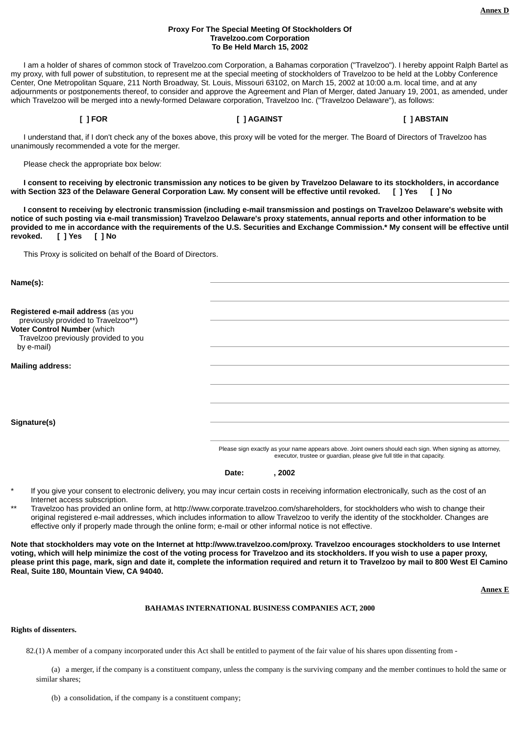**Annex D**

**Proxy For The Special Meeting Of Stockholders Of Travelzoo.com Corporation To Be Held March 15, 2002**

I am a holder of shares of common stock of Travelzoo.com Corporation, a Bahamas corporation ("Travelzoo"). I hereby appoint Ralph Bartel as my proxy, with full power of substitution, to represent me at the special meeting of stockholders of Travelzoo to be held at the Lobby Conference Center, One Metropolitan Square, 211 North Broadway, St. Louis, Missouri 63102, on March 15, 2002 at 10:00 a.m. local time, and at any adjournments or postponements thereof, to consider and approve the Agreement and Plan of Merger, dated January 19, 2001, as amended, under which Travelzoo will be merged into a newly-formed Delaware corporation, Travelzoo Inc. ("Travelzoo Delaware"), as follows:

**[ ] FOR** **[ ] AGAINST** **[ ] ABSTAIN**

I understand that, if I don't check any of the boxes above, this proxy will be voted for the merger. The Board of Directors of Travelzoo has unanimously recommended a vote for the merger.

Please check the appropriate box below:

**I consent to receiving by electronic transmission any notices to be given by Travelzoo Delaware to its stockholders, in accordance with Section 323 of the Delaware General Corporation Law. My consent will be effective until revoked. [ ] Yes [ ] No**

**I consent to receiving by electronic transmission (including e-mail transmission and postings on Travelzoo Delaware's website with notice of such posting via e-mail transmission) Travelzoo Delaware's proxy statements, annual reports and other information to be provided to me in accordance with the requirements of the U.S. Securities and Exchange Commission.* My consent will be effective until revoked. [ ] Yes [ ] No**

This Proxy is solicited on behalf of the Board of Directors.

**Name(s):** ______________________________

______________________________

**Registered e-mail address** (as you previously provided to Travelzoo**) ______________________________

**Voter Control Number** (which Travelzoo previously provided to you by e-mail) ______________________________

**Mailing address:** ______________________________

______________________________

______________________________

**Signature(s)** ______________________________

______________________________

Please sign exactly as your name appears above. Joint owners should each sign. When signing as attorney, executor, trustee or guardian, please give full title in that capacity.

**Date: , 2002**

\* If you give your consent to electronic delivery, you may incur certain costs in receiving information electronically, such as the cost of an Internet access subscription.

\** Travelzoo has provided an online form, at http://www.corporate.travelzoo.com/shareholders, for stockholders who wish to change their original registered e-mail addresses, which includes information to allow Travelzoo to verify the identity of the stockholder. Changes are effective only if properly made through the online form; e-mail or other informal notice is not effective.

**Note that stockholders may vote on the Internet at http://www.travelzoo.com/proxy. Travelzoo encourages stockholders to use Internet voting, which will help minimize the cost of the voting process for Travelzoo and its stockholders. If you wish to use a paper proxy, please print this page, mark, sign and date it, complete the information required and return it to Travelzoo by mail to 800 West El Camino Real, Suite 180, Mountain View, CA 94040.**

**Annex E**

**BAHAMAS INTERNATIONAL BUSINESS COMPANIES ACT, 2000**

**Rights of dissenters.**

82.(1) A member of a company incorporated under this Act shall be entitled to payment of the fair value of his shares upon dissenting from -

(a) a merger, if the company is a constituent company, unless the company is the surviving company and the member continues to hold the same or similar shares;

(b) a consolidation, if the company is a constituent company;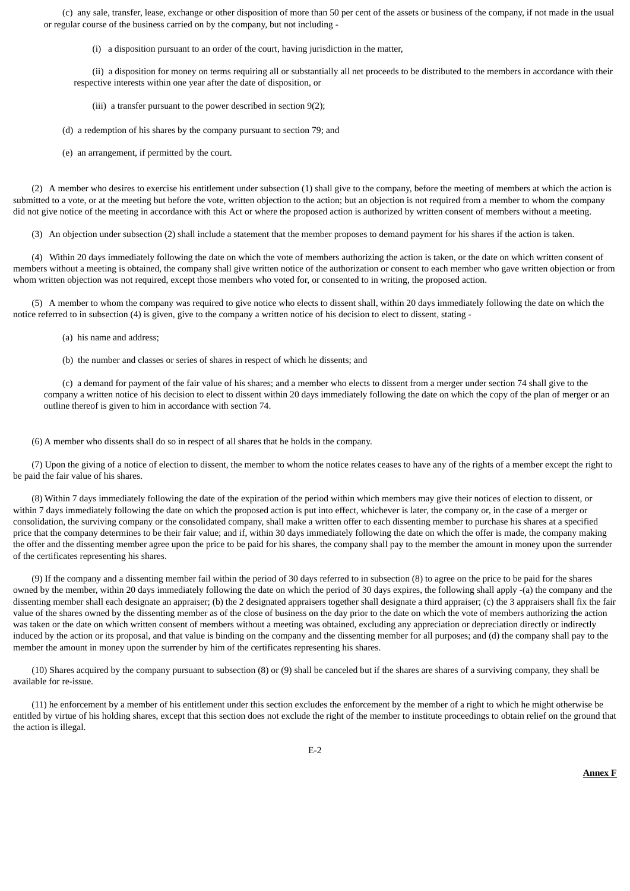(c) any sale, transfer, lease, exchange or other disposition of more than 50 per cent of the assets or business of the company, if not made in the usual or regular course of the business carried on by the company, but not including -

(i) a disposition pursuant to an order of the court, having jurisdiction in the matter,

(ii) a disposition for money on terms requiring all or substantially all net proceeds to be distributed to the members in accordance with their respective interests within one year after the date of disposition, or

(iii) a transfer pursuant to the power described in section 9(2);

(d) a redemption of his shares by the company pursuant to section 79; and

(e) an arrangement, if permitted by the court.

(2) A member who desires to exercise his entitlement under subsection (1) shall give to the company, before the meeting of members at which the action is submitted to a vote, or at the meeting but before the vote, written objection to the action; but an objection is not required from a member to whom the company did not give notice of the meeting in accordance with this Act or where the proposed action is authorized by written consent of members without a meeting.

(3) An objection under subsection (2) shall include a statement that the member proposes to demand payment for his shares if the action is taken.

(4) Within 20 days immediately following the date on which the vote of members authorizing the action is taken, or the date on which written consent of members without a meeting is obtained, the company shall give written notice of the authorization or consent to each member who gave written objection or from whom written objection was not required, except those members who voted for, or consented to in writing, the proposed action.

(5) A member to whom the company was required to give notice who elects to dissent shall, within 20 days immediately following the date on which the notice referred to in subsection (4) is given, give to the company a written notice of his decision to elect to dissent, stating -

(a) his name and address;

(b) the number and classes or series of shares in respect of which he dissents; and

(c) a demand for payment of the fair value of his shares; and a member who elects to dissent from a merger under section 74 shall give to the company a written notice of his decision to elect to dissent within 20 days immediately following the date on which the copy of the plan of merger or an outline thereof is given to him in accordance with section 74.

(6) A member who dissents shall do so in respect of all shares that he holds in the company.

(7) Upon the giving of a notice of election to dissent, the member to whom the notice relates ceases to have any of the rights of a member except the right to be paid the fair value of his shares.

(8) Within 7 days immediately following the date of the expiration of the period within which members may give their notices of election to dissent, or within 7 days immediately following the date on which the proposed action is put into effect, whichever is later, the company or, in the case of a merger or consolidation, the surviving company or the consolidated company, shall make a written offer to each dissenting member to purchase his shares at a specified price that the company determines to be their fair value; and if, within 30 days immediately following the date on which the offer is made, the company making the offer and the dissenting member agree upon the price to be paid for his shares, the company shall pay to the member the amount in money upon the surrender of the certificates representing his shares.

(9) If the company and a dissenting member fail within the period of 30 days referred to in subsection (8) to agree on the price to be paid for the shares owned by the member, within 20 days immediately following the date on which the period of 30 days expires, the following shall apply -(a) the company and the dissenting member shall each designate an appraiser; (b) the 2 designated appraisers together shall designate a third appraiser; (c) the 3 appraisers shall fix the fair value of the shares owned by the dissenting member as of the close of business on the day prior to the date on which the vote of members authorizing the action was taken or the date on which written consent of members without a meeting was obtained, excluding any appreciation or depreciation directly or indirectly induced by the action or its proposal, and that value is binding on the company and the dissenting member for all purposes; and (d) the company shall pay to the member the amount in money upon the surrender by him of the certificates representing his shares.

(10) Shares acquired by the company pursuant to subsection (8) or (9) shall be canceled but if the shares are shares of a surviving company, they shall be available for re-issue.

(11) he enforcement by a member of his entitlement under this section excludes the enforcement by the member of a right to which he might otherwise be entitled by virtue of his holding shares, except that this section does not exclude the right of the member to institute proceedings to obtain relief on the ground that the action is illegal.

**Annex F**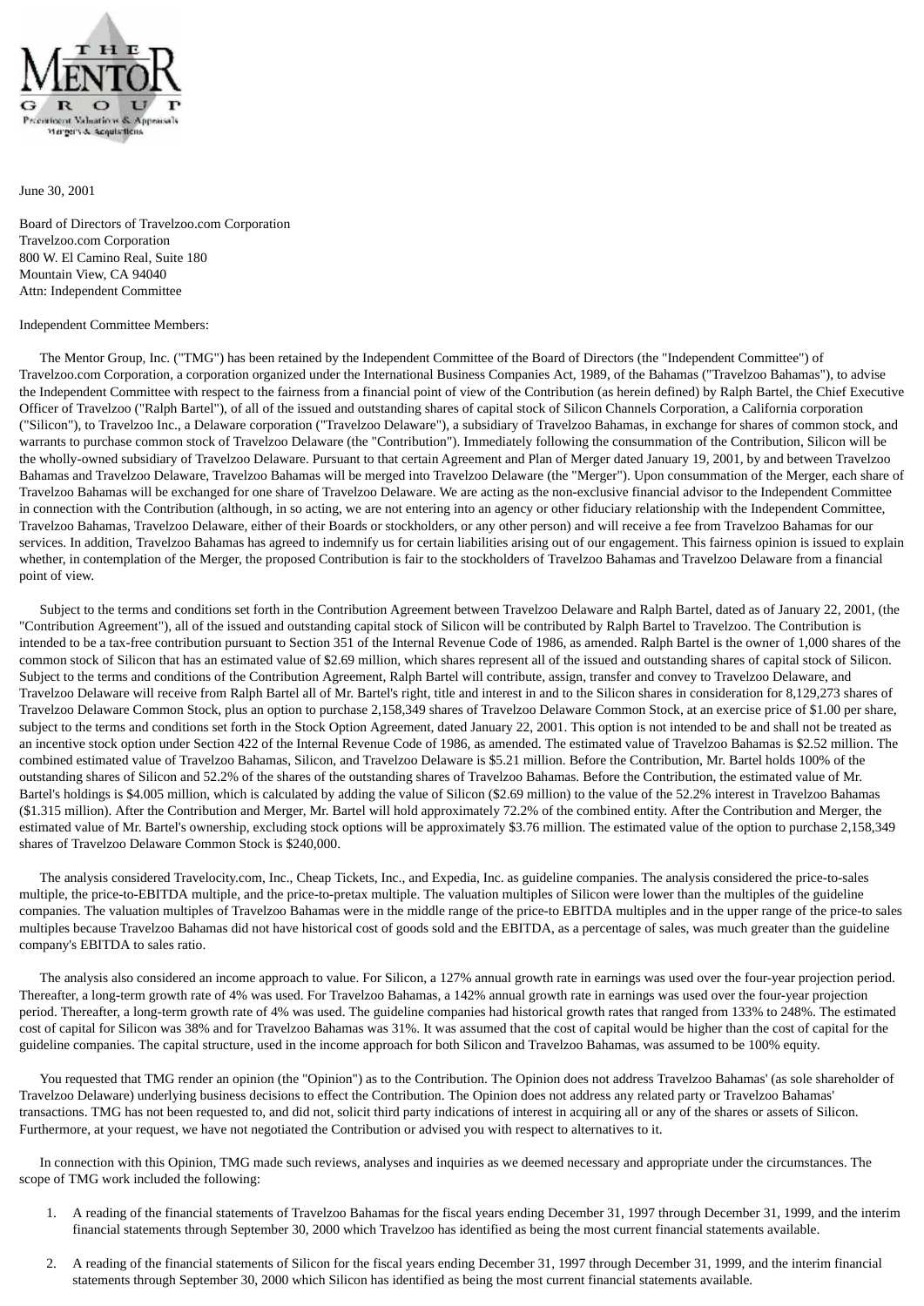June 30, 2001

Board of Directors of Travelzoo.com Corporation
Travelzoo.com Corporation
800 W. El Camino Real, Suite 180
Mountain View, CA 94040
Attn: Independent Committee

Independent Committee Members:

The Mentor Group, Inc. ("TMG") has been retained by the Independent Committee of the Board of Directors (the "Independent Committee") of Travelzoo.com Corporation, a corporation organized under the International Business Companies Act, 1989, of the Bahamas ("Travelzoo Bahamas"), to advise the Independent Committee with respect to the fairness from a financial point of view of the Contribution (as herein defined) by Ralph Bartel, the Chief Executive Officer of Travelzoo ("Ralph Bartel"), of all of the issued and outstanding shares of capital stock of Silicon Channels Corporation, a California corporation ("Silicon"), to Travelzoo Inc., a Delaware corporation ("Travelzoo Delaware"), a subsidiary of Travelzoo Bahamas, in exchange for shares of common stock, and warrants to purchase common stock of Travelzoo Delaware (the "Contribution"). Immediately following the consummation of the Contribution, Silicon will be the wholly-owned subsidiary of Travelzoo Delaware. Pursuant to that certain Agreement and Plan of Merger dated January 19, 2001, by and between Travelzoo Bahamas and Travelzoo Delaware, Travelzoo Bahamas will be merged into Travelzoo Delaware (the "Merger"). Upon consummation of the Merger, each share of Travelzoo Bahamas will be exchanged for one share of Travelzoo Delaware. We are acting as the non-exclusive financial advisor to the Independent Committee in connection with the Contribution (although, in so acting, we are not entering into an agency or other fiduciary relationship with the Independent Committee, Travelzoo Bahamas, Travelzoo Delaware, either of their Boards or stockholders, or any other person) and will receive a fee from Travelzoo Bahamas for our services. In addition, Travelzoo Bahamas has agreed to indemnify us for certain liabilities arising out of our engagement. This fairness opinion is issued to explain whether, in contemplation of the Merger, the proposed Contribution is fair to the stockholders of Travelzoo Bahamas and Travelzoo Delaware from a financial point of view.

Subject to the terms and conditions set forth in the Contribution Agreement between Travelzoo Delaware and Ralph Bartel, dated as of January 22, 2001, (the "Contribution Agreement"), all of the issued and outstanding capital stock of Silicon will be contributed by Ralph Bartel to Travelzoo. The Contribution is intended to be a tax-free contribution pursuant to Section 351 of the Internal Revenue Code of 1986, as amended. Ralph Bartel is the owner of 1,000 shares of the common stock of Silicon that has an estimated value of $2.69 million, which shares represent all of the issued and outstanding shares of capital stock of Silicon. Subject to the terms and conditions of the Contribution Agreement, Ralph Bartel will contribute, assign, transfer and convey to Travelzoo Delaware, and Travelzoo Delaware will receive from Ralph Bartel all of Mr. Bartel's right, title and interest in and to the Silicon shares in consideration for 8,129,273 shares of Travelzoo Delaware Common Stock, plus an option to purchase 2,158,349 shares of Travelzoo Delaware Common Stock, at an exercise price of $1.00 per share, subject to the terms and conditions set forth in the Stock Option Agreement, dated January 22, 2001. This option is not intended to be and shall not be treated as an incentive stock option under Section 422 of the Internal Revenue Code of 1986, as amended. The estimated value of Travelzoo Bahamas is $2.52 million. The combined estimated value of Travelzoo Bahamas, Silicon, and Travelzoo Delaware is $5.21 million. Before the Contribution, Mr. Bartel holds 100% of the outstanding shares of Silicon and 52.2% of the shares of the outstanding shares of Travelzoo Bahamas. Before the Contribution, the estimated value of Mr. Bartel's holdings is $4.005 million, which is calculated by adding the value of Silicon ($2.69 million) to the value of the 52.2% interest in Travelzoo Bahamas ($1.315 million). After the Contribution and Merger, Mr. Bartel will hold approximately 72.2% of the combined entity. After the Contribution and Merger, the estimated value of Mr. Bartel's ownership, excluding stock options will be approximately $3.76 million. The estimated value of the option to purchase 2,158,349 shares of Travelzoo Delaware Common Stock is $240,000.

The analysis considered Travelocity.com, Inc., Cheap Tickets, Inc., and Expedia, Inc. as guideline companies. The analysis considered the price-to-sales multiple, the price-to-EBITDA multiple, and the price-to-pretax multiple. The valuation multiples of Silicon were lower than the multiples of the guideline companies. The valuation multiples of Travelzoo Bahamas were in the middle range of the price-to EBITDA multiples and in the upper range of the price-to sales multiples because Travelzoo Bahamas did not have historical cost of goods sold and the EBITDA, as a percentage of sales, was much greater than the guideline company's EBITDA to sales ratio.

The analysis also considered an income approach to value. For Silicon, a 127% annual growth rate in earnings was used over the four-year projection period. Thereafter, a long-term growth rate of 4% was used. For Travelzoo Bahamas, a 142% annual growth rate in earnings was used over the four-year projection period. Thereafter, a long-term growth rate of 4% was used. The guideline companies had historical growth rates that ranged from 133% to 248%. The estimated cost of capital for Silicon was 38% and for Travelzoo Bahamas was 31%. It was assumed that the cost of capital would be higher than the cost of capital for the guideline companies. The capital structure, used in the income approach for both Silicon and Travelzoo Bahamas, was assumed to be 100% equity.

You requested that TMG render an opinion (the "Opinion") as to the Contribution. The Opinion does not address Travelzoo Bahamas' (as sole shareholder of Travelzoo Delaware) underlying business decisions to effect the Contribution. The Opinion does not address any related party or Travelzoo Bahamas' transactions. TMG has not been requested to, and did not, solicit third party indications of interest in acquiring all or any of the shares or assets of Silicon. Furthermore, at your request, we have not negotiated the Contribution or advised you with respect to alternatives to it.

In connection with this Opinion, TMG made such reviews, analyses and inquiries as we deemed necessary and appropriate under the circumstances. The scope of TMG work included the following:

1. A reading of the financial statements of Travelzoo Bahamas for the fiscal years ending December 31, 1997 through December 31, 1999, and the interim financial statements through September 30, 2000 which Travelzoo has identified as being the most current financial statements available.

2. A reading of the financial statements of Silicon for the fiscal years ending December 31, 1997 through December 31, 1999, and the interim financial statements through September 30, 2000 which Silicon has identified as being the most current financial statements available.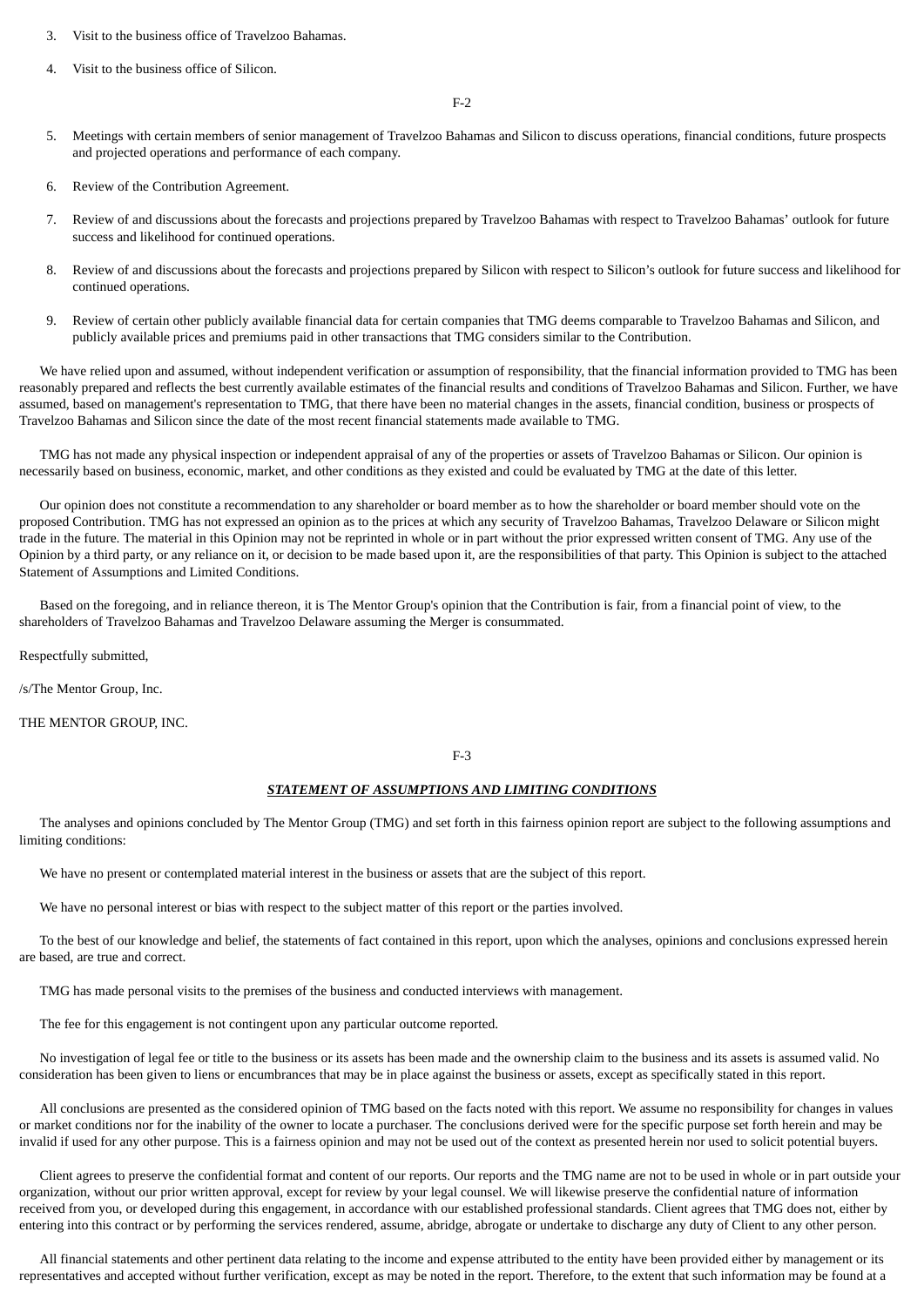3. Visit to the business office of Travelzoo Bahamas.

4. Visit to the business office of Silicon.

5. Meetings with certain members of senior management of Travelzoo Bahamas and Silicon to discuss operations, financial conditions, future prospects and projected operations and performance of each company.

6. Review of the Contribution Agreement.

7. Review of and discussions about the forecasts and projections prepared by Travelzoo Bahamas with respect to Travelzoo Bahamas' outlook for future success and likelihood for continued operations.

8. Review of and discussions about the forecasts and projections prepared by Silicon with respect to Silicon's outlook for future success and likelihood for continued operations.

9. Review of certain other publicly available financial data for certain companies that TMG deems comparable to Travelzoo Bahamas and Silicon, and publicly available prices and premiums paid in other transactions that TMG considers similar to the Contribution.

We have relied upon and assumed, without independent verification or assumption of responsibility, that the financial information provided to TMG has been reasonably prepared and reflects the best currently available estimates of the financial results and conditions of Travelzoo Bahamas and Silicon. Further, we have assumed, based on management's representation to TMG, that there have been no material changes in the assets, financial condition, business or prospects of Travelzoo Bahamas and Silicon since the date of the most recent financial statements made available to TMG.

TMG has not made any physical inspection or independent appraisal of any of the properties or assets of Travelzoo Bahamas or Silicon. Our opinion is necessarily based on business, economic, market, and other conditions as they existed and could be evaluated by TMG at the date of this letter.

Our opinion does not constitute a recommendation to any shareholder or board member as to how the shareholder or board member should vote on the proposed Contribution. TMG has not expressed an opinion as to the prices at which any security of Travelzoo Bahamas, Travelzoo Delaware or Silicon might trade in the future. The material in this Opinion may not be reprinted in whole or in part without the prior expressed written consent of TMG. Any use of the Opinion by a third party, or any reliance on it, or decision to be made based upon it, are the responsibilities of that party. This Opinion is subject to the attached Statement of Assumptions and Limited Conditions.

Based on the foregoing, and in reliance thereon, it is The Mentor Group's opinion that the Contribution is fair, from a financial point of view, to the shareholders of Travelzoo Bahamas and Travelzoo Delaware assuming the Merger is consummated.

Respectfully submitted,

/s/The Mentor Group, Inc.

THE MENTOR GROUP, INC.

***STATEMENT OF ASSUMPTIONS AND LIMITING CONDITIONS***

The analyses and opinions concluded by The Mentor Group (TMG) and set forth in this fairness opinion report are subject to the following assumptions and limiting conditions:

We have no present or contemplated material interest in the business or assets that are the subject of this report.

We have no personal interest or bias with respect to the subject matter of this report or the parties involved.

To the best of our knowledge and belief, the statements of fact contained in this report, upon which the analyses, opinions and conclusions expressed herein are based, are true and correct.

TMG has made personal visits to the premises of the business and conducted interviews with management.

The fee for this engagement is not contingent upon any particular outcome reported.

No investigation of legal fee or title to the business or its assets has been made and the ownership claim to the business and its assets is assumed valid. No consideration has been given to liens or encumbrances that may be in place against the business or assets, except as specifically stated in this report.

All conclusions are presented as the considered opinion of TMG based on the facts noted with this report. We assume no responsibility for changes in values or market conditions nor for the inability of the owner to locate a purchaser. The conclusions derived were for the specific purpose set forth herein and may be invalid if used for any other purpose. This is a fairness opinion and may not be used out of the context as presented herein nor used to solicit potential buyers.

Client agrees to preserve the confidential format and content of our reports. Our reports and the TMG name are not to be used in whole or in part outside your organization, without our prior written approval, except for review by your legal counsel. We will likewise preserve the confidential nature of information received from you, or developed during this engagement, in accordance with our established professional standards. Client agrees that TMG does not, either by entering into this contract or by performing the services rendered, assume, abridge, abrogate or undertake to discharge any duty of Client to any other person.

All financial statements and other pertinent data relating to the income and expense attributed to the entity have been provided either by management or its representatives and accepted without further verification, except as may be noted in the report. Therefore, to the extent that such information may be found at a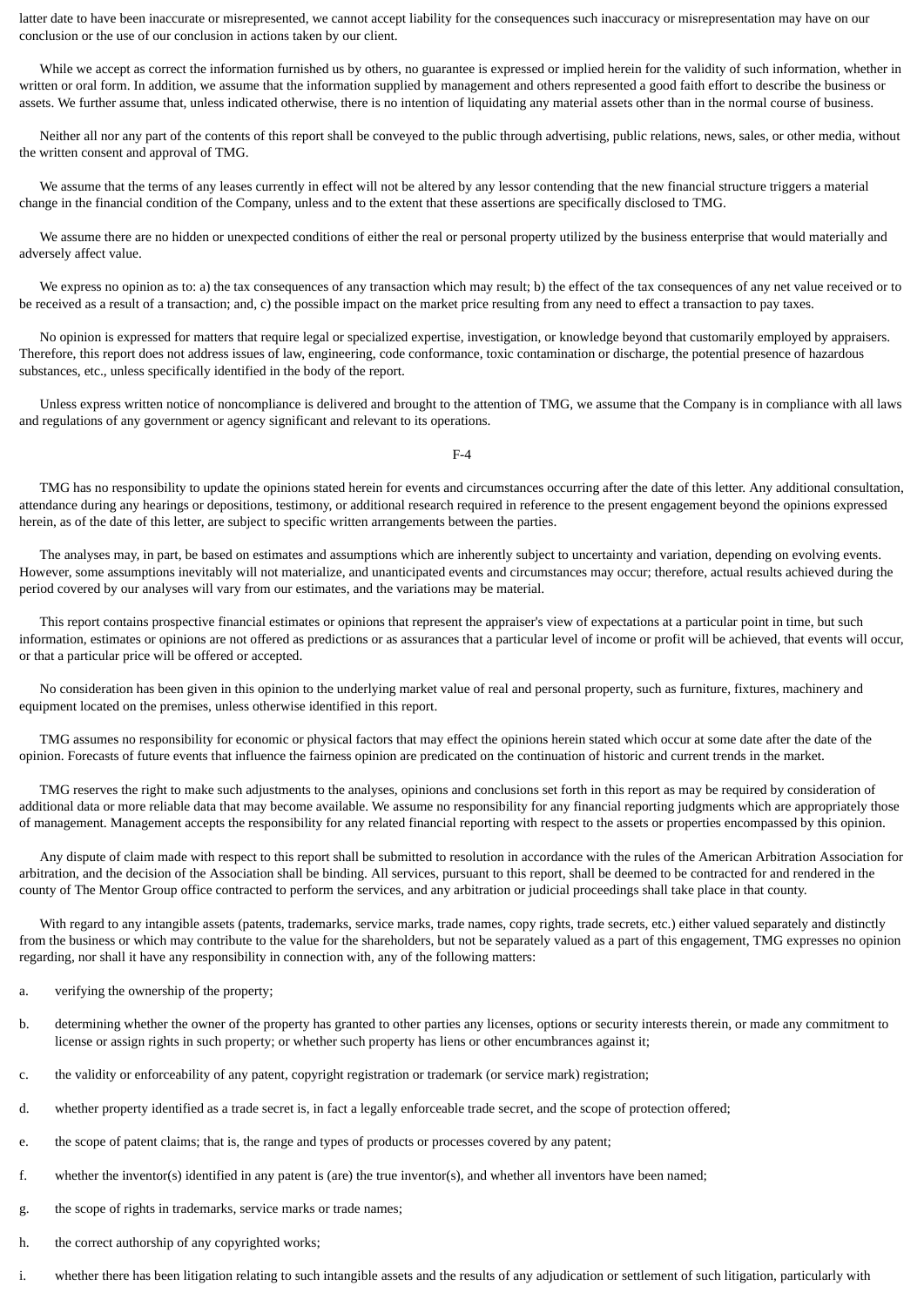latter date to have been inaccurate or misrepresented, we cannot accept liability for the consequences such inaccuracy or misrepresentation may have on our conclusion or the use of our conclusion in actions taken by our client.

While we accept as correct the information furnished us by others, no guarantee is expressed or implied herein for the validity of such information, whether in written or oral form. In addition, we assume that the information supplied by management and others represented a good faith effort to describe the business or assets. We further assume that, unless indicated otherwise, there is no intention of liquidating any material assets other than in the normal course of business.

Neither all nor any part of the contents of this report shall be conveyed to the public through advertising, public relations, news, sales, or other media, without the written consent and approval of TMG.

We assume that the terms of any leases currently in effect will not be altered by any lessor contending that the new financial structure triggers a material change in the financial condition of the Company, unless and to the extent that these assertions are specifically disclosed to TMG.

We assume there are no hidden or unexpected conditions of either the real or personal property utilized by the business enterprise that would materially and adversely affect value.

We express no opinion as to: a) the tax consequences of any transaction which may result; b) the effect of the tax consequences of any net value received or to be received as a result of a transaction; and, c) the possible impact on the market price resulting from any need to effect a transaction to pay taxes.

No opinion is expressed for matters that require legal or specialized expertise, investigation, or knowledge beyond that customarily employed by appraisers. Therefore, this report does not address issues of law, engineering, code conformance, toxic contamination or discharge, the potential presence of hazardous substances, etc., unless specifically identified in the body of the report.

Unless express written notice of noncompliance is delivered and brought to the attention of TMG, we assume that the Company is in compliance with all laws and regulations of any government or agency significant and relevant to its operations.

TMG has no responsibility to update the opinions stated herein for events and circumstances occurring after the date of this letter. Any additional consultation, attendance during any hearings or depositions, testimony, or additional research required in reference to the present engagement beyond the opinions expressed herein, as of the date of this letter, are subject to specific written arrangements between the parties.

The analyses may, in part, be based on estimates and assumptions which are inherently subject to uncertainty and variation, depending on evolving events. However, some assumptions inevitably will not materialize, and unanticipated events and circumstances may occur; therefore, actual results achieved during the period covered by our analyses will vary from our estimates, and the variations may be material.

This report contains prospective financial estimates or opinions that represent the appraiser's view of expectations at a particular point in time, but such information, estimates or opinions are not offered as predictions or as assurances that a particular level of income or profit will be achieved, that events will occur, or that a particular price will be offered or accepted.

No consideration has been given in this opinion to the underlying market value of real and personal property, such as furniture, fixtures, machinery and equipment located on the premises, unless otherwise identified in this report.

TMG assumes no responsibility for economic or physical factors that may effect the opinions herein stated which occur at some date after the date of the opinion. Forecasts of future events that influence the fairness opinion are predicated on the continuation of historic and current trends in the market.

TMG reserves the right to make such adjustments to the analyses, opinions and conclusions set forth in this report as may be required by consideration of additional data or more reliable data that may become available. We assume no responsibility for any financial reporting judgments which are appropriately those of management. Management accepts the responsibility for any related financial reporting with respect to the assets or properties encompassed by this opinion.

Any dispute of claim made with respect to this report shall be submitted to resolution in accordance with the rules of the American Arbitration Association for arbitration, and the decision of the Association shall be binding. All services, pursuant to this report, shall be deemed to be contracted for and rendered in the county of The Mentor Group office contracted to perform the services, and any arbitration or judicial proceedings shall take place in that county.

With regard to any intangible assets (patents, trademarks, service marks, trade names, copy rights, trade secrets, etc.) either valued separately and distinctly from the business or which may contribute to the value for the shareholders, but not be separately valued as a part of this engagement, TMG expresses no opinion regarding, nor shall it have any responsibility in connection with, any of the following matters:

a. verifying the ownership of the property;

b. determining whether the owner of the property has granted to other parties any licenses, options or security interests therein, or made any commitment to license or assign rights in such property; or whether such property has liens or other encumbrances against it;

c. the validity or enforceability of any patent, copyright registration or trademark (or service mark) registration;

d. whether property identified as a trade secret is, in fact a legally enforceable trade secret, and the scope of protection offered;

e. the scope of patent claims; that is, the range and types of products or processes covered by any patent;

f. whether the inventor(s) identified in any patent is (are) the true inventor(s), and whether all inventors have been named;

g. the scope of rights in trademarks, service marks or trade names;

h. the correct authorship of any copyrighted works;

i. whether there has been litigation relating to such intangible assets and the results of any adjudication or settlement of such litigation, particularly with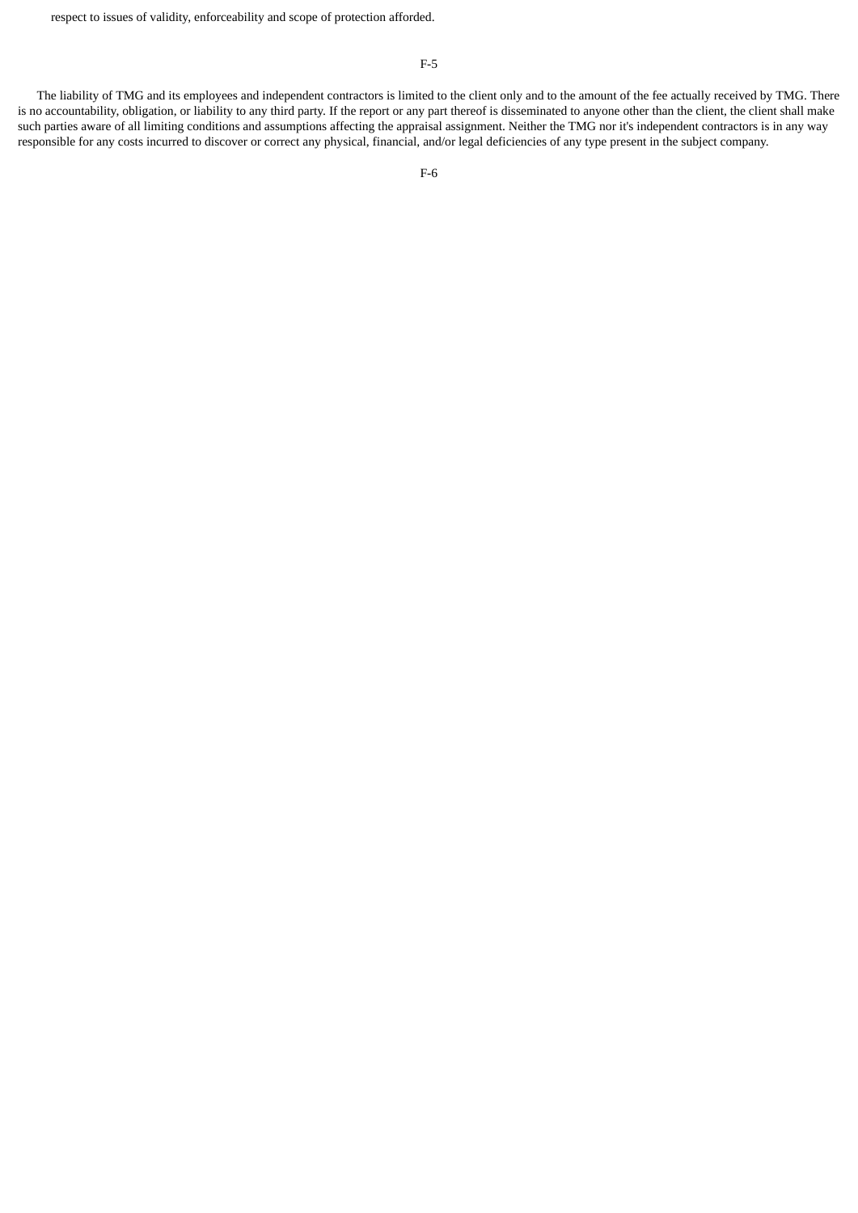respect to issues of validity, enforceability and scope of protection afforded.

The liability of TMG and its employees and independent contractors is limited to the client only and to the amount of the fee actually received by TMG. There is no accountability, obligation, or liability to any third party. If the report or any part thereof is disseminated to anyone other than the client, the client shall make such parties aware of all limiting conditions and assumptions affecting the appraisal assignment. Neither the TMG nor it's independent contractors is in any way responsible for any costs incurred to discover or correct any physical, financial, and/or legal deficiencies of any type present in the subject company.